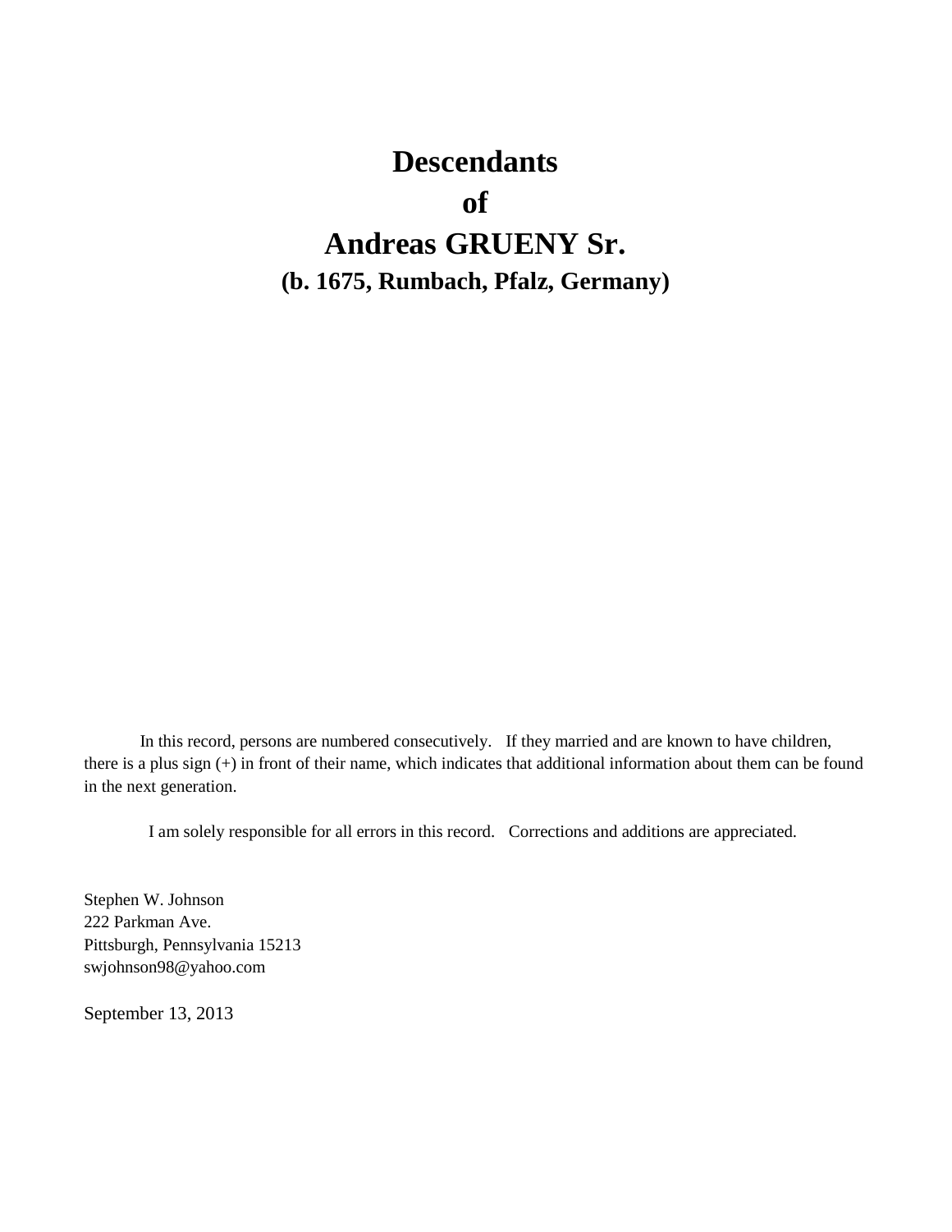# Descendants

# of

# Andreas GRUENY Sr.

## (b. 1675, Rumbach, Pfalz, Germany)

In this record, persons are numbered consecutively. If they married and are known to have children, there is a plus sign (+) in front of their name, which indicates that additional information about them can be found in the next generation.

I am solely responsible for all errors in this record. Corrections and additions are appreciated.

Stephen W. Johnson
222 Parkman Ave.
Pittsburgh, Pennsylvania 15213
swjohnson98@yahoo.com

September 13, 2013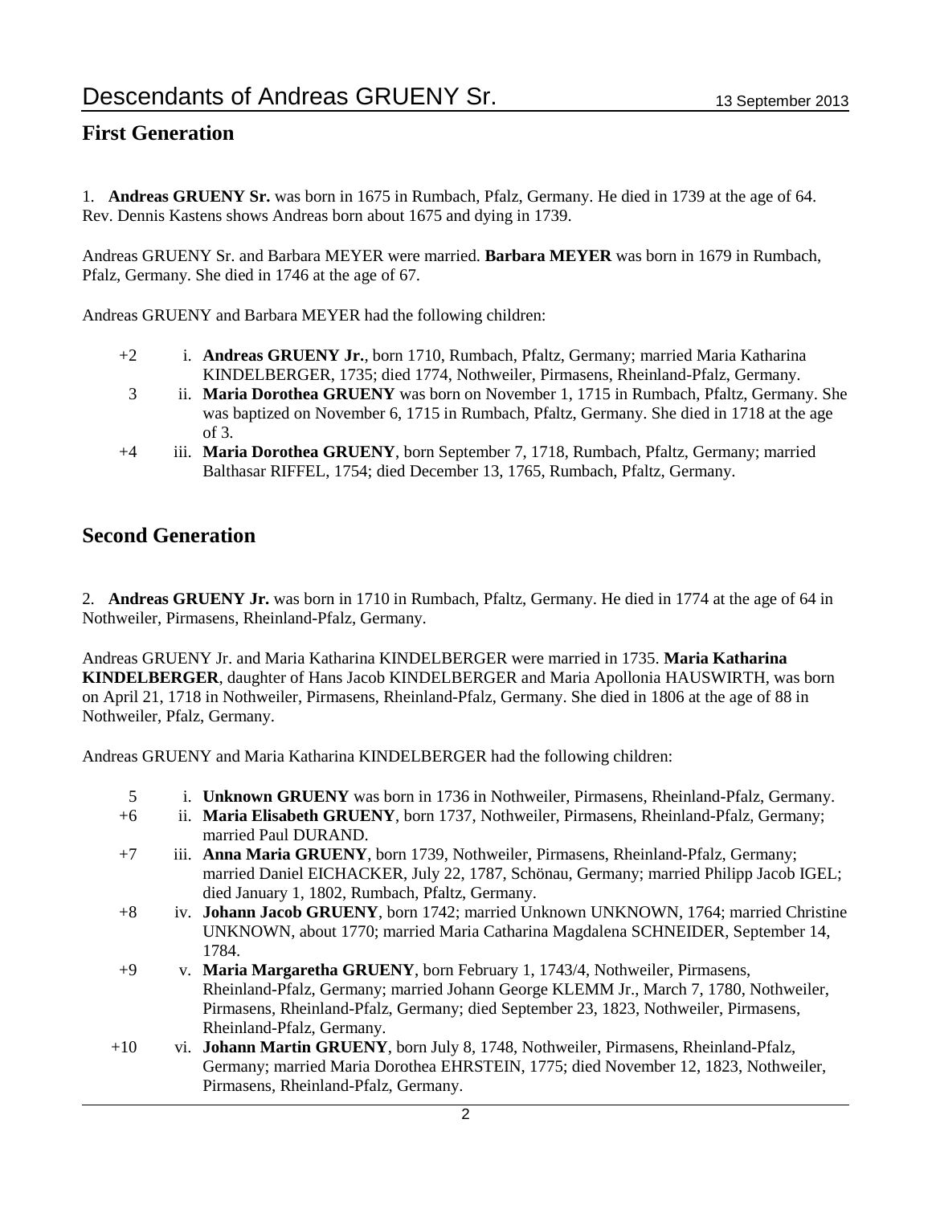# Descendants of Andreas GRUENY Sr.

## First Generation

1. **Andreas GRUENY Sr.** was born in 1675 in Rumbach, Pfalz, Germany. He died in 1739 at the age of 64. Rev. Dennis Kastens shows Andreas born about 1675 and dying in 1739.

Andreas GRUENY Sr. and Barbara MEYER were married. **Barbara MEYER** was born in 1679 in Rumbach, Pfalz, Germany. She died in 1746 at the age of 67.

Andreas GRUENY and Barbara MEYER had the following children:

- +2 i. **Andreas GRUENY Jr.**, born 1710, Rumbach, Pfaltz, Germany; married Maria Katharina KINDELBERGER, 1735; died 1774, Nothweiler, Pirmasens, Rheinland-Pfalz, Germany.
- 3 ii. **Maria Dorothea GRUENY** was born on November 1, 1715 in Rumbach, Pfaltz, Germany. She was baptized on November 6, 1715 in Rumbach, Pfaltz, Germany. She died in 1718 at the age of 3.
- +4 iii. **Maria Dorothea GRUENY**, born September 7, 1718, Rumbach, Pfaltz, Germany; married Balthasar RIFFEL, 1754; died December 13, 1765, Rumbach, Pfaltz, Germany.

## Second Generation

2. **Andreas GRUENY Jr.** was born in 1710 in Rumbach, Pfaltz, Germany. He died in 1774 at the age of 64 in Nothweiler, Pirmasens, Rheinland-Pfalz, Germany.

Andreas GRUENY Jr. and Maria Katharina KINDELBERGER were married in 1735. **Maria Katharina KINDELBERGER**, daughter of Hans Jacob KINDELBERGER and Maria Apollonia HAUSWIRTH, was born on April 21, 1718 in Nothweiler, Pirmasens, Rheinland-Pfalz, Germany. She died in 1806 at the age of 88 in Nothweiler, Pfalz, Germany.

Andreas GRUENY and Maria Katharina KINDELBERGER had the following children:

- 5 i. **Unknown GRUENY** was born in 1736 in Nothweiler, Pirmasens, Rheinland-Pfalz, Germany.
- +6 ii. **Maria Elisabeth GRUENY**, born 1737, Nothweiler, Pirmasens, Rheinland-Pfalz, Germany; married Paul DURAND.
- +7 iii. **Anna Maria GRUENY**, born 1739, Nothweiler, Pirmasens, Rheinland-Pfalz, Germany; married Daniel EICHACKER, July 22, 1787, Schönau, Germany; married Philipp Jacob IGEL; died January 1, 1802, Rumbach, Pfaltz, Germany.
- +8 iv. **Johann Jacob GRUENY**, born 1742; married Unknown UNKNOWN, 1764; married Christine UNKNOWN, about 1770; married Maria Catharina Magdalena SCHNEIDER, September 14, 1784.
- +9 v. **Maria Margaretha GRUENY**, born February 1, 1743/4, Nothweiler, Pirmasens, Rheinland-Pfalz, Germany; married Johann George KLEMM Jr., March 7, 1780, Nothweiler, Pirmasens, Rheinland-Pfalz, Germany; died September 23, 1823, Nothweiler, Pirmasens, Rheinland-Pfalz, Germany.
- +10 vi. **Johann Martin GRUENY**, born July 8, 1748, Nothweiler, Pirmasens, Rheinland-Pfalz, Germany; married Maria Dorothea EHRSTEIN, 1775; died November 12, 1823, Nothweiler, Pirmasens, Rheinland-Pfalz, Germany.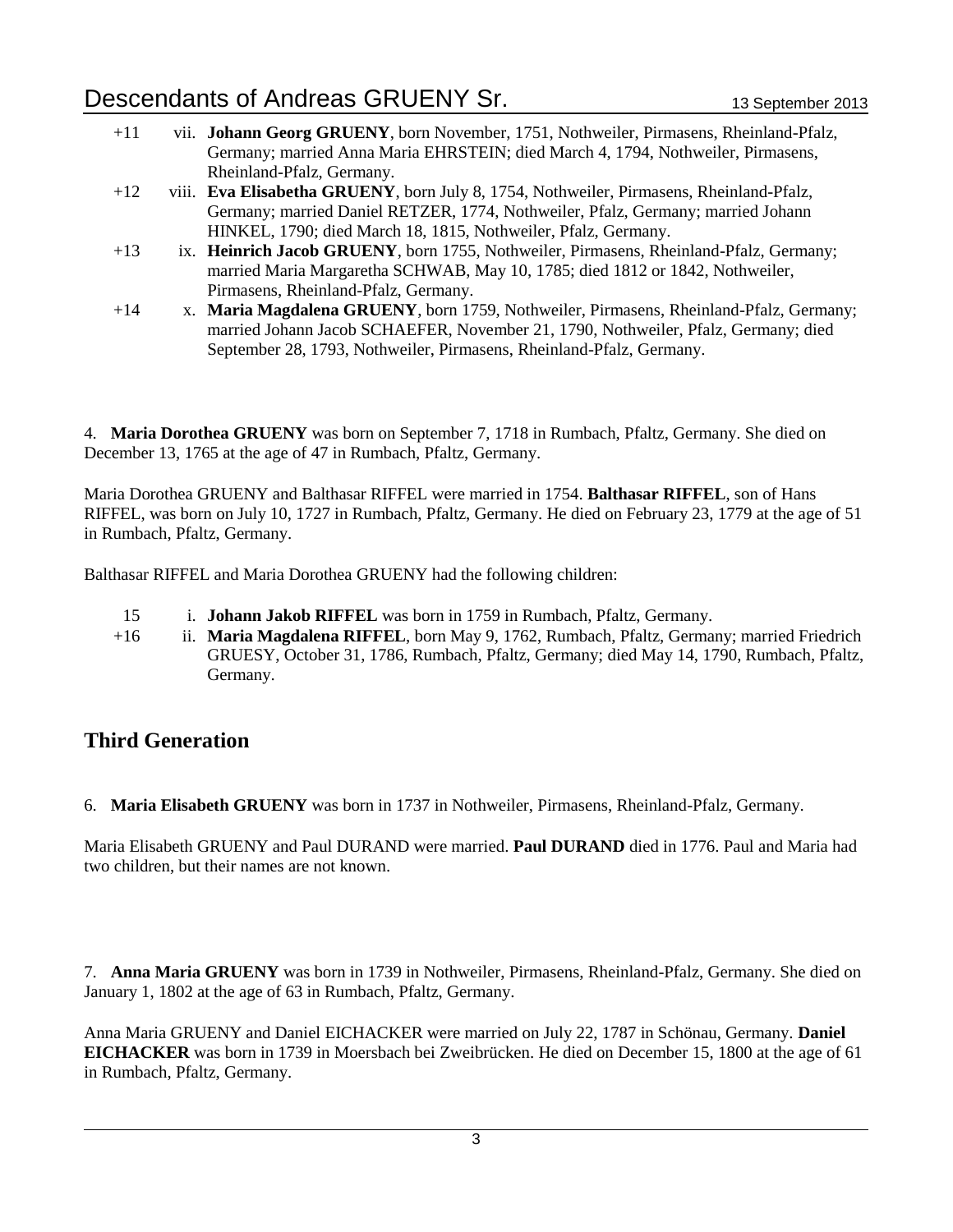+11 vii. **Johann Georg GRUENY**, born November, 1751, Nothweiler, Pirmasens, Rheinland-Pfalz, Germany; married Anna Maria EHRSTEIN; died March 4, 1794, Nothweiler, Pirmasens, Rheinland-Pfalz, Germany.

+12 viii. **Eva Elisabetha GRUENY**, born July 8, 1754, Nothweiler, Pirmasens, Rheinland-Pfalz, Germany; married Daniel RETZER, 1774, Nothweiler, Pfalz, Germany; married Johann HINKEL, 1790; died March 18, 1815, Nothweiler, Pfalz, Germany.

+13 ix. **Heinrich Jacob GRUENY**, born 1755, Nothweiler, Pirmasens, Rheinland-Pfalz, Germany; married Maria Margaretha SCHWAB, May 10, 1785; died 1812 or 1842, Nothweiler, Pirmasens, Rheinland-Pfalz, Germany.

+14 x. **Maria Magdalena GRUENY**, born 1759, Nothweiler, Pirmasens, Rheinland-Pfalz, Germany; married Johann Jacob SCHAEFER, November 21, 1790, Nothweiler, Pfalz, Germany; died September 28, 1793, Nothweiler, Pirmasens, Rheinland-Pfalz, Germany.

4. **Maria Dorothea GRUENY** was born on September 7, 1718 in Rumbach, Pfaltz, Germany. She died on December 13, 1765 at the age of 47 in Rumbach, Pfaltz, Germany.

Maria Dorothea GRUENY and Balthasar RIFFEL were married in 1754. **Balthasar RIFFEL**, son of Hans RIFFEL, was born on July 10, 1727 in Rumbach, Pfaltz, Germany. He died on February 23, 1779 at the age of 51 in Rumbach, Pfaltz, Germany.

Balthasar RIFFEL and Maria Dorothea GRUENY had the following children:

15 i. **Johann Jakob RIFFEL** was born in 1759 in Rumbach, Pfaltz, Germany.

+16 ii. **Maria Magdalena RIFFEL**, born May 9, 1762, Rumbach, Pfaltz, Germany; married Friedrich GRUESY, October 31, 1786, Rumbach, Pfaltz, Germany; died May 14, 1790, Rumbach, Pfaltz, Germany.

## Third Generation

6. **Maria Elisabeth GRUENY** was born in 1737 in Nothweiler, Pirmasens, Rheinland-Pfalz, Germany.

Maria Elisabeth GRUENY and Paul DURAND were married. **Paul DURAND** died in 1776. Paul and Maria had two children, but their names are not known.

7. **Anna Maria GRUENY** was born in 1739 in Nothweiler, Pirmasens, Rheinland-Pfalz, Germany. She died on January 1, 1802 at the age of 63 in Rumbach, Pfaltz, Germany.

Anna Maria GRUENY and Daniel EICHACKER were married on July 22, 1787 in Schönau, Germany. **Daniel EICHACKER** was born in 1739 in Moersbach bei Zweibrücken. He died on December 15, 1800 at the age of 61 in Rumbach, Pfaltz, Germany.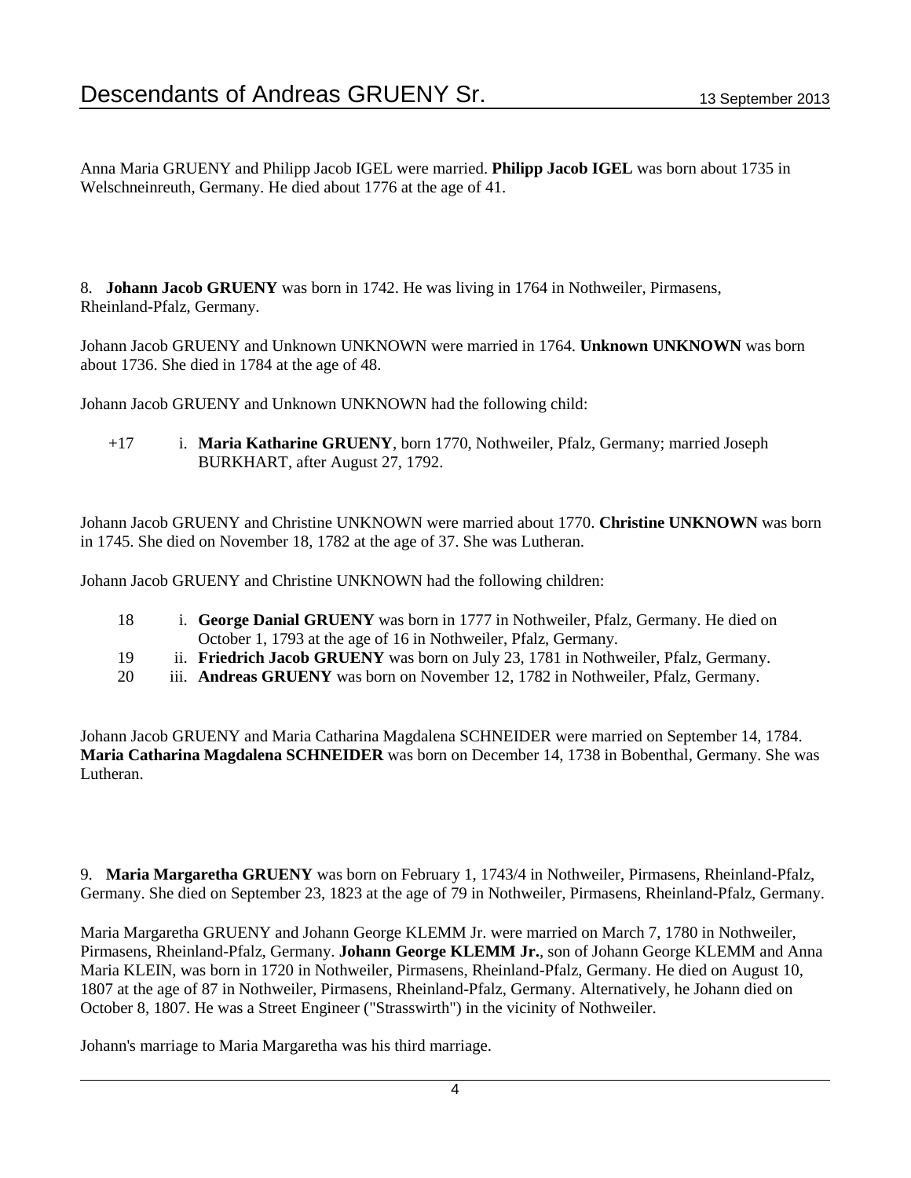Anna Maria GRUENY and Philipp Jacob IGEL were married. **Philipp Jacob IGEL** was born about 1735 in Welschneinreuth, Germany. He died about 1776 at the age of 41.

8. **Johann Jacob GRUENY** was born in 1742. He was living in 1764 in Nothweiler, Pirmasens, Rheinland-Pfalz, Germany.

Johann Jacob GRUENY and Unknown UNKNOWN were married in 1764. **Unknown UNKNOWN** was born about 1736. She died in 1784 at the age of 48.

Johann Jacob GRUENY and Unknown UNKNOWN had the following child:

+17 i. **Maria Katharine GRUENY**, born 1770, Nothweiler, Pfalz, Germany; married Joseph BURKHART, after August 27, 1792.

Johann Jacob GRUENY and Christine UNKNOWN were married about 1770. **Christine UNKNOWN** was born in 1745. She died on November 18, 1782 at the age of 37. She was Lutheran.

Johann Jacob GRUENY and Christine UNKNOWN had the following children:

18 i. **George Danial GRUENY** was born in 1777 in Nothweiler, Pfalz, Germany. He died on October 1, 1793 at the age of 16 in Nothweiler, Pfalz, Germany.
19 ii. **Friedrich Jacob GRUENY** was born on July 23, 1781 in Nothweiler, Pfalz, Germany.
20 iii. **Andreas GRUENY** was born on November 12, 1782 in Nothweiler, Pfalz, Germany.

Johann Jacob GRUENY and Maria Catharina Magdalena SCHNEIDER were married on September 14, 1784. **Maria Catharina Magdalena SCHNEIDER** was born on December 14, 1738 in Bobenthal, Germany. She was Lutheran.

9. **Maria Margaretha GRUENY** was born on February 1, 1743/4 in Nothweiler, Pirmasens, Rheinland-Pfalz, Germany. She died on September 23, 1823 at the age of 79 in Nothweiler, Pirmasens, Rheinland-Pfalz, Germany.

Maria Margaretha GRUENY and Johann George KLEMM Jr. were married on March 7, 1780 in Nothweiler, Pirmasens, Rheinland-Pfalz, Germany. **Johann George KLEMM Jr.**, son of Johann George KLEMM and Anna Maria KLEIN, was born in 1720 in Nothweiler, Pirmasens, Rheinland-Pfalz, Germany. He died on August 10, 1807 at the age of 87 in Nothweiler, Pirmasens, Rheinland-Pfalz, Germany. Alternatively, he Johann died on October 8, 1807. He was a Street Engineer ("Strasswirth") in the vicinity of Nothweiler.

Johann's marriage to Maria Margaretha was his third marriage.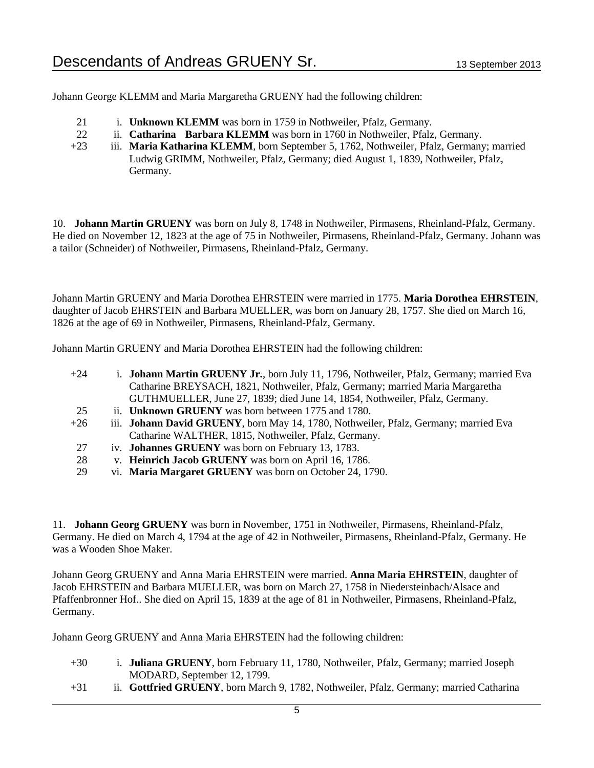Johann George KLEMM and Maria Margaretha GRUENY had the following children:

- 21 i. **Unknown KLEMM** was born in 1759 in Nothweiler, Pfalz, Germany.
- 22 ii. **Catharina Barbara KLEMM** was born in 1760 in Nothweiler, Pfalz, Germany.
- +23 iii. **Maria Katharina KLEMM**, born September 5, 1762, Nothweiler, Pfalz, Germany; married Ludwig GRIMM, Nothweiler, Pfalz, Germany; died August 1, 1839, Nothweiler, Pfalz, Germany.

10. **Johann Martin GRUENY** was born on July 8, 1748 in Nothweiler, Pirmasens, Rheinland-Pfalz, Germany. He died on November 12, 1823 at the age of 75 in Nothweiler, Pirmasens, Rheinland-Pfalz, Germany. Johann was a tailor (Schneider) of Nothweiler, Pirmasens, Rheinland-Pfalz, Germany.

Johann Martin GRUENY and Maria Dorothea EHRSTEIN were married in 1775. **Maria Dorothea EHRSTEIN**, daughter of Jacob EHRSTEIN and Barbara MUELLER, was born on January 28, 1757. She died on March 16, 1826 at the age of 69 in Nothweiler, Pirmasens, Rheinland-Pfalz, Germany.

Johann Martin GRUENY and Maria Dorothea EHRSTEIN had the following children:

- +24 i. **Johann Martin GRUENY Jr.**, born July 11, 1796, Nothweiler, Pfalz, Germany; married Eva Catharine BREYSACH, 1821, Nothweiler, Pfalz, Germany; married Maria Margaretha GUTHMUELLER, June 27, 1839; died June 14, 1854, Nothweiler, Pfalz, Germany.
- 25 ii. **Unknown GRUENY** was born between 1775 and 1780.
- +26 iii. **Johann David GRUENY**, born May 14, 1780, Nothweiler, Pfalz, Germany; married Eva Catharine WALTHER, 1815, Nothweiler, Pfalz, Germany.
- 27 iv. **Johannes GRUENY** was born on February 13, 1783.
- 28 v. **Heinrich Jacob GRUENY** was born on April 16, 1786.
- 29 vi. **Maria Margaret GRUENY** was born on October 24, 1790.

11. **Johann Georg GRUENY** was born in November, 1751 in Nothweiler, Pirmasens, Rheinland-Pfalz, Germany. He died on March 4, 1794 at the age of 42 in Nothweiler, Pirmasens, Rheinland-Pfalz, Germany. He was a Wooden Shoe Maker.

Johann Georg GRUENY and Anna Maria EHRSTEIN were married. **Anna Maria EHRSTEIN**, daughter of Jacob EHRSTEIN and Barbara MUELLER, was born on March 27, 1758 in Niedersteinbach/Alsace and Pfaffenbronner Hof.. She died on April 15, 1839 at the age of 81 in Nothweiler, Pirmasens, Rheinland-Pfalz, Germany.

Johann Georg GRUENY and Anna Maria EHRSTEIN had the following children:

- +30 i. **Juliana GRUENY**, born February 11, 1780, Nothweiler, Pfalz, Germany; married Joseph MODARD, September 12, 1799.
- +31 ii. **Gottfried GRUENY**, born March 9, 1782, Nothweiler, Pfalz, Germany; married Catharina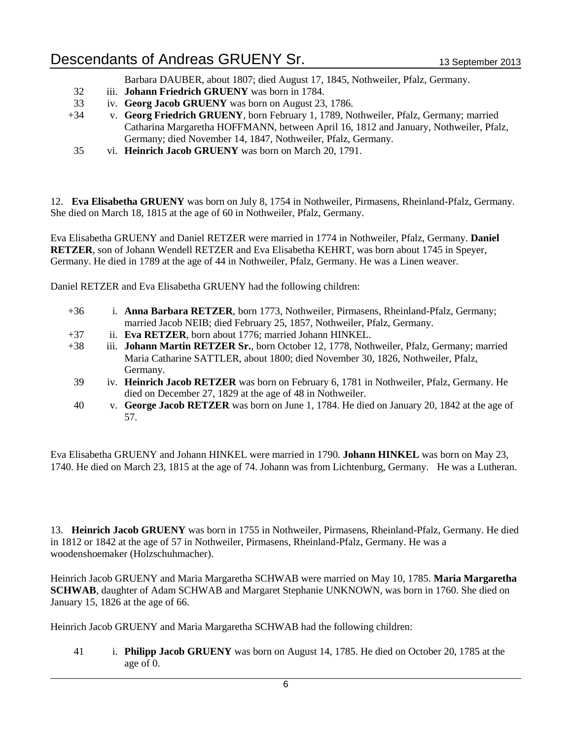Barbara DAUBER, about 1807; died August 17, 1845, Nothweiler, Pfalz, Germany.

32 iii. **Johann Friedrich GRUENY** was born in 1784.

33 iv. **Georg Jacob GRUENY** was born on August 23, 1786.

+34 v. **Georg Friedrich GRUENY**, born February 1, 1789, Nothweiler, Pfalz, Germany; married Catharina Margaretha HOFFMANN, between April 16, 1812 and January, Nothweiler, Pfalz, Germany; died November 14, 1847, Nothweiler, Pfalz, Germany.

35 vi. **Heinrich Jacob GRUENY** was born on March 20, 1791.

12. **Eva Elisabetha GRUENY** was born on July 8, 1754 in Nothweiler, Pirmasens, Rheinland-Pfalz, Germany. She died on March 18, 1815 at the age of 60 in Nothweiler, Pfalz, Germany.

Eva Elisabetha GRUENY and Daniel RETZER were married in 1774 in Nothweiler, Pfalz, Germany. **Daniel RETZER**, son of Johann Wendell RETZER and Eva Elisabetha KEHRT, was born about 1745 in Speyer, Germany. He died in 1789 at the age of 44 in Nothweiler, Pfalz, Germany. He was a Linen weaver.

Daniel RETZER and Eva Elisabetha GRUENY had the following children:

+36 i. **Anna Barbara RETZER**, born 1773, Nothweiler, Pirmasens, Rheinland-Pfalz, Germany; married Jacob NEIB; died February 25, 1857, Nothweiler, Pfalz, Germany.

+37 ii. **Eva RETZER**, born about 1776; married Johann HINKEL.

+38 iii. **Johann Martin RETZER Sr.**, born October 12, 1778, Nothweiler, Pfalz, Germany; married Maria Catharine SATTLER, about 1800; died November 30, 1826, Nothweiler, Pfalz, Germany.

39 iv. **Heinrich Jacob RETZER** was born on February 6, 1781 in Nothweiler, Pfalz, Germany. He died on December 27, 1829 at the age of 48 in Nothweiler.

40 v. **George Jacob RETZER** was born on June 1, 1784. He died on January 20, 1842 at the age of 57.

Eva Elisabetha GRUENY and Johann HINKEL were married in 1790. **Johann HINKEL** was born on May 23, 1740. He died on March 23, 1815 at the age of 74. Johann was from Lichtenburg, Germany. He was a Lutheran.

13. **Heinrich Jacob GRUENY** was born in 1755 in Nothweiler, Pirmasens, Rheinland-Pfalz, Germany. He died in 1812 or 1842 at the age of 57 in Nothweiler, Pirmasens, Rheinland-Pfalz, Germany. He was a woodenshoemaker (Holzschuhmacher).

Heinrich Jacob GRUENY and Maria Margaretha SCHWAB were married on May 10, 1785. **Maria Margaretha SCHWAB**, daughter of Adam SCHWAB and Margaret Stephanie UNKNOWN, was born in 1760. She died on January 15, 1826 at the age of 66.

Heinrich Jacob GRUENY and Maria Margaretha SCHWAB had the following children:

41 i. **Philipp Jacob GRUENY** was born on August 14, 1785. He died on October 20, 1785 at the age of 0.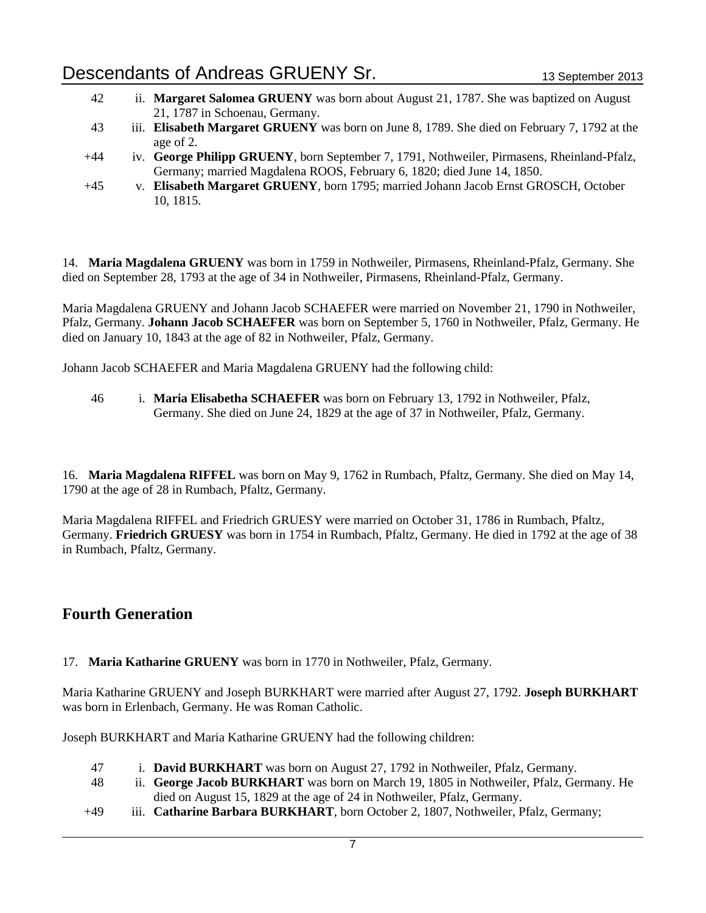42 ii. **Margaret Salomea GRUENY** was born about August 21, 1787. She was baptized on August 21, 1787 in Schoenau, Germany.

43 iii. **Elisabeth Margaret GRUENY** was born on June 8, 1789. She died on February 7, 1792 at the age of 2.

+44 iv. **George Philipp GRUENY**, born September 7, 1791, Nothweiler, Pirmasens, Rheinland-Pfalz, Germany; married Magdalena ROOS, February 6, 1820; died June 14, 1850.

+45 v. **Elisabeth Margaret GRUENY**, born 1795; married Johann Jacob Ernst GROSCH, October 10, 1815.

14. **Maria Magdalena GRUENY** was born in 1759 in Nothweiler, Pirmasens, Rheinland-Pfalz, Germany. She died on September 28, 1793 at the age of 34 in Nothweiler, Pirmasens, Rheinland-Pfalz, Germany.

Maria Magdalena GRUENY and Johann Jacob SCHAEFER were married on November 21, 1790 in Nothweiler, Pfalz, Germany. **Johann Jacob SCHAEFER** was born on September 5, 1760 in Nothweiler, Pfalz, Germany. He died on January 10, 1843 at the age of 82 in Nothweiler, Pfalz, Germany.

Johann Jacob SCHAEFER and Maria Magdalena GRUENY had the following child:

46 i. **Maria Elisabetha SCHAEFER** was born on February 13, 1792 in Nothweiler, Pfalz, Germany. She died on June 24, 1829 at the age of 37 in Nothweiler, Pfalz, Germany.

16. **Maria Magdalena RIFFEL** was born on May 9, 1762 in Rumbach, Pfaltz, Germany. She died on May 14, 1790 at the age of 28 in Rumbach, Pfaltz, Germany.

Maria Magdalena RIFFEL and Friedrich GRUESY were married on October 31, 1786 in Rumbach, Pfaltz, Germany. **Friedrich GRUESY** was born in 1754 in Rumbach, Pfaltz, Germany. He died in 1792 at the age of 38 in Rumbach, Pfaltz, Germany.

## Fourth Generation

17. **Maria Katharine GRUENY** was born in 1770 in Nothweiler, Pfalz, Germany.

Maria Katharine GRUENY and Joseph BURKHART were married after August 27, 1792. **Joseph BURKHART** was born in Erlenbach, Germany. He was Roman Catholic.

Joseph BURKHART and Maria Katharine GRUENY had the following children:

47 i. **David BURKHART** was born on August 27, 1792 in Nothweiler, Pfalz, Germany.

48 ii. **George Jacob BURKHART** was born on March 19, 1805 in Nothweiler, Pfalz, Germany. He died on August 15, 1829 at the age of 24 in Nothweiler, Pfalz, Germany.

+49 iii. **Catharine Barbara BURKHART**, born October 2, 1807, Nothweiler, Pfalz, Germany;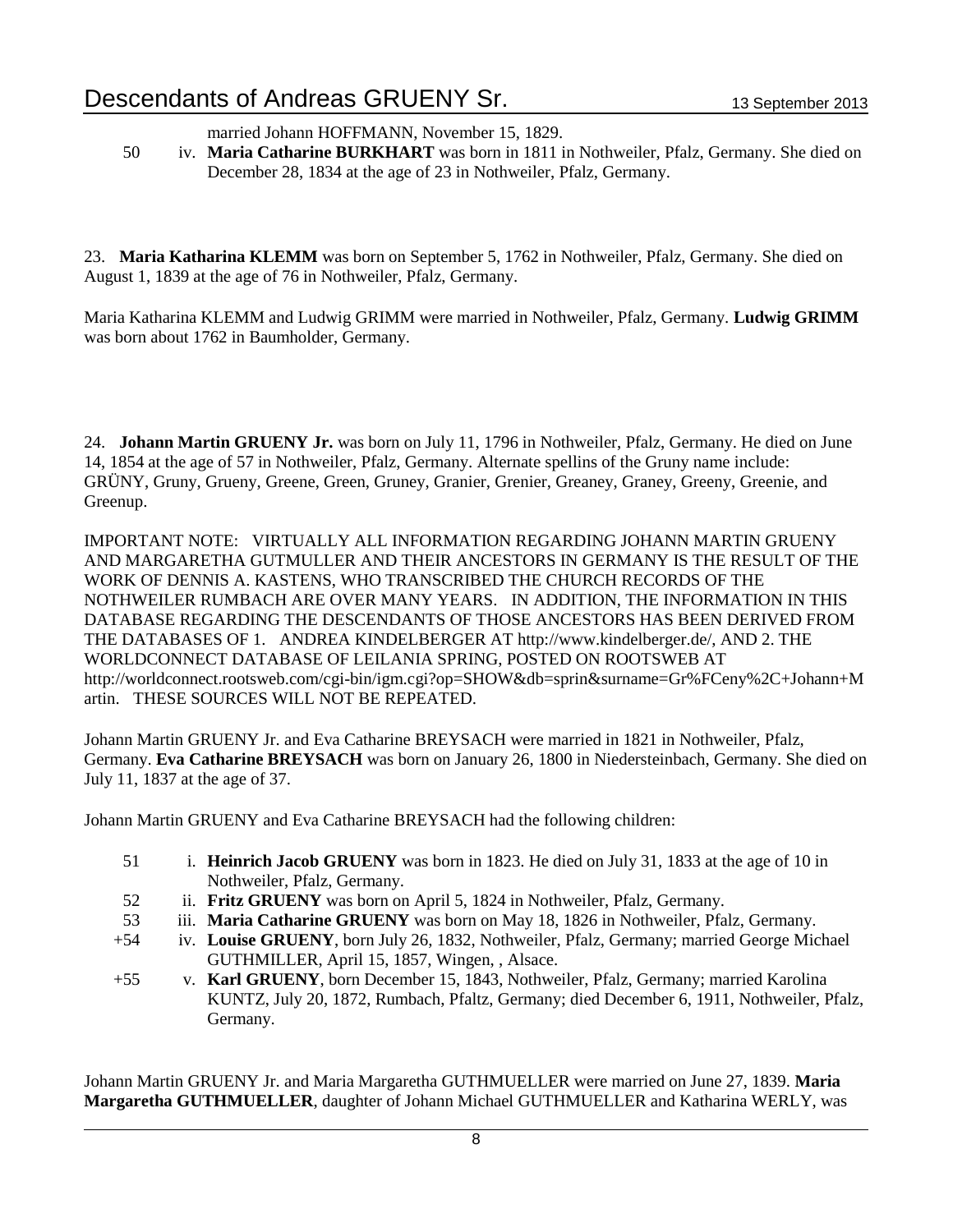married Johann HOFFMANN, November 15, 1829.

50 iv. **Maria Catharine BURKHART** was born in 1811 in Nothweiler, Pfalz, Germany. She died on December 28, 1834 at the age of 23 in Nothweiler, Pfalz, Germany.

23. **Maria Katharina KLEMM** was born on September 5, 1762 in Nothweiler, Pfalz, Germany. She died on August 1, 1839 at the age of 76 in Nothweiler, Pfalz, Germany.

Maria Katharina KLEMM and Ludwig GRIMM were married in Nothweiler, Pfalz, Germany. **Ludwig GRIMM** was born about 1762 in Baumholder, Germany.

24. **Johann Martin GRUENY Jr.** was born on July 11, 1796 in Nothweiler, Pfalz, Germany. He died on June 14, 1854 at the age of 57 in Nothweiler, Pfalz, Germany. Alternate spellins of the Gruny name include: GRÜNY, Gruny, Grueny, Greene, Green, Gruney, Granier, Grenier, Greaney, Graney, Greeny, Greenie, and Greenup.

IMPORTANT NOTE: VIRTUALLY ALL INFORMATION REGARDING JOHANN MARTIN GRUENY AND MARGARETHA GUTMULLER AND THEIR ANCESTORS IN GERMANY IS THE RESULT OF THE WORK OF DENNIS A. KASTENS, WHO TRANSCRIBED THE CHURCH RECORDS OF THE NOTHWEILER RUMBACH ARE OVER MANY YEARS. IN ADDITION, THE INFORMATION IN THIS DATABASE REGARDING THE DESCENDANTS OF THOSE ANCESTORS HAS BEEN DERIVED FROM THE DATABASES OF 1. ANDREA KINDELBERGER AT http://www.kindelberger.de/, AND 2. THE WORLDCONNECT DATABASE OF LEILANIA SPRING, POSTED ON ROOTSWEB AT http://worldconnect.rootsweb.com/cgi-bin/igm.cgi?op=SHOW&db=sprin&surname=Gr%FCeny%2C+Johann+Martin. THESE SOURCES WILL NOT BE REPEATED.

Johann Martin GRUENY Jr. and Eva Catharine BREYSACH were married in 1821 in Nothweiler, Pfalz, Germany. **Eva Catharine BREYSACH** was born on January 26, 1800 in Niedersteinbach, Germany. She died on July 11, 1837 at the age of 37.

Johann Martin GRUENY and Eva Catharine BREYSACH had the following children:

51 i. **Heinrich Jacob GRUENY** was born in 1823. He died on July 31, 1833 at the age of 10 in Nothweiler, Pfalz, Germany.

52 ii. **Fritz GRUENY** was born on April 5, 1824 in Nothweiler, Pfalz, Germany.

53 iii. **Maria Catharine GRUENY** was born on May 18, 1826 in Nothweiler, Pfalz, Germany.

+54 iv. **Louise GRUENY**, born July 26, 1832, Nothweiler, Pfalz, Germany; married George Michael GUTHMILLER, April 15, 1857, Wingen, , Alsace.

+55 v. **Karl GRUENY**, born December 15, 1843, Nothweiler, Pfalz, Germany; married Karolina KUNTZ, July 20, 1872, Rumbach, Pfaltz, Germany; died December 6, 1911, Nothweiler, Pfalz, Germany.

Johann Martin GRUENY Jr. and Maria Margaretha GUTHMUELLER were married on June 27, 1839. **Maria Margaretha GUTHMUELLER**, daughter of Johann Michael GUTHMUELLER and Katharina WERLY, was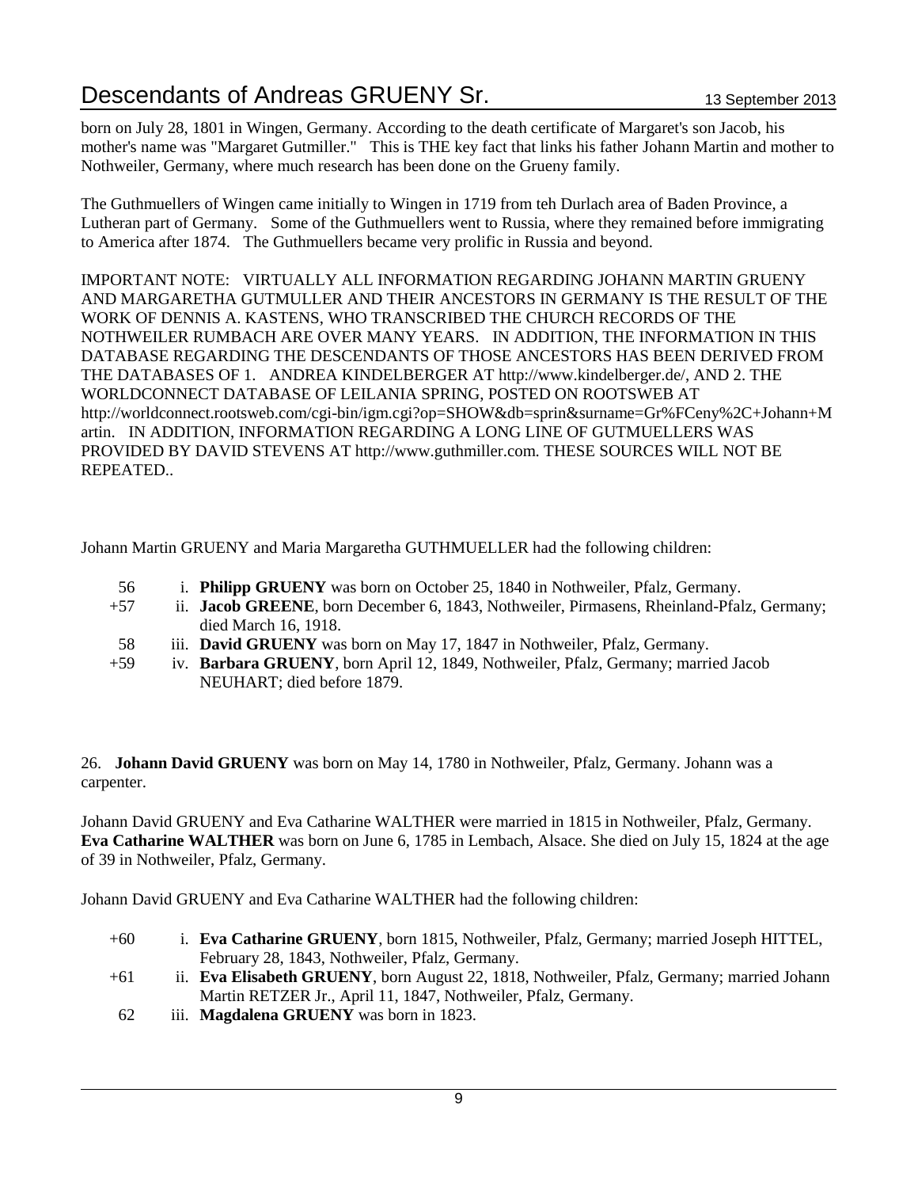born on July 28, 1801 in Wingen, Germany. According to the death certificate of Margaret's son Jacob, his mother's name was "Margaret Gutmiller." This is THE key fact that links his father Johann Martin and mother to Nothweiler, Germany, where much research has been done on the Grueny family.

The Guthmuellers of Wingen came initially to Wingen in 1719 from teh Durlach area of Baden Province, a Lutheran part of Germany. Some of the Guthmuellers went to Russia, where they remained before immigrating to America after 1874. The Guthmuellers became very prolific in Russia and beyond.

IMPORTANT NOTE: VIRTUALLY ALL INFORMATION REGARDING JOHANN MARTIN GRUENY AND MARGARETHA GUTMULLER AND THEIR ANCESTORS IN GERMANY IS THE RESULT OF THE WORK OF DENNIS A. KASTENS, WHO TRANSCRIBED THE CHURCH RECORDS OF THE NOTHWEILER RUMBACH ARE OVER MANY YEARS. IN ADDITION, THE INFORMATION IN THIS DATABASE REGARDING THE DESCENDANTS OF THOSE ANCESTORS HAS BEEN DERIVED FROM THE DATABASES OF 1. ANDREA KINDELBERGER AT http://www.kindelberger.de/, AND 2. THE WORLDCONNECT DATABASE OF LEILANIA SPRING, POSTED ON ROOTSWEB AT http://worldconnect.rootsweb.com/cgi-bin/igm.cgi?op=SHOW&db=sprin&surname=Gr%FCeny%2C+Johann+Martin. IN ADDITION, INFORMATION REGARDING A LONG LINE OF GUTMUELLERS WAS PROVIDED BY DAVID STEVENS AT http://www.guthmiller.com. THESE SOURCES WILL NOT BE REPEATED..

Johann Martin GRUENY and Maria Margaretha GUTHMUELLER had the following children:

- 56 i. **Philipp GRUENY** was born on October 25, 1840 in Nothweiler, Pfalz, Germany.
- +57 ii. **Jacob GREENE**, born December 6, 1843, Nothweiler, Pirmasens, Rheinland-Pfalz, Germany; died March 16, 1918.
- 58 iii. **David GRUENY** was born on May 17, 1847 in Nothweiler, Pfalz, Germany.
- +59 iv. **Barbara GRUENY**, born April 12, 1849, Nothweiler, Pfalz, Germany; married Jacob NEUHART; died before 1879.

26. **Johann David GRUENY** was born on May 14, 1780 in Nothweiler, Pfalz, Germany. Johann was a carpenter.

Johann David GRUENY and Eva Catharine WALTHER were married in 1815 in Nothweiler, Pfalz, Germany. **Eva Catharine WALTHER** was born on June 6, 1785 in Lembach, Alsace. She died on July 15, 1824 at the age of 39 in Nothweiler, Pfalz, Germany.

Johann David GRUENY and Eva Catharine WALTHER had the following children:

- +60 i. **Eva Catharine GRUENY**, born 1815, Nothweiler, Pfalz, Germany; married Joseph HITTEL, February 28, 1843, Nothweiler, Pfalz, Germany.
- +61 ii. **Eva Elisabeth GRUENY**, born August 22, 1818, Nothweiler, Pfalz, Germany; married Johann Martin RETZER Jr., April 11, 1847, Nothweiler, Pfalz, Germany.
- 62 iii. **Magdalena GRUENY** was born in 1823.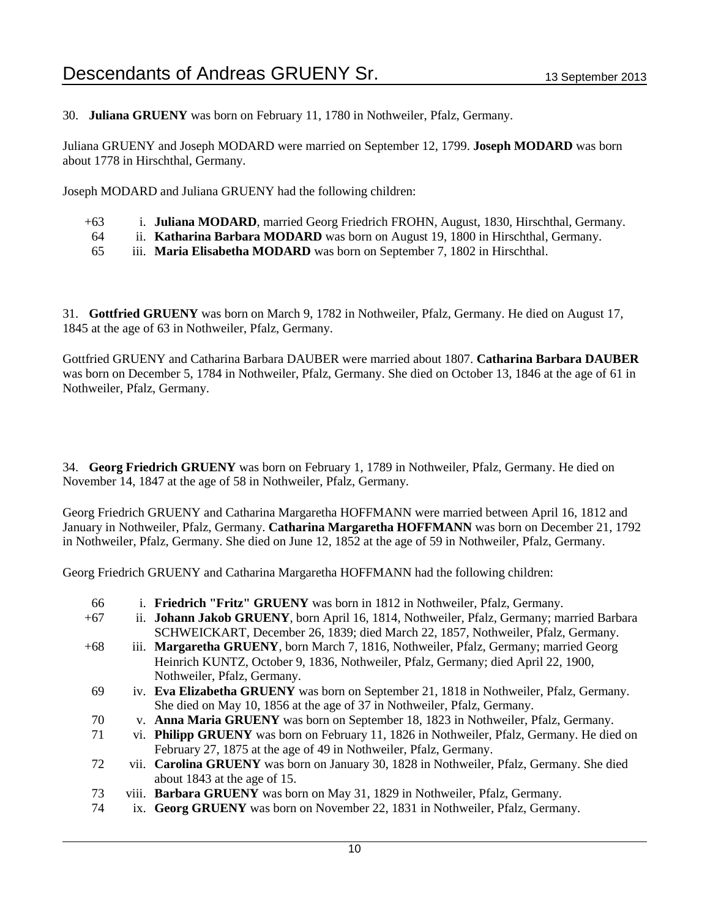30. **Juliana GRUENY** was born on February 11, 1780 in Nothweiler, Pfalz, Germany.

Juliana GRUENY and Joseph MODARD were married on September 12, 1799. **Joseph MODARD** was born about 1778 in Hirschthal, Germany.

Joseph MODARD and Juliana GRUENY had the following children:

- +63 i. **Juliana MODARD**, married Georg Friedrich FROHN, August, 1830, Hirschthal, Germany.
- 64 ii. **Katharina Barbara MODARD** was born on August 19, 1800 in Hirschthal, Germany.
- 65 iii. **Maria Elisabetha MODARD** was born on September 7, 1802 in Hirschthal.

31. **Gottfried GRUENY** was born on March 9, 1782 in Nothweiler, Pfalz, Germany. He died on August 17, 1845 at the age of 63 in Nothweiler, Pfalz, Germany.

Gottfried GRUENY and Catharina Barbara DAUBER were married about 1807. **Catharina Barbara DAUBER** was born on December 5, 1784 in Nothweiler, Pfalz, Germany. She died on October 13, 1846 at the age of 61 in Nothweiler, Pfalz, Germany.

34. **Georg Friedrich GRUENY** was born on February 1, 1789 in Nothweiler, Pfalz, Germany. He died on November 14, 1847 at the age of 58 in Nothweiler, Pfalz, Germany.

Georg Friedrich GRUENY and Catharina Margaretha HOFFMANN were married between April 16, 1812 and January in Nothweiler, Pfalz, Germany. **Catharina Margaretha HOFFMANN** was born on December 21, 1792 in Nothweiler, Pfalz, Germany. She died on June 12, 1852 at the age of 59 in Nothweiler, Pfalz, Germany.

Georg Friedrich GRUENY and Catharina Margaretha HOFFMANN had the following children:

- 66 i. **Friedrich "Fritz" GRUENY** was born in 1812 in Nothweiler, Pfalz, Germany.
- +67 ii. **Johann Jakob GRUENY**, born April 16, 1814, Nothweiler, Pfalz, Germany; married Barbara SCHWEICKART, December 26, 1839; died March 22, 1857, Nothweiler, Pfalz, Germany.
- +68 iii. **Margaretha GRUENY**, born March 7, 1816, Nothweiler, Pfalz, Germany; married Georg Heinrich KUNTZ, October 9, 1836, Nothweiler, Pfalz, Germany; died April 22, 1900, Nothweiler, Pfalz, Germany.
- 69 iv. **Eva Elizabetha GRUENY** was born on September 21, 1818 in Nothweiler, Pfalz, Germany. She died on May 10, 1856 at the age of 37 in Nothweiler, Pfalz, Germany.
- 70 v. **Anna Maria GRUENY** was born on September 18, 1823 in Nothweiler, Pfalz, Germany.
- 71 vi. **Philipp GRUENY** was born on February 11, 1826 in Nothweiler, Pfalz, Germany. He died on February 27, 1875 at the age of 49 in Nothweiler, Pfalz, Germany.
- 72 vii. **Carolina GRUENY** was born on January 30, 1828 in Nothweiler, Pfalz, Germany. She died about 1843 at the age of 15.
- 73 viii. **Barbara GRUENY** was born on May 31, 1829 in Nothweiler, Pfalz, Germany.
- 74 ix. **Georg GRUENY** was born on November 22, 1831 in Nothweiler, Pfalz, Germany.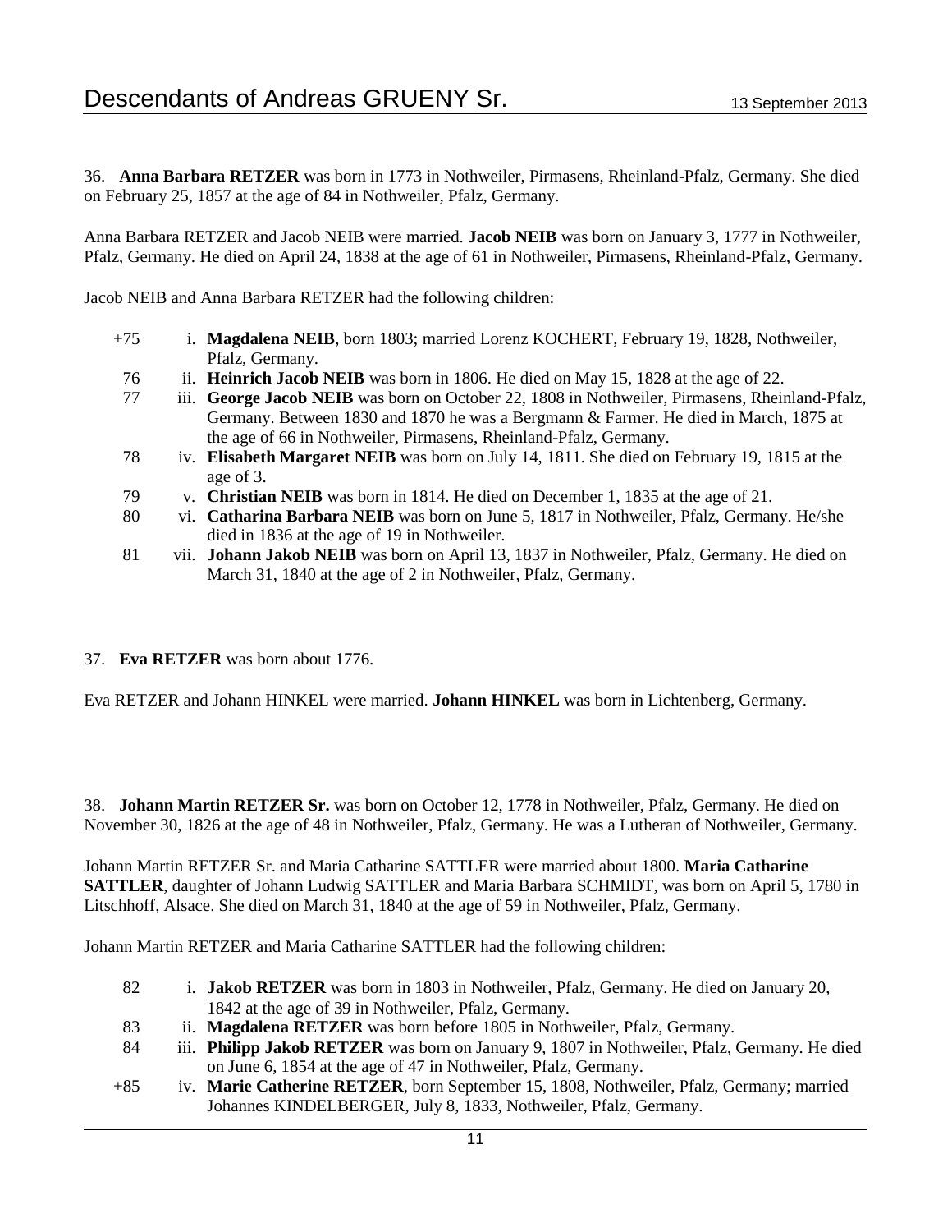36. **Anna Barbara RETZER** was born in 1773 in Nothweiler, Pirmasens, Rheinland-Pfalz, Germany. She died on February 25, 1857 at the age of 84 in Nothweiler, Pfalz, Germany.

Anna Barbara RETZER and Jacob NEIB were married. **Jacob NEIB** was born on January 3, 1777 in Nothweiler, Pfalz, Germany. He died on April 24, 1838 at the age of 61 in Nothweiler, Pirmasens, Rheinland-Pfalz, Germany.

Jacob NEIB and Anna Barbara RETZER had the following children:

- +75 i. **Magdalena NEIB**, born 1803; married Lorenz KOCHERT, February 19, 1828, Nothweiler, Pfalz, Germany.
- 76 ii. **Heinrich Jacob NEIB** was born in 1806. He died on May 15, 1828 at the age of 22.
- 77 iii. **George Jacob NEIB** was born on October 22, 1808 in Nothweiler, Pirmasens, Rheinland-Pfalz, Germany. Between 1830 and 1870 he was a Bergmann & Farmer. He died in March, 1875 at the age of 66 in Nothweiler, Pirmasens, Rheinland-Pfalz, Germany.
- 78 iv. **Elisabeth Margaret NEIB** was born on July 14, 1811. She died on February 19, 1815 at the age of 3.
- 79 v. **Christian NEIB** was born in 1814. He died on December 1, 1835 at the age of 21.
- 80 vi. **Catharina Barbara NEIB** was born on June 5, 1817 in Nothweiler, Pfalz, Germany. He/she died in 1836 at the age of 19 in Nothweiler.
- 81 vii. **Johann Jakob NEIB** was born on April 13, 1837 in Nothweiler, Pfalz, Germany. He died on March 31, 1840 at the age of 2 in Nothweiler, Pfalz, Germany.

37. **Eva RETZER** was born about 1776.

Eva RETZER and Johann HINKEL were married. **Johann HINKEL** was born in Lichtenberg, Germany.

38. **Johann Martin RETZER Sr.** was born on October 12, 1778 in Nothweiler, Pfalz, Germany. He died on November 30, 1826 at the age of 48 in Nothweiler, Pfalz, Germany. He was a Lutheran of Nothweiler, Germany.

Johann Martin RETZER Sr. and Maria Catharine SATTLER were married about 1800. **Maria Catharine SATTLER**, daughter of Johann Ludwig SATTLER and Maria Barbara SCHMIDT, was born on April 5, 1780 in Litschhoff, Alsace. She died on March 31, 1840 at the age of 59 in Nothweiler, Pfalz, Germany.

Johann Martin RETZER and Maria Catharine SATTLER had the following children:

- 82 i. **Jakob RETZER** was born in 1803 in Nothweiler, Pfalz, Germany. He died on January 20, 1842 at the age of 39 in Nothweiler, Pfalz, Germany.
- 83 ii. **Magdalena RETZER** was born before 1805 in Nothweiler, Pfalz, Germany.
- 84 iii. **Philipp Jakob RETZER** was born on January 9, 1807 in Nothweiler, Pfalz, Germany. He died on June 6, 1854 at the age of 47 in Nothweiler, Pfalz, Germany.
- +85 iv. **Marie Catherine RETZER**, born September 15, 1808, Nothweiler, Pfalz, Germany; married Johannes KINDELBERGER, July 8, 1833, Nothweiler, Pfalz, Germany.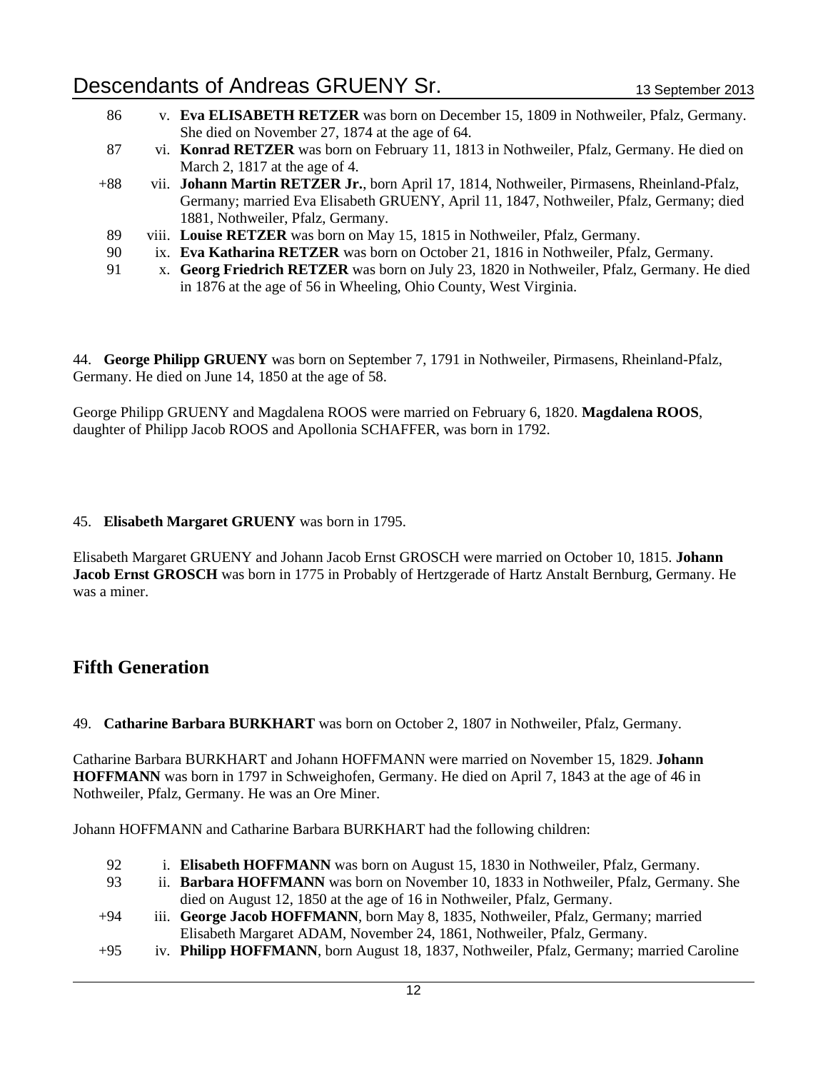86 v. **Eva ELISABETH RETZER** was born on December 15, 1809 in Nothweiler, Pfalz, Germany. She died on November 27, 1874 at the age of 64.

87 vi. **Konrad RETZER** was born on February 11, 1813 in Nothweiler, Pfalz, Germany. He died on March 2, 1817 at the age of 4.

+88 vii. **Johann Martin RETZER Jr.**, born April 17, 1814, Nothweiler, Pirmasens, Rheinland-Pfalz, Germany; married Eva Elisabeth GRUENY, April 11, 1847, Nothweiler, Pfalz, Germany; died 1881, Nothweiler, Pfalz, Germany.

89 viii. **Louise RETZER** was born on May 15, 1815 in Nothweiler, Pfalz, Germany.

90 ix. **Eva Katharina RETZER** was born on October 21, 1816 in Nothweiler, Pfalz, Germany.

91 x. **Georg Friedrich RETZER** was born on July 23, 1820 in Nothweiler, Pfalz, Germany. He died in 1876 at the age of 56 in Wheeling, Ohio County, West Virginia.

44. **George Philipp GRUENY** was born on September 7, 1791 in Nothweiler, Pirmasens, Rheinland-Pfalz, Germany. He died on June 14, 1850 at the age of 58.

George Philipp GRUENY and Magdalena ROOS were married on February 6, 1820. **Magdalena ROOS**, daughter of Philipp Jacob ROOS and Apollonia SCHAFFER, was born in 1792.

45. **Elisabeth Margaret GRUENY** was born in 1795.

Elisabeth Margaret GRUENY and Johann Jacob Ernst GROSCH were married on October 10, 1815. **Johann Jacob Ernst GROSCH** was born in 1775 in Probably of Hertzgerade of Hartz Anstalt Bernburg, Germany. He was a miner.

## Fifth Generation

49. **Catharine Barbara BURKHART** was born on October 2, 1807 in Nothweiler, Pfalz, Germany.

Catharine Barbara BURKHART and Johann HOFFMANN were married on November 15, 1829. **Johann HOFFMANN** was born in 1797 in Schweighofen, Germany. He died on April 7, 1843 at the age of 46 in Nothweiler, Pfalz, Germany. He was an Ore Miner.

Johann HOFFMANN and Catharine Barbara BURKHART had the following children:

92 i. **Elisabeth HOFFMANN** was born on August 15, 1830 in Nothweiler, Pfalz, Germany.

93 ii. **Barbara HOFFMANN** was born on November 10, 1833 in Nothweiler, Pfalz, Germany. She died on August 12, 1850 at the age of 16 in Nothweiler, Pfalz, Germany.

+94 iii. **George Jacob HOFFMANN**, born May 8, 1835, Nothweiler, Pfalz, Germany; married Elisabeth Margaret ADAM, November 24, 1861, Nothweiler, Pfalz, Germany.

+95 iv. **Philipp HOFFMANN**, born August 18, 1837, Nothweiler, Pfalz, Germany; married Caroline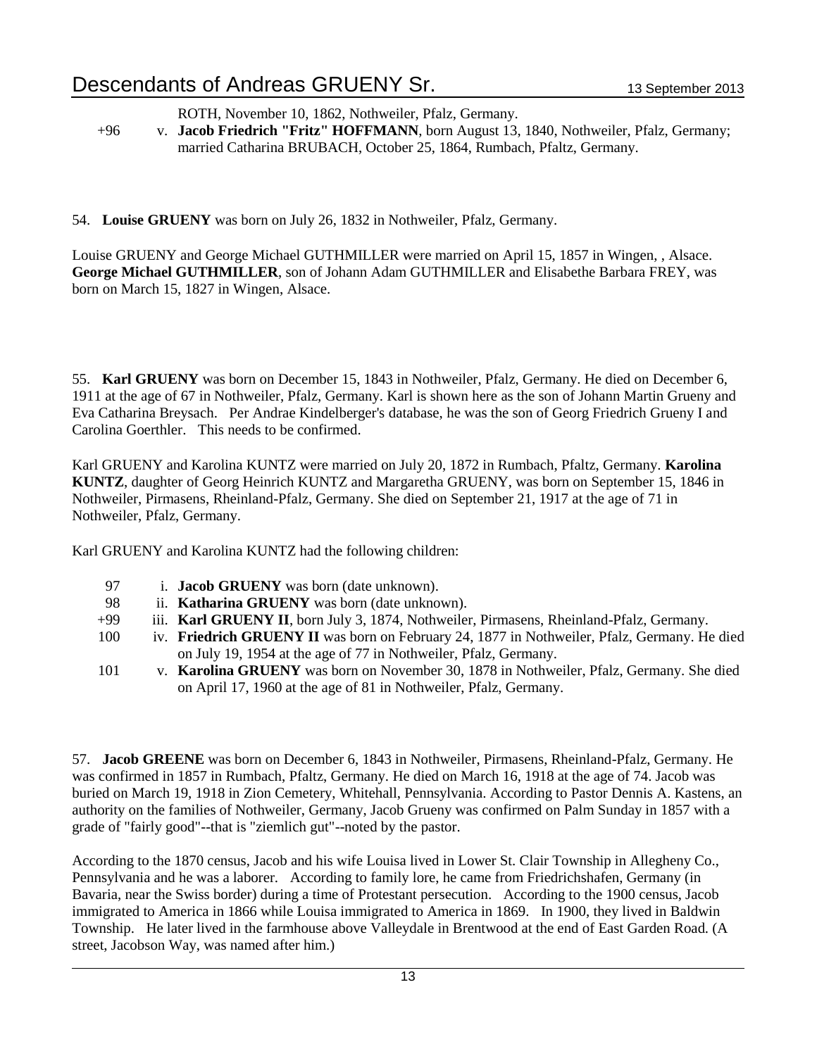ROTH, November 10, 1862, Nothweiler, Pfalz, Germany.

+96 v. **Jacob Friedrich "Fritz" HOFFMANN**, born August 13, 1840, Nothweiler, Pfalz, Germany; married Catharina BRUBACH, October 25, 1864, Rumbach, Pfaltz, Germany.

54. **Louise GRUENY** was born on July 26, 1832 in Nothweiler, Pfalz, Germany.

Louise GRUENY and George Michael GUTHMILLER were married on April 15, 1857 in Wingen, , Alsace. **George Michael GUTHMILLER**, son of Johann Adam GUTHMILLER and Elisabethe Barbara FREY, was born on March 15, 1827 in Wingen, Alsace.

55. **Karl GRUENY** was born on December 15, 1843 in Nothweiler, Pfalz, Germany. He died on December 6, 1911 at the age of 67 in Nothweiler, Pfalz, Germany. Karl is shown here as the son of Johann Martin Grueny and Eva Catharina Breysach. Per Andrae Kindelberger's database, he was the son of Georg Friedrich Grueny I and Carolina Goerthler. This needs to be confirmed.

Karl GRUENY and Karolina KUNTZ were married on July 20, 1872 in Rumbach, Pfaltz, Germany. **Karolina KUNTZ**, daughter of Georg Heinrich KUNTZ and Margaretha GRUENY, was born on September 15, 1846 in Nothweiler, Pirmasens, Rheinland-Pfalz, Germany. She died on September 21, 1917 at the age of 71 in Nothweiler, Pfalz, Germany.

Karl GRUENY and Karolina KUNTZ had the following children:

97 i. **Jacob GRUENY** was born (date unknown).

98 ii. **Katharina GRUENY** was born (date unknown).

+99 iii. **Karl GRUENY II**, born July 3, 1874, Nothweiler, Pirmasens, Rheinland-Pfalz, Germany.

100 iv. **Friedrich GRUENY II** was born on February 24, 1877 in Nothweiler, Pfalz, Germany. He died on July 19, 1954 at the age of 77 in Nothweiler, Pfalz, Germany.

101 v. **Karolina GRUENY** was born on November 30, 1878 in Nothweiler, Pfalz, Germany. She died on April 17, 1960 at the age of 81 in Nothweiler, Pfalz, Germany.

57. **Jacob GREENE** was born on December 6, 1843 in Nothweiler, Pirmasens, Rheinland-Pfalz, Germany. He was confirmed in 1857 in Rumbach, Pfaltz, Germany. He died on March 16, 1918 at the age of 74. Jacob was buried on March 19, 1918 in Zion Cemetery, Whitehall, Pennsylvania. According to Pastor Dennis A. Kastens, an authority on the families of Nothweiler, Germany, Jacob Grueny was confirmed on Palm Sunday in 1857 with a grade of "fairly good"--that is "ziemlich gut"--noted by the pastor.

According to the 1870 census, Jacob and his wife Louisa lived in Lower St. Clair Township in Allegheny Co., Pennsylvania and he was a laborer. According to family lore, he came from Friedrichshafen, Germany (in Bavaria, near the Swiss border) during a time of Protestant persecution. According to the 1900 census, Jacob immigrated to America in 1866 while Louisa immigrated to America in 1869. In 1900, they lived in Baldwin Township. He later lived in the farmhouse above Valleydale in Brentwood at the end of East Garden Road. (A street, Jacobson Way, was named after him.)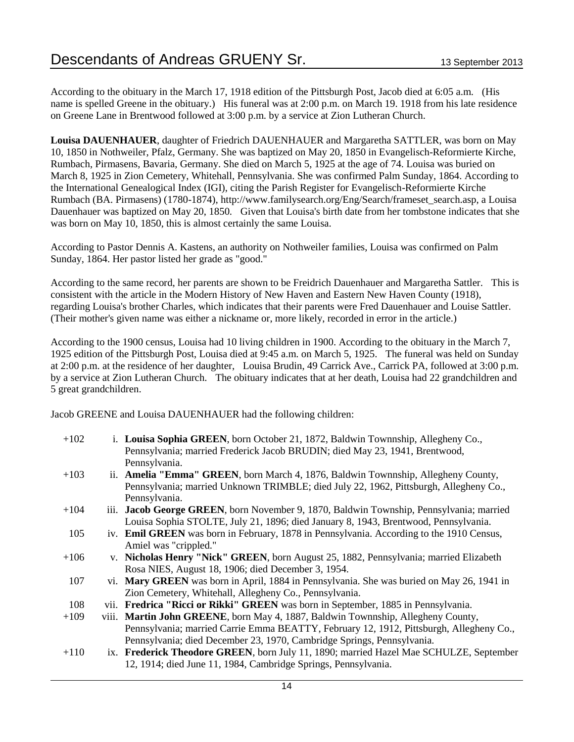According to the obituary in the March 17, 1918 edition of the Pittsburgh Post, Jacob died at 6:05 a.m. (His name is spelled Greene in the obituary.) His funeral was at 2:00 p.m. on March 19. 1918 from his late residence on Greene Lane in Brentwood followed at 3:00 p.m. by a service at Zion Lutheran Church.

**Louisa DAUENHAUER**, daughter of Friedrich DAUENHAUER and Margaretha SATTLER, was born on May 10, 1850 in Nothweiler, Pfalz, Germany. She was baptized on May 20, 1850 in Evangelisch-Reformierte Kirche, Rumbach, Pirmasens, Bavaria, Germany. She died on March 5, 1925 at the age of 74. Louisa was buried on March 8, 1925 in Zion Cemetery, Whitehall, Pennsylvania. She was confirmed Palm Sunday, 1864. According to the International Genealogical Index (IGI), citing the Parish Register for Evangelisch-Reformierte Kirche Rumbach (BA. Pirmasens) (1780-1874), http://www.familysearch.org/Eng/Search/frameset_search.asp, a Louisa Dauenhauer was baptized on May 20, 1850. Given that Louisa's birth date from her tombstone indicates that she was born on May 10, 1850, this is almost certainly the same Louisa.

According to Pastor Dennis A. Kastens, an authority on Nothweiler families, Louisa was confirmed on Palm Sunday, 1864. Her pastor listed her grade as "good."

According to the same record, her parents are shown to be Freidrich Dauenhauer and Margaretha Sattler. This is consistent with the article in the Modern History of New Haven and Eastern New Haven County (1918), regarding Louisa's brother Charles, which indicates that their parents were Fred Dauenhauer and Louise Sattler. (Their mother's given name was either a nickname or, more likely, recorded in error in the article.)

According to the 1900 census, Louisa had 10 living children in 1900. According to the obituary in the March 7, 1925 edition of the Pittsburgh Post, Louisa died at 9:45 a.m. on March 5, 1925. The funeral was held on Sunday at 2:00 p.m. at the residence of her daughter, Louisa Brudin, 49 Carrick Ave., Carrick PA, followed at 3:00 p.m. by a service at Zion Lutheran Church. The obituary indicates that at her death, Louisa had 22 grandchildren and 5 great grandchildren.

Jacob GREENE and Louisa DAUENHAUER had the following children:

+102 i. **Louisa Sophia GREEN**, born October 21, 1872, Baldwin Townnship, Allegheny Co., Pennsylvania; married Frederick Jacob BRUDIN; died May 23, 1941, Brentwood, Pennsylvania.

+103 ii. **Amelia "Emma" GREEN**, born March 4, 1876, Baldwin Townnship, Allegheny County, Pennsylvania; married Unknown TRIMBLE; died July 22, 1962, Pittsburgh, Allegheny Co., Pennsylvania.

+104 iii. **Jacob George GREEN**, born November 9, 1870, Baldwin Township, Pennsylvania; married Louisa Sophia STOLTE, July 21, 1896; died January 8, 1943, Brentwood, Pennsylvania.

105 iv. **Emil GREEN** was born in February, 1878 in Pennsylvania. According to the 1910 Census, Amiel was "crippled."

+106 v. **Nicholas Henry "Nick" GREEN**, born August 25, 1882, Pennsylvania; married Elizabeth Rosa NIES, August 18, 1906; died December 3, 1954.

107 vi. **Mary GREEN** was born in April, 1884 in Pennsylvania. She was buried on May 26, 1941 in Zion Cemetery, Whitehall, Allegheny Co., Pennsylvania.

108 vii. **Fredrica "Ricci or Rikki" GREEN** was born in September, 1885 in Pennsylvania.

+109 viii. **Martin John GREENE**, born May 4, 1887, Baldwin Townnship, Allegheny County, Pennsylvania; married Carrie Emma BEATTY, February 12, 1912, Pittsburgh, Allegheny Co., Pennsylvania; died December 23, 1970, Cambridge Springs, Pennsylvania.

+110 ix. **Frederick Theodore GREEN**, born July 11, 1890; married Hazel Mae SCHULZE, September 12, 1914; died June 11, 1984, Cambridge Springs, Pennsylvania.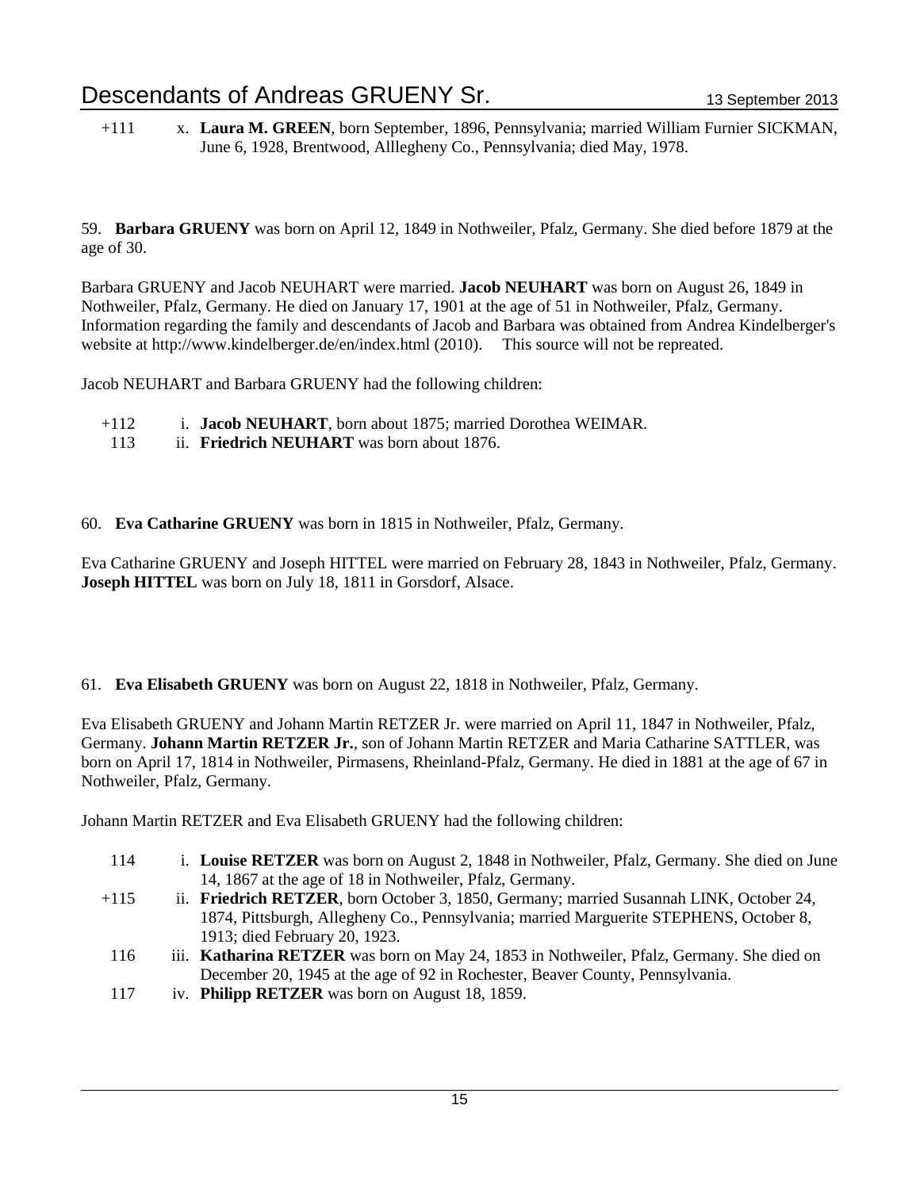+111 x. **Laura M. GREEN**, born September, 1896, Pennsylvania; married William Furnier SICKMAN, June 6, 1928, Brentwood, Alllegheny Co., Pennsylvania; died May, 1978.

59. **Barbara GRUENY** was born on April 12, 1849 in Nothweiler, Pfalz, Germany. She died before 1879 at the age of 30.

Barbara GRUENY and Jacob NEUHART were married. **Jacob NEUHART** was born on August 26, 1849 in Nothweiler, Pfalz, Germany. He died on January 17, 1901 at the age of 51 in Nothweiler, Pfalz, Germany. Information regarding the family and descendants of Jacob and Barbara was obtained from Andrea Kindelberger's website at http://www.kindelberger.de/en/index.html (2010). This source will not be repreated.

Jacob NEUHART and Barbara GRUENY had the following children:

+112 i. **Jacob NEUHART**, born about 1875; married Dorothea WEIMAR.
113 ii. **Friedrich NEUHART** was born about 1876.

60. **Eva Catharine GRUENY** was born in 1815 in Nothweiler, Pfalz, Germany.

Eva Catharine GRUENY and Joseph HITTEL were married on February 28, 1843 in Nothweiler, Pfalz, Germany. **Joseph HITTEL** was born on July 18, 1811 in Gorsdorf, Alsace.

61. **Eva Elisabeth GRUENY** was born on August 22, 1818 in Nothweiler, Pfalz, Germany.

Eva Elisabeth GRUENY and Johann Martin RETZER Jr. were married on April 11, 1847 in Nothweiler, Pfalz, Germany. **Johann Martin RETZER Jr.**, son of Johann Martin RETZER and Maria Catharine SATTLER, was born on April 17, 1814 in Nothweiler, Pirmasens, Rheinland-Pfalz, Germany. He died in 1881 at the age of 67 in Nothweiler, Pfalz, Germany.

Johann Martin RETZER and Eva Elisabeth GRUENY had the following children:

114 i. **Louise RETZER** was born on August 2, 1848 in Nothweiler, Pfalz, Germany. She died on June 14, 1867 at the age of 18 in Nothweiler, Pfalz, Germany.
+115 ii. **Friedrich RETZER**, born October 3, 1850, Germany; married Susannah LINK, October 24, 1874, Pittsburgh, Allegheny Co., Pennsylvania; married Marguerite STEPHENS, October 8, 1913; died February 20, 1923.
116 iii. **Katharina RETZER** was born on May 24, 1853 in Nothweiler, Pfalz, Germany. She died on December 20, 1945 at the age of 92 in Rochester, Beaver County, Pennsylvania.
117 iv. **Philipp RETZER** was born on August 18, 1859.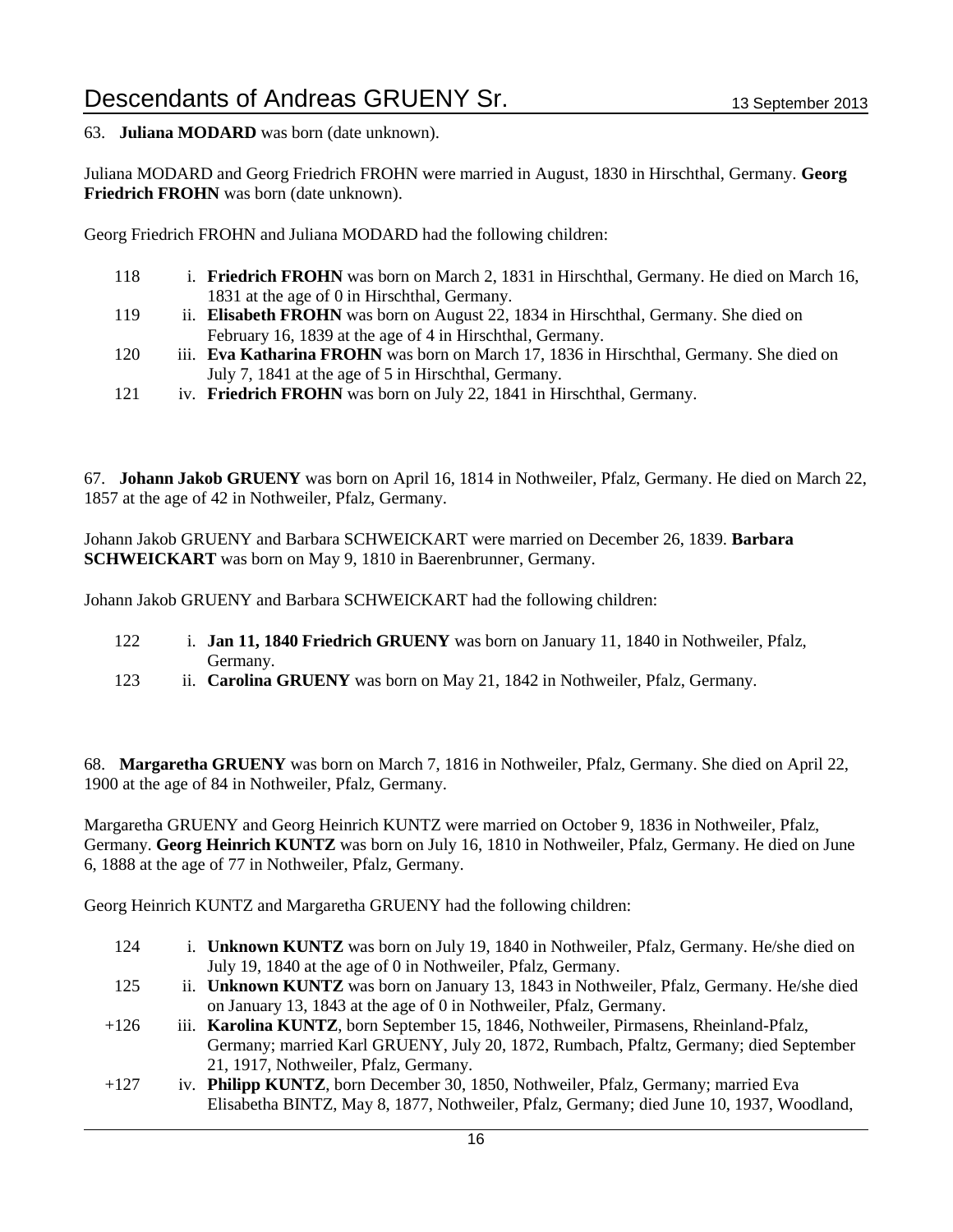63. **Juliana MODARD** was born (date unknown).

Juliana MODARD and Georg Friedrich FROHN were married in August, 1830 in Hirschthal, Germany. **Georg Friedrich FROHN** was born (date unknown).

Georg Friedrich FROHN and Juliana MODARD had the following children:

- 118 i. **Friedrich FROHN** was born on March 2, 1831 in Hirschthal, Germany. He died on March 16, 1831 at the age of 0 in Hirschthal, Germany.
- 119 ii. **Elisabeth FROHN** was born on August 22, 1834 in Hirschthal, Germany. She died on February 16, 1839 at the age of 4 in Hirschthal, Germany.
- 120 iii. **Eva Katharina FROHN** was born on March 17, 1836 in Hirschthal, Germany. She died on July 7, 1841 at the age of 5 in Hirschthal, Germany.
- 121 iv. **Friedrich FROHN** was born on July 22, 1841 in Hirschthal, Germany.

67. **Johann Jakob GRUENY** was born on April 16, 1814 in Nothweiler, Pfalz, Germany. He died on March 22, 1857 at the age of 42 in Nothweiler, Pfalz, Germany.

Johann Jakob GRUENY and Barbara SCHWEICKART were married on December 26, 1839. **Barbara SCHWEICKART** was born on May 9, 1810 in Baerenbrunner, Germany.

Johann Jakob GRUENY and Barbara SCHWEICKART had the following children:

- 122 i. **Jan 11, 1840 Friedrich GRUENY** was born on January 11, 1840 in Nothweiler, Pfalz, Germany.
- 123 ii. **Carolina GRUENY** was born on May 21, 1842 in Nothweiler, Pfalz, Germany.

68. **Margaretha GRUENY** was born on March 7, 1816 in Nothweiler, Pfalz, Germany. She died on April 22, 1900 at the age of 84 in Nothweiler, Pfalz, Germany.

Margaretha GRUENY and Georg Heinrich KUNTZ were married on October 9, 1836 in Nothweiler, Pfalz, Germany. **Georg Heinrich KUNTZ** was born on July 16, 1810 in Nothweiler, Pfalz, Germany. He died on June 6, 1888 at the age of 77 in Nothweiler, Pfalz, Germany.

Georg Heinrich KUNTZ and Margaretha GRUENY had the following children:

- 124 i. **Unknown KUNTZ** was born on July 19, 1840 in Nothweiler, Pfalz, Germany. He/she died on July 19, 1840 at the age of 0 in Nothweiler, Pfalz, Germany.
- 125 ii. **Unknown KUNTZ** was born on January 13, 1843 in Nothweiler, Pfalz, Germany. He/she died on January 13, 1843 at the age of 0 in Nothweiler, Pfalz, Germany.
- +126 iii. **Karolina KUNTZ**, born September 15, 1846, Nothweiler, Pirmasens, Rheinland-Pfalz, Germany; married Karl GRUENY, July 20, 1872, Rumbach, Pfaltz, Germany; died September 21, 1917, Nothweiler, Pfalz, Germany.
- +127 iv. **Philipp KUNTZ**, born December 30, 1850, Nothweiler, Pfalz, Germany; married Eva Elisabetha BINTZ, May 8, 1877, Nothweiler, Pfalz, Germany; died June 10, 1937, Woodland,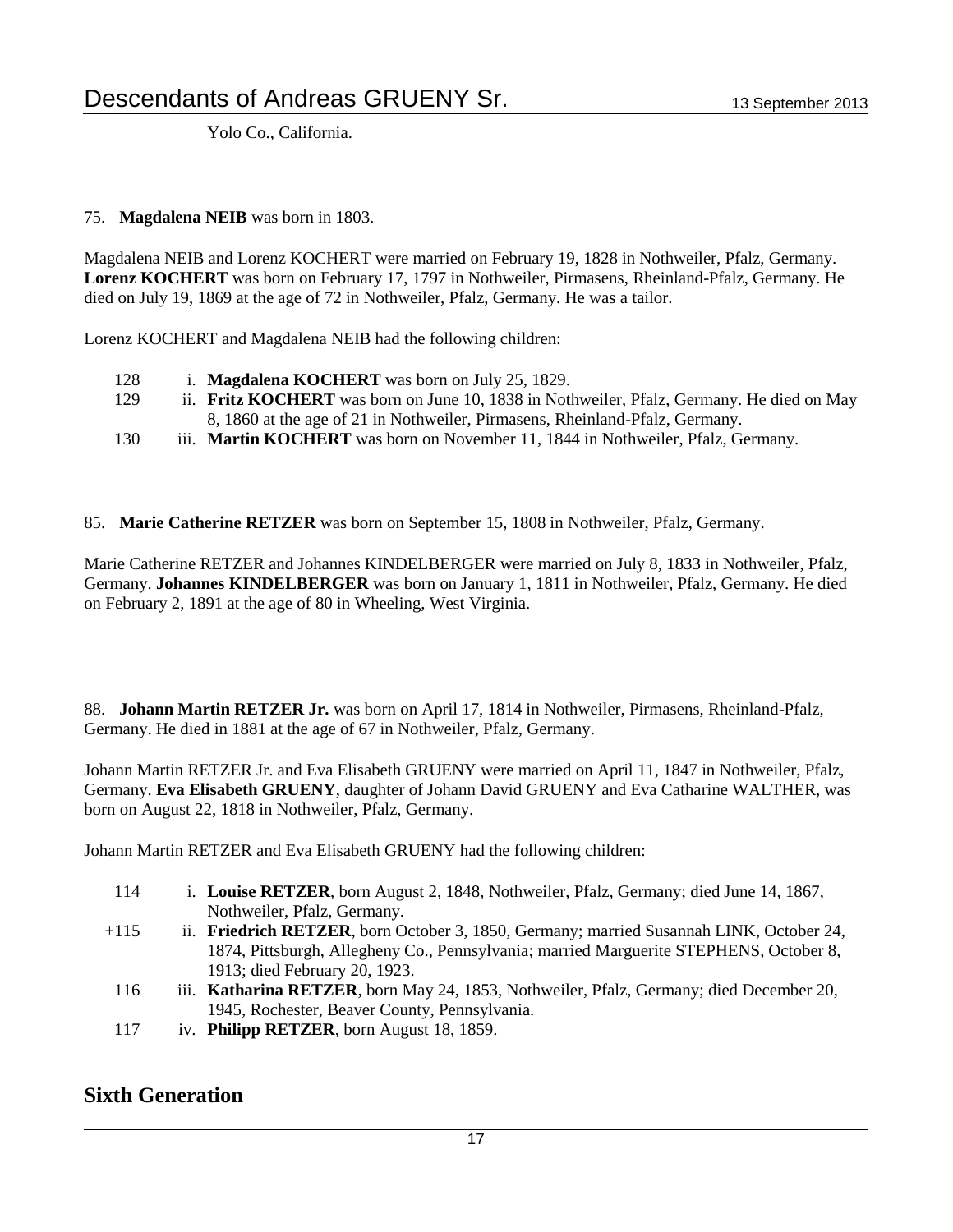Yolo Co., California.

75. **Magdalena NEIB** was born in 1803.

Magdalena NEIB and Lorenz KOCHERT were married on February 19, 1828 in Nothweiler, Pfalz, Germany. **Lorenz KOCHERT** was born on February 17, 1797 in Nothweiler, Pirmasens, Rheinland-Pfalz, Germany. He died on July 19, 1869 at the age of 72 in Nothweiler, Pfalz, Germany. He was a tailor.

Lorenz KOCHERT and Magdalena NEIB had the following children:

- 128 i. **Magdalena KOCHERT** was born on July 25, 1829.
- 129 ii. **Fritz KOCHERT** was born on June 10, 1838 in Nothweiler, Pfalz, Germany. He died on May 8, 1860 at the age of 21 in Nothweiler, Pirmasens, Rheinland-Pfalz, Germany.
- 130 iii. **Martin KOCHERT** was born on November 11, 1844 in Nothweiler, Pfalz, Germany.

85. **Marie Catherine RETZER** was born on September 15, 1808 in Nothweiler, Pfalz, Germany.

Marie Catherine RETZER and Johannes KINDELBERGER were married on July 8, 1833 in Nothweiler, Pfalz, Germany. **Johannes KINDELBERGER** was born on January 1, 1811 in Nothweiler, Pfalz, Germany. He died on February 2, 1891 at the age of 80 in Wheeling, West Virginia.

88. **Johann Martin RETZER Jr.** was born on April 17, 1814 in Nothweiler, Pirmasens, Rheinland-Pfalz, Germany. He died in 1881 at the age of 67 in Nothweiler, Pfalz, Germany.

Johann Martin RETZER Jr. and Eva Elisabeth GRUENY were married on April 11, 1847 in Nothweiler, Pfalz, Germany. **Eva Elisabeth GRUENY**, daughter of Johann David GRUENY and Eva Catharine WALTHER, was born on August 22, 1818 in Nothweiler, Pfalz, Germany.

Johann Martin RETZER and Eva Elisabeth GRUENY had the following children:

- 114 i. **Louise RETZER**, born August 2, 1848, Nothweiler, Pfalz, Germany; died June 14, 1867, Nothweiler, Pfalz, Germany.
- +115 ii. **Friedrich RETZER**, born October 3, 1850, Germany; married Susannah LINK, October 24, 1874, Pittsburgh, Allegheny Co., Pennsylvania; married Marguerite STEPHENS, October 8, 1913; died February 20, 1923.
- 116 iii. **Katharina RETZER**, born May 24, 1853, Nothweiler, Pfalz, Germany; died December 20, 1945, Rochester, Beaver County, Pennsylvania.
- 117 iv. **Philipp RETZER**, born August 18, 1859.

## Sixth Generation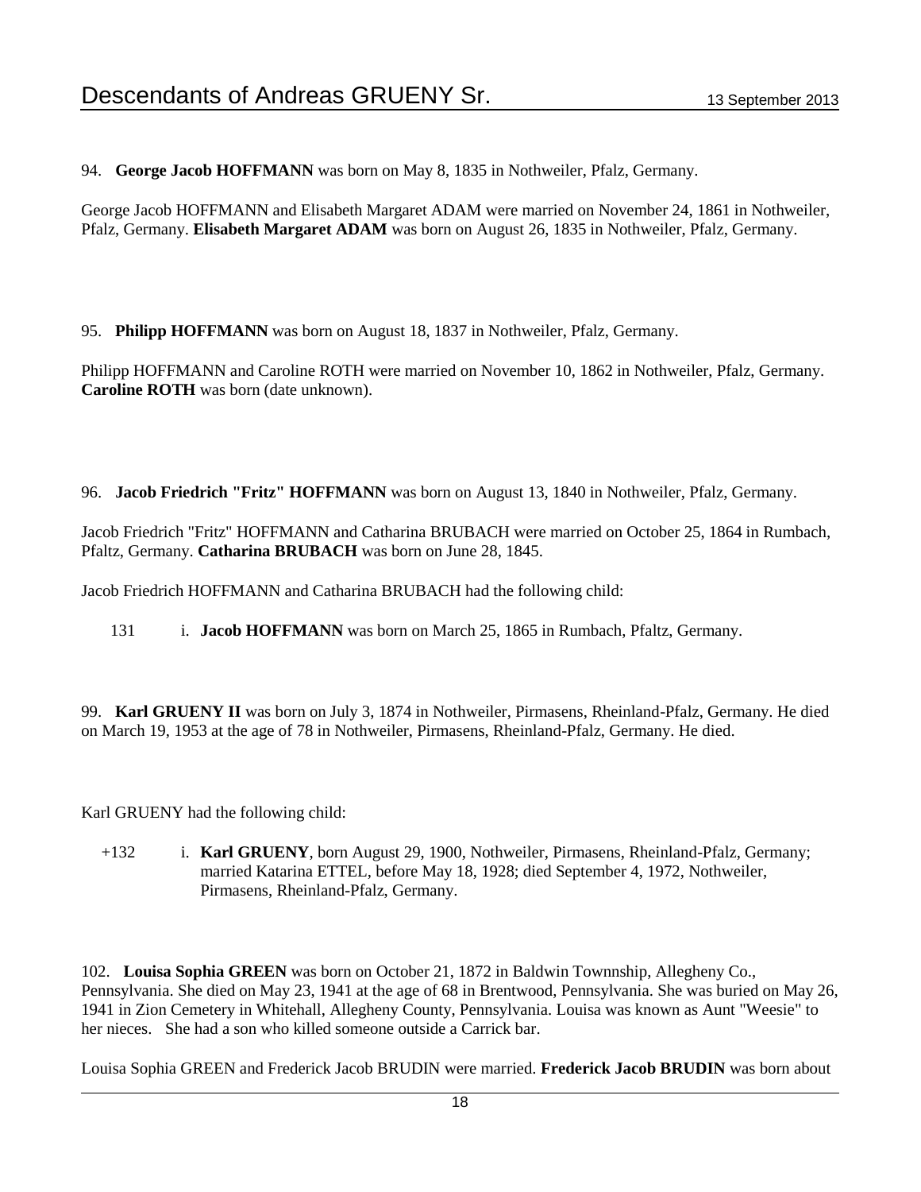94. **George Jacob HOFFMANN** was born on May 8, 1835 in Nothweiler, Pfalz, Germany.

George Jacob HOFFMANN and Elisabeth Margaret ADAM were married on November 24, 1861 in Nothweiler, Pfalz, Germany. **Elisabeth Margaret ADAM** was born on August 26, 1835 in Nothweiler, Pfalz, Germany.

95. **Philipp HOFFMANN** was born on August 18, 1837 in Nothweiler, Pfalz, Germany.

Philipp HOFFMANN and Caroline ROTH were married on November 10, 1862 in Nothweiler, Pfalz, Germany. **Caroline ROTH** was born (date unknown).

96. **Jacob Friedrich "Fritz" HOFFMANN** was born on August 13, 1840 in Nothweiler, Pfalz, Germany.

Jacob Friedrich "Fritz" HOFFMANN and Catharina BRUBACH were married on October 25, 1864 in Rumbach, Pfaltz, Germany. **Catharina BRUBACH** was born on June 28, 1845.

Jacob Friedrich HOFFMANN and Catharina BRUBACH had the following child:

131 i. **Jacob HOFFMANN** was born on March 25, 1865 in Rumbach, Pfaltz, Germany.

99. **Karl GRUENY II** was born on July 3, 1874 in Nothweiler, Pirmasens, Rheinland-Pfalz, Germany. He died on March 19, 1953 at the age of 78 in Nothweiler, Pirmasens, Rheinland-Pfalz, Germany. He died.

Karl GRUENY had the following child:

+132 i. **Karl GRUENY**, born August 29, 1900, Nothweiler, Pirmasens, Rheinland-Pfalz, Germany; married Katarina ETTEL, before May 18, 1928; died September 4, 1972, Nothweiler, Pirmasens, Rheinland-Pfalz, Germany.

102. **Louisa Sophia GREEN** was born on October 21, 1872 in Baldwin Townnship, Allegheny Co., Pennsylvania. She died on May 23, 1941 at the age of 68 in Brentwood, Pennsylvania. She was buried on May 26, 1941 in Zion Cemetery in Whitehall, Allegheny County, Pennsylvania. Louisa was known as Aunt "Weesie" to her nieces. She had a son who killed someone outside a Carrick bar.

Louisa Sophia GREEN and Frederick Jacob BRUDIN were married. **Frederick Jacob BRUDIN** was born about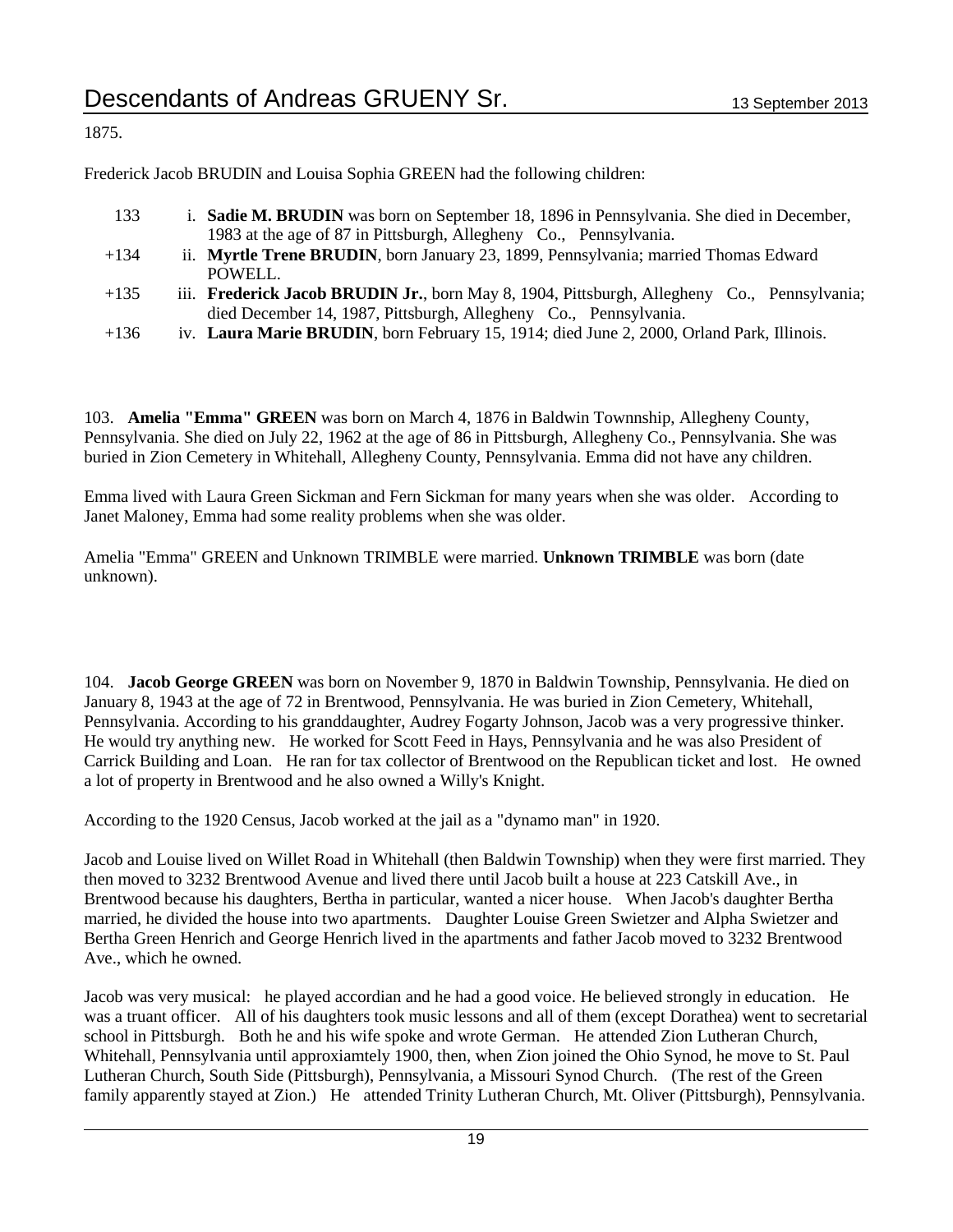1875.

Frederick Jacob BRUDIN and Louisa Sophia GREEN had the following children:

- 133 i. **Sadie M. BRUDIN** was born on September 18, 1896 in Pennsylvania. She died in December, 1983 at the age of 87 in Pittsburgh, Allegheny Co., Pennsylvania.
- +134 ii. **Myrtle Trene BRUDIN**, born January 23, 1899, Pennsylvania; married Thomas Edward POWELL.
- +135 iii. **Frederick Jacob BRUDIN Jr.**, born May 8, 1904, Pittsburgh, Allegheny Co., Pennsylvania; died December 14, 1987, Pittsburgh, Allegheny Co., Pennsylvania.
- +136 iv. **Laura Marie BRUDIN**, born February 15, 1914; died June 2, 2000, Orland Park, Illinois.

103. **Amelia "Emma" GREEN** was born on March 4, 1876 in Baldwin Townnship, Allegheny County, Pennsylvania. She died on July 22, 1962 at the age of 86 in Pittsburgh, Allegheny Co., Pennsylvania. She was buried in Zion Cemetery in Whitehall, Allegheny County, Pennsylvania. Emma did not have any children.

Emma lived with Laura Green Sickman and Fern Sickman for many years when she was older. According to Janet Maloney, Emma had some reality problems when she was older.

Amelia "Emma" GREEN and Unknown TRIMBLE were married. **Unknown TRIMBLE** was born (date unknown).

104. **Jacob George GREEN** was born on November 9, 1870 in Baldwin Township, Pennsylvania. He died on January 8, 1943 at the age of 72 in Brentwood, Pennsylvania. He was buried in Zion Cemetery, Whitehall, Pennsylvania. According to his granddaughter, Audrey Fogarty Johnson, Jacob was a very progressive thinker. He would try anything new. He worked for Scott Feed in Hays, Pennsylvania and he was also President of Carrick Building and Loan. He ran for tax collector of Brentwood on the Republican ticket and lost. He owned a lot of property in Brentwood and he also owned a Willy's Knight.

According to the 1920 Census, Jacob worked at the jail as a "dynamo man" in 1920.

Jacob and Louise lived on Willet Road in Whitehall (then Baldwin Township) when they were first married. They then moved to 3232 Brentwood Avenue and lived there until Jacob built a house at 223 Catskill Ave., in Brentwood because his daughters, Bertha in particular, wanted a nicer house. When Jacob's daughter Bertha married, he divided the house into two apartments. Daughter Louise Green Swietzer and Alpha Swietzer and Bertha Green Henrich and George Henrich lived in the apartments and father Jacob moved to 3232 Brentwood Ave., which he owned.

Jacob was very musical: he played accordian and he had a good voice. He believed strongly in education. He was a truant officer. All of his daughters took music lessons and all of them (except Dorathea) went to secretarial school in Pittsburgh. Both he and his wife spoke and wrote German. He attended Zion Lutheran Church, Whitehall, Pennsylvania until approxiamtely 1900, then, when Zion joined the Ohio Synod, he move to St. Paul Lutheran Church, South Side (Pittsburgh), Pennsylvania, a Missouri Synod Church. (The rest of the Green family apparently stayed at Zion.) He attended Trinity Lutheran Church, Mt. Oliver (Pittsburgh), Pennsylvania.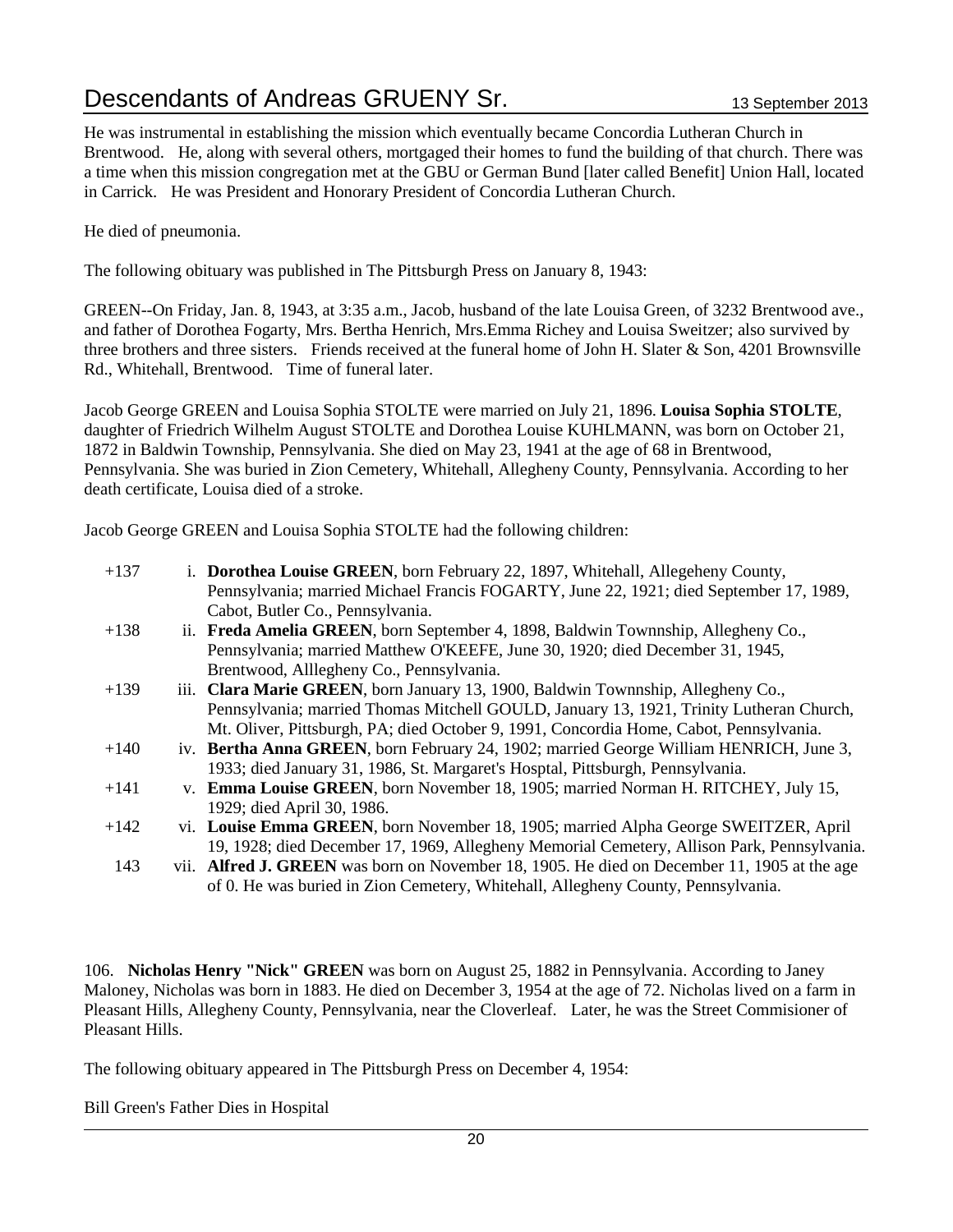He was instrumental in establishing the mission which eventually became Concordia Lutheran Church in Brentwood. He, along with several others, mortgaged their homes to fund the building of that church. There was a time when this mission congregation met at the GBU or German Bund [later called Benefit] Union Hall, located in Carrick. He was President and Honorary President of Concordia Lutheran Church.

He died of pneumonia.

The following obituary was published in The Pittsburgh Press on January 8, 1943:

GREEN--On Friday, Jan. 8, 1943, at 3:35 a.m., Jacob, husband of the late Louisa Green, of 3232 Brentwood ave., and father of Dorothea Fogarty, Mrs. Bertha Henrich, Mrs.Emma Richey and Louisa Sweitzer; also survived by three brothers and three sisters. Friends received at the funeral home of John H. Slater & Son, 4201 Brownsville Rd., Whitehall, Brentwood. Time of funeral later.

Jacob George GREEN and Louisa Sophia STOLTE were married on July 21, 1896. **Louisa Sophia STOLTE**, daughter of Friedrich Wilhelm August STOLTE and Dorothea Louise KUHLMANN, was born on October 21, 1872 in Baldwin Township, Pennsylvania. She died on May 23, 1941 at the age of 68 in Brentwood, Pennsylvania. She was buried in Zion Cemetery, Whitehall, Allegheny County, Pennsylvania. According to her death certificate, Louisa died of a stroke.

Jacob George GREEN and Louisa Sophia STOLTE had the following children:

- +137 i. **Dorothea Louise GREEN**, born February 22, 1897, Whitehall, Allegeheny County, Pennsylvania; married Michael Francis FOGARTY, June 22, 1921; died September 17, 1989, Cabot, Butler Co., Pennsylvania.
- +138 ii. **Freda Amelia GREEN**, born September 4, 1898, Baldwin Townnship, Allegheny Co., Pennsylvania; married Matthew O'KEEFE, June 30, 1920; died December 31, 1945, Brentwood, Alllegheny Co., Pennsylvania.
- +139 iii. **Clara Marie GREEN**, born January 13, 1900, Baldwin Townnship, Allegheny Co., Pennsylvania; married Thomas Mitchell GOULD, January 13, 1921, Trinity Lutheran Church, Mt. Oliver, Pittsburgh, PA; died October 9, 1991, Concordia Home, Cabot, Pennsylvania.
- +140 iv. **Bertha Anna GREEN**, born February 24, 1902; married George William HENRICH, June 3, 1933; died January 31, 1986, St. Margaret's Hosptal, Pittsburgh, Pennsylvania.
- +141 v. **Emma Louise GREEN**, born November 18, 1905; married Norman H. RITCHEY, July 15, 1929; died April 30, 1986.
- +142 vi. **Louise Emma GREEN**, born November 18, 1905; married Alpha George SWEITZER, April 19, 1928; died December 17, 1969, Allegheny Memorial Cemetery, Allison Park, Pennsylvania.
- 143 vii. **Alfred J. GREEN** was born on November 18, 1905. He died on December 11, 1905 at the age of 0. He was buried in Zion Cemetery, Whitehall, Allegheny County, Pennsylvania.

106. **Nicholas Henry "Nick" GREEN** was born on August 25, 1882 in Pennsylvania. According to Janey Maloney, Nicholas was born in 1883. He died on December 3, 1954 at the age of 72. Nicholas lived on a farm in Pleasant Hills, Allegheny County, Pennsylvania, near the Cloverleaf. Later, he was the Street Commisioner of Pleasant Hills.

The following obituary appeared in The Pittsburgh Press on December 4, 1954:

Bill Green's Father Dies in Hospital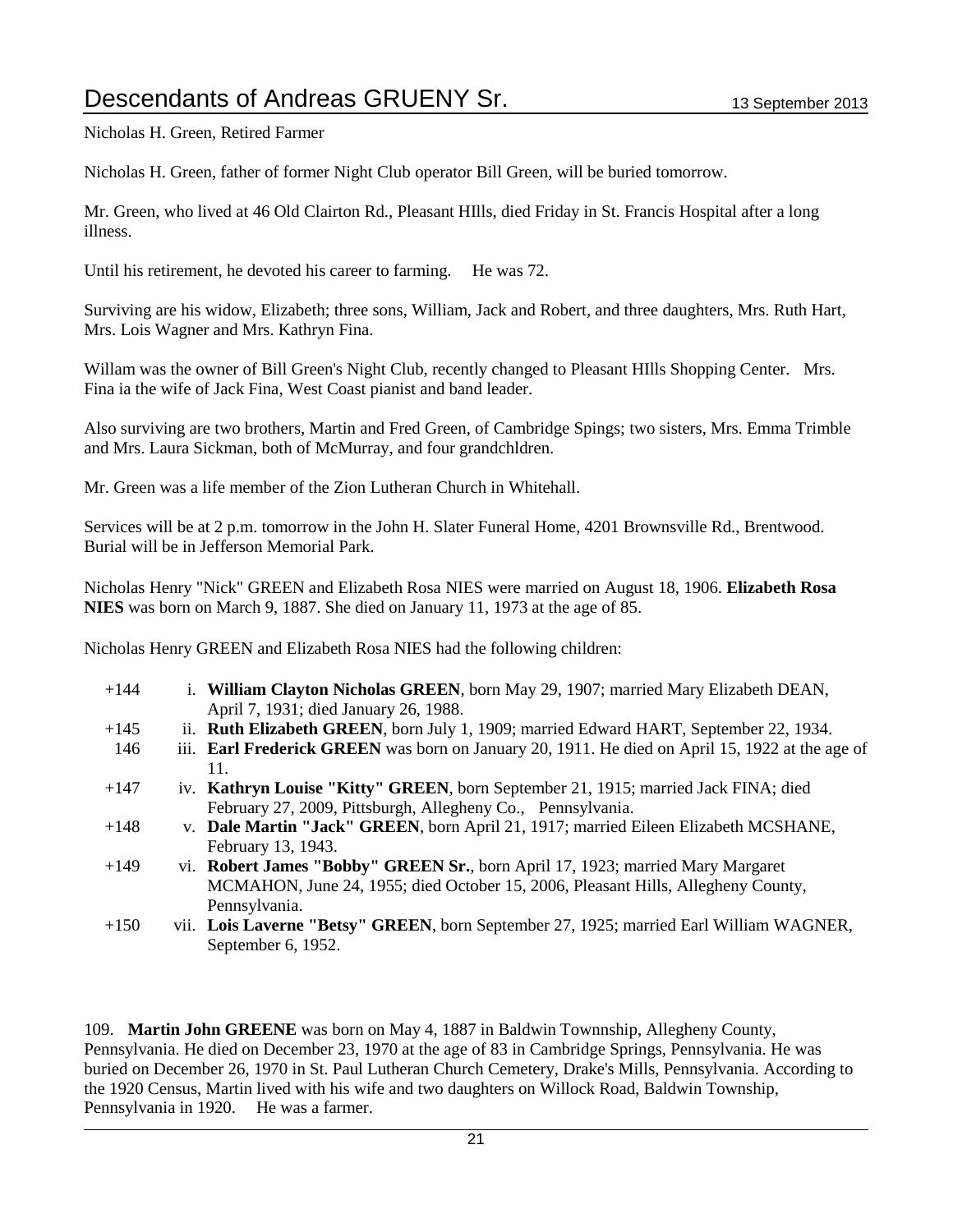Nicholas H. Green, Retired Farmer

Nicholas H. Green, father of former Night Club operator Bill Green, will be buried tomorrow.

Mr. Green, who lived at 46 Old Clairton Rd., Pleasant HIlls, died Friday in St. Francis Hospital after a long illness.

Until his retirement, he devoted his career to farming. He was 72.

Surviving are his widow, Elizabeth; three sons, William, Jack and Robert, and three daughters, Mrs. Ruth Hart, Mrs. Lois Wagner and Mrs. Kathryn Fina.

Willam was the owner of Bill Green's Night Club, recently changed to Pleasant HIlls Shopping Center. Mrs. Fina ia the wife of Jack Fina, West Coast pianist and band leader.

Also surviving are two brothers, Martin and Fred Green, of Cambridge Spings; two sisters, Mrs. Emma Trimble and Mrs. Laura Sickman, both of McMurray, and four grandchldren.

Mr. Green was a life member of the Zion Lutheran Church in Whitehall.

Services will be at 2 p.m. tomorrow in the John H. Slater Funeral Home, 4201 Brownsville Rd., Brentwood. Burial will be in Jefferson Memorial Park.

Nicholas Henry "Nick" GREEN and Elizabeth Rosa NIES were married on August 18, 1906. **Elizabeth Rosa NIES** was born on March 9, 1887. She died on January 11, 1973 at the age of 85.

Nicholas Henry GREEN and Elizabeth Rosa NIES had the following children:

+144 i. **William Clayton Nicholas GREEN**, born May 29, 1907; married Mary Elizabeth DEAN, April 7, 1931; died January 26, 1988.

+145 ii. **Ruth Elizabeth GREEN**, born July 1, 1909; married Edward HART, September 22, 1934.

146 iii. **Earl Frederick GREEN** was born on January 20, 1911. He died on April 15, 1922 at the age of 11.

+147 iv. **Kathryn Louise "Kitty" GREEN**, born September 21, 1915; married Jack FINA; died February 27, 2009, Pittsburgh, Allegheny Co., Pennsylvania.

+148 v. **Dale Martin "Jack" GREEN**, born April 21, 1917; married Eileen Elizabeth MCSHANE, February 13, 1943.

+149 vi. **Robert James "Bobby" GREEN Sr.**, born April 17, 1923; married Mary Margaret MCMAHON, June 24, 1955; died October 15, 2006, Pleasant Hills, Allegheny County, Pennsylvania.

+150 vii. **Lois Laverne "Betsy" GREEN**, born September 27, 1925; married Earl William WAGNER, September 6, 1952.

109. **Martin John GREENE** was born on May 4, 1887 in Baldwin Townnship, Allegheny County, Pennsylvania. He died on December 23, 1970 at the age of 83 in Cambridge Springs, Pennsylvania. He was buried on December 26, 1970 in St. Paul Lutheran Church Cemetery, Drake's Mills, Pennsylvania. According to the 1920 Census, Martin lived with his wife and two daughters on Willock Road, Baldwin Township, Pennsylvania in 1920. He was a farmer.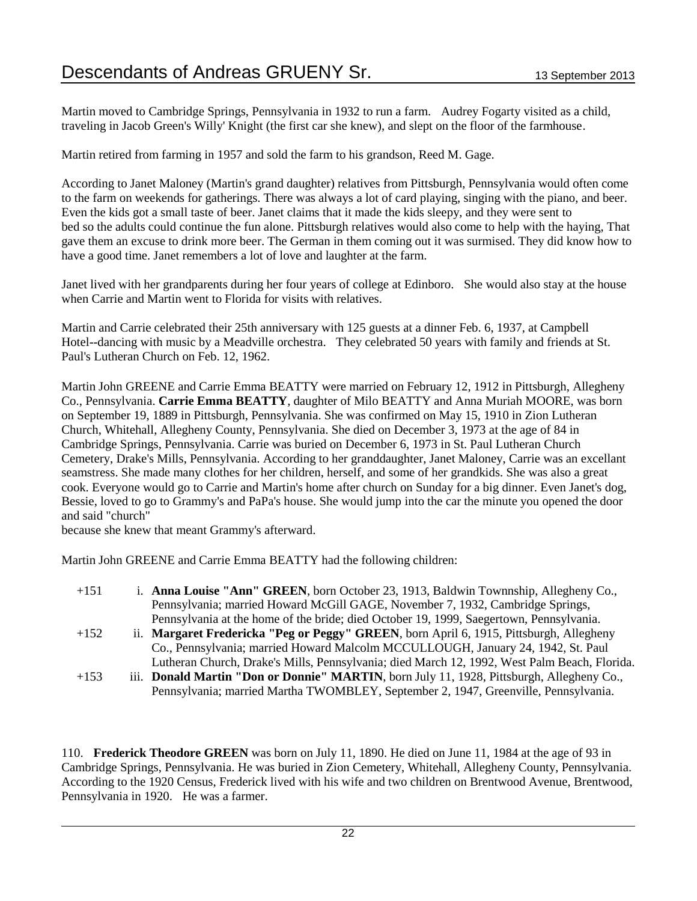Martin moved to Cambridge Springs, Pennsylvania in 1932 to run a farm. Audrey Fogarty visited as a child, traveling in Jacob Green's Willy' Knight (the first car she knew), and slept on the floor of the farmhouse.

Martin retired from farming in 1957 and sold the farm to his grandson, Reed M. Gage.

According to Janet Maloney (Martin's grand daughter) relatives from Pittsburgh, Pennsylvania would often come to the farm on weekends for gatherings. There was always a lot of card playing, singing with the piano, and beer. Even the kids got a small taste of beer. Janet claims that it made the kids sleepy, and they were sent to bed so the adults could continue the fun alone. Pittsburgh relatives would also come to help with the haying, That gave them an excuse to drink more beer. The German in them coming out it was surmised. They did know how to have a good time. Janet remembers a lot of love and laughter at the farm.

Janet lived with her grandparents during her four years of college at Edinboro. She would also stay at the house when Carrie and Martin went to Florida for visits with relatives.

Martin and Carrie celebrated their 25th anniversary with 125 guests at a dinner Feb. 6, 1937, at Campbell Hotel--dancing with music by a Meadville orchestra. They celebrated 50 years with family and friends at St. Paul's Lutheran Church on Feb. 12, 1962.

Martin John GREENE and Carrie Emma BEATTY were married on February 12, 1912 in Pittsburgh, Allegheny Co., Pennsylvania. **Carrie Emma BEATTY**, daughter of Milo BEATTY and Anna Muriah MOORE, was born on September 19, 1889 in Pittsburgh, Pennsylvania. She was confirmed on May 15, 1910 in Zion Lutheran Church, Whitehall, Allegheny County, Pennsylvania. She died on December 3, 1973 at the age of 84 in Cambridge Springs, Pennsylvania. Carrie was buried on December 6, 1973 in St. Paul Lutheran Church Cemetery, Drake's Mills, Pennsylvania. According to her granddaughter, Janet Maloney, Carrie was an excellant seamstress. She made many clothes for her children, herself, and some of her grandkids. She was also a great cook. Everyone would go to Carrie and Martin's home after church on Sunday for a big dinner. Even Janet's dog, Bessie, loved to go to Grammy's and PaPa's house. She would jump into the car the minute you opened the door and said "church"
because she knew that meant Grammy's afterward.

Martin John GREENE and Carrie Emma BEATTY had the following children:

+151 i. **Anna Louise "Ann" GREEN**, born October 23, 1913, Baldwin Townnship, Allegheny Co., Pennsylvania; married Howard McGill GAGE, November 7, 1932, Cambridge Springs, Pennsylvania at the home of the bride; died October 19, 1999, Saegertown, Pennsylvania.

+152 ii. **Margaret Fredericka "Peg or Peggy" GREEN**, born April 6, 1915, Pittsburgh, Allegheny Co., Pennsylvania; married Howard Malcolm MCCULLOUGH, January 24, 1942, St. Paul Lutheran Church, Drake's Mills, Pennsylvania; died March 12, 1992, West Palm Beach, Florida.

+153 iii. **Donald Martin "Don or Donnie" MARTIN**, born July 11, 1928, Pittsburgh, Allegheny Co., Pennsylvania; married Martha TWOMBLEY, September 2, 1947, Greenville, Pennsylvania.

110. **Frederick Theodore GREEN** was born on July 11, 1890. He died on June 11, 1984 at the age of 93 in Cambridge Springs, Pennsylvania. He was buried in Zion Cemetery, Whitehall, Allegheny County, Pennsylvania. According to the 1920 Census, Frederick lived with his wife and two children on Brentwood Avenue, Brentwood, Pennsylvania in 1920. He was a farmer.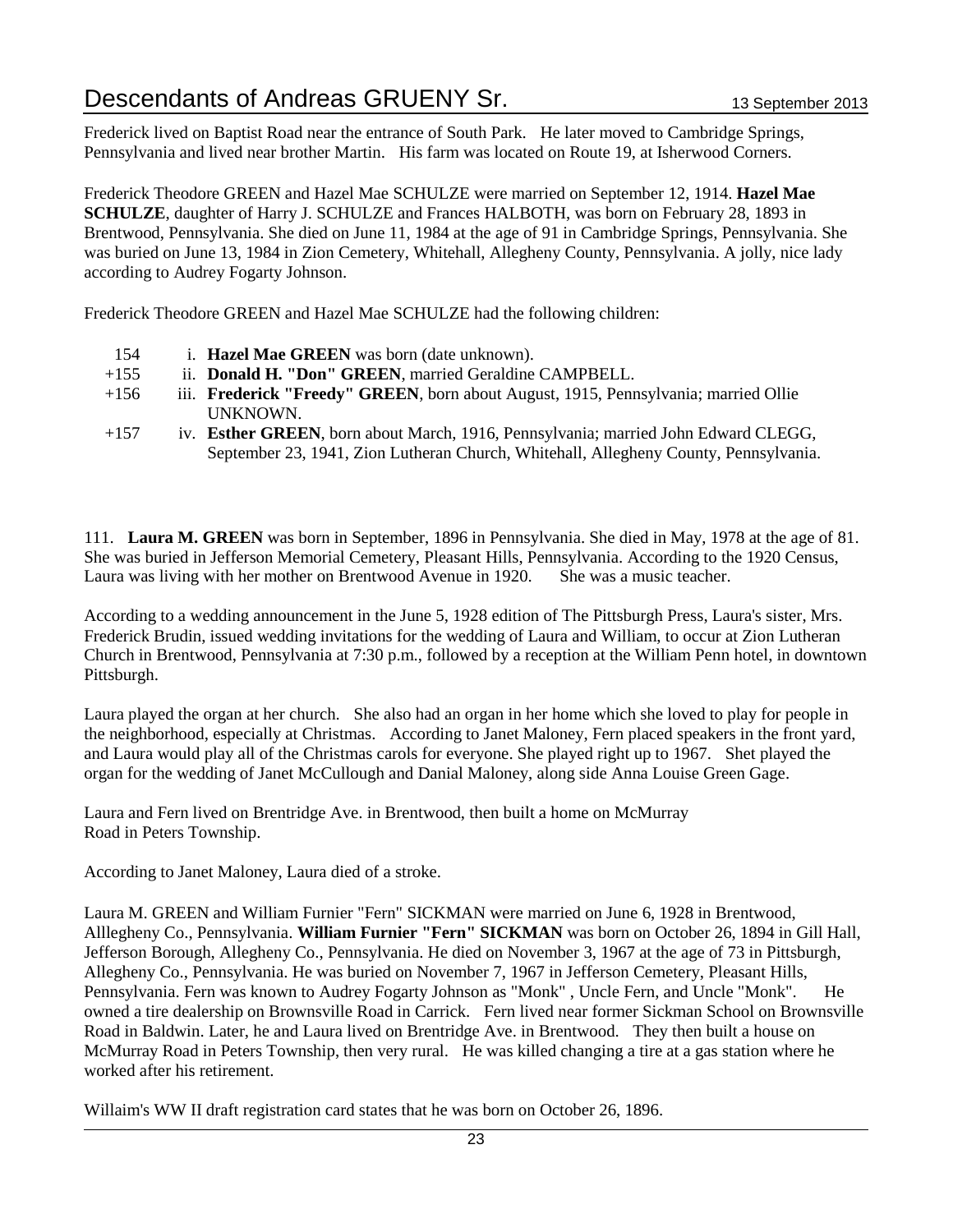Frederick lived on Baptist Road near the entrance of South Park. He later moved to Cambridge Springs, Pennsylvania and lived near brother Martin. His farm was located on Route 19, at Isherwood Corners.

Frederick Theodore GREEN and Hazel Mae SCHULZE were married on September 12, 1914. **Hazel Mae SCHULZE**, daughter of Harry J. SCHULZE and Frances HALBOTH, was born on February 28, 1893 in Brentwood, Pennsylvania. She died on June 11, 1984 at the age of 91 in Cambridge Springs, Pennsylvania. She was buried on June 13, 1984 in Zion Cemetery, Whitehall, Allegheny County, Pennsylvania. A jolly, nice lady according to Audrey Fogarty Johnson.

Frederick Theodore GREEN and Hazel Mae SCHULZE had the following children:

- 154 i. **Hazel Mae GREEN** was born (date unknown).
- +155 ii. **Donald H. "Don" GREEN**, married Geraldine CAMPBELL.
- +156 iii. **Frederick "Freedy" GREEN**, born about August, 1915, Pennsylvania; married Ollie UNKNOWN.
- +157 iv. **Esther GREEN**, born about March, 1916, Pennsylvania; married John Edward CLEGG, September 23, 1941, Zion Lutheran Church, Whitehall, Allegheny County, Pennsylvania.

111. **Laura M. GREEN** was born in September, 1896 in Pennsylvania. She died in May, 1978 at the age of 81. She was buried in Jefferson Memorial Cemetery, Pleasant Hills, Pennsylvania. According to the 1920 Census, Laura was living with her mother on Brentwood Avenue in 1920. She was a music teacher.

According to a wedding announcement in the June 5, 1928 edition of The Pittsburgh Press, Laura's sister, Mrs. Frederick Brudin, issued wedding invitations for the wedding of Laura and William, to occur at Zion Lutheran Church in Brentwood, Pennsylvania at 7:30 p.m., followed by a reception at the William Penn hotel, in downtown Pittsburgh.

Laura played the organ at her church. She also had an organ in her home which she loved to play for people in the neighborhood, especially at Christmas. According to Janet Maloney, Fern placed speakers in the front yard, and Laura would play all of the Christmas carols for everyone. She played right up to 1967. Shet played the organ for the wedding of Janet McCullough and Danial Maloney, along side Anna Louise Green Gage.

Laura and Fern lived on Brentridge Ave. in Brentwood, then built a home on McMurray Road in Peters Township.

According to Janet Maloney, Laura died of a stroke.

Laura M. GREEN and William Furnier "Fern" SICKMAN were married on June 6, 1928 in Brentwood, Alllegheny Co., Pennsylvania. **William Furnier "Fern" SICKMAN** was born on October 26, 1894 in Gill Hall, Jefferson Borough, Allegheny Co., Pennsylvania. He died on November 3, 1967 at the age of 73 in Pittsburgh, Allegheny Co., Pennsylvania. He was buried on November 7, 1967 in Jefferson Cemetery, Pleasant Hills, Pennsylvania. Fern was known to Audrey Fogarty Johnson as "Monk" , Uncle Fern, and Uncle "Monk". He owned a tire dealership on Brownsville Road in Carrick. Fern lived near former Sickman School on Brownsville Road in Baldwin. Later, he and Laura lived on Brentridge Ave. in Brentwood. They then built a house on McMurray Road in Peters Township, then very rural. He was killed changing a tire at a gas station where he worked after his retirement.

Willaim's WW II draft registration card states that he was born on October 26, 1896.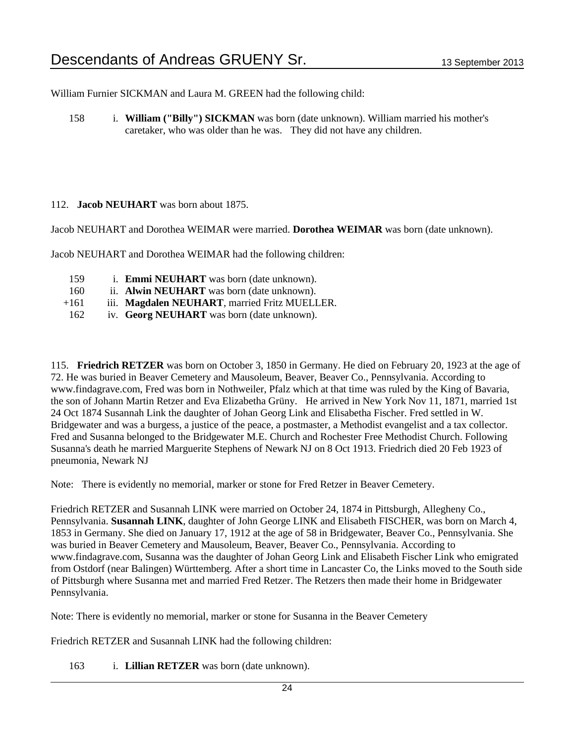William Furnier SICKMAN and Laura M. GREEN had the following child:

158 i. **William ("Billy") SICKMAN** was born (date unknown). William married his mother's caretaker, who was older than he was. They did not have any children.

112. **Jacob NEUHART** was born about 1875.

Jacob NEUHART and Dorothea WEIMAR were married. **Dorothea WEIMAR** was born (date unknown).

Jacob NEUHART and Dorothea WEIMAR had the following children:

159 i. **Emmi NEUHART** was born (date unknown).
160 ii. **Alwin NEUHART** was born (date unknown).
+161 iii. **Magdalen NEUHART**, married Fritz MUELLER.
162 iv. **Georg NEUHART** was born (date unknown).

115. **Friedrich RETZER** was born on October 3, 1850 in Germany. He died on February 20, 1923 at the age of 72. He was buried in Beaver Cemetery and Mausoleum, Beaver, Beaver Co., Pennsylvania. According to www.findagrave.com, Fred was born in Nothweiler, Pfalz which at that time was ruled by the King of Bavaria, the son of Johann Martin Retzer and Eva Elizabetha Grüny. He arrived in New York Nov 11, 1871, married 1st 24 Oct 1874 Susannah Link the daughter of Johan Georg Link and Elisabetha Fischer. Fred settled in W. Bridgewater and was a burgess, a justice of the peace, a postmaster, a Methodist evangelist and a tax collector. Fred and Susanna belonged to the Bridgewater M.E. Church and Rochester Free Methodist Church. Following Susanna's death he married Marguerite Stephens of Newark NJ on 8 Oct 1913. Friedrich died 20 Feb 1923 of pneumonia, Newark NJ

Note: There is evidently no memorial, marker or stone for Fred Retzer in Beaver Cemetery.

Friedrich RETZER and Susannah LINK were married on October 24, 1874 in Pittsburgh, Allegheny Co., Pennsylvania. **Susannah LINK**, daughter of John George LINK and Elisabeth FISCHER, was born on March 4, 1853 in Germany. She died on January 17, 1912 at the age of 58 in Bridgewater, Beaver Co., Pennsylvania. She was buried in Beaver Cemetery and Mausoleum, Beaver, Beaver Co., Pennsylvania. According to www.findagrave.com, Susanna was the daughter of Johan Georg Link and Elisabeth Fischer Link who emigrated from Ostdorf (near Balingen) Württemberg. After a short time in Lancaster Co, the Links moved to the South side of Pittsburgh where Susanna met and married Fred Retzer. The Retzers then made their home in Bridgewater Pennsylvania.

Note: There is evidently no memorial, marker or stone for Susanna in the Beaver Cemetery

Friedrich RETZER and Susannah LINK had the following children:

163 i. **Lillian RETZER** was born (date unknown).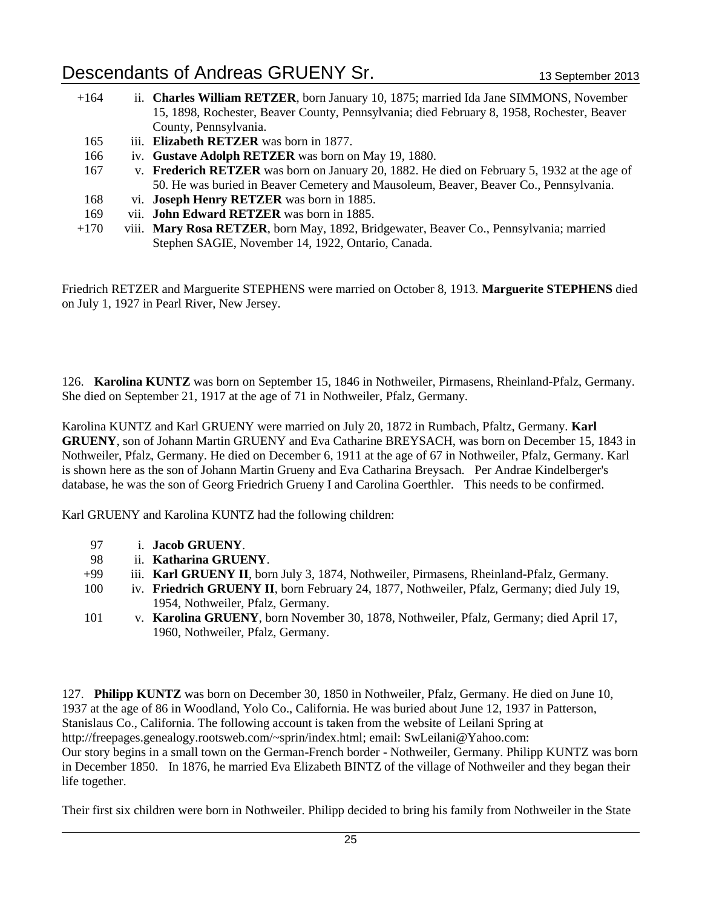+164 ii. **Charles William RETZER**, born January 10, 1875; married Ida Jane SIMMONS, November 15, 1898, Rochester, Beaver County, Pennsylvania; died February 8, 1958, Rochester, Beaver County, Pennsylvania.

165 iii. **Elizabeth RETZER** was born in 1877.

166 iv. **Gustave Adolph RETZER** was born on May 19, 1880.

167 v. **Frederich RETZER** was born on January 20, 1882. He died on February 5, 1932 at the age of 50. He was buried in Beaver Cemetery and Mausoleum, Beaver, Beaver Co., Pennsylvania.

168 vi. **Joseph Henry RETZER** was born in 1885.

169 vii. **John Edward RETZER** was born in 1885.

+170 viii. **Mary Rosa RETZER**, born May, 1892, Bridgewater, Beaver Co., Pennsylvania; married Stephen SAGIE, November 14, 1922, Ontario, Canada.

Friedrich RETZER and Marguerite STEPHENS were married on October 8, 1913. **Marguerite STEPHENS** died on July 1, 1927 in Pearl River, New Jersey.

126. **Karolina KUNTZ** was born on September 15, 1846 in Nothweiler, Pirmasens, Rheinland-Pfalz, Germany. She died on September 21, 1917 at the age of 71 in Nothweiler, Pfalz, Germany.

Karolina KUNTZ and Karl GRUENY were married on July 20, 1872 in Rumbach, Pfaltz, Germany. **Karl GRUENY**, son of Johann Martin GRUENY and Eva Catharine BREYSACH, was born on December 15, 1843 in Nothweiler, Pfalz, Germany. He died on December 6, 1911 at the age of 67 in Nothweiler, Pfalz, Germany. Karl is shown here as the son of Johann Martin Grueny and Eva Catharina Breysach. Per Andrae Kindelberger's database, he was the son of Georg Friedrich Grueny I and Carolina Goerthler. This needs to be confirmed.

Karl GRUENY and Karolina KUNTZ had the following children:

97 i. **Jacob GRUENY**.

98 ii. **Katharina GRUENY**.

+99 iii. **Karl GRUENY II**, born July 3, 1874, Nothweiler, Pirmasens, Rheinland-Pfalz, Germany.

100 iv. **Friedrich GRUENY II**, born February 24, 1877, Nothweiler, Pfalz, Germany; died July 19, 1954, Nothweiler, Pfalz, Germany.

101 v. **Karolina GRUENY**, born November 30, 1878, Nothweiler, Pfalz, Germany; died April 17, 1960, Nothweiler, Pfalz, Germany.

127. **Philipp KUNTZ** was born on December 30, 1850 in Nothweiler, Pfalz, Germany. He died on June 10, 1937 at the age of 86 in Woodland, Yolo Co., California. He was buried about June 12, 1937 in Patterson, Stanislaus Co., California. The following account is taken from the website of Leilani Spring at http://freepages.genealogy.rootsweb.com/~sprin/index.html; email: SwLeilani@Yahoo.com:
Our story begins in a small town on the German-French border - Nothweiler, Germany. Philipp KUNTZ was born in December 1850. In 1876, he married Eva Elizabeth BINTZ of the village of Nothweiler and they began their life together.

Their first six children were born in Nothweiler. Philipp decided to bring his family from Nothweiler in the State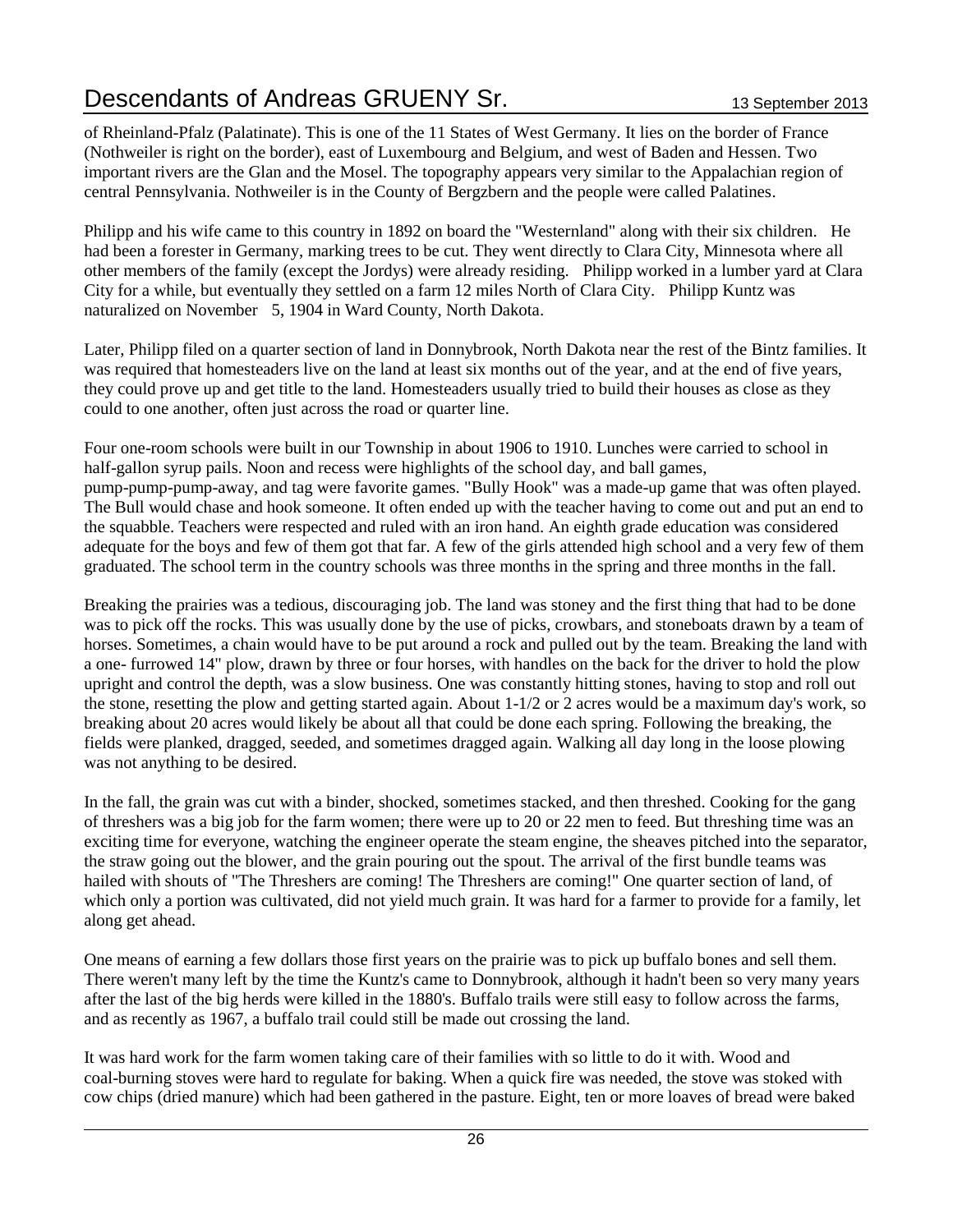of Rheinland-Pfalz (Palatinate). This is one of the 11 States of West Germany. It lies on the border of France (Nothweiler is right on the border), east of Luxembourg and Belgium, and west of Baden and Hessen. Two important rivers are the Glan and the Mosel. The topography appears very similar to the Appalachian region of central Pennsylvania. Nothweiler is in the County of Bergzbern and the people were called Palatines.

Philipp and his wife came to this country in 1892 on board the "Westernland" along with their six children. He had been a forester in Germany, marking trees to be cut. They went directly to Clara City, Minnesota where all other members of the family (except the Jordys) were already residing. Philipp worked in a lumber yard at Clara City for a while, but eventually they settled on a farm 12 miles North of Clara City. Philipp Kuntz was naturalized on November 5, 1904 in Ward County, North Dakota.

Later, Philipp filed on a quarter section of land in Donnybrook, North Dakota near the rest of the Bintz families. It was required that homesteaders live on the land at least six months out of the year, and at the end of five years, they could prove up and get title to the land. Homesteaders usually tried to build their houses as close as they could to one another, often just across the road or quarter line.

Four one-room schools were built in our Township in about 1906 to 1910. Lunches were carried to school in half-gallon syrup pails. Noon and recess were highlights of the school day, and ball games, pump-pump-pump-away, and tag were favorite games. "Bully Hook" was a made-up game that was often played. The Bull would chase and hook someone. It often ended up with the teacher having to come out and put an end to the squabble. Teachers were respected and ruled with an iron hand. An eighth grade education was considered adequate for the boys and few of them got that far. A few of the girls attended high school and a very few of them graduated. The school term in the country schools was three months in the spring and three months in the fall.

Breaking the prairies was a tedious, discouraging job. The land was stoney and the first thing that had to be done was to pick off the rocks. This was usually done by the use of picks, crowbars, and stoneboats drawn by a team of horses. Sometimes, a chain would have to be put around a rock and pulled out by the team. Breaking the land with a one- furrowed 14" plow, drawn by three or four horses, with handles on the back for the driver to hold the plow upright and control the depth, was a slow business. One was constantly hitting stones, having to stop and roll out the stone, resetting the plow and getting started again. About 1-1/2 or 2 acres would be a maximum day's work, so breaking about 20 acres would likely be about all that could be done each spring. Following the breaking, the fields were planked, dragged, seeded, and sometimes dragged again. Walking all day long in the loose plowing was not anything to be desired.

In the fall, the grain was cut with a binder, shocked, sometimes stacked, and then threshed. Cooking for the gang of threshers was a big job for the farm women; there were up to 20 or 22 men to feed. But threshing time was an exciting time for everyone, watching the engineer operate the steam engine, the sheaves pitched into the separator, the straw going out the blower, and the grain pouring out the spout. The arrival of the first bundle teams was hailed with shouts of "The Threshers are coming! The Threshers are coming!" One quarter section of land, of which only a portion was cultivated, did not yield much grain. It was hard for a farmer to provide for a family, let along get ahead.

One means of earning a few dollars those first years on the prairie was to pick up buffalo bones and sell them. There weren't many left by the time the Kuntz's came to Donnybrook, although it hadn't been so very many years after the last of the big herds were killed in the 1880's. Buffalo trails were still easy to follow across the farms, and as recently as 1967, a buffalo trail could still be made out crossing the land.

It was hard work for the farm women taking care of their families with so little to do it with. Wood and coal-burning stoves were hard to regulate for baking. When a quick fire was needed, the stove was stoked with cow chips (dried manure) which had been gathered in the pasture. Eight, ten or more loaves of bread were baked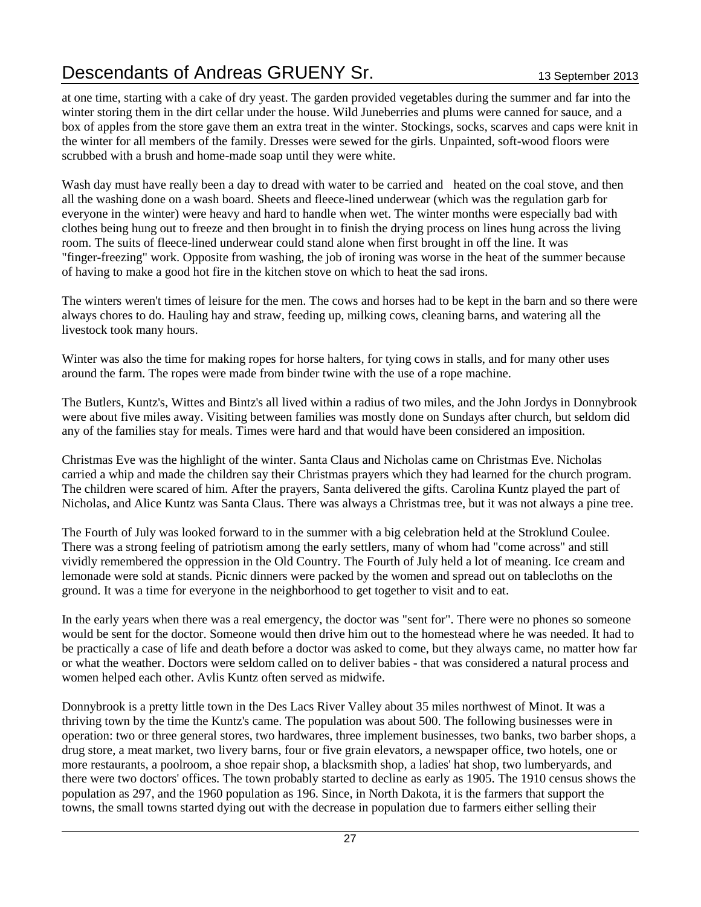at one time, starting with a cake of dry yeast. The garden provided vegetables during the summer and far into the winter storing them in the dirt cellar under the house. Wild Juneberries and plums were canned for sauce, and a box of apples from the store gave them an extra treat in the winter. Stockings, socks, scarves and caps were knit in the winter for all members of the family. Dresses were sewed for the girls. Unpainted, soft-wood floors were scrubbed with a brush and home-made soap until they were white.

Wash day must have really been a day to dread with water to be carried and heated on the coal stove, and then all the washing done on a wash board. Sheets and fleece-lined underwear (which was the regulation garb for everyone in the winter) were heavy and hard to handle when wet. The winter months were especially bad with clothes being hung out to freeze and then brought in to finish the drying process on lines hung across the living room. The suits of fleece-lined underwear could stand alone when first brought in off the line. It was "finger-freezing" work. Opposite from washing, the job of ironing was worse in the heat of the summer because of having to make a good hot fire in the kitchen stove on which to heat the sad irons.

The winters weren't times of leisure for the men. The cows and horses had to be kept in the barn and so there were always chores to do. Hauling hay and straw, feeding up, milking cows, cleaning barns, and watering all the livestock took many hours.

Winter was also the time for making ropes for horse halters, for tying cows in stalls, and for many other uses around the farm. The ropes were made from binder twine with the use of a rope machine.

The Butlers, Kuntz's, Wittes and Bintz's all lived within a radius of two miles, and the John Jordys in Donnybrook were about five miles away. Visiting between families was mostly done on Sundays after church, but seldom did any of the families stay for meals. Times were hard and that would have been considered an imposition.

Christmas Eve was the highlight of the winter. Santa Claus and Nicholas came on Christmas Eve. Nicholas carried a whip and made the children say their Christmas prayers which they had learned for the church program. The children were scared of him. After the prayers, Santa delivered the gifts. Carolina Kuntz played the part of Nicholas, and Alice Kuntz was Santa Claus. There was always a Christmas tree, but it was not always a pine tree.

The Fourth of July was looked forward to in the summer with a big celebration held at the Stroklund Coulee. There was a strong feeling of patriotism among the early settlers, many of whom had "come across" and still vividly remembered the oppression in the Old Country. The Fourth of July held a lot of meaning. Ice cream and lemonade were sold at stands. Picnic dinners were packed by the women and spread out on tablecloths on the ground. It was a time for everyone in the neighborhood to get together to visit and to eat.

In the early years when there was a real emergency, the doctor was "sent for". There were no phones so someone would be sent for the doctor. Someone would then drive him out to the homestead where he was needed. It had to be practically a case of life and death before a doctor was asked to come, but they always came, no matter how far or what the weather. Doctors were seldom called on to deliver babies - that was considered a natural process and women helped each other. Avlis Kuntz often served as midwife.

Donnybrook is a pretty little town in the Des Lacs River Valley about 35 miles northwest of Minot. It was a thriving town by the time the Kuntz's came. The population was about 500. The following businesses were in operation: two or three general stores, two hardwares, three implement businesses, two banks, two barber shops, a drug store, a meat market, two livery barns, four or five grain elevators, a newspaper office, two hotels, one or more restaurants, a poolroom, a shoe repair shop, a blacksmith shop, a ladies' hat shop, two lumberyards, and there were two doctors' offices. The town probably started to decline as early as 1905. The 1910 census shows the population as 297, and the 1960 population as 196. Since, in North Dakota, it is the farmers that support the towns, the small towns started dying out with the decrease in population due to farmers either selling their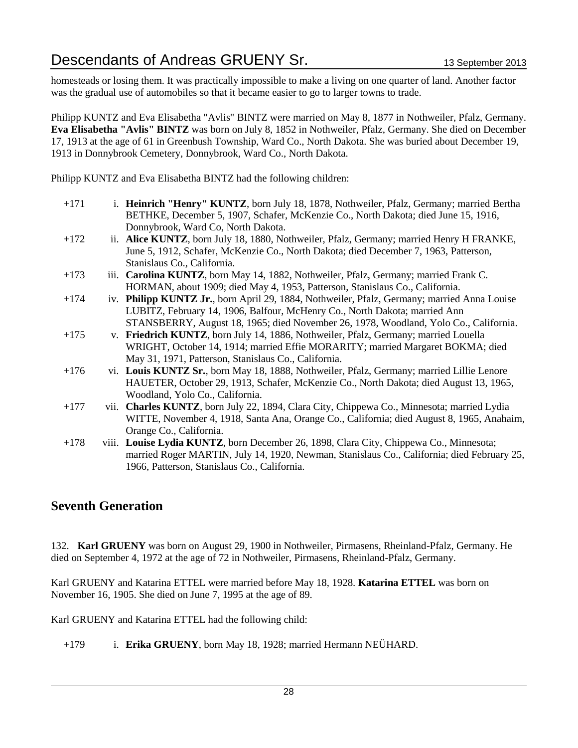homesteads or losing them. It was practically impossible to make a living on one quarter of land. Another factor was the gradual use of automobiles so that it became easier to go to larger towns to trade.

Philipp KUNTZ and Eva Elisabetha "Avlis" BINTZ were married on May 8, 1877 in Nothweiler, Pfalz, Germany. **Eva Elisabetha "Avlis" BINTZ** was born on July 8, 1852 in Nothweiler, Pfalz, Germany. She died on December 17, 1913 at the age of 61 in Greenbush Township, Ward Co., North Dakota. She was buried about December 19, 1913 in Donnybrook Cemetery, Donnybrook, Ward Co., North Dakota.

Philipp KUNTZ and Eva Elisabetha BINTZ had the following children:

- +171 i. **Heinrich "Henry" KUNTZ**, born July 18, 1878, Nothweiler, Pfalz, Germany; married Bertha BETHKE, December 5, 1907, Schafer, McKenzie Co., North Dakota; died June 15, 1916, Donnybrook, Ward Co, North Dakota.
- +172 ii. **Alice KUNTZ**, born July 18, 1880, Nothweiler, Pfalz, Germany; married Henry H FRANKE, June 5, 1912, Schafer, McKenzie Co., North Dakota; died December 7, 1963, Patterson, Stanislaus Co., California.
- +173 iii. **Carolina KUNTZ**, born May 14, 1882, Nothweiler, Pfalz, Germany; married Frank C. HORMAN, about 1909; died May 4, 1953, Patterson, Stanislaus Co., California.
- +174 iv. **Philipp KUNTZ Jr.**, born April 29, 1884, Nothweiler, Pfalz, Germany; married Anna Louise LUBITZ, February 14, 1906, Balfour, McHenry Co., North Dakota; married Ann STANSBERRY, August 18, 1965; died November 26, 1978, Woodland, Yolo Co., California.
- +175 v. **Friedrich KUNTZ**, born July 14, 1886, Nothweiler, Pfalz, Germany; married Louella WRIGHT, October 14, 1914; married Effie MORARITY; married Margaret BOKMA; died May 31, 1971, Patterson, Stanislaus Co., California.
- +176 vi. **Louis KUNTZ Sr.**, born May 18, 1888, Nothweiler, Pfalz, Germany; married Lillie Lenore HAUETER, October 29, 1913, Schafer, McKenzie Co., North Dakota; died August 13, 1965, Woodland, Yolo Co., California.
- +177 vii. **Charles KUNTZ**, born July 22, 1894, Clara City, Chippewa Co., Minnesota; married Lydia WITTE, November 4, 1918, Santa Ana, Orange Co., California; died August 8, 1965, Anahaim, Orange Co., California.
- +178 viii. **Louise Lydia KUNTZ**, born December 26, 1898, Clara City, Chippewa Co., Minnesota; married Roger MARTIN, July 14, 1920, Newman, Stanislaus Co., California; died February 25, 1966, Patterson, Stanislaus Co., California.

## Seventh Generation

132. **Karl GRUENY** was born on August 29, 1900 in Nothweiler, Pirmasens, Rheinland-Pfalz, Germany. He died on September 4, 1972 at the age of 72 in Nothweiler, Pirmasens, Rheinland-Pfalz, Germany.

Karl GRUENY and Katarina ETTEL were married before May 18, 1928. **Katarina ETTEL** was born on November 16, 1905. She died on June 7, 1995 at the age of 89.

Karl GRUENY and Katarina ETTEL had the following child:

- +179 i. **Erika GRUENY**, born May 18, 1928; married Hermann NEÜHARD.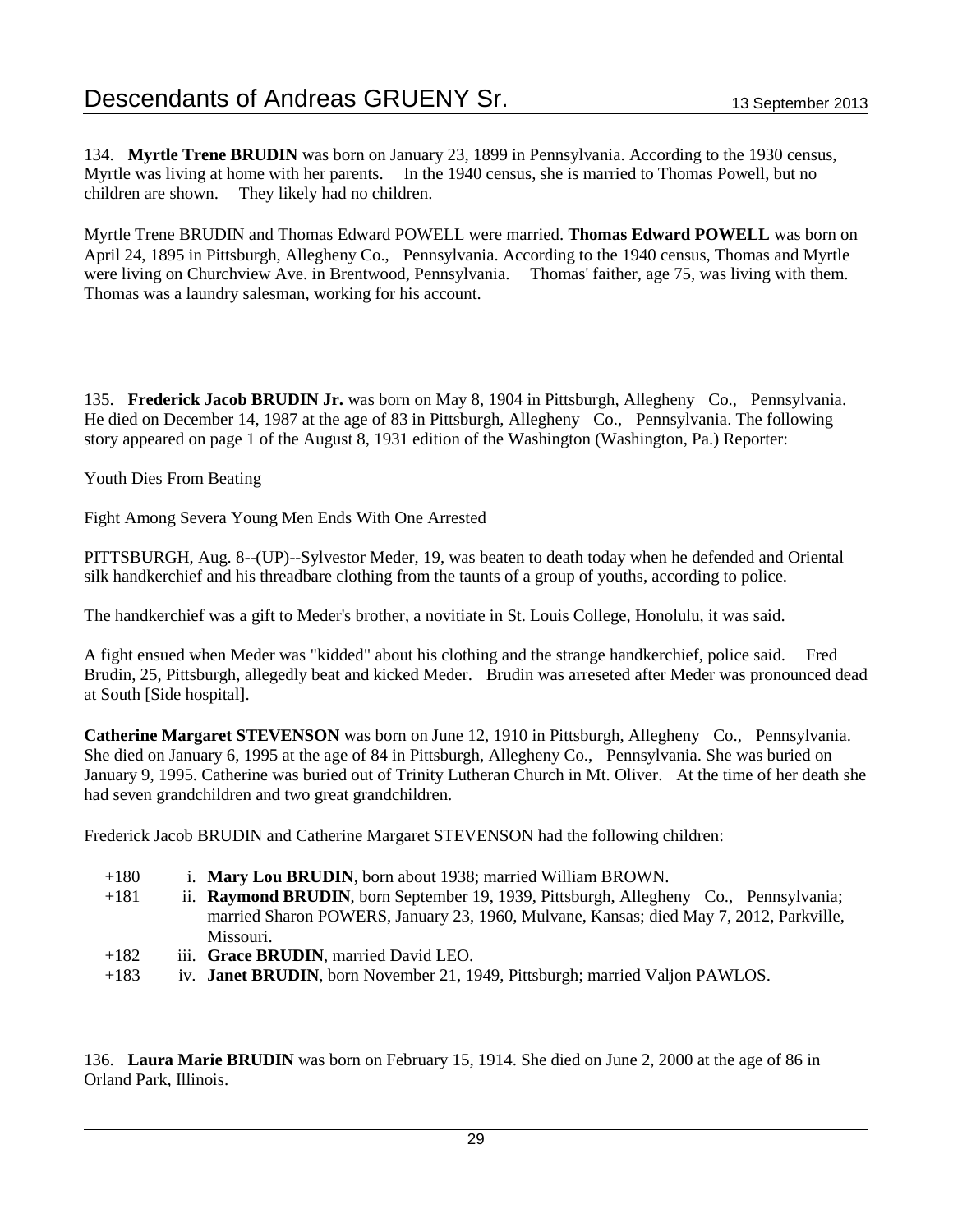134. **Myrtle Trene BRUDIN** was born on January 23, 1899 in Pennsylvania. According to the 1930 census, Myrtle was living at home with her parents. In the 1940 census, she is married to Thomas Powell, but no children are shown. They likely had no children.

Myrtle Trene BRUDIN and Thomas Edward POWELL were married. **Thomas Edward POWELL** was born on April 24, 1895 in Pittsburgh, Allegheny Co., Pennsylvania. According to the 1940 census, Thomas and Myrtle were living on Churchview Ave. in Brentwood, Pennsylvania. Thomas' faither, age 75, was living with them. Thomas was a laundry salesman, working for his account.

135. **Frederick Jacob BRUDIN Jr.** was born on May 8, 1904 in Pittsburgh, Allegheny Co., Pennsylvania. He died on December 14, 1987 at the age of 83 in Pittsburgh, Allegheny Co., Pennsylvania. The following story appeared on page 1 of the August 8, 1931 edition of the Washington (Washington, Pa.) Reporter:

Youth Dies From Beating

Fight Among Severa Young Men Ends With One Arrested

PITTSBURGH, Aug. 8--(UP)--Sylvestor Meder, 19, was beaten to death today when he defended and Oriental silk handkerchief and his threadbare clothing from the taunts of a group of youths, according to police.

The handkerchief was a gift to Meder's brother, a novitiate in St. Louis College, Honolulu, it was said.

A fight ensued when Meder was "kidded" about his clothing and the strange handkerchief, police said. Fred Brudin, 25, Pittsburgh, allegedly beat and kicked Meder. Brudin was arreseted after Meder was pronounced dead at South [Side hospital].

**Catherine Margaret STEVENSON** was born on June 12, 1910 in Pittsburgh, Allegheny Co., Pennsylvania. She died on January 6, 1995 at the age of 84 in Pittsburgh, Allegheny Co., Pennsylvania. She was buried on January 9, 1995. Catherine was buried out of Trinity Lutheran Church in Mt. Oliver. At the time of her death she had seven grandchildren and two great grandchildren.

Frederick Jacob BRUDIN and Catherine Margaret STEVENSON had the following children:

- +180 i. **Mary Lou BRUDIN**, born about 1938; married William BROWN.
- +181 ii. **Raymond BRUDIN**, born September 19, 1939, Pittsburgh, Allegheny Co., Pennsylvania; married Sharon POWERS, January 23, 1960, Mulvane, Kansas; died May 7, 2012, Parkville, Missouri.
- +182 iii. **Grace BRUDIN**, married David LEO.
- +183 iv. **Janet BRUDIN**, born November 21, 1949, Pittsburgh; married Valjon PAWLOS.

136. **Laura Marie BRUDIN** was born on February 15, 1914. She died on June 2, 2000 at the age of 86 in Orland Park, Illinois.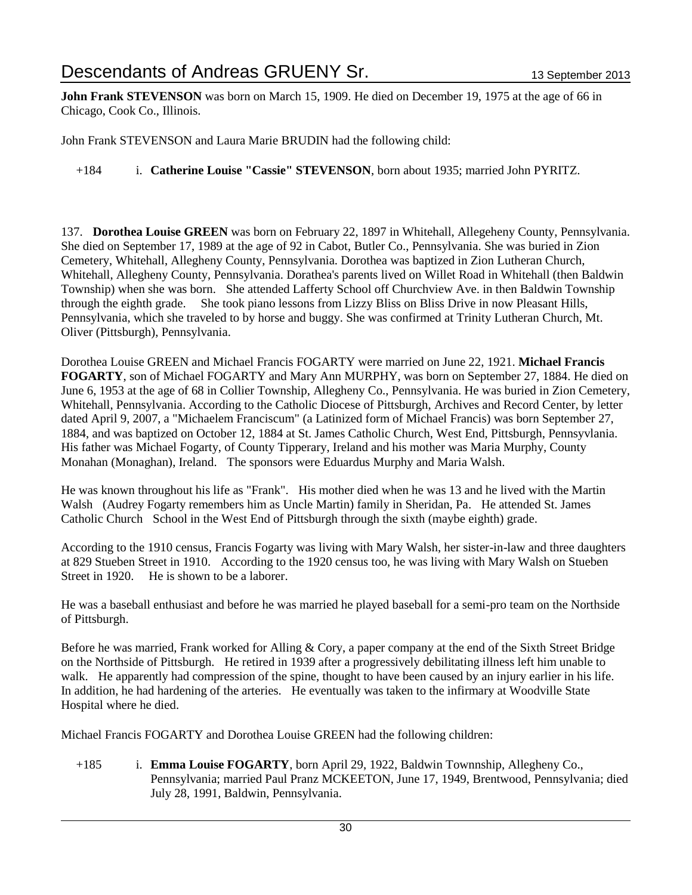**John Frank STEVENSON** was born on March 15, 1909. He died on December 19, 1975 at the age of 66 in Chicago, Cook Co., Illinois.

John Frank STEVENSON and Laura Marie BRUDIN had the following child:

+184 i. **Catherine Louise "Cassie" STEVENSON**, born about 1935; married John PYRITZ.

137. **Dorothea Louise GREEN** was born on February 22, 1897 in Whitehall, Allegeheny County, Pennsylvania. She died on September 17, 1989 at the age of 92 in Cabot, Butler Co., Pennsylvania. She was buried in Zion Cemetery, Whitehall, Allegheny County, Pennsylvania. Dorothea was baptized in Zion Lutheran Church, Whitehall, Allegheny County, Pennsylvania. Dorathea's parents lived on Willet Road in Whitehall (then Baldwin Township) when she was born. She attended Lafferty School off Churchview Ave. in then Baldwin Township through the eighth grade. She took piano lessons from Lizzy Bliss on Bliss Drive in now Pleasant Hills, Pennsylvania, which she traveled to by horse and buggy. She was confirmed at Trinity Lutheran Church, Mt. Oliver (Pittsburgh), Pennsylvania.

Dorothea Louise GREEN and Michael Francis FOGARTY were married on June 22, 1921. **Michael Francis FOGARTY**, son of Michael FOGARTY and Mary Ann MURPHY, was born on September 27, 1884. He died on June 6, 1953 at the age of 68 in Collier Township, Allegheny Co., Pennsylvania. He was buried in Zion Cemetery, Whitehall, Pennsylvania. According to the Catholic Diocese of Pittsburgh, Archives and Record Center, by letter dated April 9, 2007, a "Michaelem Franciscum" (a Latinized form of Michael Francis) was born September 27, 1884, and was baptized on October 12, 1884 at St. James Catholic Church, West End, Pittsburgh, Pennsyvlania. His father was Michael Fogarty, of County Tipperary, Ireland and his mother was Maria Murphy, County Monahan (Monaghan), Ireland. The sponsors were Eduardus Murphy and Maria Walsh.

He was known throughout his life as "Frank". His mother died when he was 13 and he lived with the Martin Walsh (Audrey Fogarty remembers him as Uncle Martin) family in Sheridan, Pa. He attended St. James Catholic Church School in the West End of Pittsburgh through the sixth (maybe eighth) grade.

According to the 1910 census, Francis Fogarty was living with Mary Walsh, her sister-in-law and three daughters at 829 Stueben Street in 1910. According to the 1920 census too, he was living with Mary Walsh on Stueben Street in 1920. He is shown to be a laborer.

He was a baseball enthusiast and before he was married he played baseball for a semi-pro team on the Northside of Pittsburgh.

Before he was married, Frank worked for Alling & Cory, a paper company at the end of the Sixth Street Bridge on the Northside of Pittsburgh. He retired in 1939 after a progressively debilitating illness left him unable to walk. He apparently had compression of the spine, thought to have been caused by an injury earlier in his life. In addition, he had hardening of the arteries. He eventually was taken to the infirmary at Woodville State Hospital where he died.

Michael Francis FOGARTY and Dorothea Louise GREEN had the following children:

+185 i. **Emma Louise FOGARTY**, born April 29, 1922, Baldwin Townnship, Allegheny Co., Pennsylvania; married Paul Pranz MCKEETON, June 17, 1949, Brentwood, Pennsylvania; died July 28, 1991, Baldwin, Pennsylvania.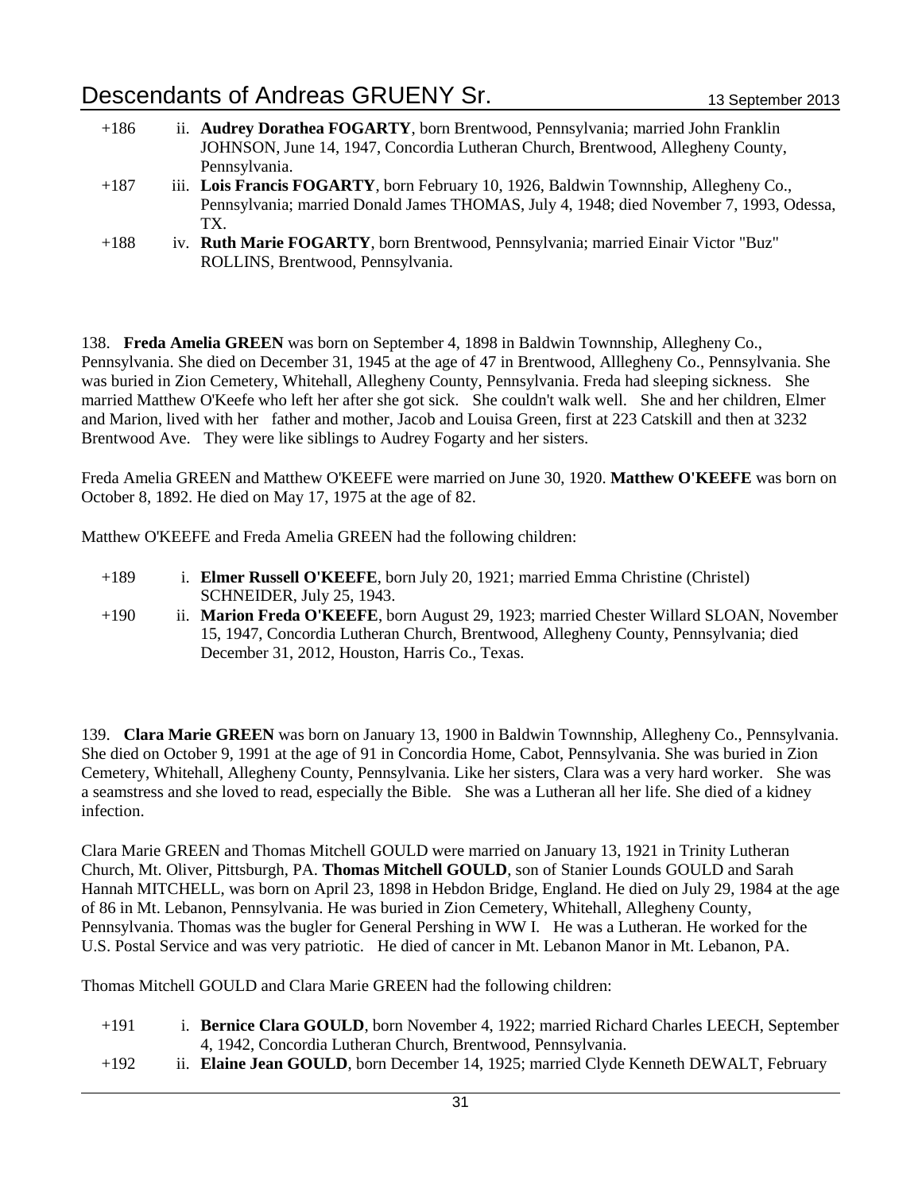- +186 ii. **Audrey Dorathea FOGARTY**, born Brentwood, Pennsylvania; married John Franklin JOHNSON, June 14, 1947, Concordia Lutheran Church, Brentwood, Allegheny County, Pennsylvania.
- +187 iii. **Lois Francis FOGARTY**, born February 10, 1926, Baldwin Townnship, Allegheny Co., Pennsylvania; married Donald James THOMAS, July 4, 1948; died November 7, 1993, Odessa, TX.
- +188 iv. **Ruth Marie FOGARTY**, born Brentwood, Pennsylvania; married Einair Victor "Buz" ROLLINS, Brentwood, Pennsylvania.

138. **Freda Amelia GREEN** was born on September 4, 1898 in Baldwin Townnship, Allegheny Co., Pennsylvania. She died on December 31, 1945 at the age of 47 in Brentwood, Alllegheny Co., Pennsylvania. She was buried in Zion Cemetery, Whitehall, Allegheny County, Pennsylvania. Freda had sleeping sickness. She married Matthew O'Keefe who left her after she got sick. She couldn't walk well. She and her children, Elmer and Marion, lived with her father and mother, Jacob and Louisa Green, first at 223 Catskill and then at 3232 Brentwood Ave. They were like siblings to Audrey Fogarty and her sisters.

Freda Amelia GREEN and Matthew O'KEEFE were married on June 30, 1920. **Matthew O'KEEFE** was born on October 8, 1892. He died on May 17, 1975 at the age of 82.

Matthew O'KEEFE and Freda Amelia GREEN had the following children:

- +189 i. **Elmer Russell O'KEEFE**, born July 20, 1921; married Emma Christine (Christel) SCHNEIDER, July 25, 1943.
- +190 ii. **Marion Freda O'KEEFE**, born August 29, 1923; married Chester Willard SLOAN, November 15, 1947, Concordia Lutheran Church, Brentwood, Allegheny County, Pennsylvania; died December 31, 2012, Houston, Harris Co., Texas.

139. **Clara Marie GREEN** was born on January 13, 1900 in Baldwin Townnship, Allegheny Co., Pennsylvania. She died on October 9, 1991 at the age of 91 in Concordia Home, Cabot, Pennsylvania. She was buried in Zion Cemetery, Whitehall, Allegheny County, Pennsylvania. Like her sisters, Clara was a very hard worker. She was a seamstress and she loved to read, especially the Bible. She was a Lutheran all her life. She died of a kidney infection.

Clara Marie GREEN and Thomas Mitchell GOULD were married on January 13, 1921 in Trinity Lutheran Church, Mt. Oliver, Pittsburgh, PA. **Thomas Mitchell GOULD**, son of Stanier Lounds GOULD and Sarah Hannah MITCHELL, was born on April 23, 1898 in Hebdon Bridge, England. He died on July 29, 1984 at the age of 86 in Mt. Lebanon, Pennsylvania. He was buried in Zion Cemetery, Whitehall, Allegheny County, Pennsylvania. Thomas was the bugler for General Pershing in WW I. He was a Lutheran. He worked for the U.S. Postal Service and was very patriotic. He died of cancer in Mt. Lebanon Manor in Mt. Lebanon, PA.

Thomas Mitchell GOULD and Clara Marie GREEN had the following children:

- +191 i. **Bernice Clara GOULD**, born November 4, 1922; married Richard Charles LEECH, September 4, 1942, Concordia Lutheran Church, Brentwood, Pennsylvania.
- +192 ii. **Elaine Jean GOULD**, born December 14, 1925; married Clyde Kenneth DEWALT, February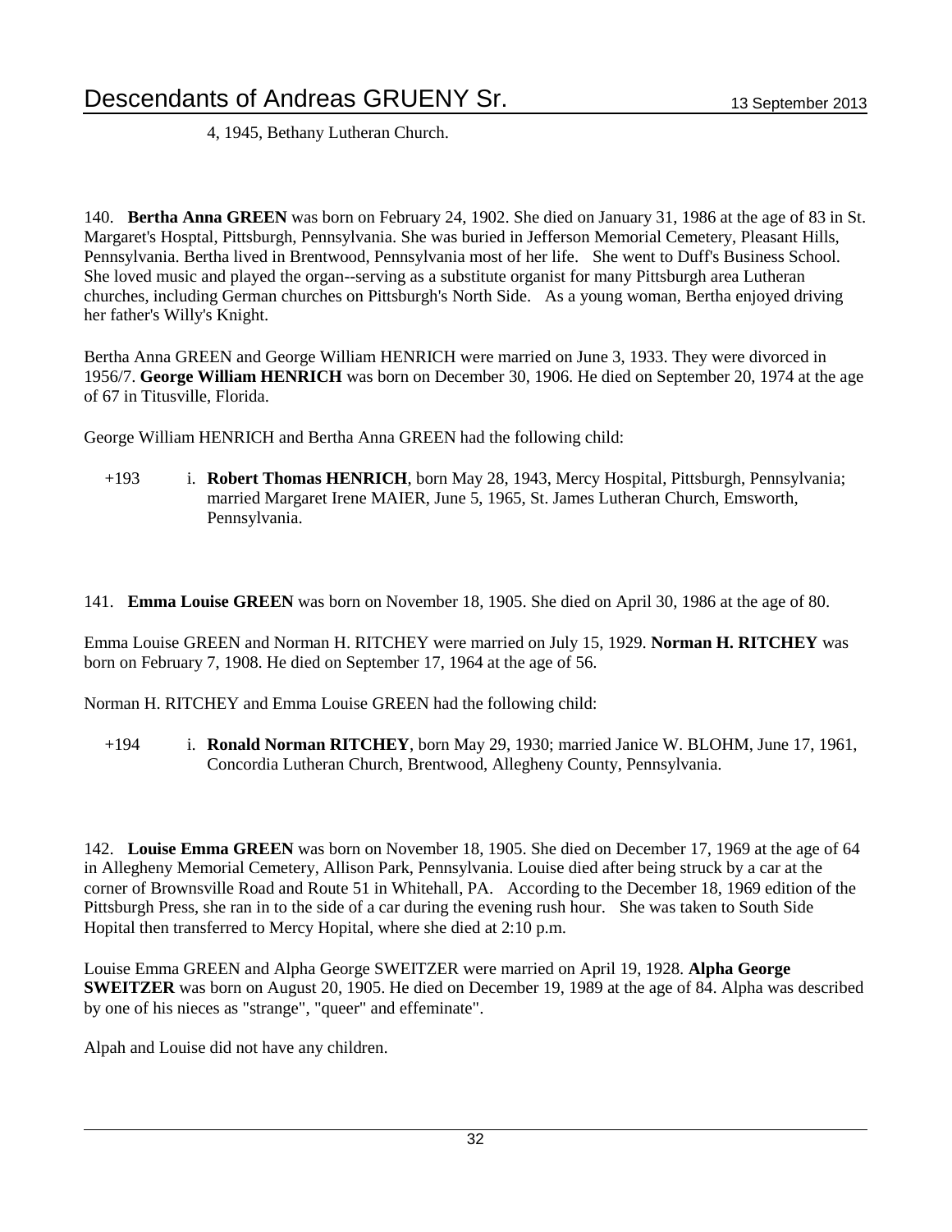4, 1945, Bethany Lutheran Church.

140. **Bertha Anna GREEN** was born on February 24, 1902. She died on January 31, 1986 at the age of 83 in St. Margaret's Hosptal, Pittsburgh, Pennsylvania. She was buried in Jefferson Memorial Cemetery, Pleasant Hills, Pennsylvania. Bertha lived in Brentwood, Pennsylvania most of her life. She went to Duff's Business School. She loved music and played the organ--serving as a substitute organist for many Pittsburgh area Lutheran churches, including German churches on Pittsburgh's North Side. As a young woman, Bertha enjoyed driving her father's Willy's Knight.

Bertha Anna GREEN and George William HENRICH were married on June 3, 1933. They were divorced in 1956/7. **George William HENRICH** was born on December 30, 1906. He died on September 20, 1974 at the age of 67 in Titusville, Florida.

George William HENRICH and Bertha Anna GREEN had the following child:

+193 i. **Robert Thomas HENRICH**, born May 28, 1943, Mercy Hospital, Pittsburgh, Pennsylvania; married Margaret Irene MAIER, June 5, 1965, St. James Lutheran Church, Emsworth, Pennsylvania.

141. **Emma Louise GREEN** was born on November 18, 1905. She died on April 30, 1986 at the age of 80.

Emma Louise GREEN and Norman H. RITCHEY were married on July 15, 1929. **Norman H. RITCHEY** was born on February 7, 1908. He died on September 17, 1964 at the age of 56.

Norman H. RITCHEY and Emma Louise GREEN had the following child:

+194 i. **Ronald Norman RITCHEY**, born May 29, 1930; married Janice W. BLOHM, June 17, 1961, Concordia Lutheran Church, Brentwood, Allegheny County, Pennsylvania.

142. **Louise Emma GREEN** was born on November 18, 1905. She died on December 17, 1969 at the age of 64 in Allegheny Memorial Cemetery, Allison Park, Pennsylvania. Louise died after being struck by a car at the corner of Brownsville Road and Route 51 in Whitehall, PA. According to the December 18, 1969 edition of the Pittsburgh Press, she ran in to the side of a car during the evening rush hour. She was taken to South Side Hopital then transferred to Mercy Hopital, where she died at 2:10 p.m.

Louise Emma GREEN and Alpha George SWEITZER were married on April 19, 1928. **Alpha George SWEITZER** was born on August 20, 1905. He died on December 19, 1989 at the age of 84. Alpha was described by one of his nieces as "strange", "queer" and effeminate".

Alpah and Louise did not have any children.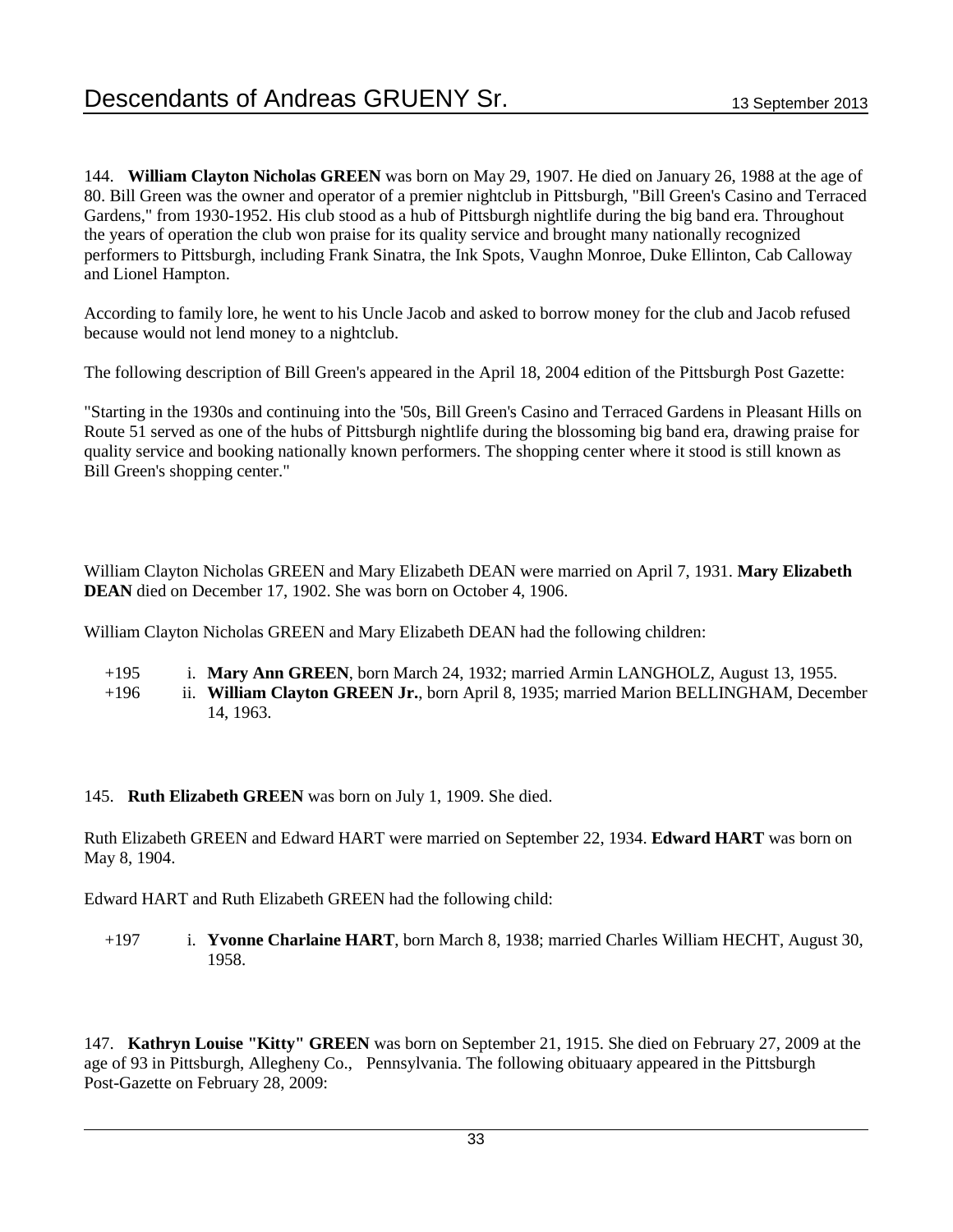144. **William Clayton Nicholas GREEN** was born on May 29, 1907. He died on January 26, 1988 at the age of 80. Bill Green was the owner and operator of a premier nightclub in Pittsburgh, "Bill Green's Casino and Terraced Gardens," from 1930-1952. His club stood as a hub of Pittsburgh nightlife during the big band era. Throughout the years of operation the club won praise for its quality service and brought many nationally recognized performers to Pittsburgh, including Frank Sinatra, the Ink Spots, Vaughn Monroe, Duke Ellinton, Cab Calloway and Lionel Hampton.

According to family lore, he went to his Uncle Jacob and asked to borrow money for the club and Jacob refused because would not lend money to a nightclub.

The following description of Bill Green's appeared in the April 18, 2004 edition of the Pittsburgh Post Gazette:

"Starting in the 1930s and continuing into the '50s, Bill Green's Casino and Terraced Gardens in Pleasant Hills on Route 51 served as one of the hubs of Pittsburgh nightlife during the blossoming big band era, drawing praise for quality service and booking nationally known performers. The shopping center where it stood is still known as Bill Green's shopping center."

William Clayton Nicholas GREEN and Mary Elizabeth DEAN were married on April 7, 1931. **Mary Elizabeth DEAN** died on December 17, 1902. She was born on October 4, 1906.

William Clayton Nicholas GREEN and Mary Elizabeth DEAN had the following children:

+195 i. **Mary Ann GREEN**, born March 24, 1932; married Armin LANGHOLZ, August 13, 1955.

+196 ii. **William Clayton GREEN Jr.**, born April 8, 1935; married Marion BELLINGHAM, December 14, 1963.

145. **Ruth Elizabeth GREEN** was born on July 1, 1909. She died.

Ruth Elizabeth GREEN and Edward HART were married on September 22, 1934. **Edward HART** was born on May 8, 1904.

Edward HART and Ruth Elizabeth GREEN had the following child:

+197 i. **Yvonne Charlaine HART**, born March 8, 1938; married Charles William HECHT, August 30, 1958.

147. **Kathryn Louise "Kitty" GREEN** was born on September 21, 1915. She died on February 27, 2009 at the age of 93 in Pittsburgh, Allegheny Co., Pennsylvania. The following obituaary appeared in the Pittsburgh Post-Gazette on February 28, 2009: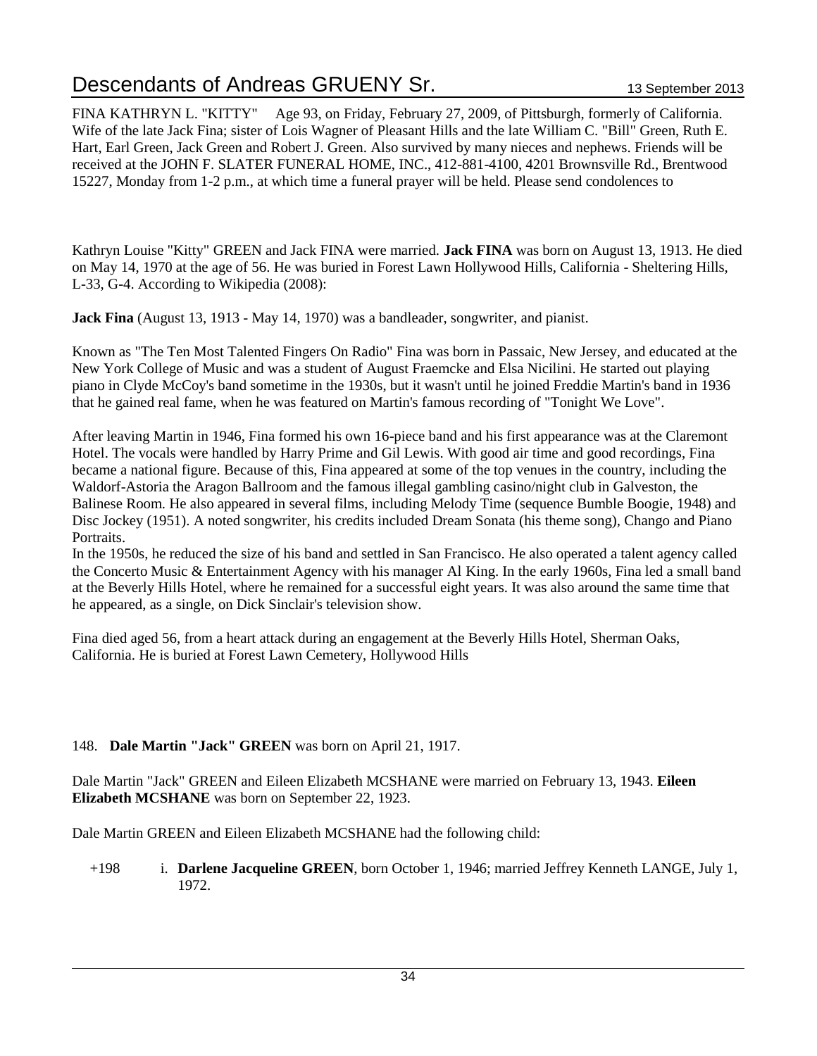FINA KATHRYN L. "KITTY"    Age 93, on Friday, February 27, 2009, of Pittsburgh, formerly of California. Wife of the late Jack Fina; sister of Lois Wagner of Pleasant Hills and the late William C. "Bill" Green, Ruth E. Hart, Earl Green, Jack Green and Robert J. Green. Also survived by many nieces and nephews. Friends will be received at the JOHN F. SLATER FUNERAL HOME, INC., 412-881-4100, 4201 Brownsville Rd., Brentwood 15227, Monday from 1-2 p.m., at which time a funeral prayer will be held. Please send condolences to

Kathryn Louise "Kitty" GREEN and Jack FINA were married. **Jack FINA** was born on August 13, 1913. He died on May 14, 1970 at the age of 56. He was buried in Forest Lawn Hollywood Hills, California - Sheltering Hills, L-33, G-4. According to Wikipedia (2008):

**Jack Fina** (August 13, 1913 - May 14, 1970) was a bandleader, songwriter, and pianist.

Known as "The Ten Most Talented Fingers On Radio" Fina was born in Passaic, New Jersey, and educated at the New York College of Music and was a student of August Fraemcke and Elsa Nicilini. He started out playing piano in Clyde McCoy's band sometime in the 1930s, but it wasn't until he joined Freddie Martin's band in 1936 that he gained real fame, when he was featured on Martin's famous recording of "Tonight We Love".

After leaving Martin in 1946, Fina formed his own 16-piece band and his first appearance was at the Claremont Hotel. The vocals were handled by Harry Prime and Gil Lewis. With good air time and good recordings, Fina became a national figure. Because of this, Fina appeared at some of the top venues in the country, including the Waldorf-Astoria the Aragon Ballroom and the famous illegal gambling casino/night club in Galveston, the Balinese Room. He also appeared in several films, including Melody Time (sequence Bumble Boogie, 1948) and Disc Jockey (1951). A noted songwriter, his credits included Dream Sonata (his theme song), Chango and Piano Portraits.
In the 1950s, he reduced the size of his band and settled in San Francisco. He also operated a talent agency called the Concerto Music & Entertainment Agency with his manager Al King. In the early 1960s, Fina led a small band at the Beverly Hills Hotel, where he remained for a successful eight years. It was also around the same time that he appeared, as a single, on Dick Sinclair's television show.

Fina died aged 56, from a heart attack during an engagement at the Beverly Hills Hotel, Sherman Oaks, California. He is buried at Forest Lawn Cemetery, Hollywood Hills

148. **Dale Martin "Jack" GREEN** was born on April 21, 1917.

Dale Martin "Jack" GREEN and Eileen Elizabeth MCSHANE were married on February 13, 1943. **Eileen Elizabeth MCSHANE** was born on September 22, 1923.

Dale Martin GREEN and Eileen Elizabeth MCSHANE had the following child:

+198    i. **Darlene Jacqueline GREEN**, born October 1, 1946; married Jeffrey Kenneth LANGE, July 1, 1972.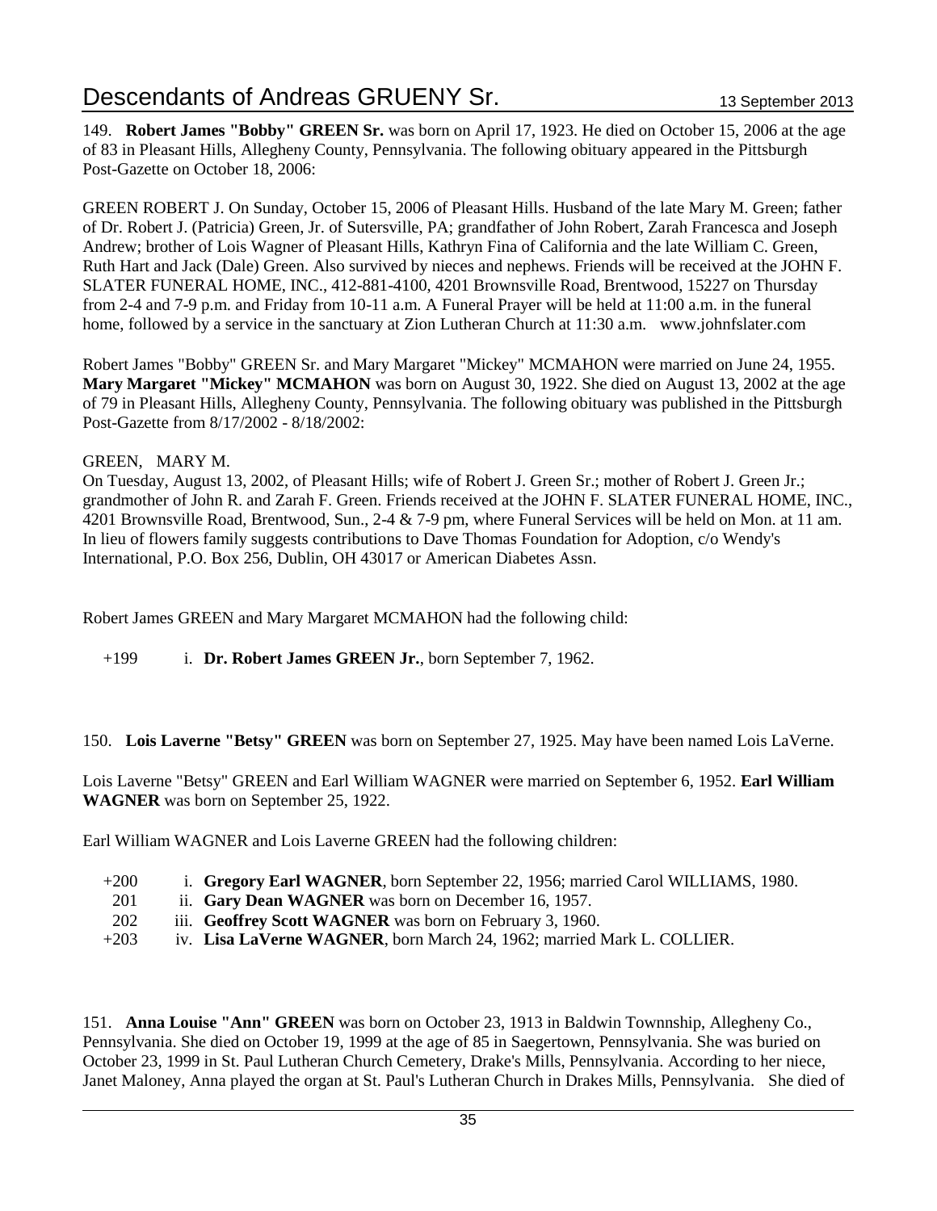149. **Robert James "Bobby" GREEN Sr.** was born on April 17, 1923. He died on October 15, 2006 at the age of 83 in Pleasant Hills, Allegheny County, Pennsylvania. The following obituary appeared in the Pittsburgh Post-Gazette on October 18, 2006:

GREEN ROBERT J. On Sunday, October 15, 2006 of Pleasant Hills. Husband of the late Mary M. Green; father of Dr. Robert J. (Patricia) Green, Jr. of Sutersville, PA; grandfather of John Robert, Zarah Francesca and Joseph Andrew; brother of Lois Wagner of Pleasant Hills, Kathryn Fina of California and the late William C. Green, Ruth Hart and Jack (Dale) Green. Also survived by nieces and nephews. Friends will be received at the JOHN F. SLATER FUNERAL HOME, INC., 412-881-4100, 4201 Brownsville Road, Brentwood, 15227 on Thursday from 2-4 and 7-9 p.m. and Friday from 10-11 a.m. A Funeral Prayer will be held at 11:00 a.m. in the funeral home, followed by a service in the sanctuary at Zion Lutheran Church at 11:30 a.m. www.johnfslater.com

Robert James "Bobby" GREEN Sr. and Mary Margaret "Mickey" MCMAHON were married on June 24, 1955. **Mary Margaret "Mickey" MCMAHON** was born on August 30, 1922. She died on August 13, 2002 at the age of 79 in Pleasant Hills, Allegheny County, Pennsylvania. The following obituary was published in the Pittsburgh Post-Gazette from 8/17/2002 - 8/18/2002:

GREEN, MARY M.
On Tuesday, August 13, 2002, of Pleasant Hills; wife of Robert J. Green Sr.; mother of Robert J. Green Jr.; grandmother of John R. and Zarah F. Green. Friends received at the JOHN F. SLATER FUNERAL HOME, INC., 4201 Brownsville Road, Brentwood, Sun., 2-4 & 7-9 pm, where Funeral Services will be held on Mon. at 11 am. In lieu of flowers family suggests contributions to Dave Thomas Foundation for Adoption, c/o Wendy's International, P.O. Box 256, Dublin, OH 43017 or American Diabetes Assn.

Robert James GREEN and Mary Margaret MCMAHON had the following child:

+199 i. **Dr. Robert James GREEN Jr.**, born September 7, 1962.

150. **Lois Laverne "Betsy" GREEN** was born on September 27, 1925. May have been named Lois LaVerne.

Lois Laverne "Betsy" GREEN and Earl William WAGNER were married on September 6, 1952. **Earl William WAGNER** was born on September 25, 1922.

Earl William WAGNER and Lois Laverne GREEN had the following children:

+200 i. **Gregory Earl WAGNER**, born September 22, 1956; married Carol WILLIAMS, 1980.
201 ii. **Gary Dean WAGNER** was born on December 16, 1957.
202 iii. **Geoffrey Scott WAGNER** was born on February 3, 1960.
+203 iv. **Lisa LaVerne WAGNER**, born March 24, 1962; married Mark L. COLLIER.

151. **Anna Louise "Ann" GREEN** was born on October 23, 1913 in Baldwin Townnship, Allegheny Co., Pennsylvania. She died on October 19, 1999 at the age of 85 in Saegertown, Pennsylvania. She was buried on October 23, 1999 in St. Paul Lutheran Church Cemetery, Drake's Mills, Pennsylvania. According to her niece, Janet Maloney, Anna played the organ at St. Paul's Lutheran Church in Drakes Mills, Pennsylvania. She died of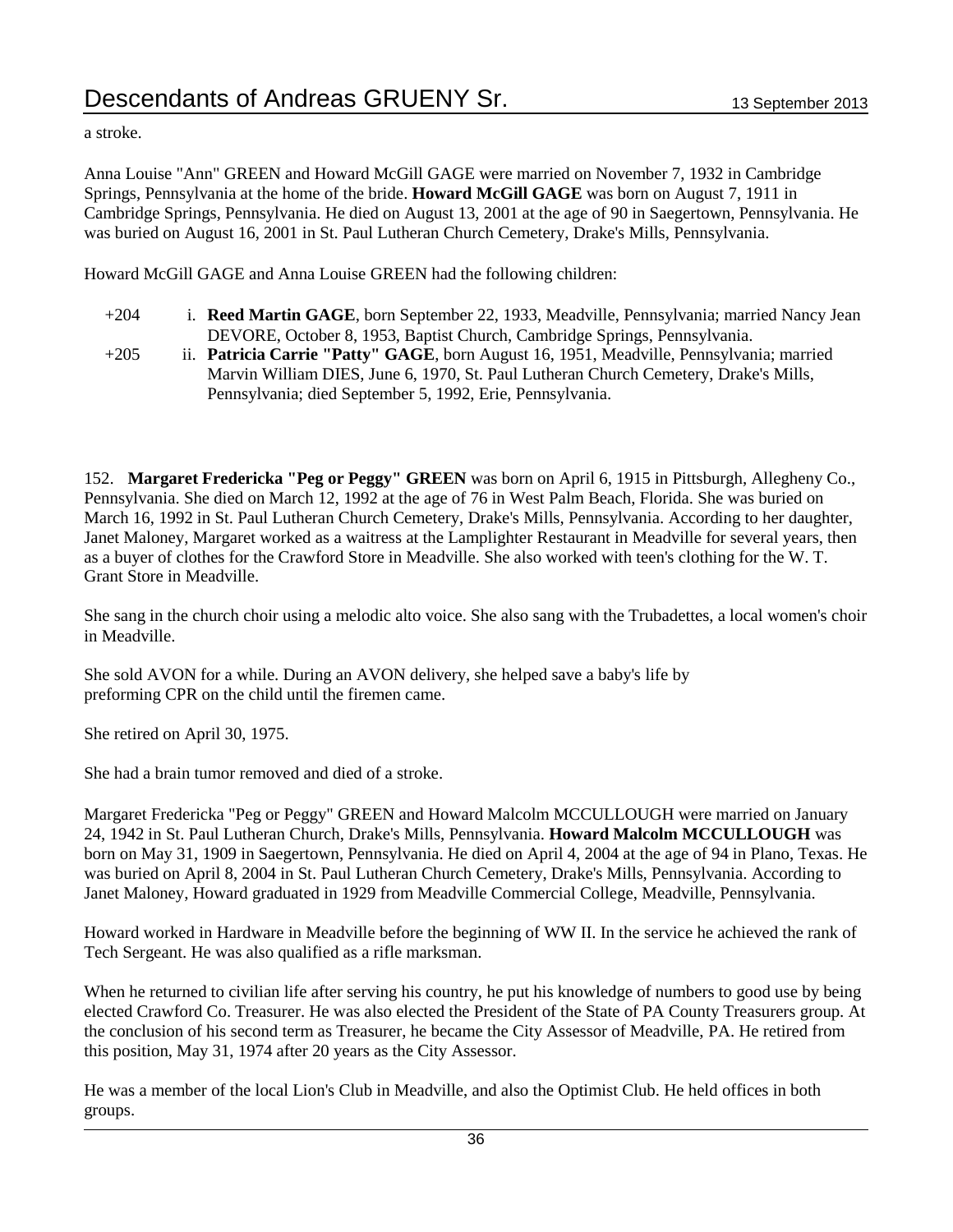a stroke.

Anna Louise "Ann" GREEN and Howard McGill GAGE were married on November 7, 1932 in Cambridge Springs, Pennsylvania at the home of the bride. **Howard McGill GAGE** was born on August 7, 1911 in Cambridge Springs, Pennsylvania. He died on August 13, 2001 at the age of 90 in Saegertown, Pennsylvania. He was buried on August 16, 2001 in St. Paul Lutheran Church Cemetery, Drake's Mills, Pennsylvania.

Howard McGill GAGE and Anna Louise GREEN had the following children:

+204 i. **Reed Martin GAGE**, born September 22, 1933, Meadville, Pennsylvania; married Nancy Jean DEVORE, October 8, 1953, Baptist Church, Cambridge Springs, Pennsylvania.

+205 ii. **Patricia Carrie "Patty" GAGE**, born August 16, 1951, Meadville, Pennsylvania; married Marvin William DIES, June 6, 1970, St. Paul Lutheran Church Cemetery, Drake's Mills, Pennsylvania; died September 5, 1992, Erie, Pennsylvania.

152. **Margaret Fredericka "Peg or Peggy" GREEN** was born on April 6, 1915 in Pittsburgh, Allegheny Co., Pennsylvania. She died on March 12, 1992 at the age of 76 in West Palm Beach, Florida. She was buried on March 16, 1992 in St. Paul Lutheran Church Cemetery, Drake's Mills, Pennsylvania. According to her daughter, Janet Maloney, Margaret worked as a waitress at the Lamplighter Restaurant in Meadville for several years, then as a buyer of clothes for the Crawford Store in Meadville. She also worked with teen's clothing for the W. T. Grant Store in Meadville.

She sang in the church choir using a melodic alto voice. She also sang with the Trubadettes, a local women's choir in Meadville.

She sold AVON for a while. During an AVON delivery, she helped save a baby's life by preforming CPR on the child until the firemen came.

She retired on April 30, 1975.

She had a brain tumor removed and died of a stroke.

Margaret Fredericka "Peg or Peggy" GREEN and Howard Malcolm MCCULLOUGH were married on January 24, 1942 in St. Paul Lutheran Church, Drake's Mills, Pennsylvania. **Howard Malcolm MCCULLOUGH** was born on May 31, 1909 in Saegertown, Pennsylvania. He died on April 4, 2004 at the age of 94 in Plano, Texas. He was buried on April 8, 2004 in St. Paul Lutheran Church Cemetery, Drake's Mills, Pennsylvania. According to Janet Maloney, Howard graduated in 1929 from Meadville Commercial College, Meadville, Pennsylvania.

Howard worked in Hardware in Meadville before the beginning of WW II. In the service he achieved the rank of Tech Sergeant. He was also qualified as a rifle marksman.

When he returned to civilian life after serving his country, he put his knowledge of numbers to good use by being elected Crawford Co. Treasurer. He was also elected the President of the State of PA County Treasurers group. At the conclusion of his second term as Treasurer, he became the City Assessor of Meadville, PA. He retired from this position, May 31, 1974 after 20 years as the City Assessor.

He was a member of the local Lion's Club in Meadville, and also the Optimist Club. He held offices in both groups.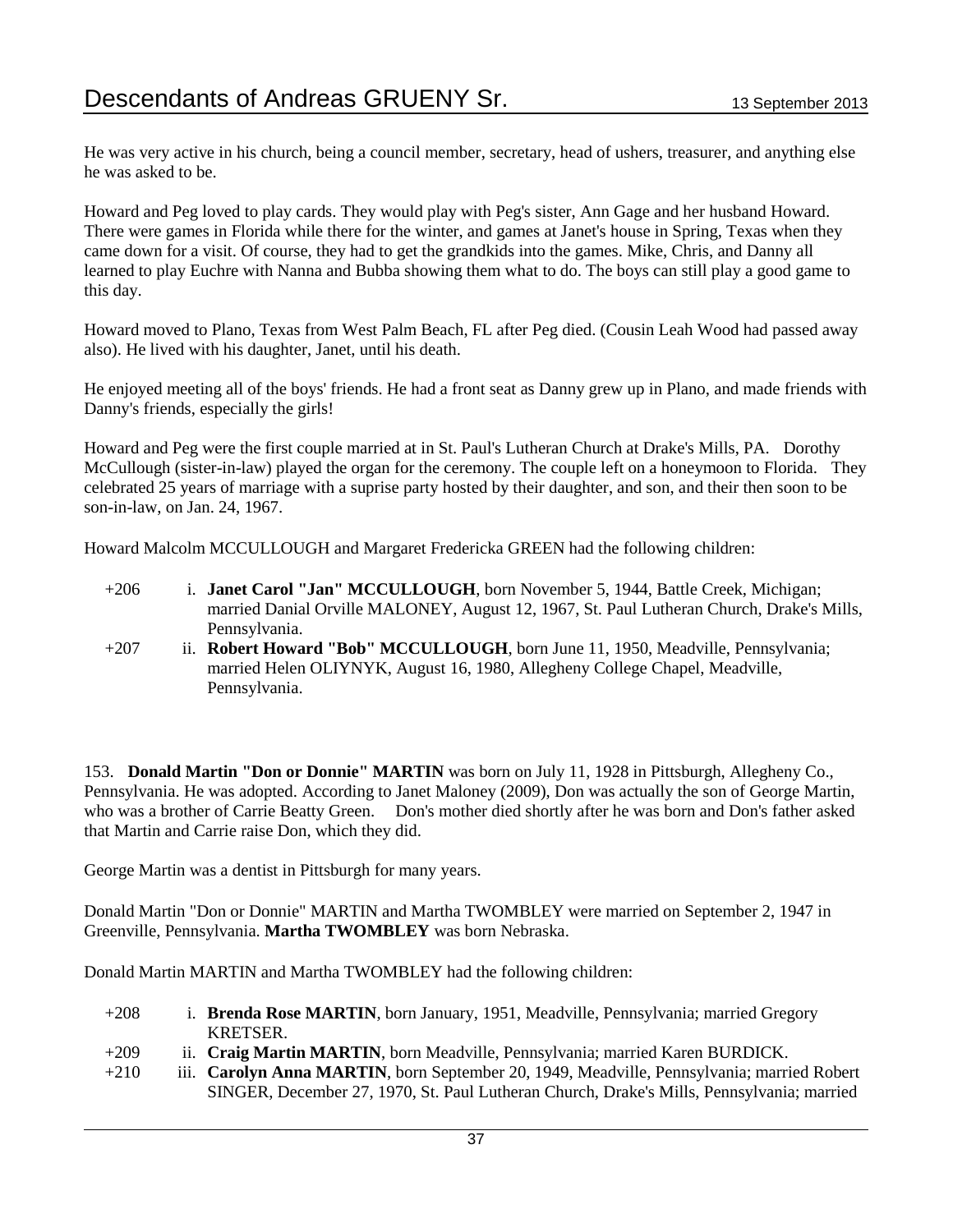He was very active in his church, being a council member, secretary, head of ushers, treasurer, and anything else he was asked to be.

Howard and Peg loved to play cards. They would play with Peg's sister, Ann Gage and her husband Howard. There were games in Florida while there for the winter, and games at Janet's house in Spring, Texas when they came down for a visit. Of course, they had to get the grandkids into the games. Mike, Chris, and Danny all learned to play Euchre with Nanna and Bubba showing them what to do. The boys can still play a good game to this day.

Howard moved to Plano, Texas from West Palm Beach, FL after Peg died. (Cousin Leah Wood had passed away also). He lived with his daughter, Janet, until his death.

He enjoyed meeting all of the boys' friends. He had a front seat as Danny grew up in Plano, and made friends with Danny's friends, especially the girls!

Howard and Peg were the first couple married at in St. Paul's Lutheran Church at Drake's Mills, PA. Dorothy McCullough (sister-in-law) played the organ for the ceremony. The couple left on a honeymoon to Florida. They celebrated 25 years of marriage with a suprise party hosted by their daughter, and son, and their then soon to be son-in-law, on Jan. 24, 1967.

Howard Malcolm MCCULLOUGH and Margaret Fredericka GREEN had the following children:

- +206 i. **Janet Carol "Jan" MCCULLOUGH**, born November 5, 1944, Battle Creek, Michigan; married Danial Orville MALONEY, August 12, 1967, St. Paul Lutheran Church, Drake's Mills, Pennsylvania.
- +207 ii. **Robert Howard "Bob" MCCULLOUGH**, born June 11, 1950, Meadville, Pennsylvania; married Helen OLIYNYK, August 16, 1980, Allegheny College Chapel, Meadville, Pennsylvania.

153. **Donald Martin "Don or Donnie" MARTIN** was born on July 11, 1928 in Pittsburgh, Allegheny Co., Pennsylvania. He was adopted. According to Janet Maloney (2009), Don was actually the son of George Martin, who was a brother of Carrie Beatty Green. Don's mother died shortly after he was born and Don's father asked that Martin and Carrie raise Don, which they did.

George Martin was a dentist in Pittsburgh for many years.

Donald Martin "Don or Donnie" MARTIN and Martha TWOMBLEY were married on September 2, 1947 in Greenville, Pennsylvania. **Martha TWOMBLEY** was born Nebraska.

Donald Martin MARTIN and Martha TWOMBLEY had the following children:

- +208 i. **Brenda Rose MARTIN**, born January, 1951, Meadville, Pennsylvania; married Gregory KRETSER.
- +209 ii. **Craig Martin MARTIN**, born Meadville, Pennsylvania; married Karen BURDICK.
- +210 iii. **Carolyn Anna MARTIN**, born September 20, 1949, Meadville, Pennsylvania; married Robert SINGER, December 27, 1970, St. Paul Lutheran Church, Drake's Mills, Pennsylvania; married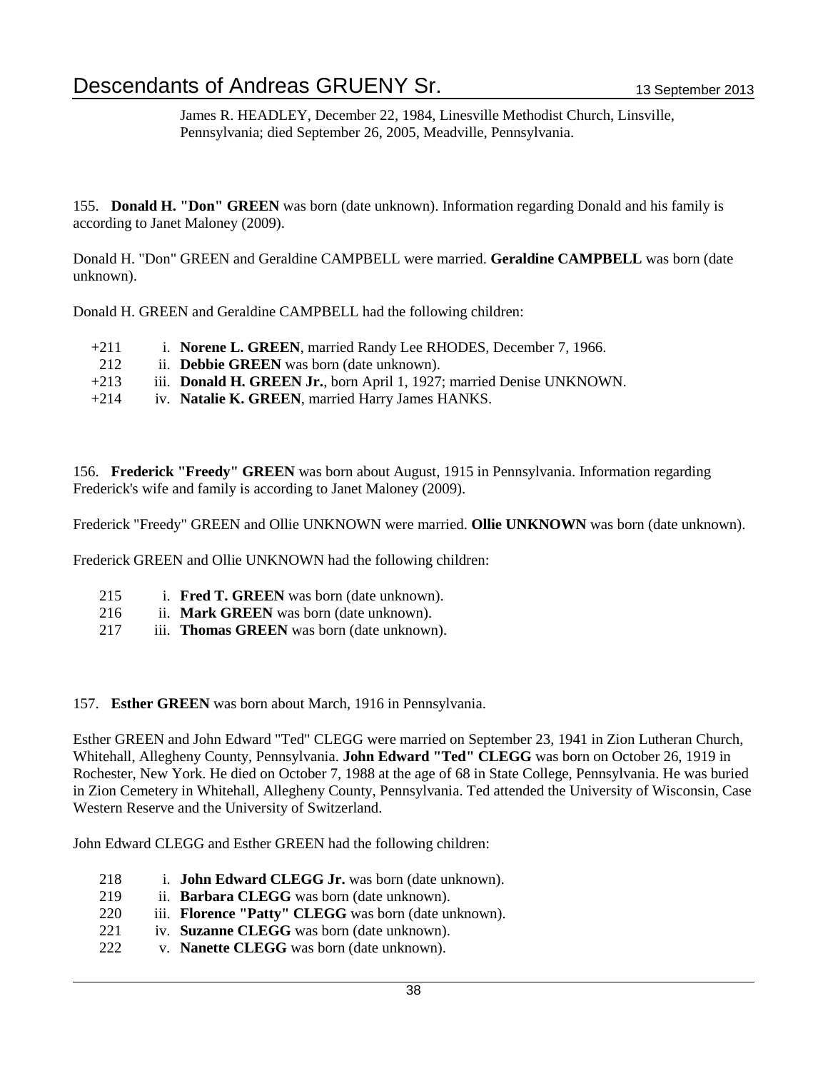James R. HEADLEY, December 22, 1984, Linesville Methodist Church, Linsville, Pennsylvania; died September 26, 2005, Meadville, Pennsylvania.

155. **Donald H. "Don" GREEN** was born (date unknown). Information regarding Donald and his family is according to Janet Maloney (2009).

Donald H. "Don" GREEN and Geraldine CAMPBELL were married. **Geraldine CAMPBELL** was born (date unknown).

Donald H. GREEN and Geraldine CAMPBELL had the following children:

- +211 i. **Norene L. GREEN**, married Randy Lee RHODES, December 7, 1966.
- 212 ii. **Debbie GREEN** was born (date unknown).
- +213 iii. **Donald H. GREEN Jr.**, born April 1, 1927; married Denise UNKNOWN.
- +214 iv. **Natalie K. GREEN**, married Harry James HANKS.

156. **Frederick "Freedy" GREEN** was born about August, 1915 in Pennsylvania. Information regarding Frederick's wife and family is according to Janet Maloney (2009).

Frederick "Freedy" GREEN and Ollie UNKNOWN were married. **Ollie UNKNOWN** was born (date unknown).

Frederick GREEN and Ollie UNKNOWN had the following children:

- 215 i. **Fred T. GREEN** was born (date unknown).
- 216 ii. **Mark GREEN** was born (date unknown).
- 217 iii. **Thomas GREEN** was born (date unknown).

157. **Esther GREEN** was born about March, 1916 in Pennsylvania.

Esther GREEN and John Edward "Ted" CLEGG were married on September 23, 1941 in Zion Lutheran Church, Whitehall, Allegheny County, Pennsylvania. **John Edward "Ted" CLEGG** was born on October 26, 1919 in Rochester, New York. He died on October 7, 1988 at the age of 68 in State College, Pennsylvania. He was buried in Zion Cemetery in Whitehall, Allegheny County, Pennsylvania. Ted attended the University of Wisconsin, Case Western Reserve and the University of Switzerland.

John Edward CLEGG and Esther GREEN had the following children:

- 218 i. **John Edward CLEGG Jr.** was born (date unknown).
- 219 ii. **Barbara CLEGG** was born (date unknown).
- 220 iii. **Florence "Patty" CLEGG** was born (date unknown).
- 221 iv. **Suzanne CLEGG** was born (date unknown).
- 222 v. **Nanette CLEGG** was born (date unknown).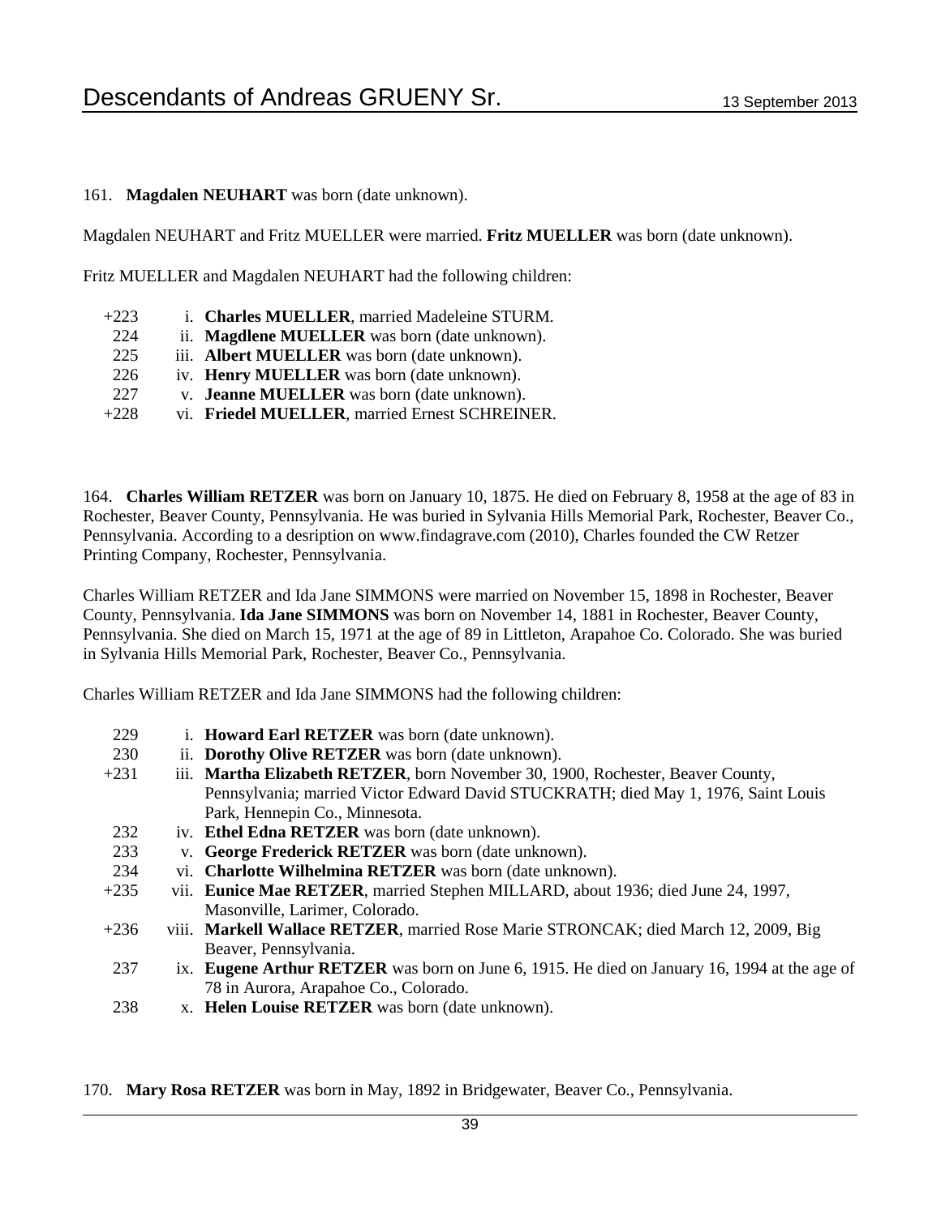161. **Magdalen NEUHART** was born (date unknown).

Magdalen NEUHART and Fritz MUELLER were married. **Fritz MUELLER** was born (date unknown).

Fritz MUELLER and Magdalen NEUHART had the following children:

- +223 i. **Charles MUELLER**, married Madeleine STURM.
- 224 ii. **Magdlene MUELLER** was born (date unknown).
- 225 iii. **Albert MUELLER** was born (date unknown).
- 226 iv. **Henry MUELLER** was born (date unknown).
- 227 v. **Jeanne MUELLER** was born (date unknown).
- +228 vi. **Friedel MUELLER**, married Ernest SCHREINER.

164. **Charles William RETZER** was born on January 10, 1875. He died on February 8, 1958 at the age of 83 in Rochester, Beaver County, Pennsylvania. He was buried in Sylvania Hills Memorial Park, Rochester, Beaver Co., Pennsylvania. According to a desription on www.findagrave.com (2010), Charles founded the CW Retzer Printing Company, Rochester, Pennsylvania.

Charles William RETZER and Ida Jane SIMMONS were married on November 15, 1898 in Rochester, Beaver County, Pennsylvania. **Ida Jane SIMMONS** was born on November 14, 1881 in Rochester, Beaver County, Pennsylvania. She died on March 15, 1971 at the age of 89 in Littleton, Arapahoe Co. Colorado. She was buried in Sylvania Hills Memorial Park, Rochester, Beaver Co., Pennsylvania.

Charles William RETZER and Ida Jane SIMMONS had the following children:

- 229 i. **Howard Earl RETZER** was born (date unknown).
- 230 ii. **Dorothy Olive RETZER** was born (date unknown).
- +231 iii. **Martha Elizabeth RETZER**, born November 30, 1900, Rochester, Beaver County, Pennsylvania; married Victor Edward David STUCKRATH; died May 1, 1976, Saint Louis Park, Hennepin Co., Minnesota.
- 232 iv. **Ethel Edna RETZER** was born (date unknown).
- 233 v. **George Frederick RETZER** was born (date unknown).
- 234 vi. **Charlotte Wilhelmina RETZER** was born (date unknown).
- +235 vii. **Eunice Mae RETZER**, married Stephen MILLARD, about 1936; died June 24, 1997, Masonville, Larimer, Colorado.
- +236 viii. **Markell Wallace RETZER**, married Rose Marie STRONCAK; died March 12, 2009, Big Beaver, Pennsylvania.
- 237 ix. **Eugene Arthur RETZER** was born on June 6, 1915. He died on January 16, 1994 at the age of 78 in Aurora, Arapahoe Co., Colorado.
- 238 x. **Helen Louise RETZER** was born (date unknown).

170. **Mary Rosa RETZER** was born in May, 1892 in Bridgewater, Beaver Co., Pennsylvania.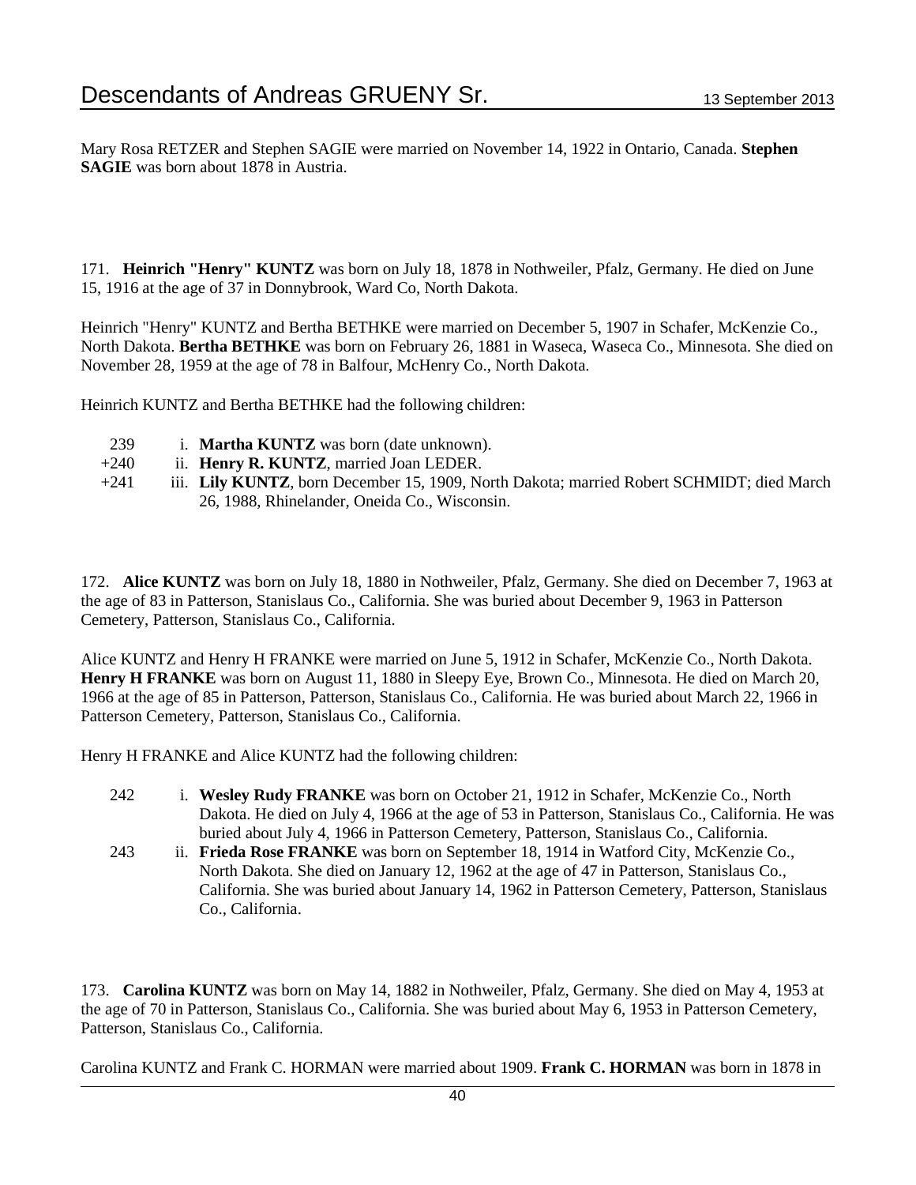Mary Rosa RETZER and Stephen SAGIE were married on November 14, 1922 in Ontario, Canada. **Stephen SAGIE** was born about 1878 in Austria.

171. **Heinrich "Henry" KUNTZ** was born on July 18, 1878 in Nothweiler, Pfalz, Germany. He died on June 15, 1916 at the age of 37 in Donnybrook, Ward Co, North Dakota.

Heinrich "Henry" KUNTZ and Bertha BETHKE were married on December 5, 1907 in Schafer, McKenzie Co., North Dakota. **Bertha BETHKE** was born on February 26, 1881 in Waseca, Waseca Co., Minnesota. She died on November 28, 1959 at the age of 78 in Balfour, McHenry Co., North Dakota.

Heinrich KUNTZ and Bertha BETHKE had the following children:

- 239 i. **Martha KUNTZ** was born (date unknown).
- +240 ii. **Henry R. KUNTZ**, married Joan LEDER.
- +241 iii. **Lily KUNTZ**, born December 15, 1909, North Dakota; married Robert SCHMIDT; died March 26, 1988, Rhinelander, Oneida Co., Wisconsin.

172. **Alice KUNTZ** was born on July 18, 1880 in Nothweiler, Pfalz, Germany. She died on December 7, 1963 at the age of 83 in Patterson, Stanislaus Co., California. She was buried about December 9, 1963 in Patterson Cemetery, Patterson, Stanislaus Co., California.

Alice KUNTZ and Henry H FRANKE were married on June 5, 1912 in Schafer, McKenzie Co., North Dakota. **Henry H FRANKE** was born on August 11, 1880 in Sleepy Eye, Brown Co., Minnesota. He died on March 20, 1966 at the age of 85 in Patterson, Patterson, Stanislaus Co., California. He was buried about March 22, 1966 in Patterson Cemetery, Patterson, Stanislaus Co., California.

Henry H FRANKE and Alice KUNTZ had the following children:

- 242 i. **Wesley Rudy FRANKE** was born on October 21, 1912 in Schafer, McKenzie Co., North Dakota. He died on July 4, 1966 at the age of 53 in Patterson, Stanislaus Co., California. He was buried about July 4, 1966 in Patterson Cemetery, Patterson, Stanislaus Co., California.
- 243 ii. **Frieda Rose FRANKE** was born on September 18, 1914 in Watford City, McKenzie Co., North Dakota. She died on January 12, 1962 at the age of 47 in Patterson, Stanislaus Co., California. She was buried about January 14, 1962 in Patterson Cemetery, Patterson, Stanislaus Co., California.

173. **Carolina KUNTZ** was born on May 14, 1882 in Nothweiler, Pfalz, Germany. She died on May 4, 1953 at the age of 70 in Patterson, Stanislaus Co., California. She was buried about May 6, 1953 in Patterson Cemetery, Patterson, Stanislaus Co., California.

Carolina KUNTZ and Frank C. HORMAN were married about 1909. **Frank C. HORMAN** was born in 1878 in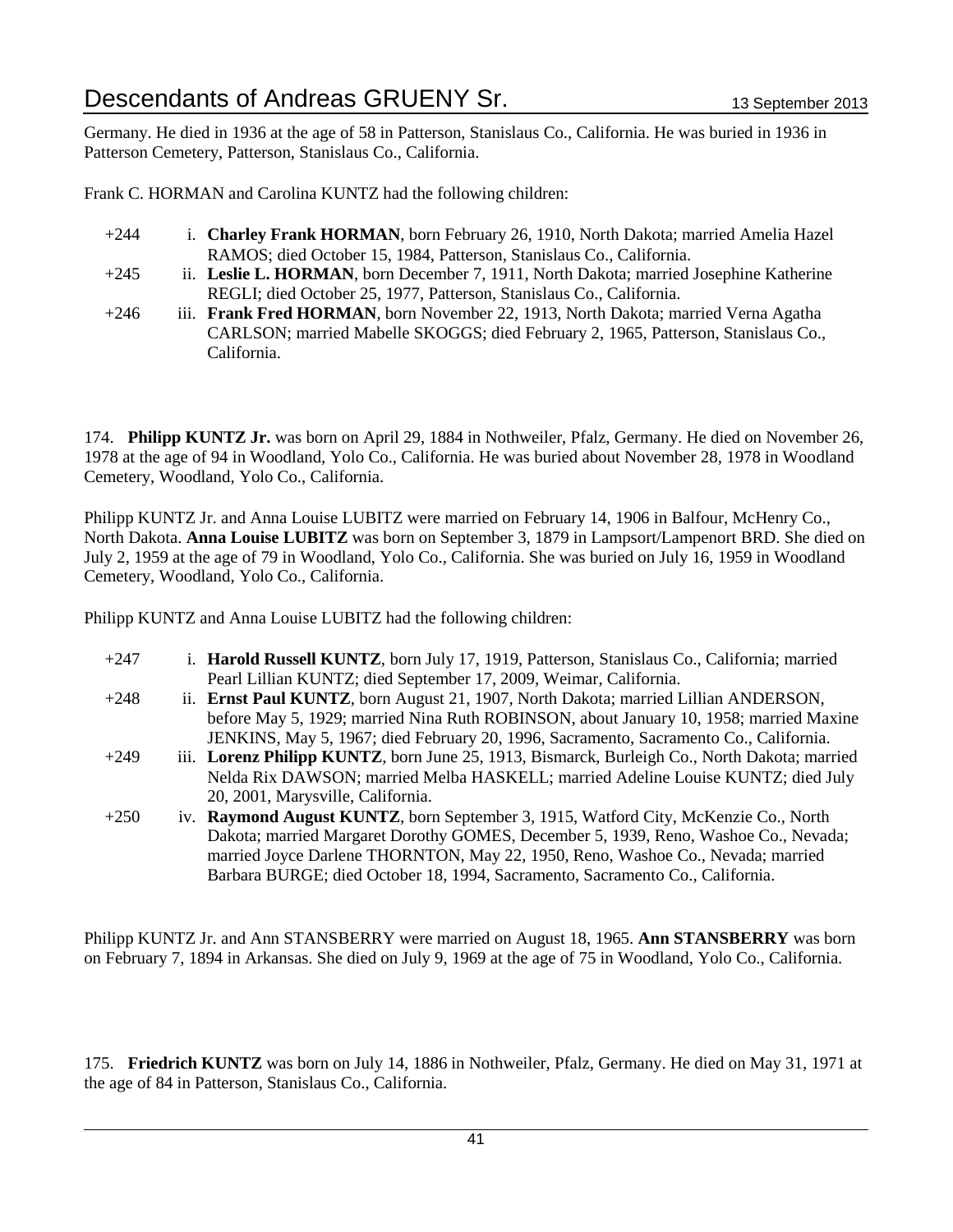Germany. He died in 1936 at the age of 58 in Patterson, Stanislaus Co., California. He was buried in 1936 in Patterson Cemetery, Patterson, Stanislaus Co., California.

Frank C. HORMAN and Carolina KUNTZ had the following children:

- +244 i. **Charley Frank HORMAN**, born February 26, 1910, North Dakota; married Amelia Hazel RAMOS; died October 15, 1984, Patterson, Stanislaus Co., California.
- +245 ii. **Leslie L. HORMAN**, born December 7, 1911, North Dakota; married Josephine Katherine REGLI; died October 25, 1977, Patterson, Stanislaus Co., California.
- +246 iii. **Frank Fred HORMAN**, born November 22, 1913, North Dakota; married Verna Agatha CARLSON; married Mabelle SKOGGS; died February 2, 1965, Patterson, Stanislaus Co., California.

174. **Philipp KUNTZ Jr.** was born on April 29, 1884 in Nothweiler, Pfalz, Germany. He died on November 26, 1978 at the age of 94 in Woodland, Yolo Co., California. He was buried about November 28, 1978 in Woodland Cemetery, Woodland, Yolo Co., California.

Philipp KUNTZ Jr. and Anna Louise LUBITZ were married on February 14, 1906 in Balfour, McHenry Co., North Dakota. **Anna Louise LUBITZ** was born on September 3, 1879 in Lampsort/Lampenort BRD. She died on July 2, 1959 at the age of 79 in Woodland, Yolo Co., California. She was buried on July 16, 1959 in Woodland Cemetery, Woodland, Yolo Co., California.

Philipp KUNTZ and Anna Louise LUBITZ had the following children:

- +247 i. **Harold Russell KUNTZ**, born July 17, 1919, Patterson, Stanislaus Co., California; married Pearl Lillian KUNTZ; died September 17, 2009, Weimar, California.
- +248 ii. **Ernst Paul KUNTZ**, born August 21, 1907, North Dakota; married Lillian ANDERSON, before May 5, 1929; married Nina Ruth ROBINSON, about January 10, 1958; married Maxine JENKINS, May 5, 1967; died February 20, 1996, Sacramento, Sacramento Co., California.
- +249 iii. **Lorenz Philipp KUNTZ**, born June 25, 1913, Bismarck, Burleigh Co., North Dakota; married Nelda Rix DAWSON; married Melba HASKELL; married Adeline Louise KUNTZ; died July 20, 2001, Marysville, California.
- +250 iv. **Raymond August KUNTZ**, born September 3, 1915, Watford City, McKenzie Co., North Dakota; married Margaret Dorothy GOMES, December 5, 1939, Reno, Washoe Co., Nevada; married Joyce Darlene THORNTON, May 22, 1950, Reno, Washoe Co., Nevada; married Barbara BURGE; died October 18, 1994, Sacramento, Sacramento Co., California.

Philipp KUNTZ Jr. and Ann STANSBERRY were married on August 18, 1965. **Ann STANSBERRY** was born on February 7, 1894 in Arkansas. She died on July 9, 1969 at the age of 75 in Woodland, Yolo Co., California.

175. **Friedrich KUNTZ** was born on July 14, 1886 in Nothweiler, Pfalz, Germany. He died on May 31, 1971 at the age of 84 in Patterson, Stanislaus Co., California.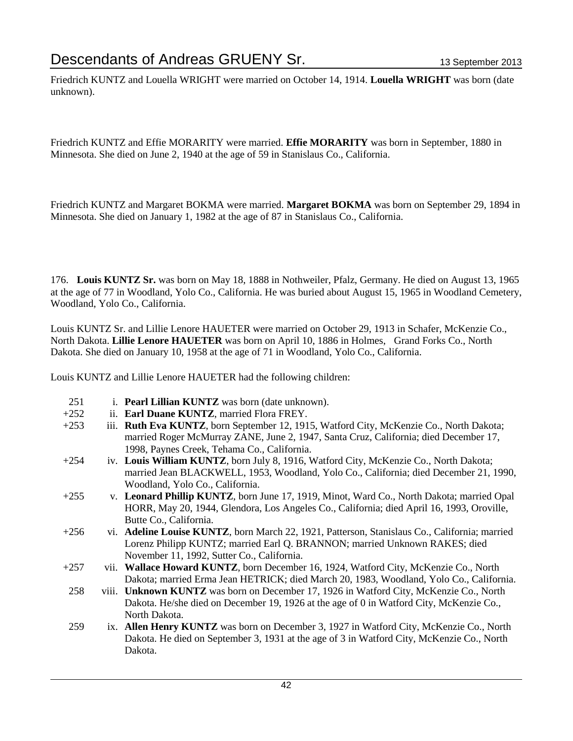Friedrich KUNTZ and Louella WRIGHT were married on October 14, 1914. **Louella WRIGHT** was born (date unknown).

Friedrich KUNTZ and Effie MORARITY were married. **Effie MORARITY** was born in September, 1880 in Minnesota. She died on June 2, 1940 at the age of 59 in Stanislaus Co., California.

Friedrich KUNTZ and Margaret BOKMA were married. **Margaret BOKMA** was born on September 29, 1894 in Minnesota. She died on January 1, 1982 at the age of 87 in Stanislaus Co., California.

176. **Louis KUNTZ Sr.** was born on May 18, 1888 in Nothweiler, Pfalz, Germany. He died on August 13, 1965 at the age of 77 in Woodland, Yolo Co., California. He was buried about August 15, 1965 in Woodland Cemetery, Woodland, Yolo Co., California.

Louis KUNTZ Sr. and Lillie Lenore HAUETER were married on October 29, 1913 in Schafer, McKenzie Co., North Dakota. **Lillie Lenore HAUETER** was born on April 10, 1886 in Holmes, Grand Forks Co., North Dakota. She died on January 10, 1958 at the age of 71 in Woodland, Yolo Co., California.

Louis KUNTZ and Lillie Lenore HAUETER had the following children:

- 251 i. **Pearl Lillian KUNTZ** was born (date unknown).
- +252 ii. **Earl Duane KUNTZ**, married Flora FREY.
- +253 iii. **Ruth Eva KUNTZ**, born September 12, 1915, Watford City, McKenzie Co., North Dakota; married Roger McMurray ZANE, June 2, 1947, Santa Cruz, California; died December 17, 1998, Paynes Creek, Tehama Co., California.
- +254 iv. **Louis William KUNTZ**, born July 8, 1916, Watford City, McKenzie Co., North Dakota; married Jean BLACKWELL, 1953, Woodland, Yolo Co., California; died December 21, 1990, Woodland, Yolo Co., California.
- +255 v. **Leonard Phillip KUNTZ**, born June 17, 1919, Minot, Ward Co., North Dakota; married Opal HORR, May 20, 1944, Glendora, Los Angeles Co., California; died April 16, 1993, Oroville, Butte Co., California.
- +256 vi. **Adeline Louise KUNTZ**, born March 22, 1921, Patterson, Stanislaus Co., California; married Lorenz Philipp KUNTZ; married Earl Q. BRANNON; married Unknown RAKES; died November 11, 1992, Sutter Co., California.
- +257 vii. **Wallace Howard KUNTZ**, born December 16, 1924, Watford City, McKenzie Co., North Dakota; married Erma Jean HETRICK; died March 20, 1983, Woodland, Yolo Co., California.
- 258 viii. **Unknown KUNTZ** was born on December 17, 1926 in Watford City, McKenzie Co., North Dakota. He/she died on December 19, 1926 at the age of 0 in Watford City, McKenzie Co., North Dakota.
- 259 ix. **Allen Henry KUNTZ** was born on December 3, 1927 in Watford City, McKenzie Co., North Dakota. He died on September 3, 1931 at the age of 3 in Watford City, McKenzie Co., North Dakota.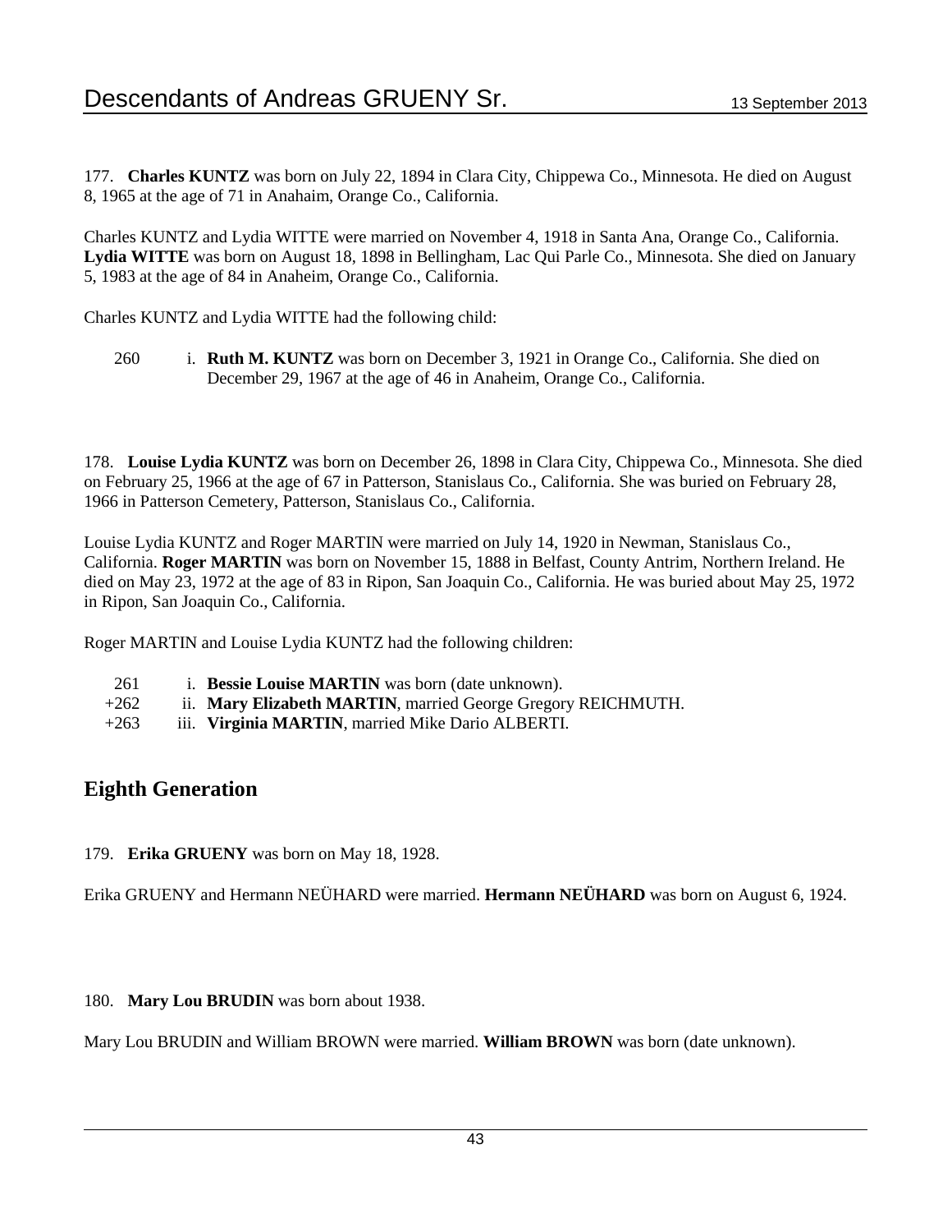177. **Charles KUNTZ** was born on July 22, 1894 in Clara City, Chippewa Co., Minnesota. He died on August 8, 1965 at the age of 71 in Anahaim, Orange Co., California.

Charles KUNTZ and Lydia WITTE were married on November 4, 1918 in Santa Ana, Orange Co., California. **Lydia WITTE** was born on August 18, 1898 in Bellingham, Lac Qui Parle Co., Minnesota. She died on January 5, 1983 at the age of 84 in Anaheim, Orange Co., California.

Charles KUNTZ and Lydia WITTE had the following child:

- 260 i. **Ruth M. KUNTZ** was born on December 3, 1921 in Orange Co., California. She died on December 29, 1967 at the age of 46 in Anaheim, Orange Co., California.

178. **Louise Lydia KUNTZ** was born on December 26, 1898 in Clara City, Chippewa Co., Minnesota. She died on February 25, 1966 at the age of 67 in Patterson, Stanislaus Co., California. She was buried on February 28, 1966 in Patterson Cemetery, Patterson, Stanislaus Co., California.

Louise Lydia KUNTZ and Roger MARTIN were married on July 14, 1920 in Newman, Stanislaus Co., California. **Roger MARTIN** was born on November 15, 1888 in Belfast, County Antrim, Northern Ireland. He died on May 23, 1972 at the age of 83 in Ripon, San Joaquin Co., California. He was buried about May 25, 1972 in Ripon, San Joaquin Co., California.

Roger MARTIN and Louise Lydia KUNTZ had the following children:

- 261 i. **Bessie Louise MARTIN** was born (date unknown).
- +262 ii. **Mary Elizabeth MARTIN**, married George Gregory REICHMUTH.
- +263 iii. **Virginia MARTIN**, married Mike Dario ALBERTI.

## Eighth Generation

179. **Erika GRUENY** was born on May 18, 1928.

Erika GRUENY and Hermann NEÜHARD were married. **Hermann NEÜHARD** was born on August 6, 1924.

180. **Mary Lou BRUDIN** was born about 1938.

Mary Lou BRUDIN and William BROWN were married. **William BROWN** was born (date unknown).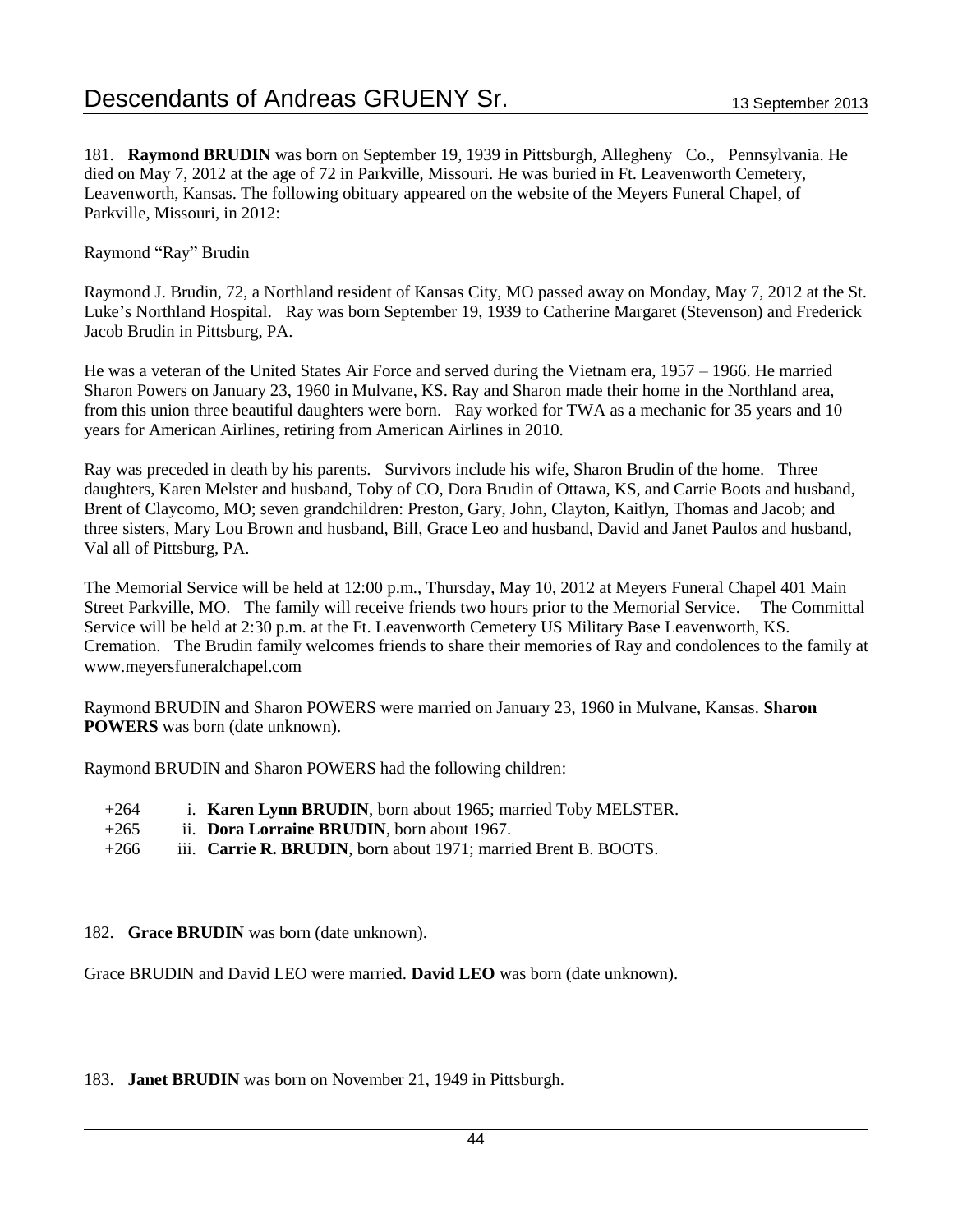181. **Raymond BRUDIN** was born on September 19, 1939 in Pittsburgh, Allegheny Co., Pennsylvania. He died on May 7, 2012 at the age of 72 in Parkville, Missouri. He was buried in Ft. Leavenworth Cemetery, Leavenworth, Kansas. The following obituary appeared on the website of the Meyers Funeral Chapel, of Parkville, Missouri, in 2012:

Raymond "Ray" Brudin

Raymond J. Brudin, 72, a Northland resident of Kansas City, MO passed away on Monday, May 7, 2012 at the St. Luke's Northland Hospital. Ray was born September 19, 1939 to Catherine Margaret (Stevenson) and Frederick Jacob Brudin in Pittsburg, PA.

He was a veteran of the United States Air Force and served during the Vietnam era, 1957 – 1966. He married Sharon Powers on January 23, 1960 in Mulvane, KS. Ray and Sharon made their home in the Northland area, from this union three beautiful daughters were born. Ray worked for TWA as a mechanic for 35 years and 10 years for American Airlines, retiring from American Airlines in 2010.

Ray was preceded in death by his parents. Survivors include his wife, Sharon Brudin of the home. Three daughters, Karen Melster and husband, Toby of CO, Dora Brudin of Ottawa, KS, and Carrie Boots and husband, Brent of Claycomo, MO; seven grandchildren: Preston, Gary, John, Clayton, Kaitlyn, Thomas and Jacob; and three sisters, Mary Lou Brown and husband, Bill, Grace Leo and husband, David and Janet Paulos and husband, Val all of Pittsburg, PA.

The Memorial Service will be held at 12:00 p.m., Thursday, May 10, 2012 at Meyers Funeral Chapel 401 Main Street Parkville, MO. The family will receive friends two hours prior to the Memorial Service. The Committal Service will be held at 2:30 p.m. at the Ft. Leavenworth Cemetery US Military Base Leavenworth, KS. Cremation. The Brudin family welcomes friends to share their memories of Ray and condolences to the family at www.meyersfuneralchapel.com

Raymond BRUDIN and Sharon POWERS were married on January 23, 1960 in Mulvane, Kansas. **Sharon POWERS** was born (date unknown).

Raymond BRUDIN and Sharon POWERS had the following children:

- +264 i. **Karen Lynn BRUDIN**, born about 1965; married Toby MELSTER.
- +265 ii. **Dora Lorraine BRUDIN**, born about 1967.
- +266 iii. **Carrie R. BRUDIN**, born about 1971; married Brent B. BOOTS.

182. **Grace BRUDIN** was born (date unknown).

Grace BRUDIN and David LEO were married. **David LEO** was born (date unknown).

183. **Janet BRUDIN** was born on November 21, 1949 in Pittsburgh.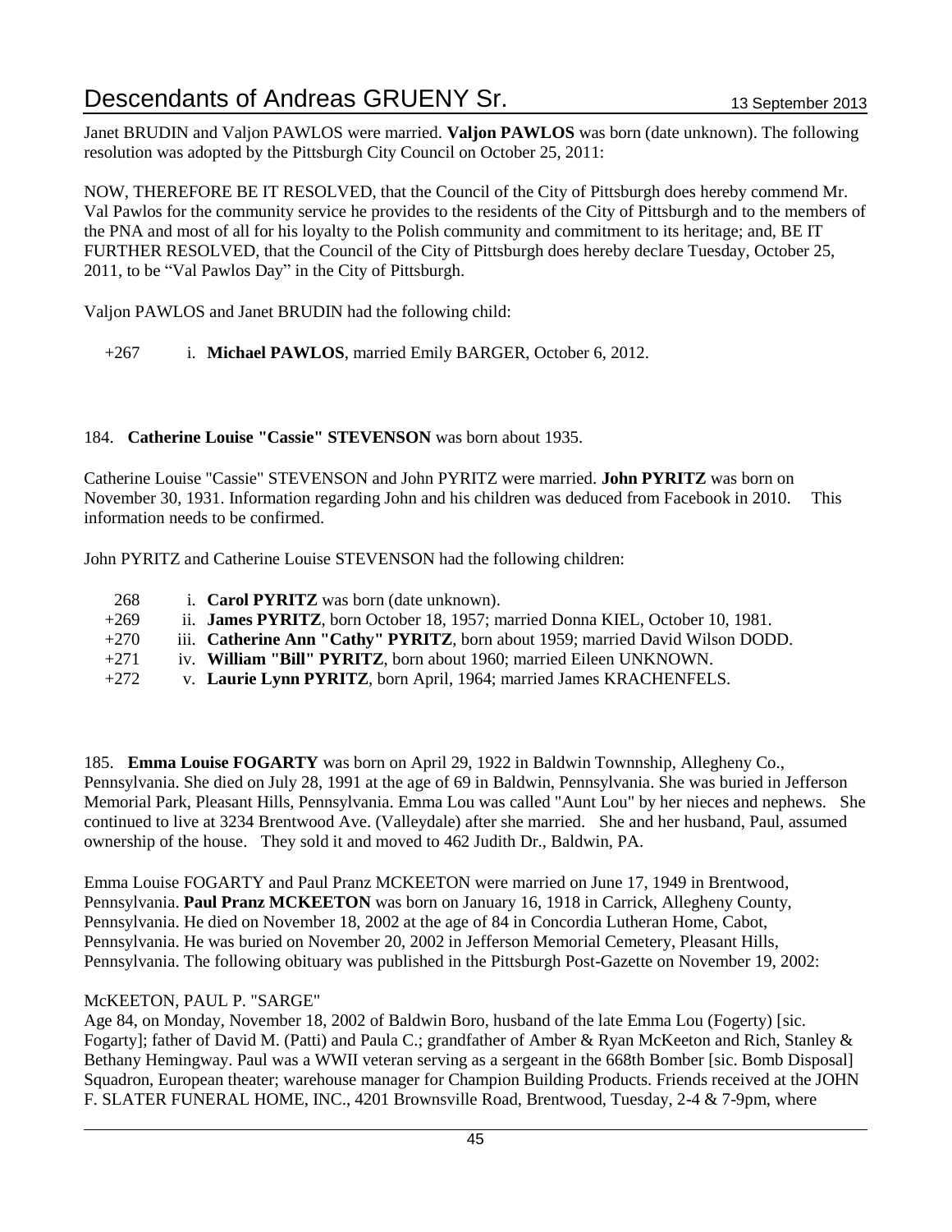Janet BRUDIN and Valjon PAWLOS were married. **Valjon PAWLOS** was born (date unknown). The following resolution was adopted by the Pittsburgh City Council on October 25, 2011:

NOW, THEREFORE BE IT RESOLVED, that the Council of the City of Pittsburgh does hereby commend Mr. Val Pawlos for the community service he provides to the residents of the City of Pittsburgh and to the members of the PNA and most of all for his loyalty to the Polish community and commitment to its heritage; and, BE IT FURTHER RESOLVED, that the Council of the City of Pittsburgh does hereby declare Tuesday, October 25, 2011, to be "Val Pawlos Day" in the City of Pittsburgh.

Valjon PAWLOS and Janet BRUDIN had the following child:

+267 i. **Michael PAWLOS**, married Emily BARGER, October 6, 2012.

184. **Catherine Louise "Cassie" STEVENSON** was born about 1935.

Catherine Louise "Cassie" STEVENSON and John PYRITZ were married. **John PYRITZ** was born on November 30, 1931. Information regarding John and his children was deduced from Facebook in 2010. This information needs to be confirmed.

John PYRITZ and Catherine Louise STEVENSON had the following children:

268 i. **Carol PYRITZ** was born (date unknown).
+269 ii. **James PYRITZ**, born October 18, 1957; married Donna KIEL, October 10, 1981.
+270 iii. **Catherine Ann "Cathy" PYRITZ**, born about 1959; married David Wilson DODD.
+271 iv. **William "Bill" PYRITZ**, born about 1960; married Eileen UNKNOWN.
+272 v. **Laurie Lynn PYRITZ**, born April, 1964; married James KRACHENFELS.

185. **Emma Louise FOGARTY** was born on April 29, 1922 in Baldwin Townnship, Allegheny Co., Pennsylvania. She died on July 28, 1991 at the age of 69 in Baldwin, Pennsylvania. She was buried in Jefferson Memorial Park, Pleasant Hills, Pennsylvania. Emma Lou was called "Aunt Lou" by her nieces and nephews. She continued to live at 3234 Brentwood Ave. (Valleydale) after she married. She and her husband, Paul, assumed ownership of the house. They sold it and moved to 462 Judith Dr., Baldwin, PA.

Emma Louise FOGARTY and Paul Pranz MCKEETON were married on June 17, 1949 in Brentwood, Pennsylvania. **Paul Pranz MCKEETON** was born on January 16, 1918 in Carrick, Allegheny County, Pennsylvania. He died on November 18, 2002 at the age of 84 in Concordia Lutheran Home, Cabot, Pennsylvania. He was buried on November 20, 2002 in Jefferson Memorial Cemetery, Pleasant Hills, Pennsylvania. The following obituary was published in the Pittsburgh Post-Gazette on November 19, 2002:

McKEETON, PAUL P. "SARGE"
Age 84, on Monday, November 18, 2002 of Baldwin Boro, husband of the late Emma Lou (Fogerty) [sic. Fogarty]; father of David M. (Patti) and Paula C.; grandfather of Amber & Ryan McKeeton and Rich, Stanley & Bethany Hemingway. Paul was a WWII veteran serving as a sergeant in the 668th Bomber [sic. Bomb Disposal] Squadron, European theater; warehouse manager for Champion Building Products. Friends received at the JOHN F. SLATER FUNERAL HOME, INC., 4201 Brownsville Road, Brentwood, Tuesday, 2-4 & 7-9pm, where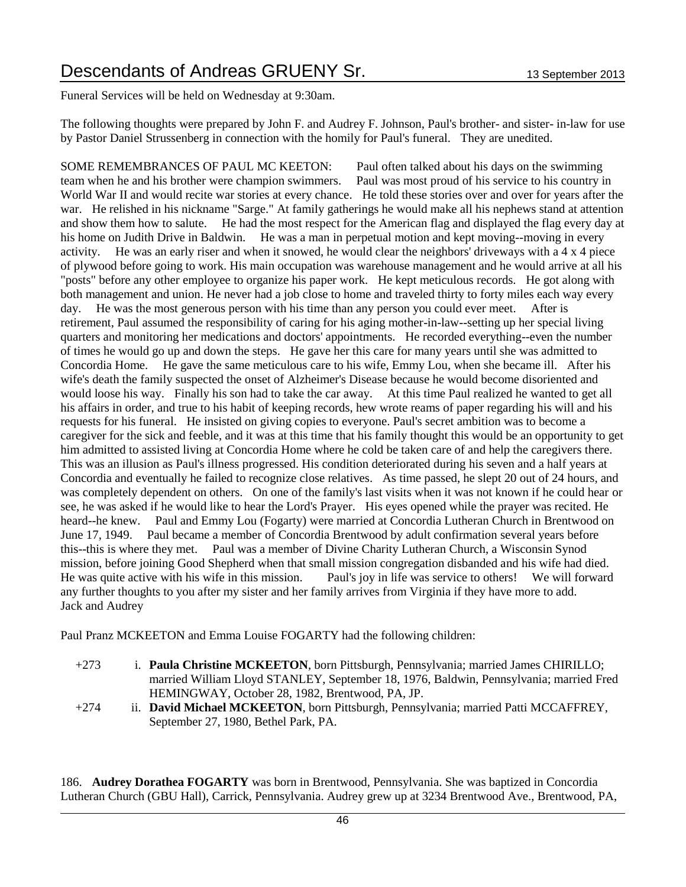Funeral Services will be held on Wednesday at 9:30am.

The following thoughts were prepared by John F. and Audrey F. Johnson, Paul's brother- and sister- in-law for use by Pastor Daniel Strussenberg in connection with the homily for Paul's funeral. They are unedited.

SOME REMEMBRANCES OF PAUL MC KEETON: Paul often talked about his days on the swimming team when he and his brother were champion swimmers. Paul was most proud of his service to his country in World War II and would recite war stories at every chance. He told these stories over and over for years after the war. He relished in his nickname "Sarge." At family gatherings he would make all his nephews stand at attention and show them how to salute. He had the most respect for the American flag and displayed the flag every day at his home on Judith Drive in Baldwin. He was a man in perpetual motion and kept moving--moving in every activity. He was an early riser and when it snowed, he would clear the neighbors' driveways with a 4 x 4 piece of plywood before going to work. His main occupation was warehouse management and he would arrive at all his "posts" before any other employee to organize his paper work. He kept meticulous records. He got along with both management and union. He never had a job close to home and traveled thirty to forty miles each way every day. He was the most generous person with his time than any person you could ever meet. After is retirement, Paul assumed the responsibility of caring for his aging mother-in-law--setting up her special living quarters and monitoring her medications and doctors' appointments. He recorded everything--even the number of times he would go up and down the steps. He gave her this care for many years until she was admitted to Concordia Home. He gave the same meticulous care to his wife, Emmy Lou, when she became ill. After his wife's death the family suspected the onset of Alzheimer's Disease because he would become disoriented and would loose his way. Finally his son had to take the car away. At this time Paul realized he wanted to get all his affairs in order, and true to his habit of keeping records, hew wrote reams of paper regarding his will and his requests for his funeral. He insisted on giving copies to everyone. Paul's secret ambition was to become a caregiver for the sick and feeble, and it was at this time that his family thought this would be an opportunity to get him admitted to assisted living at Concordia Home where he cold be taken care of and help the caregivers there. This was an illusion as Paul's illness progressed. His condition deteriorated during his seven and a half years at Concordia and eventually he failed to recognize close relatives. As time passed, he slept 20 out of 24 hours, and was completely dependent on others. On one of the family's last visits when it was not known if he could hear or see, he was asked if he would like to hear the Lord's Prayer. His eyes opened while the prayer was recited. He heard--he knew. Paul and Emmy Lou (Fogarty) were married at Concordia Lutheran Church in Brentwood on June 17, 1949. Paul became a member of Concordia Brentwood by adult confirmation several years before this--this is where they met. Paul was a member of Divine Charity Lutheran Church, a Wisconsin Synod mission, before joining Good Shepherd when that small mission congregation disbanded and his wife had died. He was quite active with his wife in this mission. Paul's joy in life was service to others! We will forward any further thoughts to you after my sister and her family arrives from Virginia if they have more to add.
Jack and Audrey

Paul Pranz MCKEETON and Emma Louise FOGARTY had the following children:

+273 i. **Paula Christine MCKEETON**, born Pittsburgh, Pennsylvania; married James CHIRILLO; married William Lloyd STANLEY, September 18, 1976, Baldwin, Pennsylvania; married Fred HEMINGWAY, October 28, 1982, Brentwood, PA, JP.

+274 ii. **David Michael MCKEETON**, born Pittsburgh, Pennsylvania; married Patti MCCAFFREY, September 27, 1980, Bethel Park, PA.

186. **Audrey Dorathea FOGARTY** was born in Brentwood, Pennsylvania. She was baptized in Concordia Lutheran Church (GBU Hall), Carrick, Pennsylvania. Audrey grew up at 3234 Brentwood Ave., Brentwood, PA,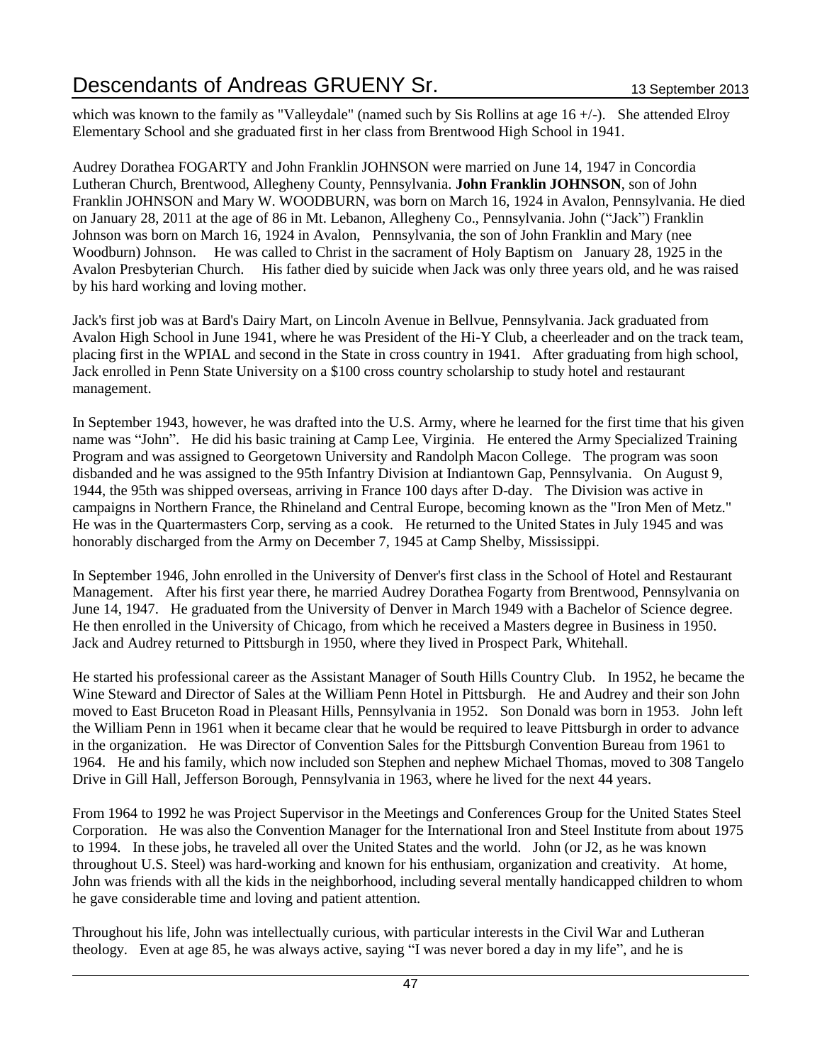which was known to the family as "Valleydale" (named such by Sis Rollins at age 16 +/-). She attended Elroy Elementary School and she graduated first in her class from Brentwood High School in 1941.

Audrey Dorathea FOGARTY and John Franklin JOHNSON were married on June 14, 1947 in Concordia Lutheran Church, Brentwood, Allegheny County, Pennsylvania. **John Franklin JOHNSON**, son of John Franklin JOHNSON and Mary W. WOODBURN, was born on March 16, 1924 in Avalon, Pennsylvania. He died on January 28, 2011 at the age of 86 in Mt. Lebanon, Allegheny Co., Pennsylvania. John ("Jack") Franklin Johnson was born on March 16, 1924 in Avalon, Pennsylvania, the son of John Franklin and Mary (nee Woodburn) Johnson. He was called to Christ in the sacrament of Holy Baptism on January 28, 1925 in the Avalon Presbyterian Church. His father died by suicide when Jack was only three years old, and he was raised by his hard working and loving mother.

Jack's first job was at Bard's Dairy Mart, on Lincoln Avenue in Bellvue, Pennsylvania. Jack graduated from Avalon High School in June 1941, where he was President of the Hi-Y Club, a cheerleader and on the track team, placing first in the WPIAL and second in the State in cross country in 1941. After graduating from high school, Jack enrolled in Penn State University on a $100 cross country scholarship to study hotel and restaurant management.

In September 1943, however, he was drafted into the U.S. Army, where he learned for the first time that his given name was "John". He did his basic training at Camp Lee, Virginia. He entered the Army Specialized Training Program and was assigned to Georgetown University and Randolph Macon College. The program was soon disbanded and he was assigned to the 95th Infantry Division at Indiantown Gap, Pennsylvania. On August 9, 1944, the 95th was shipped overseas, arriving in France 100 days after D-day. The Division was active in campaigns in Northern France, the Rhineland and Central Europe, becoming known as the "Iron Men of Metz." He was in the Quartermasters Corp, serving as a cook. He returned to the United States in July 1945 and was honorably discharged from the Army on December 7, 1945 at Camp Shelby, Mississippi.

In September 1946, John enrolled in the University of Denver's first class in the School of Hotel and Restaurant Management. After his first year there, he married Audrey Dorathea Fogarty from Brentwood, Pennsylvania on June 14, 1947. He graduated from the University of Denver in March 1949 with a Bachelor of Science degree. He then enrolled in the University of Chicago, from which he received a Masters degree in Business in 1950. Jack and Audrey returned to Pittsburgh in 1950, where they lived in Prospect Park, Whitehall.

He started his professional career as the Assistant Manager of South Hills Country Club. In 1952, he became the Wine Steward and Director of Sales at the William Penn Hotel in Pittsburgh. He and Audrey and their son John moved to East Bruceton Road in Pleasant Hills, Pennsylvania in 1952. Son Donald was born in 1953. John left the William Penn in 1961 when it became clear that he would be required to leave Pittsburgh in order to advance in the organization. He was Director of Convention Sales for the Pittsburgh Convention Bureau from 1961 to 1964. He and his family, which now included son Stephen and nephew Michael Thomas, moved to 308 Tangelo Drive in Gill Hall, Jefferson Borough, Pennsylvania in 1963, where he lived for the next 44 years.

From 1964 to 1992 he was Project Supervisor in the Meetings and Conferences Group for the United States Steel Corporation. He was also the Convention Manager for the International Iron and Steel Institute from about 1975 to 1994. In these jobs, he traveled all over the United States and the world. John (or J2, as he was known throughout U.S. Steel) was hard-working and known for his enthusiam, organization and creativity. At home, John was friends with all the kids in the neighborhood, including several mentally handicapped children to whom he gave considerable time and loving and patient attention.

Throughout his life, John was intellectually curious, with particular interests in the Civil War and Lutheran theology. Even at age 85, he was always active, saying "I was never bored a day in my life", and he is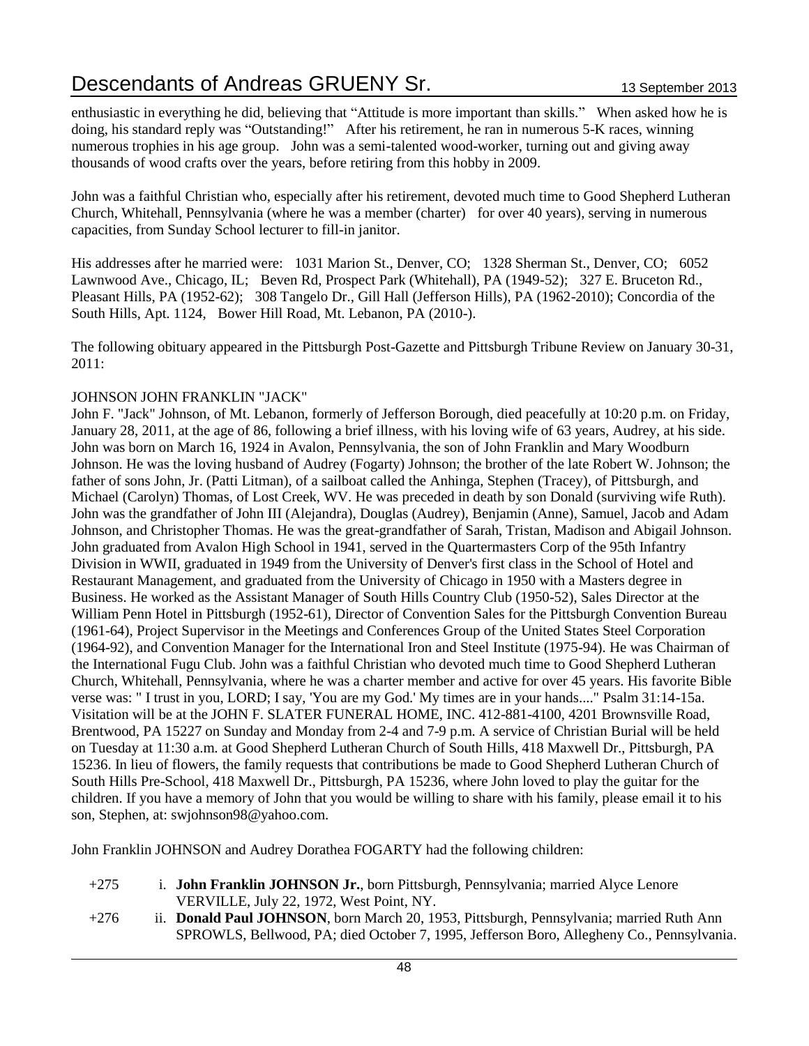enthusiastic in everything he did, believing that "Attitude is more important than skills." When asked how he is doing, his standard reply was "Outstanding!" After his retirement, he ran in numerous 5-K races, winning numerous trophies in his age group. John was a semi-talented wood-worker, turning out and giving away thousands of wood crafts over the years, before retiring from this hobby in 2009.

John was a faithful Christian who, especially after his retirement, devoted much time to Good Shepherd Lutheran Church, Whitehall, Pennsylvania (where he was a member (charter) for over 40 years), serving in numerous capacities, from Sunday School lecturer to fill-in janitor.

His addresses after he married were: 1031 Marion St., Denver, CO; 1328 Sherman St., Denver, CO; 6052 Lawnwood Ave., Chicago, IL; Beven Rd, Prospect Park (Whitehall), PA (1949-52); 327 E. Bruceton Rd., Pleasant Hills, PA (1952-62); 308 Tangelo Dr., Gill Hall (Jefferson Hills), PA (1962-2010); Concordia of the South Hills, Apt. 1124, Bower Hill Road, Mt. Lebanon, PA (2010-).

The following obituary appeared in the Pittsburgh Post-Gazette and Pittsburgh Tribune Review on January 30-31, 2011:

JOHNSON JOHN FRANKLIN "JACK"
John F. "Jack" Johnson, of Mt. Lebanon, formerly of Jefferson Borough, died peacefully at 10:20 p.m. on Friday, January 28, 2011, at the age of 86, following a brief illness, with his loving wife of 63 years, Audrey, at his side. John was born on March 16, 1924 in Avalon, Pennsylvania, the son of John Franklin and Mary Woodburn Johnson. He was the loving husband of Audrey (Fogarty) Johnson; the brother of the late Robert W. Johnson; the father of sons John, Jr. (Patti Litman), of a sailboat called the Anhinga, Stephen (Tracey), of Pittsburgh, and Michael (Carolyn) Thomas, of Lost Creek, WV. He was preceded in death by son Donald (surviving wife Ruth). John was the grandfather of John III (Alejandra), Douglas (Audrey), Benjamin (Anne), Samuel, Jacob and Adam Johnson, and Christopher Thomas. He was the great-grandfather of Sarah, Tristan, Madison and Abigail Johnson. John graduated from Avalon High School in 1941, served in the Quartermasters Corp of the 95th Infantry Division in WWII, graduated in 1949 from the University of Denver's first class in the School of Hotel and Restaurant Management, and graduated from the University of Chicago in 1950 with a Masters degree in Business. He worked as the Assistant Manager of South Hills Country Club (1950-52), Sales Director at the William Penn Hotel in Pittsburgh (1952-61), Director of Convention Sales for the Pittsburgh Convention Bureau (1961-64), Project Supervisor in the Meetings and Conferences Group of the United States Steel Corporation (1964-92), and Convention Manager for the International Iron and Steel Institute (1975-94). He was Chairman of the International Fugu Club. John was a faithful Christian who devoted much time to Good Shepherd Lutheran Church, Whitehall, Pennsylvania, where he was a charter member and active for over 45 years. His favorite Bible verse was: " I trust in you, LORD; I say, 'You are my God.' My times are in your hands...." Psalm 31:14-15a. Visitation will be at the JOHN F. SLATER FUNERAL HOME, INC. 412-881-4100, 4201 Brownsville Road, Brentwood, PA 15227 on Sunday and Monday from 2-4 and 7-9 p.m. A service of Christian Burial will be held on Tuesday at 11:30 a.m. at Good Shepherd Lutheran Church of South Hills, 418 Maxwell Dr., Pittsburgh, PA 15236. In lieu of flowers, the family requests that contributions be made to Good Shepherd Lutheran Church of South Hills Pre-School, 418 Maxwell Dr., Pittsburgh, PA 15236, where John loved to play the guitar for the children. If you have a memory of John that you would be willing to share with his family, please email it to his son, Stephen, at: swjohnson98@yahoo.com.

John Franklin JOHNSON and Audrey Dorathea FOGARTY had the following children:

+275 i. **John Franklin JOHNSON Jr.**, born Pittsburgh, Pennsylvania; married Alyce Lenore VERVILLE, July 22, 1972, West Point, NY.

+276 ii. **Donald Paul JOHNSON**, born March 20, 1953, Pittsburgh, Pennsylvania; married Ruth Ann SPROWLS, Bellwood, PA; died October 7, 1995, Jefferson Boro, Allegheny Co., Pennsylvania.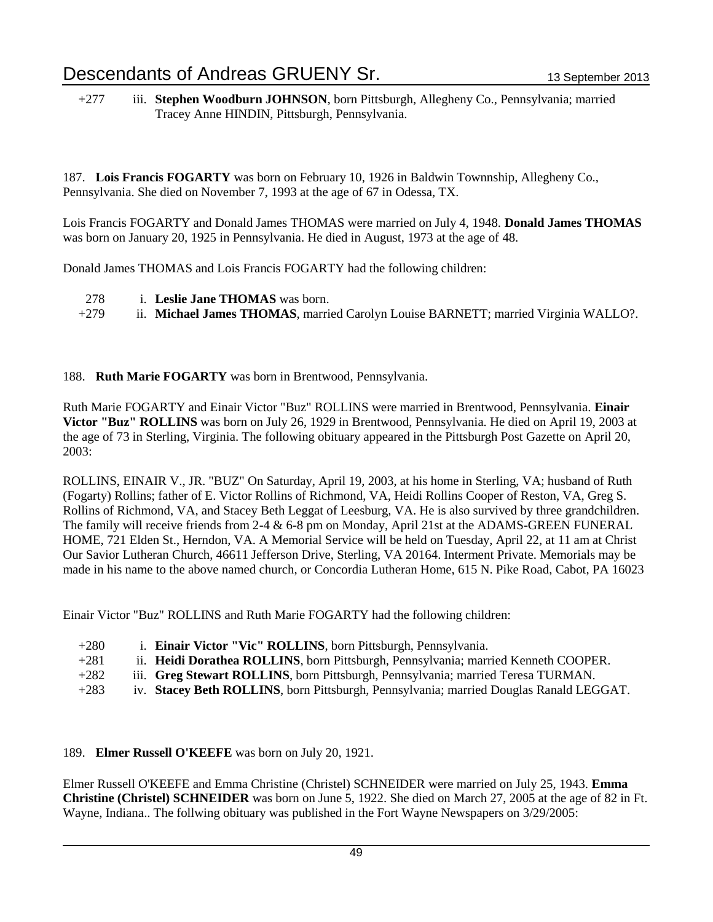+277 iii. **Stephen Woodburn JOHNSON**, born Pittsburgh, Allegheny Co., Pennsylvania; married Tracey Anne HINDIN, Pittsburgh, Pennsylvania.

187. **Lois Francis FOGARTY** was born on February 10, 1926 in Baldwin Townnship, Allegheny Co., Pennsylvania. She died on November 7, 1993 at the age of 67 in Odessa, TX.

Lois Francis FOGARTY and Donald James THOMAS were married on July 4, 1948. **Donald James THOMAS** was born on January 20, 1925 in Pennsylvania. He died in August, 1973 at the age of 48.

Donald James THOMAS and Lois Francis FOGARTY had the following children:

278 i. **Leslie Jane THOMAS** was born.
+279 ii. **Michael James THOMAS**, married Carolyn Louise BARNETT; married Virginia WALLO?.

188. **Ruth Marie FOGARTY** was born in Brentwood, Pennsylvania.

Ruth Marie FOGARTY and Einair Victor "Buz" ROLLINS were married in Brentwood, Pennsylvania. **Einair Victor "Buz" ROLLINS** was born on July 26, 1929 in Brentwood, Pennsylvania. He died on April 19, 2003 at the age of 73 in Sterling, Virginia. The following obituary appeared in the Pittsburgh Post Gazette on April 20, 2003:

ROLLINS, EINAIR V., JR. "BUZ" On Saturday, April 19, 2003, at his home in Sterling, VA; husband of Ruth (Fogarty) Rollins; father of E. Victor Rollins of Richmond, VA, Heidi Rollins Cooper of Reston, VA, Greg S. Rollins of Richmond, VA, and Stacey Beth Leggat of Leesburg, VA. He is also survived by three grandchildren. The family will receive friends from 2-4 & 6-8 pm on Monday, April 21st at the ADAMS-GREEN FUNERAL HOME, 721 Elden St., Herndon, VA. A Memorial Service will be held on Tuesday, April 22, at 11 am at Christ Our Savior Lutheran Church, 46611 Jefferson Drive, Sterling, VA 20164. Interment Private. Memorials may be made in his name to the above named church, or Concordia Lutheran Home, 615 N. Pike Road, Cabot, PA 16023

Einair Victor "Buz" ROLLINS and Ruth Marie FOGARTY had the following children:

+280 i. **Einair Victor "Vic" ROLLINS**, born Pittsburgh, Pennsylvania.
+281 ii. **Heidi Dorathea ROLLINS**, born Pittsburgh, Pennsylvania; married Kenneth COOPER.
+282 iii. **Greg Stewart ROLLINS**, born Pittsburgh, Pennsylvania; married Teresa TURMAN.
+283 iv. **Stacey Beth ROLLINS**, born Pittsburgh, Pennsylvania; married Douglas Ranald LEGGAT.

189. **Elmer Russell O'KEEFE** was born on July 20, 1921.

Elmer Russell O'KEEFE and Emma Christine (Christel) SCHNEIDER were married on July 25, 1943. **Emma Christine (Christel) SCHNEIDER** was born on June 5, 1922. She died on March 27, 2005 at the age of 82 in Ft. Wayne, Indiana.. The follwing obituary was published in the Fort Wayne Newspapers on 3/29/2005: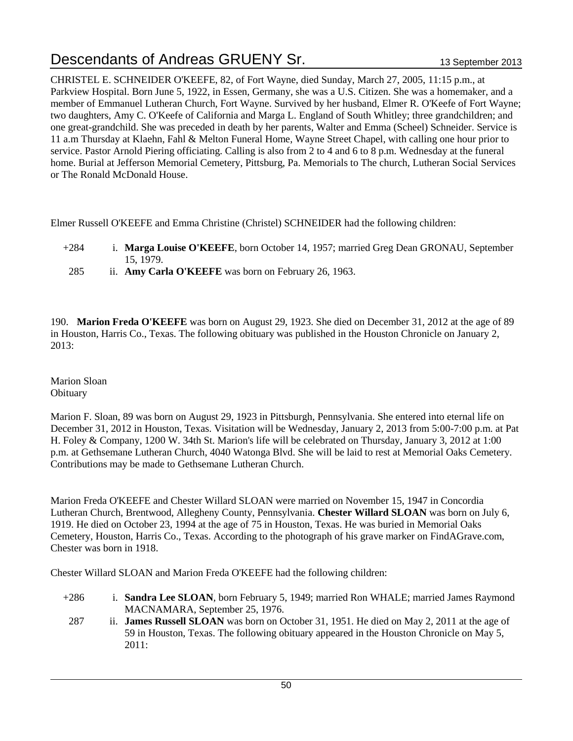CHRISTEL E. SCHNEIDER O'KEEFE, 82, of Fort Wayne, died Sunday, March 27, 2005, 11:15 p.m., at Parkview Hospital. Born June 5, 1922, in Essen, Germany, she was a U.S. Citizen. She was a homemaker, and a member of Emmanuel Lutheran Church, Fort Wayne. Survived by her husband, Elmer R. O'Keefe of Fort Wayne; two daughters, Amy C. O'Keefe of California and Marga L. England of South Whitley; three grandchildren; and one great-grandchild. She was preceded in death by her parents, Walter and Emma (Scheel) Schneider. Service is 11 a.m Thursday at Klaehn, Fahl & Melton Funeral Home, Wayne Street Chapel, with calling one hour prior to service. Pastor Arnold Piering officiating. Calling is also from 2 to 4 and 6 to 8 p.m. Wednesday at the funeral home. Burial at Jefferson Memorial Cemetery, Pittsburg, Pa. Memorials to The church, Lutheran Social Services or The Ronald McDonald House.

Elmer Russell O'KEEFE and Emma Christine (Christel) SCHNEIDER had the following children:

- +284 i. **Marga Louise O'KEEFE**, born October 14, 1957; married Greg Dean GRONAU, September 15, 1979.
- 285 ii. **Amy Carla O'KEEFE** was born on February 26, 1963.

190. **Marion Freda O'KEEFE** was born on August 29, 1923. She died on December 31, 2012 at the age of 89 in Houston, Harris Co., Texas. The following obituary was published in the Houston Chronicle on January 2, 2013:

Marion Sloan
Obituary

Marion F. Sloan, 89 was born on August 29, 1923 in Pittsburgh, Pennsylvania. She entered into eternal life on December 31, 2012 in Houston, Texas. Visitation will be Wednesday, January 2, 2013 from 5:00-7:00 p.m. at Pat H. Foley & Company, 1200 W. 34th St. Marion's life will be celebrated on Thursday, January 3, 2012 at 1:00 p.m. at Gethsemane Lutheran Church, 4040 Watonga Blvd. She will be laid to rest at Memorial Oaks Cemetery. Contributions may be made to Gethsemane Lutheran Church.

Marion Freda O'KEEFE and Chester Willard SLOAN were married on November 15, 1947 in Concordia Lutheran Church, Brentwood, Allegheny County, Pennsylvania. **Chester Willard SLOAN** was born on July 6, 1919. He died on October 23, 1994 at the age of 75 in Houston, Texas. He was buried in Memorial Oaks Cemetery, Houston, Harris Co., Texas. According to the photograph of his grave marker on FindAGrave.com, Chester was born in 1918.

Chester Willard SLOAN and Marion Freda O'KEEFE had the following children:

- +286 i. **Sandra Lee SLOAN**, born February 5, 1949; married Ron WHALE; married James Raymond MACNAMARA, September 25, 1976.
- 287 ii. **James Russell SLOAN** was born on October 31, 1951. He died on May 2, 2011 at the age of 59 in Houston, Texas. The following obituary appeared in the Houston Chronicle on May 5, 2011: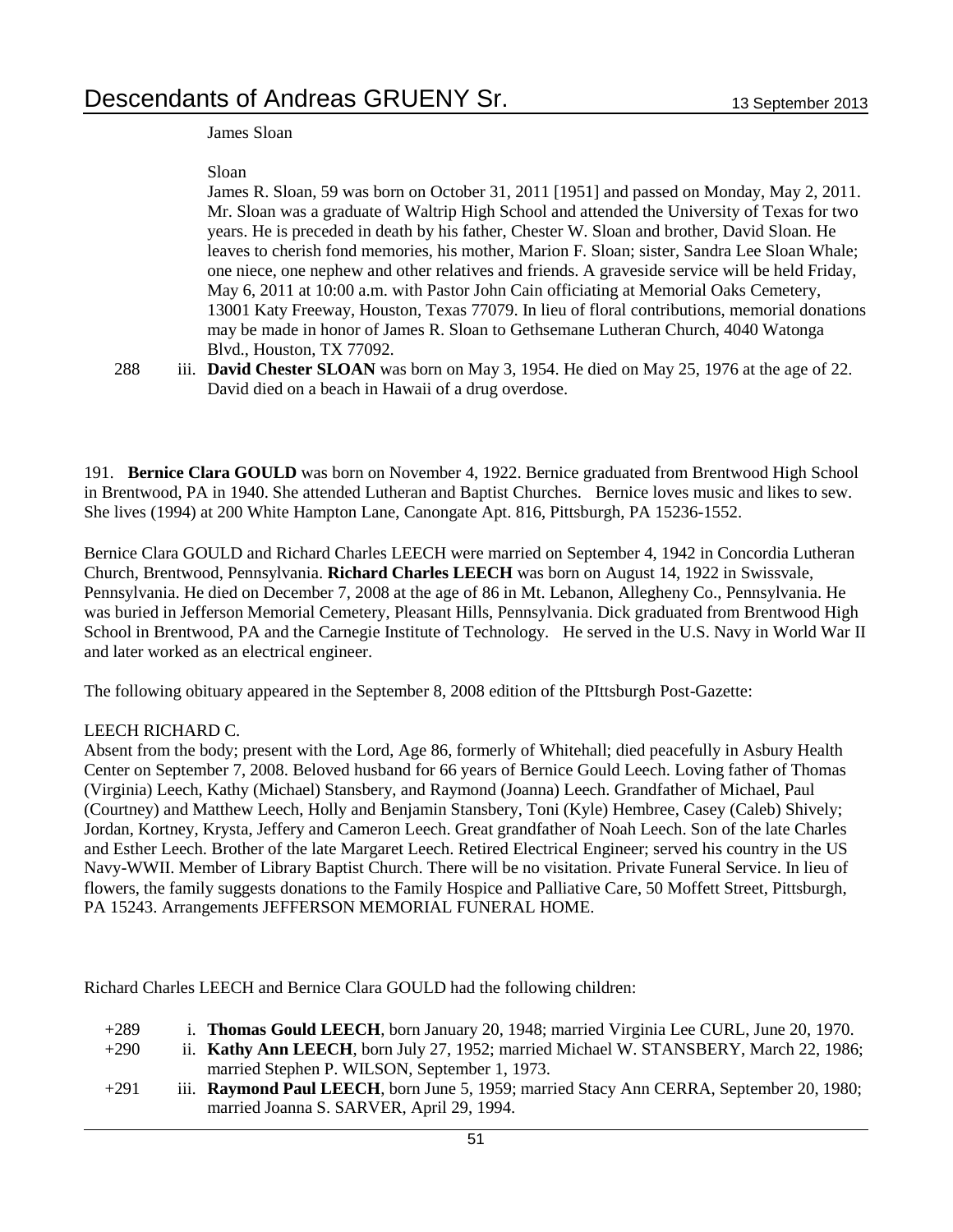James Sloan

Sloan

James R. Sloan, 59 was born on October 31, 2011 [1951] and passed on Monday, May 2, 2011. Mr. Sloan was a graduate of Waltrip High School and attended the University of Texas for two years. He is preceded in death by his father, Chester W. Sloan and brother, David Sloan. He leaves to cherish fond memories, his mother, Marion F. Sloan; sister, Sandra Lee Sloan Whale; one niece, one nephew and other relatives and friends. A graveside service will be held Friday, May 6, 2011 at 10:00 a.m. with Pastor John Cain officiating at Memorial Oaks Cemetery, 13001 Katy Freeway, Houston, Texas 77079. In lieu of floral contributions, memorial donations may be made in honor of James R. Sloan to Gethsemane Lutheran Church, 4040 Watonga Blvd., Houston, TX 77092.

288 iii. **David Chester SLOAN** was born on May 3, 1954. He died on May 25, 1976 at the age of 22. David died on a beach in Hawaii of a drug overdose.

191. **Bernice Clara GOULD** was born on November 4, 1922. Bernice graduated from Brentwood High School in Brentwood, PA in 1940. She attended Lutheran and Baptist Churches. Bernice loves music and likes to sew. She lives (1994) at 200 White Hampton Lane, Canongate Apt. 816, Pittsburgh, PA 15236-1552.

Bernice Clara GOULD and Richard Charles LEECH were married on September 4, 1942 in Concordia Lutheran Church, Brentwood, Pennsylvania. **Richard Charles LEECH** was born on August 14, 1922 in Swissvale, Pennsylvania. He died on December 7, 2008 at the age of 86 in Mt. Lebanon, Allegheny Co., Pennsylvania. He was buried in Jefferson Memorial Cemetery, Pleasant Hills, Pennsylvania. Dick graduated from Brentwood High School in Brentwood, PA and the Carnegie Institute of Technology. He served in the U.S. Navy in World War II and later worked as an electrical engineer.

The following obituary appeared in the September 8, 2008 edition of the PIttsburgh Post-Gazette:

LEECH RICHARD C.
Absent from the body; present with the Lord, Age 86, formerly of Whitehall; died peacefully in Asbury Health Center on September 7, 2008. Beloved husband for 66 years of Bernice Gould Leech. Loving father of Thomas (Virginia) Leech, Kathy (Michael) Stansbery, and Raymond (Joanna) Leech. Grandfather of Michael, Paul (Courtney) and Matthew Leech, Holly and Benjamin Stansbery, Toni (Kyle) Hembree, Casey (Caleb) Shively; Jordan, Kortney, Krysta, Jeffery and Cameron Leech. Great grandfather of Noah Leech. Son of the late Charles and Esther Leech. Brother of the late Margaret Leech. Retired Electrical Engineer; served his country in the US Navy-WWII. Member of Library Baptist Church. There will be no visitation. Private Funeral Service. In lieu of flowers, the family suggests donations to the Family Hospice and Palliative Care, 50 Moffett Street, Pittsburgh, PA 15243. Arrangements JEFFERSON MEMORIAL FUNERAL HOME.

Richard Charles LEECH and Bernice Clara GOULD had the following children:

+289 i. **Thomas Gould LEECH**, born January 20, 1948; married Virginia Lee CURL, June 20, 1970.

+290 ii. **Kathy Ann LEECH**, born July 27, 1952; married Michael W. STANSBERY, March 22, 1986; married Stephen P. WILSON, September 1, 1973.

+291 iii. **Raymond Paul LEECH**, born June 5, 1959; married Stacy Ann CERRA, September 20, 1980; married Joanna S. SARVER, April 29, 1994.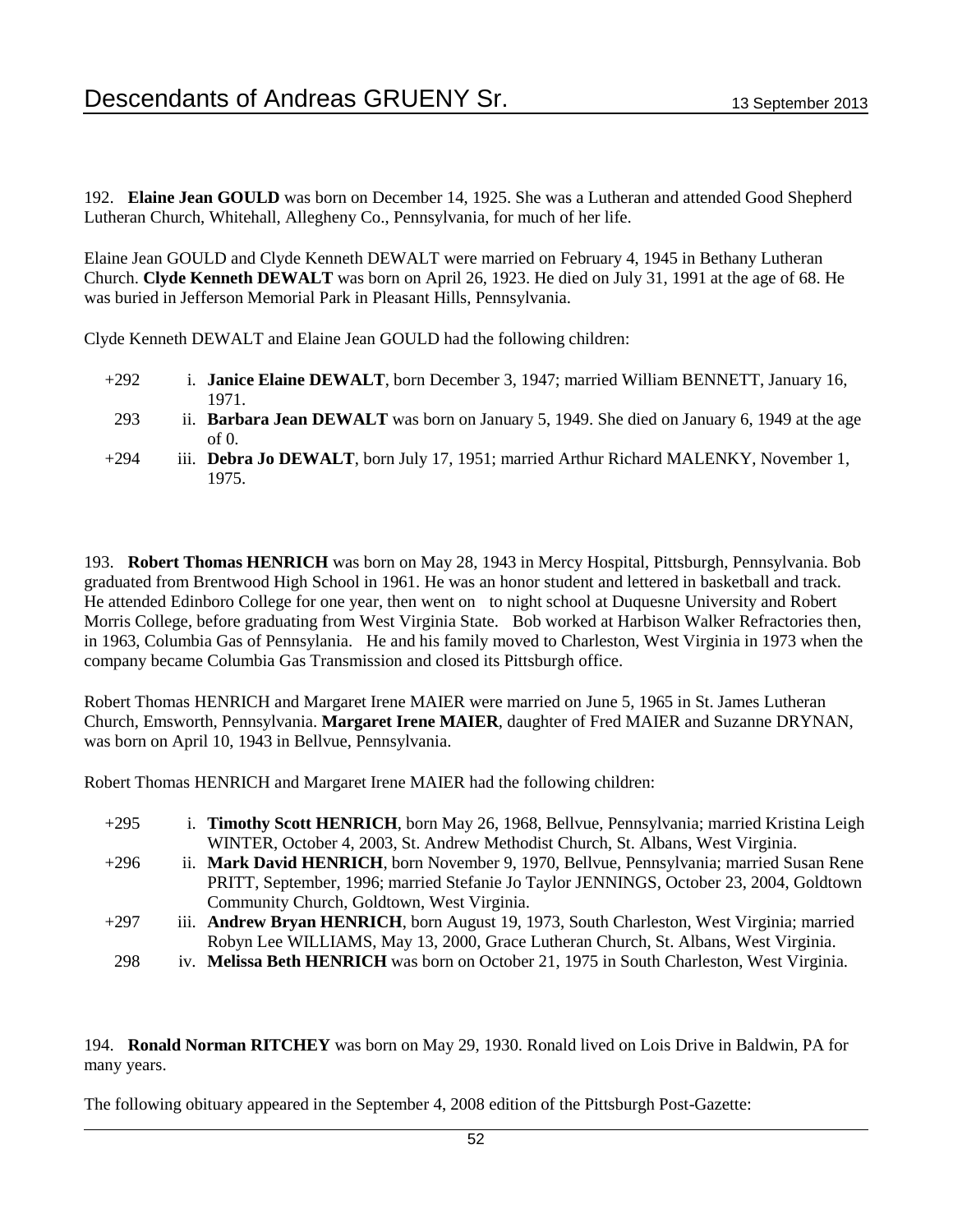192. **Elaine Jean GOULD** was born on December 14, 1925. She was a Lutheran and attended Good Shepherd Lutheran Church, Whitehall, Allegheny Co., Pennsylvania, for much of her life.

Elaine Jean GOULD and Clyde Kenneth DEWALT were married on February 4, 1945 in Bethany Lutheran Church. **Clyde Kenneth DEWALT** was born on April 26, 1923. He died on July 31, 1991 at the age of 68. He was buried in Jefferson Memorial Park in Pleasant Hills, Pennsylvania.

Clyde Kenneth DEWALT and Elaine Jean GOULD had the following children:

- +292 i. **Janice Elaine DEWALT**, born December 3, 1947; married William BENNETT, January 16, 1971.
- 293 ii. **Barbara Jean DEWALT** was born on January 5, 1949. She died on January 6, 1949 at the age of 0.
- +294 iii. **Debra Jo DEWALT**, born July 17, 1951; married Arthur Richard MALENKY, November 1, 1975.

193. **Robert Thomas HENRICH** was born on May 28, 1943 in Mercy Hospital, Pittsburgh, Pennsylvania. Bob graduated from Brentwood High School in 1961. He was an honor student and lettered in basketball and track. He attended Edinboro College for one year, then went on to night school at Duquesne University and Robert Morris College, before graduating from West Virginia State. Bob worked at Harbison Walker Refractories then, in 1963, Columbia Gas of Pennsylania. He and his family moved to Charleston, West Virginia in 1973 when the company became Columbia Gas Transmission and closed its Pittsburgh office.

Robert Thomas HENRICH and Margaret Irene MAIER were married on June 5, 1965 in St. James Lutheran Church, Emsworth, Pennsylvania. **Margaret Irene MAIER**, daughter of Fred MAIER and Suzanne DRYNAN, was born on April 10, 1943 in Bellvue, Pennsylvania.

Robert Thomas HENRICH and Margaret Irene MAIER had the following children:

- +295 i. **Timothy Scott HENRICH**, born May 26, 1968, Bellvue, Pennsylvania; married Kristina Leigh WINTER, October 4, 2003, St. Andrew Methodist Church, St. Albans, West Virginia.
- +296 ii. **Mark David HENRICH**, born November 9, 1970, Bellvue, Pennsylvania; married Susan Rene PRITT, September, 1996; married Stefanie Jo Taylor JENNINGS, October 23, 2004, Goldtown Community Church, Goldtown, West Virginia.
- +297 iii. **Andrew Bryan HENRICH**, born August 19, 1973, South Charleston, West Virginia; married Robyn Lee WILLIAMS, May 13, 2000, Grace Lutheran Church, St. Albans, West Virginia.
- 298 iv. **Melissa Beth HENRICH** was born on October 21, 1975 in South Charleston, West Virginia.

194. **Ronald Norman RITCHEY** was born on May 29, 1930. Ronald lived on Lois Drive in Baldwin, PA for many years.

The following obituary appeared in the September 4, 2008 edition of the Pittsburgh Post-Gazette: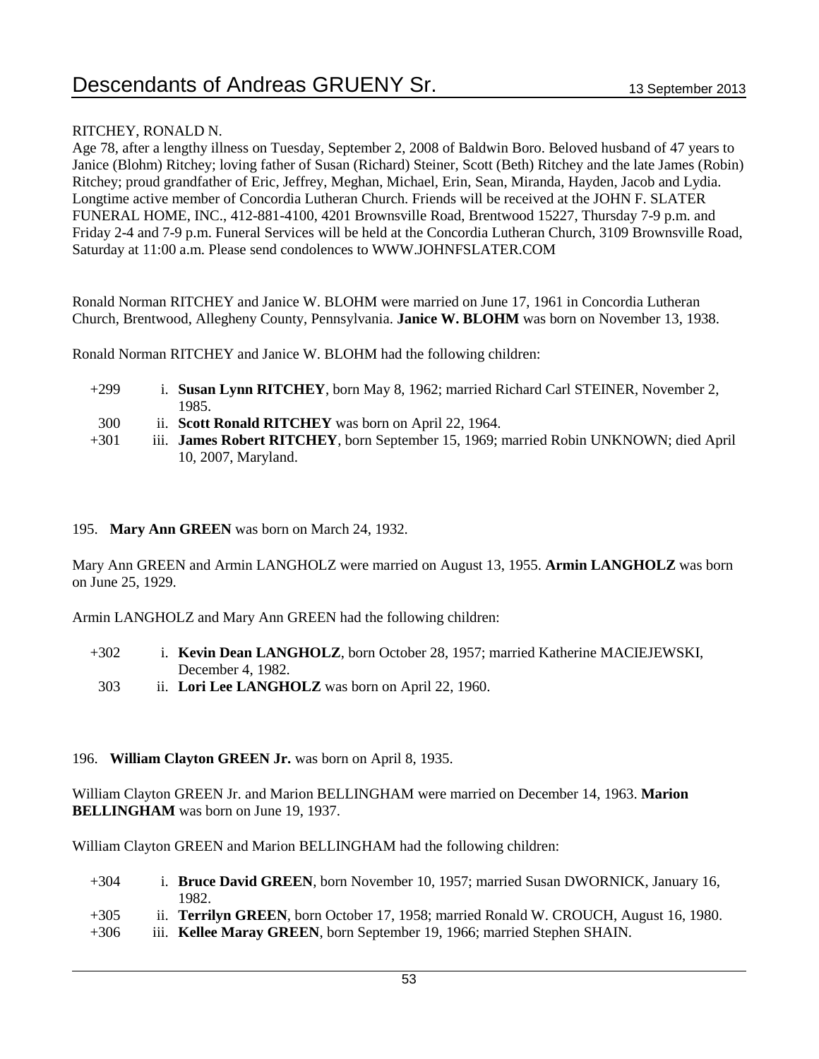RITCHEY, RONALD N.

Age 78, after a lengthy illness on Tuesday, September 2, 2008 of Baldwin Boro. Beloved husband of 47 years to Janice (Blohm) Ritchey; loving father of Susan (Richard) Steiner, Scott (Beth) Ritchey and the late James (Robin) Ritchey; proud grandfather of Eric, Jeffrey, Meghan, Michael, Erin, Sean, Miranda, Hayden, Jacob and Lydia. Longtime active member of Concordia Lutheran Church. Friends will be received at the JOHN F. SLATER FUNERAL HOME, INC., 412-881-4100, 4201 Brownsville Road, Brentwood 15227, Thursday 7-9 p.m. and Friday 2-4 and 7-9 p.m. Funeral Services will be held at the Concordia Lutheran Church, 3109 Brownsville Road, Saturday at 11:00 a.m. Please send condolences to WWW.JOHNFSLATER.COM

Ronald Norman RITCHEY and Janice W. BLOHM were married on June 17, 1961 in Concordia Lutheran Church, Brentwood, Allegheny County, Pennsylvania. **Janice W. BLOHM** was born on November 13, 1938.

Ronald Norman RITCHEY and Janice W. BLOHM had the following children:

- +299 i. **Susan Lynn RITCHEY**, born May 8, 1962; married Richard Carl STEINER, November 2, 1985.
- 300 ii. **Scott Ronald RITCHEY** was born on April 22, 1964.
- +301 iii. **James Robert RITCHEY**, born September 15, 1969; married Robin UNKNOWN; died April 10, 2007, Maryland.

195. **Mary Ann GREEN** was born on March 24, 1932.

Mary Ann GREEN and Armin LANGHOLZ were married on August 13, 1955. **Armin LANGHOLZ** was born on June 25, 1929.

Armin LANGHOLZ and Mary Ann GREEN had the following children:

- +302 i. **Kevin Dean LANGHOLZ**, born October 28, 1957; married Katherine MACIEJEWSKI, December 4, 1982.
- 303 ii. **Lori Lee LANGHOLZ** was born on April 22, 1960.

196. **William Clayton GREEN Jr.** was born on April 8, 1935.

William Clayton GREEN Jr. and Marion BELLINGHAM were married on December 14, 1963. **Marion BELLINGHAM** was born on June 19, 1937.

William Clayton GREEN and Marion BELLINGHAM had the following children:

- +304 i. **Bruce David GREEN**, born November 10, 1957; married Susan DWORNICK, January 16, 1982.
- +305 ii. **Terrilyn GREEN**, born October 17, 1958; married Ronald W. CROUCH, August 16, 1980.
- +306 iii. **Kellee Maray GREEN**, born September 19, 1966; married Stephen SHAIN.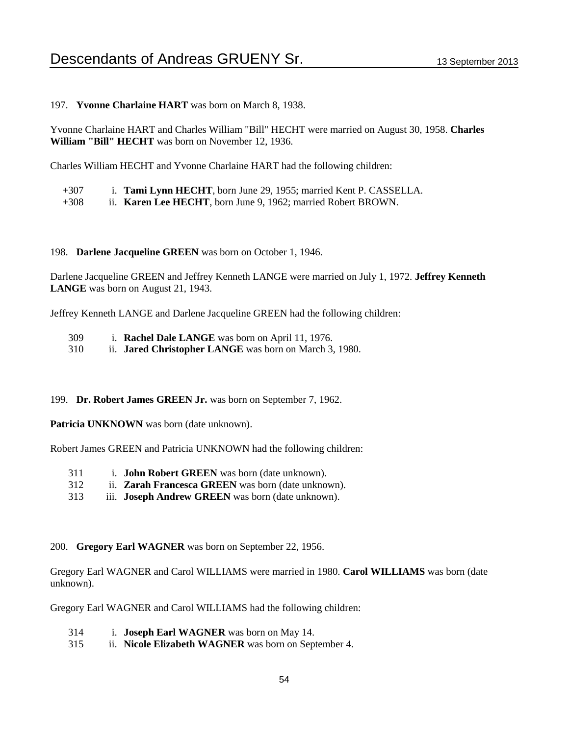197. **Yvonne Charlaine HART** was born on March 8, 1938.

Yvonne Charlaine HART and Charles William "Bill" HECHT were married on August 30, 1958. **Charles William "Bill" HECHT** was born on November 12, 1936.

Charles William HECHT and Yvonne Charlaine HART had the following children:

- +307 i. **Tami Lynn HECHT**, born June 29, 1955; married Kent P. CASSELLA.
- +308 ii. **Karen Lee HECHT**, born June 9, 1962; married Robert BROWN.

198. **Darlene Jacqueline GREEN** was born on October 1, 1946.

Darlene Jacqueline GREEN and Jeffrey Kenneth LANGE were married on July 1, 1972. **Jeffrey Kenneth LANGE** was born on August 21, 1943.

Jeffrey Kenneth LANGE and Darlene Jacqueline GREEN had the following children:

- 309 i. **Rachel Dale LANGE** was born on April 11, 1976.
- 310 ii. **Jared Christopher LANGE** was born on March 3, 1980.

199. **Dr. Robert James GREEN Jr.** was born on September 7, 1962.

**Patricia UNKNOWN** was born (date unknown).

Robert James GREEN and Patricia UNKNOWN had the following children:

- 311 i. **John Robert GREEN** was born (date unknown).
- 312 ii. **Zarah Francesca GREEN** was born (date unknown).
- 313 iii. **Joseph Andrew GREEN** was born (date unknown).

200. **Gregory Earl WAGNER** was born on September 22, 1956.

Gregory Earl WAGNER and Carol WILLIAMS were married in 1980. **Carol WILLIAMS** was born (date unknown).

Gregory Earl WAGNER and Carol WILLIAMS had the following children:

- 314 i. **Joseph Earl WAGNER** was born on May 14.
- 315 ii. **Nicole Elizabeth WAGNER** was born on September 4.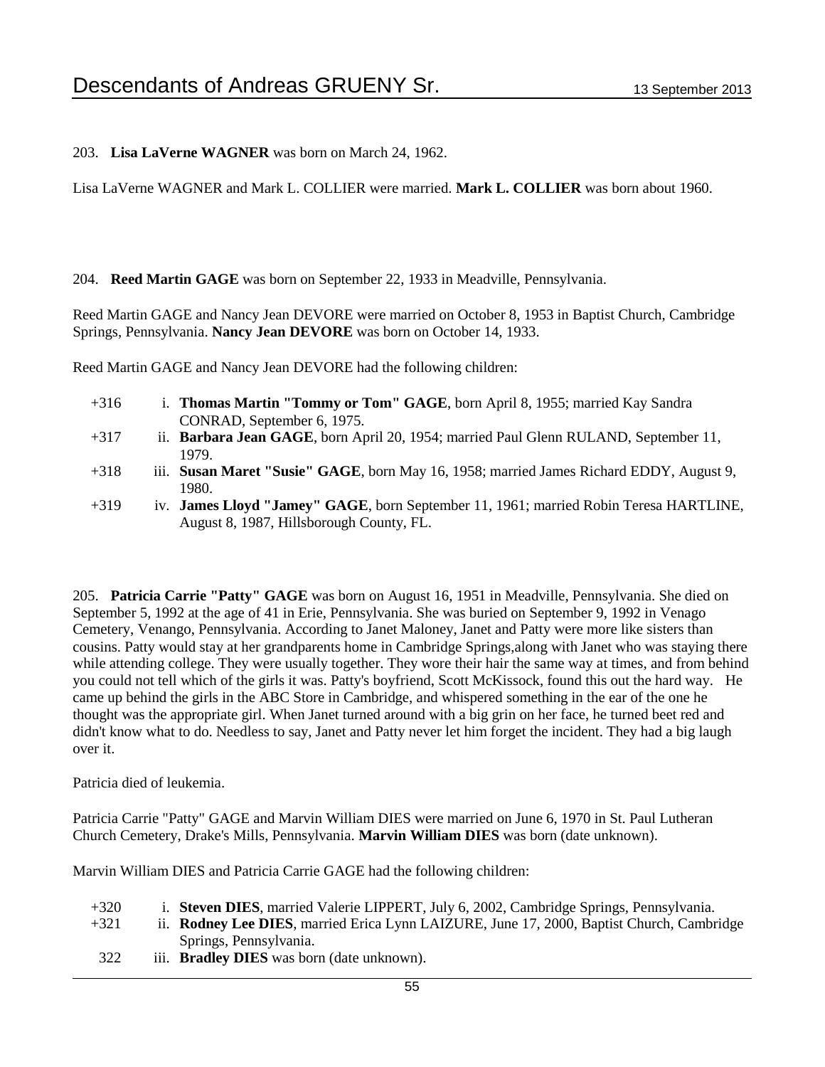203. **Lisa LaVerne WAGNER** was born on March 24, 1962.

Lisa LaVerne WAGNER and Mark L. COLLIER were married. **Mark L. COLLIER** was born about 1960.

204. **Reed Martin GAGE** was born on September 22, 1933 in Meadville, Pennsylvania.

Reed Martin GAGE and Nancy Jean DEVORE were married on October 8, 1953 in Baptist Church, Cambridge Springs, Pennsylvania. **Nancy Jean DEVORE** was born on October 14, 1933.

Reed Martin GAGE and Nancy Jean DEVORE had the following children:

- +316 i. **Thomas Martin "Tommy or Tom" GAGE**, born April 8, 1955; married Kay Sandra CONRAD, September 6, 1975.
- +317 ii. **Barbara Jean GAGE**, born April 20, 1954; married Paul Glenn RULAND, September 11, 1979.
- +318 iii. **Susan Maret "Susie" GAGE**, born May 16, 1958; married James Richard EDDY, August 9, 1980.
- +319 iv. **James Lloyd "Jamey" GAGE**, born September 11, 1961; married Robin Teresa HARTLINE, August 8, 1987, Hillsborough County, FL.

205. **Patricia Carrie "Patty" GAGE** was born on August 16, 1951 in Meadville, Pennsylvania. She died on September 5, 1992 at the age of 41 in Erie, Pennsylvania. She was buried on September 9, 1992 in Venago Cemetery, Venango, Pennsylvania. According to Janet Maloney, Janet and Patty were more like sisters than cousins. Patty would stay at her grandparents home in Cambridge Springs,along with Janet who was staying there while attending college. They were usually together. They wore their hair the same way at times, and from behind you could not tell which of the girls it was. Patty's boyfriend, Scott McKissock, found this out the hard way. He came up behind the girls in the ABC Store in Cambridge, and whispered something in the ear of the one he thought was the appropriate girl. When Janet turned around with a big grin on her face, he turned beet red and didn't know what to do. Needless to say, Janet and Patty never let him forget the incident. They had a big laugh over it.

Patricia died of leukemia.

Patricia Carrie "Patty" GAGE and Marvin William DIES were married on June 6, 1970 in St. Paul Lutheran Church Cemetery, Drake's Mills, Pennsylvania. **Marvin William DIES** was born (date unknown).

Marvin William DIES and Patricia Carrie GAGE had the following children:

- +320 i. **Steven DIES**, married Valerie LIPPERT, July 6, 2002, Cambridge Springs, Pennsylvania.
- +321 ii. **Rodney Lee DIES**, married Erica Lynn LAIZURE, June 17, 2000, Baptist Church, Cambridge Springs, Pennsylvania.
- 322 iii. **Bradley DIES** was born (date unknown).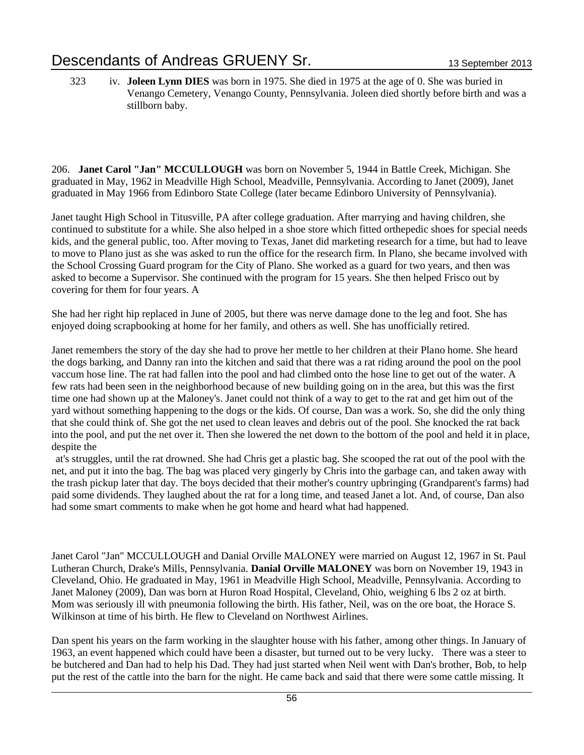323 iv. **Joleen Lynn DIES** was born in 1975. She died in 1975 at the age of 0. She was buried in Venango Cemetery, Venango County, Pennsylvania. Joleen died shortly before birth and was a stillborn baby.

206. **Janet Carol "Jan" MCCULLOUGH** was born on November 5, 1944 in Battle Creek, Michigan. She graduated in May, 1962 in Meadville High School, Meadville, Pennsylvania. According to Janet (2009), Janet graduated in May 1966 from Edinboro State College (later became Edinboro University of Pennsylvania).

Janet taught High School in Titusville, PA after college graduation. After marrying and having children, she continued to substitute for a while. She also helped in a shoe store which fitted orthepedic shoes for special needs kids, and the general public, too. After moving to Texas, Janet did marketing research for a time, but had to leave to move to Plano just as she was asked to run the office for the research firm. In Plano, she became involved with the School Crossing Guard program for the City of Plano. She worked as a guard for two years, and then was asked to become a Supervisor. She continued with the program for 15 years. She then helped Frisco out by covering for them for four years. A

She had her right hip replaced in June of 2005, but there was nerve damage done to the leg and foot. She has enjoyed doing scrapbooking at home for her family, and others as well. She has unofficially retired.

Janet remembers the story of the day she had to prove her mettle to her children at their Plano home. She heard the dogs barking, and Danny ran into the kitchen and said that there was a rat riding around the pool on the pool vaccum hose line. The rat had fallen into the pool and had climbed onto the hose line to get out of the water. A few rats had been seen in the neighborhood because of new building going on in the area, but this was the first time one had shown up at the Maloney's. Janet could not think of a way to get to the rat and get him out of the yard without something happening to the dogs or the kids. Of course, Dan was a work. So, she did the only thing that she could think of. She got the net used to clean leaves and debris out of the pool. She knocked the rat back into the pool, and put the net over it. Then she lowered the net down to the bottom of the pool and held it in place, despite the
 at's struggles, until the rat drowned. She had Chris get a plastic bag. She scooped the rat out of the pool with the net, and put it into the bag. The bag was placed very gingerly by Chris into the garbage can, and taken away with the trash pickup later that day. The boys decided that their mother's country upbringing (Grandparent's farms) had paid some dividends. They laughed about the rat for a long time, and teased Janet a lot. And, of course, Dan also had some smart comments to make when he got home and heard what had happened.

Janet Carol "Jan" MCCULLOUGH and Danial Orville MALONEY were married on August 12, 1967 in St. Paul Lutheran Church, Drake's Mills, Pennsylvania. **Danial Orville MALONEY** was born on November 19, 1943 in Cleveland, Ohio. He graduated in May, 1961 in Meadville High School, Meadville, Pennsylvania. According to Janet Maloney (2009), Dan was born at Huron Road Hospital, Cleveland, Ohio, weighing 6 lbs 2 oz at birth. Mom was seriously ill with pneumonia following the birth. His father, Neil, was on the ore boat, the Horace S. Wilkinson at time of his birth. He flew to Cleveland on Northwest Airlines.

Dan spent his years on the farm working in the slaughter house with his father, among other things. In January of 1963, an event happened which could have been a disaster, but turned out to be very lucky. There was a steer to be butchered and Dan had to help his Dad. They had just started when Neil went with Dan's brother, Bob, to help put the rest of the cattle into the barn for the night. He came back and said that there were some cattle missing. It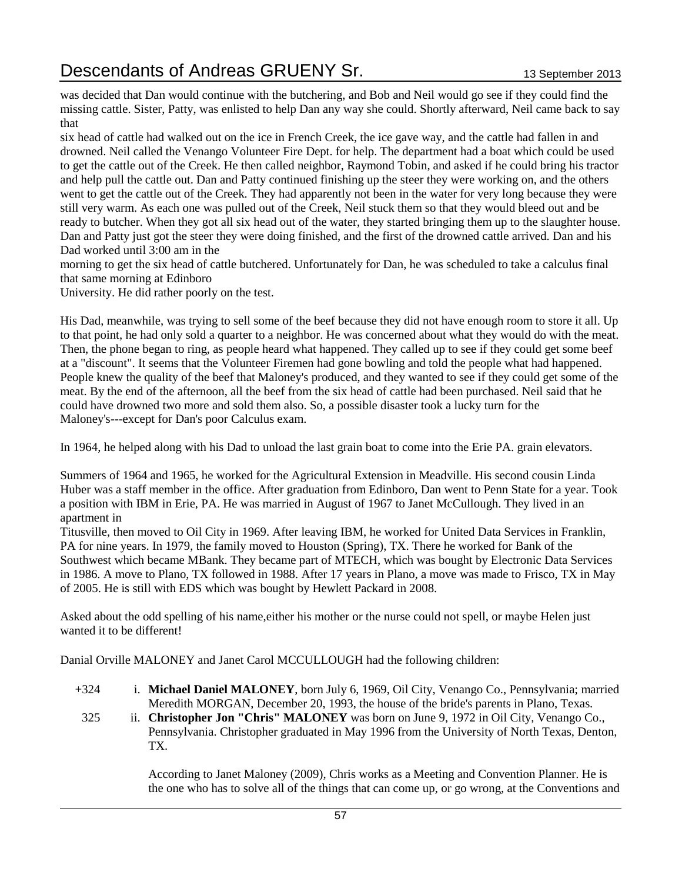was decided that Dan would continue with the butchering, and Bob and Neil would go see if they could find the missing cattle. Sister, Patty, was enlisted to help Dan any way she could. Shortly afterward, Neil came back to say that
six head of cattle had walked out on the ice in French Creek, the ice gave way, and the cattle had fallen in and drowned. Neil called the Venango Volunteer Fire Dept. for help. The department had a boat which could be used to get the cattle out of the Creek. He then called neighbor, Raymond Tobin, and asked if he could bring his tractor and help pull the cattle out. Dan and Patty continued finishing up the steer they were working on, and the others went to get the cattle out of the Creek. They had apparently not been in the water for very long because they were still very warm. As each one was pulled out of the Creek, Neil stuck them so that they would bleed out and be ready to butcher. When they got all six head out of the water, they started bringing them up to the slaughter house. Dan and Patty just got the steer they were doing finished, and the first of the drowned cattle arrived. Dan and his Dad worked until 3:00 am in the
morning to get the six head of cattle butchered. Unfortunately for Dan, he was scheduled to take a calculus final that same morning at Edinboro
University. He did rather poorly on the test.

His Dad, meanwhile, was trying to sell some of the beef because they did not have enough room to store it all. Up to that point, he had only sold a quarter to a neighbor. He was concerned about what they would do with the meat. Then, the phone began to ring, as people heard what happened. They called up to see if they could get some beef at a "discount". It seems that the Volunteer Firemen had gone bowling and told the people what had happened. People knew the quality of the beef that Maloney's produced, and they wanted to see if they could get some of the meat. By the end of the afternoon, all the beef from the six head of cattle had been purchased. Neil said that he could have drowned two more and sold them also. So, a possible disaster took a lucky turn for the Maloney's---except for Dan's poor Calculus exam.

In 1964, he helped along with his Dad to unload the last grain boat to come into the Erie PA. grain elevators.

Summers of 1964 and 1965, he worked for the Agricultural Extension in Meadville. His second cousin Linda Huber was a staff member in the office. After graduation from Edinboro, Dan went to Penn State for a year. Took a position with IBM in Erie, PA. He was married in August of 1967 to Janet McCullough. They lived in an apartment in
Titusville, then moved to Oil City in 1969. After leaving IBM, he worked for United Data Services in Franklin, PA for nine years. In 1979, the family moved to Houston (Spring), TX. There he worked for Bank of the Southwest which became MBank. They became part of MTECH, which was bought by Electronic Data Services in 1986. A move to Plano, TX followed in 1988. After 17 years in Plano, a move was made to Frisco, TX in May of 2005. He is still with EDS which was bought by Hewlett Packard in 2008.

Asked about the odd spelling of his name,either his mother or the nurse could not spell, or maybe Helen just wanted it to be different!

Danial Orville MALONEY and Janet Carol MCCULLOUGH had the following children:

+324 i. **Michael Daniel MALONEY**, born July 6, 1969, Oil City, Venango Co., Pennsylvania; married Meredith MORGAN, December 20, 1993, the house of the bride's parents in Plano, Texas.

325 ii. **Christopher Jon "Chris" MALONEY** was born on June 9, 1972 in Oil City, Venango Co., Pennsylvania. Christopher graduated in May 1996 from the University of North Texas, Denton, TX.

According to Janet Maloney (2009), Chris works as a Meeting and Convention Planner. He is the one who has to solve all of the things that can come up, or go wrong, at the Conventions and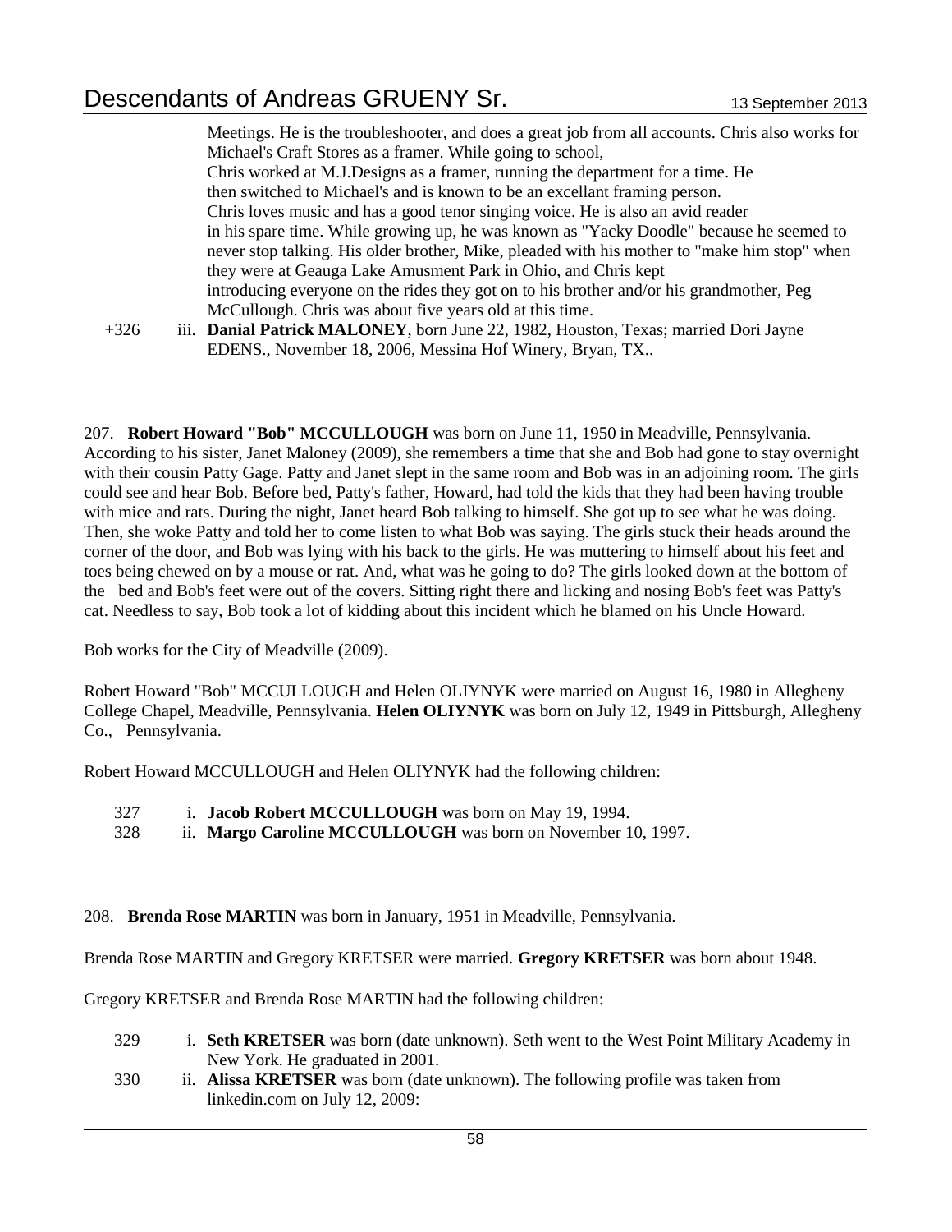Meetings. He is the troubleshooter, and does a great job from all accounts. Chris also works for Michael's Craft Stores as a framer. While going to school, Chris worked at M.J.Designs as a framer, running the department for a time. He then switched to Michael's and is known to be an excellant framing person. Chris loves music and has a good tenor singing voice. He is also an avid reader in his spare time. While growing up, he was known as "Yacky Doodle" because he seemed to never stop talking. His older brother, Mike, pleaded with his mother to "make him stop" when they were at Geauga Lake Amusment Park in Ohio, and Chris kept introducing everyone on the rides they got on to his brother and/or his grandmother, Peg McCullough. Chris was about five years old at this time.

+326 iii. **Danial Patrick MALONEY**, born June 22, 1982, Houston, Texas; married Dori Jayne EDENS., November 18, 2006, Messina Hof Winery, Bryan, TX..

207. **Robert Howard "Bob" MCCULLOUGH** was born on June 11, 1950 in Meadville, Pennsylvania. According to his sister, Janet Maloney (2009), she remembers a time that she and Bob had gone to stay overnight with their cousin Patty Gage. Patty and Janet slept in the same room and Bob was in an adjoining room. The girls could see and hear Bob. Before bed, Patty's father, Howard, had told the kids that they had been having trouble with mice and rats. During the night, Janet heard Bob talking to himself. She got up to see what he was doing. Then, she woke Patty and told her to come listen to what Bob was saying. The girls stuck their heads around the corner of the door, and Bob was lying with his back to the girls. He was muttering to himself about his feet and toes being chewed on by a mouse or rat. And, what was he going to do? The girls looked down at the bottom of the bed and Bob's feet were out of the covers. Sitting right there and licking and nosing Bob's feet was Patty's cat. Needless to say, Bob took a lot of kidding about this incident which he blamed on his Uncle Howard.

Bob works for the City of Meadville (2009).

Robert Howard "Bob" MCCULLOUGH and Helen OLIYNYK were married on August 16, 1980 in Allegheny College Chapel, Meadville, Pennsylvania. **Helen OLIYNYK** was born on July 12, 1949 in Pittsburgh, Allegheny Co., Pennsylvania.

Robert Howard MCCULLOUGH and Helen OLIYNYK had the following children:

327 i. **Jacob Robert MCCULLOUGH** was born on May 19, 1994.
328 ii. **Margo Caroline MCCULLOUGH** was born on November 10, 1997.

208. **Brenda Rose MARTIN** was born in January, 1951 in Meadville, Pennsylvania.

Brenda Rose MARTIN and Gregory KRETSER were married. **Gregory KRETSER** was born about 1948.

Gregory KRETSER and Brenda Rose MARTIN had the following children:

329 i. **Seth KRETSER** was born (date unknown). Seth went to the West Point Military Academy in New York. He graduated in 2001.
330 ii. **Alissa KRETSER** was born (date unknown). The following profile was taken from linkedin.com on July 12, 2009: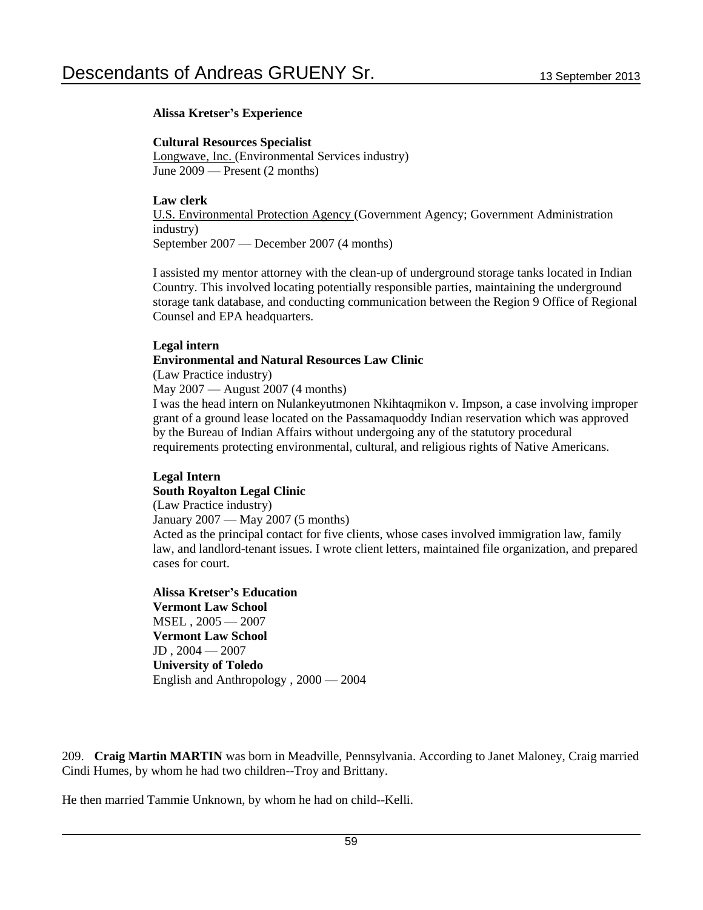**Alissa Kretser's Experience**

**Cultural Resources Specialist**
Longwave, Inc. (Environmental Services industry)
June 2009 — Present (2 months)

**Law clerk**
U.S. Environmental Protection Agency (Government Agency; Government Administration industry)
September 2007 — December 2007 (4 months)

I assisted my mentor attorney with the clean-up of underground storage tanks located in Indian Country. This involved locating potentially responsible parties, maintaining the underground storage tank database, and conducting communication between the Region 9 Office of Regional Counsel and EPA headquarters.

**Legal intern**
**Environmental and Natural Resources Law Clinic**
(Law Practice industry)
May 2007 — August 2007 (4 months)
I was the head intern on Nulankeyutmonen Nkihtaqmikon v. Impson, a case involving improper grant of a ground lease located on the Passamaquoddy Indian reservation which was approved by the Bureau of Indian Affairs without undergoing any of the statutory procedural requirements protecting environmental, cultural, and religious rights of Native Americans.

**Legal Intern**
**South Royalton Legal Clinic**
(Law Practice industry)
January 2007 — May 2007 (5 months)
Acted as the principal contact for five clients, whose cases involved immigration law, family law, and landlord-tenant issues. I wrote client letters, maintained file organization, and prepared cases for court.

**Alissa Kretser's Education**
**Vermont Law School**
MSEL , 2005 — 2007
**Vermont Law School**
JD , 2004 — 2007
**University of Toledo**
English and Anthropology , 2000 — 2004

209. **Craig Martin MARTIN** was born in Meadville, Pennsylvania. According to Janet Maloney, Craig married Cindi Humes, by whom he had two children--Troy and Brittany.

He then married Tammie Unknown, by whom he had on child--Kelli.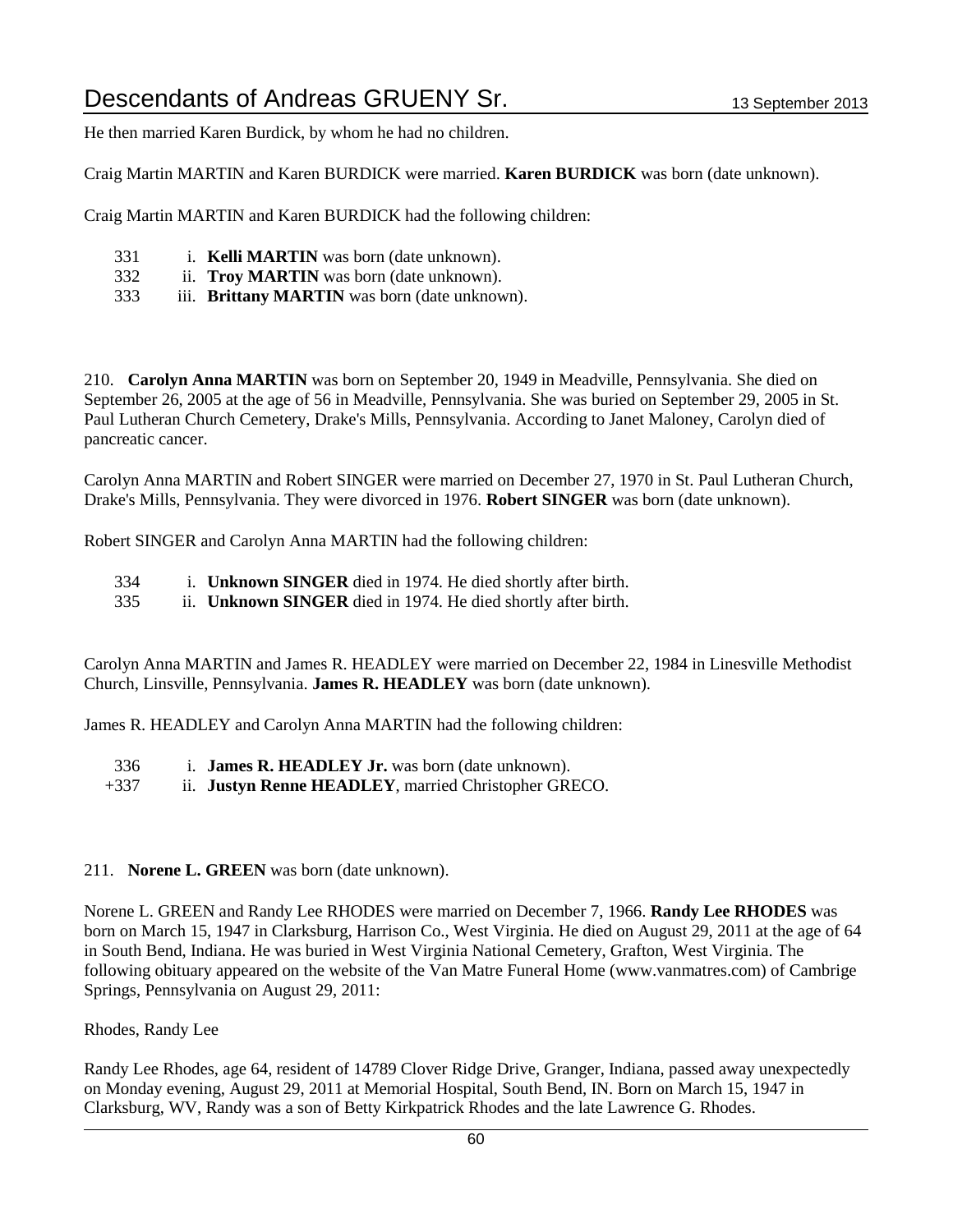He then married Karen Burdick, by whom he had no children.

Craig Martin MARTIN and Karen BURDICK were married. **Karen BURDICK** was born (date unknown).

Craig Martin MARTIN and Karen BURDICK had the following children:

331 i. **Kelli MARTIN** was born (date unknown).
332 ii. **Troy MARTIN** was born (date unknown).
333 iii. **Brittany MARTIN** was born (date unknown).

210. **Carolyn Anna MARTIN** was born on September 20, 1949 in Meadville, Pennsylvania. She died on September 26, 2005 at the age of 56 in Meadville, Pennsylvania. She was buried on September 29, 2005 in St. Paul Lutheran Church Cemetery, Drake's Mills, Pennsylvania. According to Janet Maloney, Carolyn died of pancreatic cancer.

Carolyn Anna MARTIN and Robert SINGER were married on December 27, 1970 in St. Paul Lutheran Church, Drake's Mills, Pennsylvania. They were divorced in 1976. **Robert SINGER** was born (date unknown).

Robert SINGER and Carolyn Anna MARTIN had the following children:

334 i. **Unknown SINGER** died in 1974. He died shortly after birth.
335 ii. **Unknown SINGER** died in 1974. He died shortly after birth.

Carolyn Anna MARTIN and James R. HEADLEY were married on December 22, 1984 in Linesville Methodist Church, Linsville, Pennsylvania. **James R. HEADLEY** was born (date unknown).

James R. HEADLEY and Carolyn Anna MARTIN had the following children:

336 i. **James R. HEADLEY Jr.** was born (date unknown).
+337 ii. **Justyn Renne HEADLEY**, married Christopher GRECO.

211. **Norene L. GREEN** was born (date unknown).

Norene L. GREEN and Randy Lee RHODES were married on December 7, 1966. **Randy Lee RHODES** was born on March 15, 1947 in Clarksburg, Harrison Co., West Virginia. He died on August 29, 2011 at the age of 64 in South Bend, Indiana. He was buried in West Virginia National Cemetery, Grafton, West Virginia. The following obituary appeared on the website of the Van Matre Funeral Home (www.vanmatres.com) of Cambrige Springs, Pennsylvania on August 29, 2011:

Rhodes, Randy Lee

Randy Lee Rhodes, age 64, resident of 14789 Clover Ridge Drive, Granger, Indiana, passed away unexpectedly on Monday evening, August 29, 2011 at Memorial Hospital, South Bend, IN. Born on March 15, 1947 in Clarksburg, WV, Randy was a son of Betty Kirkpatrick Rhodes and the late Lawrence G. Rhodes.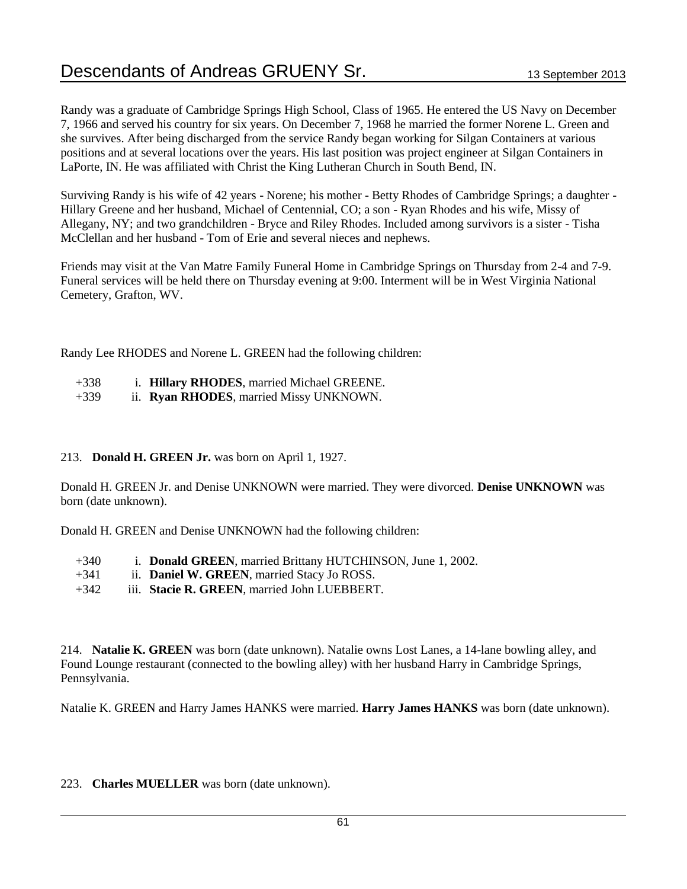Randy was a graduate of Cambridge Springs High School, Class of 1965. He entered the US Navy on December 7, 1966 and served his country for six years. On December 7, 1968 he married the former Norene L. Green and she survives. After being discharged from the service Randy began working for Silgan Containers at various positions and at several locations over the years. His last position was project engineer at Silgan Containers in LaPorte, IN. He was affiliated with Christ the King Lutheran Church in South Bend, IN.

Surviving Randy is his wife of 42 years - Norene; his mother - Betty Rhodes of Cambridge Springs; a daughter - Hillary Greene and her husband, Michael of Centennial, CO; a son - Ryan Rhodes and his wife, Missy of Allegany, NY; and two grandchildren - Bryce and Riley Rhodes. Included among survivors is a sister - Tisha McClellan and her husband - Tom of Erie and several nieces and nephews.

Friends may visit at the Van Matre Family Funeral Home in Cambridge Springs on Thursday from 2-4 and 7-9. Funeral services will be held there on Thursday evening at 9:00. Interment will be in West Virginia National Cemetery, Grafton, WV.

Randy Lee RHODES and Norene L. GREEN had the following children:

+338 i. **Hillary RHODES**, married Michael GREENE.
+339 ii. **Ryan RHODES**, married Missy UNKNOWN.

213. **Donald H. GREEN Jr.** was born on April 1, 1927.

Donald H. GREEN Jr. and Denise UNKNOWN were married. They were divorced. **Denise UNKNOWN** was born (date unknown).

Donald H. GREEN and Denise UNKNOWN had the following children:

+340 i. **Donald GREEN**, married Brittany HUTCHINSON, June 1, 2002.
+341 ii. **Daniel W. GREEN**, married Stacy Jo ROSS.
+342 iii. **Stacie R. GREEN**, married John LUEBBERT.

214. **Natalie K. GREEN** was born (date unknown). Natalie owns Lost Lanes, a 14-lane bowling alley, and Found Lounge restaurant (connected to the bowling alley) with her husband Harry in Cambridge Springs, Pennsylvania.

Natalie K. GREEN and Harry James HANKS were married. **Harry James HANKS** was born (date unknown).

223. **Charles MUELLER** was born (date unknown).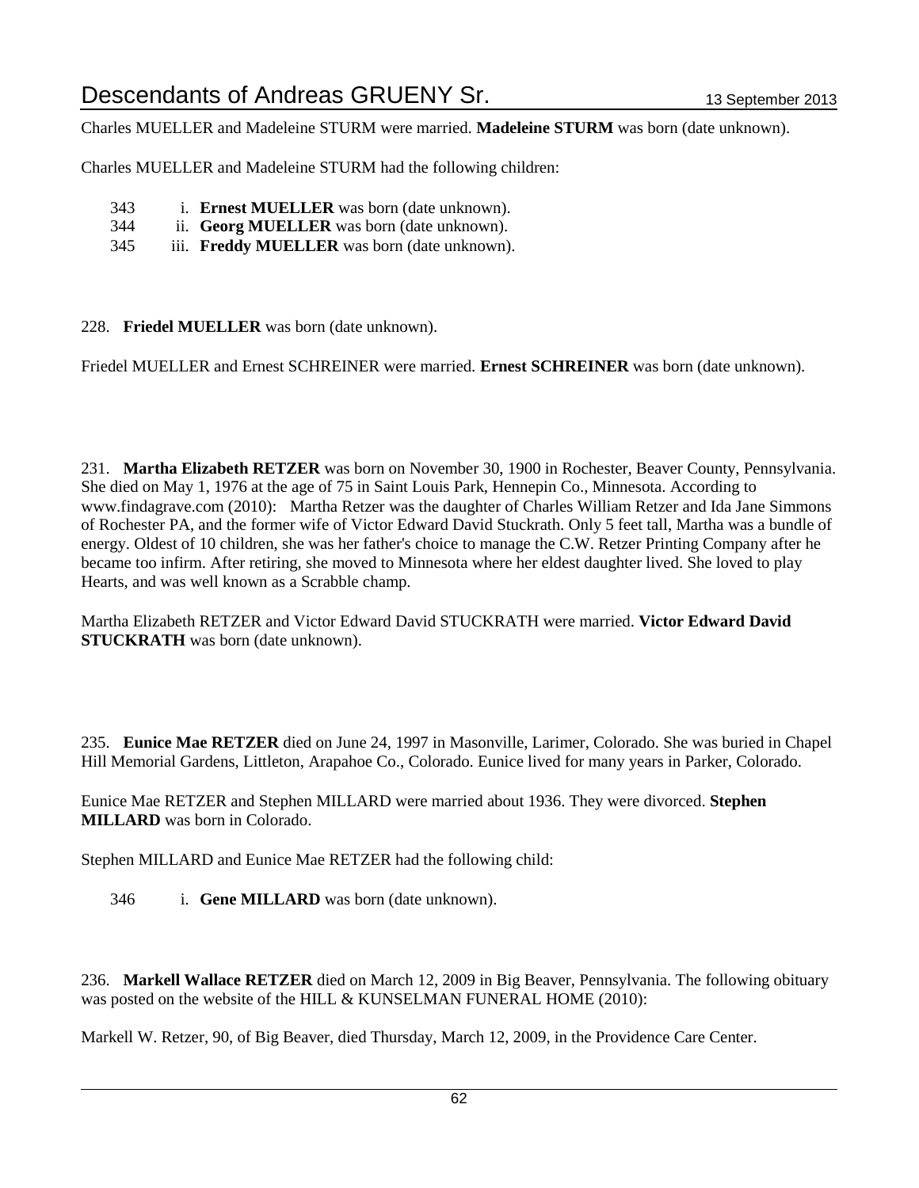Charles MUELLER and Madeleine STURM were married. **Madeleine STURM** was born (date unknown).

Charles MUELLER and Madeleine STURM had the following children:

343 i. **Ernest MUELLER** was born (date unknown).
344 ii. **Georg MUELLER** was born (date unknown).
345 iii. **Freddy MUELLER** was born (date unknown).

228. **Friedel MUELLER** was born (date unknown).

Friedel MUELLER and Ernest SCHREINER were married. **Ernest SCHREINER** was born (date unknown).

231. **Martha Elizabeth RETZER** was born on November 30, 1900 in Rochester, Beaver County, Pennsylvania. She died on May 1, 1976 at the age of 75 in Saint Louis Park, Hennepin Co., Minnesota. According to www.findagrave.com (2010): Martha Retzer was the daughter of Charles William Retzer and Ida Jane Simmons of Rochester PA, and the former wife of Victor Edward David Stuckrath. Only 5 feet tall, Martha was a bundle of energy. Oldest of 10 children, she was her father's choice to manage the C.W. Retzer Printing Company after he became too infirm. After retiring, she moved to Minnesota where her eldest daughter lived. She loved to play Hearts, and was well known as a Scrabble champ.

Martha Elizabeth RETZER and Victor Edward David STUCKRATH were married. **Victor Edward David STUCKRATH** was born (date unknown).

235. **Eunice Mae RETZER** died on June 24, 1997 in Masonville, Larimer, Colorado. She was buried in Chapel Hill Memorial Gardens, Littleton, Arapahoe Co., Colorado. Eunice lived for many years in Parker, Colorado.

Eunice Mae RETZER and Stephen MILLARD were married about 1936. They were divorced. **Stephen MILLARD** was born in Colorado.

Stephen MILLARD and Eunice Mae RETZER had the following child:

346 i. **Gene MILLARD** was born (date unknown).

236. **Markell Wallace RETZER** died on March 12, 2009 in Big Beaver, Pennsylvania. The following obituary was posted on the website of the HILL & KUNSELMAN FUNERAL HOME (2010):

Markell W. Retzer, 90, of Big Beaver, died Thursday, March 12, 2009, in the Providence Care Center.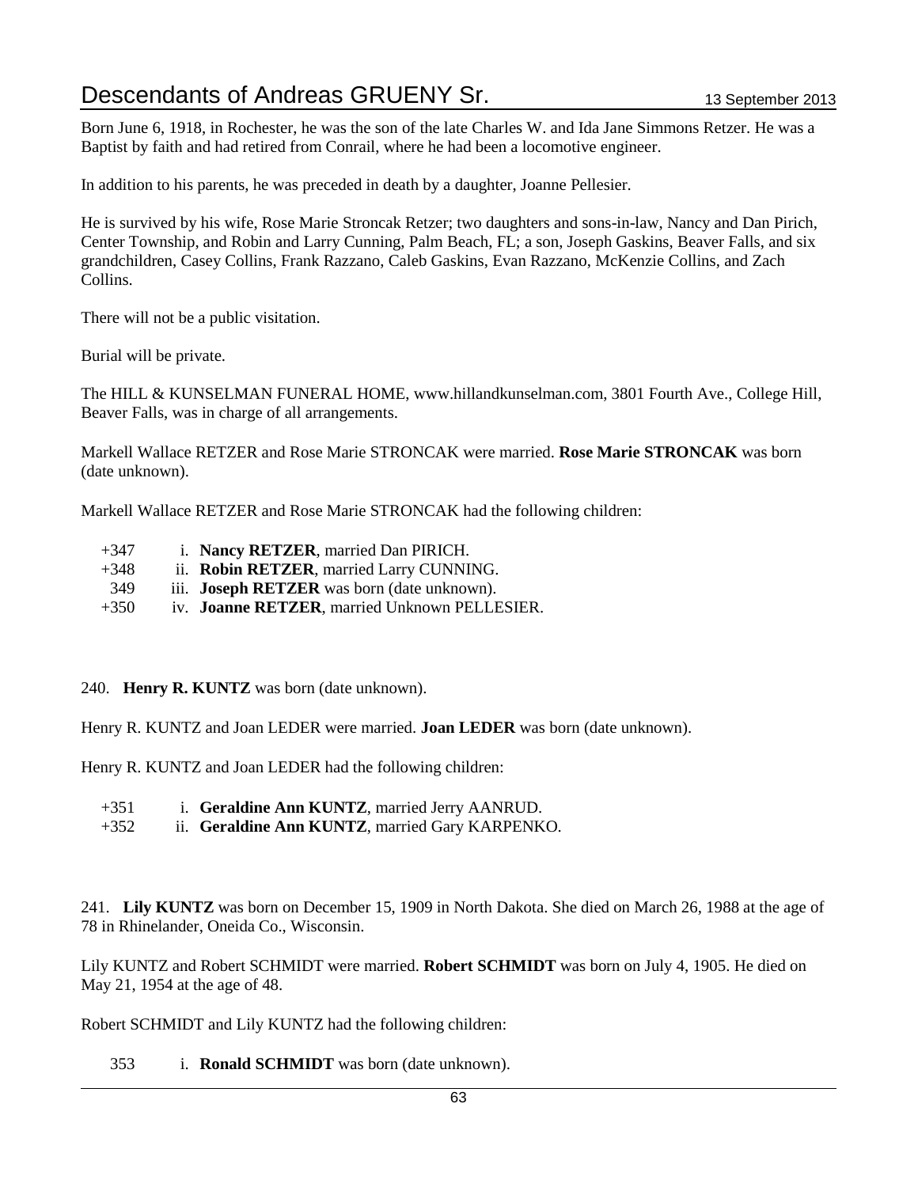Born June 6, 1918, in Rochester, he was the son of the late Charles W. and Ida Jane Simmons Retzer. He was a Baptist by faith and had retired from Conrail, where he had been a locomotive engineer.

In addition to his parents, he was preceded in death by a daughter, Joanne Pellesier.

He is survived by his wife, Rose Marie Stroncak Retzer; two daughters and sons-in-law, Nancy and Dan Pirich, Center Township, and Robin and Larry Cunning, Palm Beach, FL; a son, Joseph Gaskins, Beaver Falls, and six grandchildren, Casey Collins, Frank Razzano, Caleb Gaskins, Evan Razzano, McKenzie Collins, and Zach Collins.

There will not be a public visitation.

Burial will be private.

The HILL & KUNSELMAN FUNERAL HOME, www.hillandkunselman.com, 3801 Fourth Ave., College Hill, Beaver Falls, was in charge of all arrangements.

Markell Wallace RETZER and Rose Marie STRONCAK were married. **Rose Marie STRONCAK** was born (date unknown).

Markell Wallace RETZER and Rose Marie STRONCAK had the following children:

- +347 i. **Nancy RETZER**, married Dan PIRICH.
- +348 ii. **Robin RETZER**, married Larry CUNNING.
- 349 iii. **Joseph RETZER** was born (date unknown).
- +350 iv. **Joanne RETZER**, married Unknown PELLESIER.

240. **Henry R. KUNTZ** was born (date unknown).

Henry R. KUNTZ and Joan LEDER were married. **Joan LEDER** was born (date unknown).

Henry R. KUNTZ and Joan LEDER had the following children:

- +351 i. **Geraldine Ann KUNTZ**, married Jerry AANRUD.
- +352 ii. **Geraldine Ann KUNTZ**, married Gary KARPENKO.

241. **Lily KUNTZ** was born on December 15, 1909 in North Dakota. She died on March 26, 1988 at the age of 78 in Rhinelander, Oneida Co., Wisconsin.

Lily KUNTZ and Robert SCHMIDT were married. **Robert SCHMIDT** was born on July 4, 1905. He died on May 21, 1954 at the age of 48.

Robert SCHMIDT and Lily KUNTZ had the following children:

- 353 i. **Ronald SCHMIDT** was born (date unknown).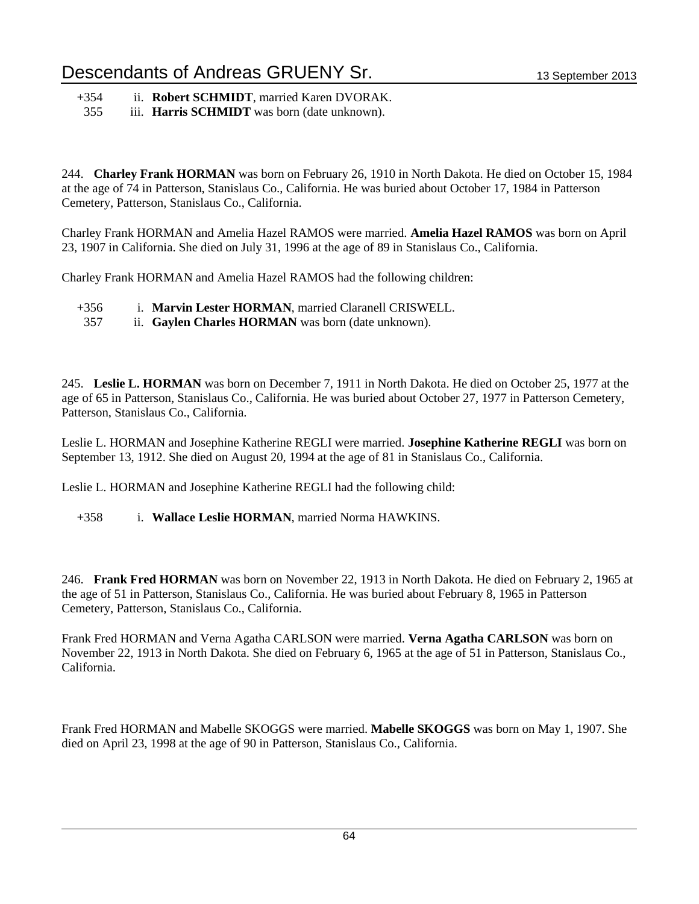+354 ii. **Robert SCHMIDT**, married Karen DVORAK.
355 iii. **Harris SCHMIDT** was born (date unknown).

244. **Charley Frank HORMAN** was born on February 26, 1910 in North Dakota. He died on October 15, 1984 at the age of 74 in Patterson, Stanislaus Co., California. He was buried about October 17, 1984 in Patterson Cemetery, Patterson, Stanislaus Co., California.

Charley Frank HORMAN and Amelia Hazel RAMOS were married. **Amelia Hazel RAMOS** was born on April 23, 1907 in California. She died on July 31, 1996 at the age of 89 in Stanislaus Co., California.

Charley Frank HORMAN and Amelia Hazel RAMOS had the following children:

+356 i. **Marvin Lester HORMAN**, married Claranell CRISWELL.
357 ii. **Gaylen Charles HORMAN** was born (date unknown).

245. **Leslie L. HORMAN** was born on December 7, 1911 in North Dakota. He died on October 25, 1977 at the age of 65 in Patterson, Stanislaus Co., California. He was buried about October 27, 1977 in Patterson Cemetery, Patterson, Stanislaus Co., California.

Leslie L. HORMAN and Josephine Katherine REGLI were married. **Josephine Katherine REGLI** was born on September 13, 1912. She died on August 20, 1994 at the age of 81 in Stanislaus Co., California.

Leslie L. HORMAN and Josephine Katherine REGLI had the following child:

+358 i. **Wallace Leslie HORMAN**, married Norma HAWKINS.

246. **Frank Fred HORMAN** was born on November 22, 1913 in North Dakota. He died on February 2, 1965 at the age of 51 in Patterson, Stanislaus Co., California. He was buried about February 8, 1965 in Patterson Cemetery, Patterson, Stanislaus Co., California.

Frank Fred HORMAN and Verna Agatha CARLSON were married. **Verna Agatha CARLSON** was born on November 22, 1913 in North Dakota. She died on February 6, 1965 at the age of 51 in Patterson, Stanislaus Co., California.

Frank Fred HORMAN and Mabelle SKOGGS were married. **Mabelle SKOGGS** was born on May 1, 1907. She died on April 23, 1998 at the age of 90 in Patterson, Stanislaus Co., California.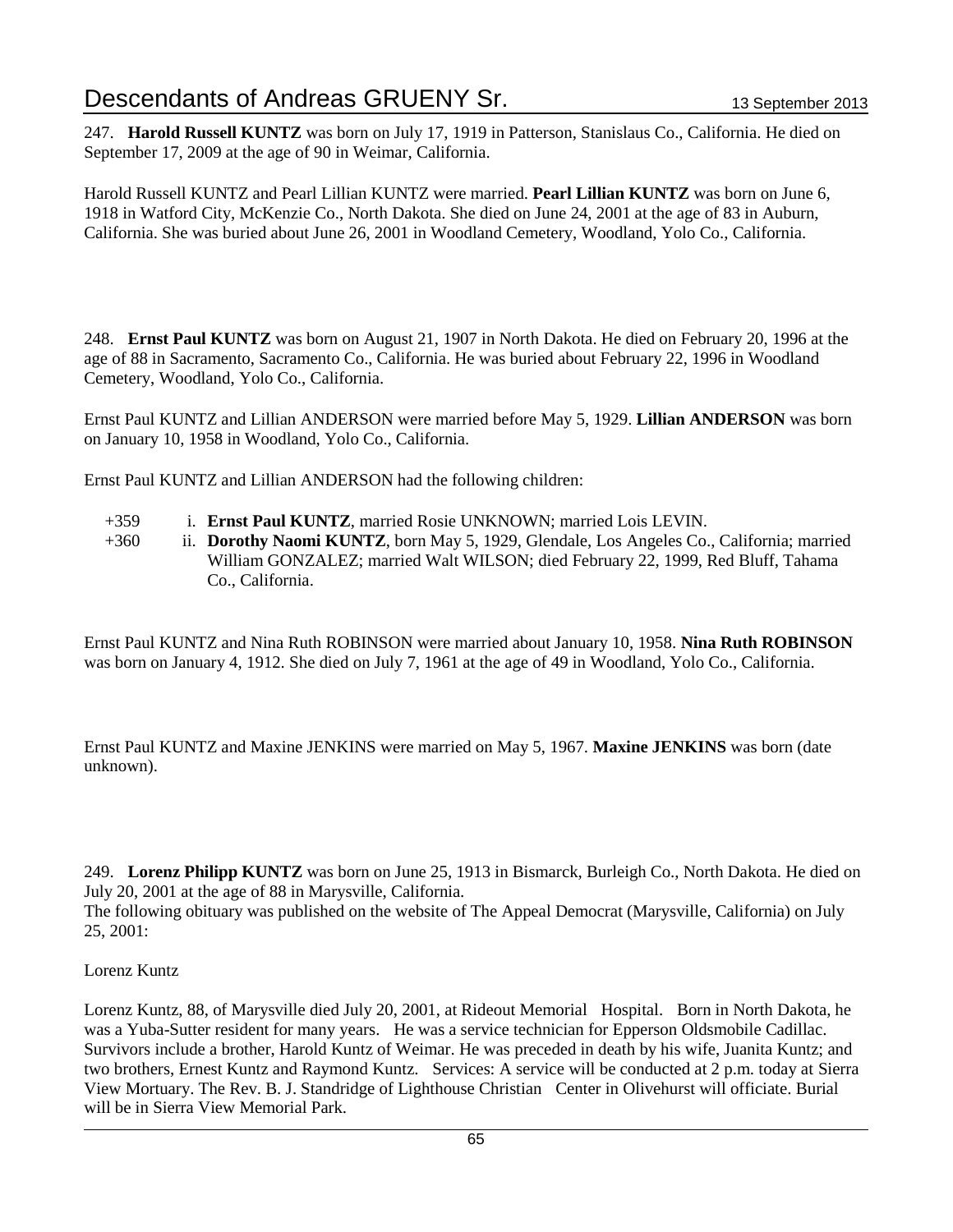247. **Harold Russell KUNTZ** was born on July 17, 1919 in Patterson, Stanislaus Co., California. He died on September 17, 2009 at the age of 90 in Weimar, California.

Harold Russell KUNTZ and Pearl Lillian KUNTZ were married. **Pearl Lillian KUNTZ** was born on June 6, 1918 in Watford City, McKenzie Co., North Dakota. She died on June 24, 2001 at the age of 83 in Auburn, California. She was buried about June 26, 2001 in Woodland Cemetery, Woodland, Yolo Co., California.

248. **Ernst Paul KUNTZ** was born on August 21, 1907 in North Dakota. He died on February 20, 1996 at the age of 88 in Sacramento, Sacramento Co., California. He was buried about February 22, 1996 in Woodland Cemetery, Woodland, Yolo Co., California.

Ernst Paul KUNTZ and Lillian ANDERSON were married before May 5, 1929. **Lillian ANDERSON** was born on January 10, 1958 in Woodland, Yolo Co., California.

Ernst Paul KUNTZ and Lillian ANDERSON had the following children:

- +359 i. **Ernst Paul KUNTZ**, married Rosie UNKNOWN; married Lois LEVIN.
- +360 ii. **Dorothy Naomi KUNTZ**, born May 5, 1929, Glendale, Los Angeles Co., California; married William GONZALEZ; married Walt WILSON; died February 22, 1999, Red Bluff, Tahama Co., California.

Ernst Paul KUNTZ and Nina Ruth ROBINSON were married about January 10, 1958. **Nina Ruth ROBINSON** was born on January 4, 1912. She died on July 7, 1961 at the age of 49 in Woodland, Yolo Co., California.

Ernst Paul KUNTZ and Maxine JENKINS were married on May 5, 1967. **Maxine JENKINS** was born (date unknown).

249. **Lorenz Philipp KUNTZ** was born on June 25, 1913 in Bismarck, Burleigh Co., North Dakota. He died on July 20, 2001 at the age of 88 in Marysville, California.
The following obituary was published on the website of The Appeal Democrat (Marysville, California) on July 25, 2001:

Lorenz Kuntz

Lorenz Kuntz, 88, of Marysville died July 20, 2001, at Rideout Memorial Hospital. Born in North Dakota, he was a Yuba-Sutter resident for many years. He was a service technician for Epperson Oldsmobile Cadillac. Survivors include a brother, Harold Kuntz of Weimar. He was preceded in death by his wife, Juanita Kuntz; and two brothers, Ernest Kuntz and Raymond Kuntz. Services: A service will be conducted at 2 p.m. today at Sierra View Mortuary. The Rev. B. J. Standridge of Lighthouse Christian Center in Olivehurst will officiate. Burial will be in Sierra View Memorial Park.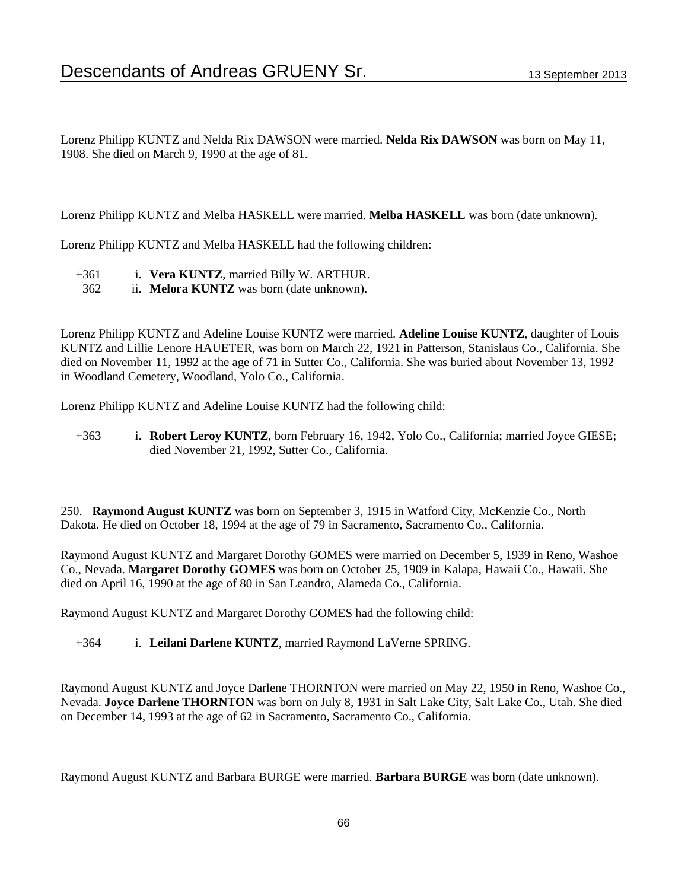Lorenz Philipp KUNTZ and Nelda Rix DAWSON were married. **Nelda Rix DAWSON** was born on May 11, 1908. She died on March 9, 1990 at the age of 81.

Lorenz Philipp KUNTZ and Melba HASKELL were married. **Melba HASKELL** was born (date unknown).

Lorenz Philipp KUNTZ and Melba HASKELL had the following children:

+361 i. **Vera KUNTZ**, married Billy W. ARTHUR.
362 ii. **Melora KUNTZ** was born (date unknown).

Lorenz Philipp KUNTZ and Adeline Louise KUNTZ were married. **Adeline Louise KUNTZ**, daughter of Louis KUNTZ and Lillie Lenore HAUETER, was born on March 22, 1921 in Patterson, Stanislaus Co., California. She died on November 11, 1992 at the age of 71 in Sutter Co., California. She was buried about November 13, 1992 in Woodland Cemetery, Woodland, Yolo Co., California.

Lorenz Philipp KUNTZ and Adeline Louise KUNTZ had the following child:

+363 i. **Robert Leroy KUNTZ**, born February 16, 1942, Yolo Co., California; married Joyce GIESE; died November 21, 1992, Sutter Co., California.

250. **Raymond August KUNTZ** was born on September 3, 1915 in Watford City, McKenzie Co., North Dakota. He died on October 18, 1994 at the age of 79 in Sacramento, Sacramento Co., California.

Raymond August KUNTZ and Margaret Dorothy GOMES were married on December 5, 1939 in Reno, Washoe Co., Nevada. **Margaret Dorothy GOMES** was born on October 25, 1909 in Kalapa, Hawaii Co., Hawaii. She died on April 16, 1990 at the age of 80 in San Leandro, Alameda Co., California.

Raymond August KUNTZ and Margaret Dorothy GOMES had the following child:

+364 i. **Leilani Darlene KUNTZ**, married Raymond LaVerne SPRING.

Raymond August KUNTZ and Joyce Darlene THORNTON were married on May 22, 1950 in Reno, Washoe Co., Nevada. **Joyce Darlene THORNTON** was born on July 8, 1931 in Salt Lake City, Salt Lake Co., Utah. She died on December 14, 1993 at the age of 62 in Sacramento, Sacramento Co., California.

Raymond August KUNTZ and Barbara BURGE were married. **Barbara BURGE** was born (date unknown).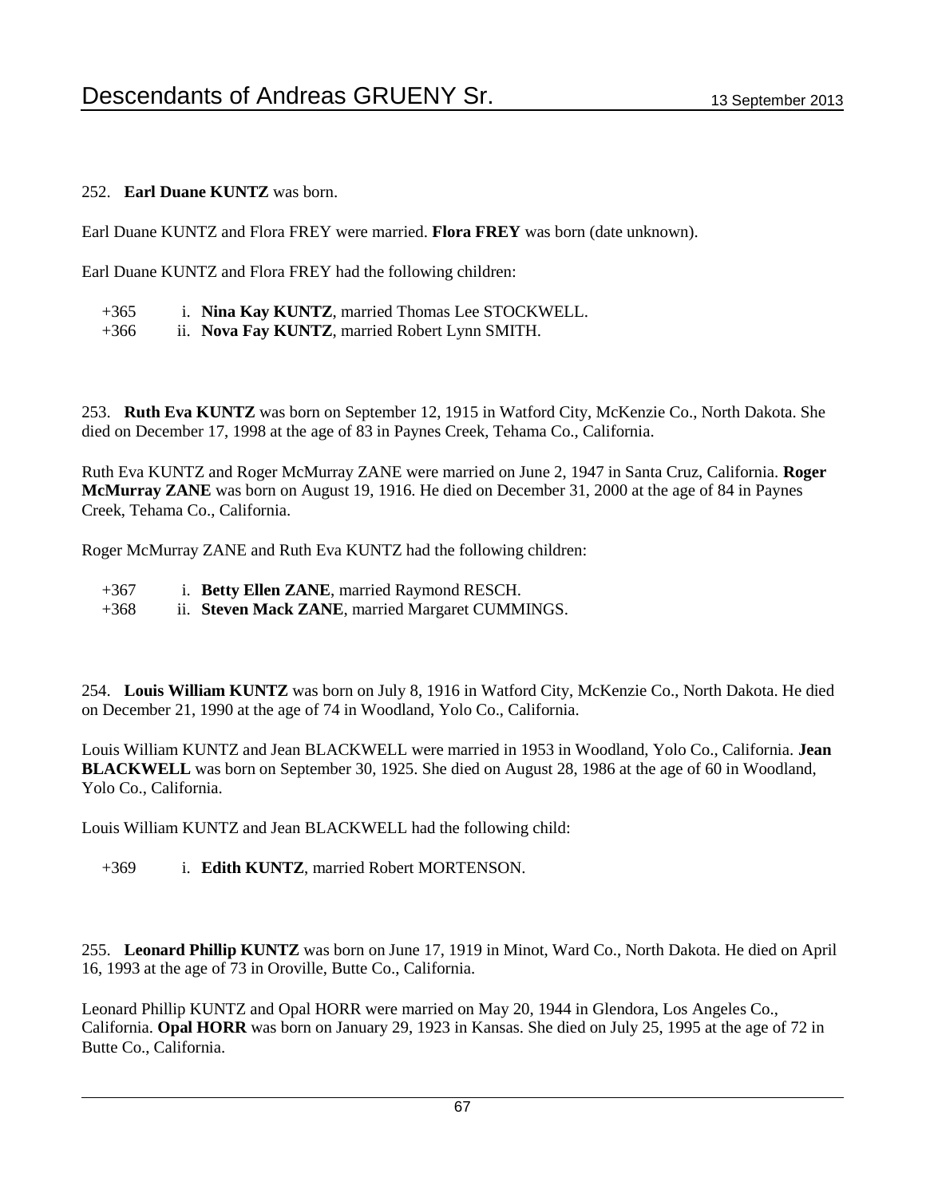252. **Earl Duane KUNTZ** was born.

Earl Duane KUNTZ and Flora FREY were married. **Flora FREY** was born (date unknown).

Earl Duane KUNTZ and Flora FREY had the following children:

+365 i. **Nina Kay KUNTZ**, married Thomas Lee STOCKWELL.
+366 ii. **Nova Fay KUNTZ**, married Robert Lynn SMITH.

253. **Ruth Eva KUNTZ** was born on September 12, 1915 in Watford City, McKenzie Co., North Dakota. She died on December 17, 1998 at the age of 83 in Paynes Creek, Tehama Co., California.

Ruth Eva KUNTZ and Roger McMurray ZANE were married on June 2, 1947 in Santa Cruz, California. **Roger McMurray ZANE** was born on August 19, 1916. He died on December 31, 2000 at the age of 84 in Paynes Creek, Tehama Co., California.

Roger McMurray ZANE and Ruth Eva KUNTZ had the following children:

+367 i. **Betty Ellen ZANE**, married Raymond RESCH.
+368 ii. **Steven Mack ZANE**, married Margaret CUMMINGS.

254. **Louis William KUNTZ** was born on July 8, 1916 in Watford City, McKenzie Co., North Dakota. He died on December 21, 1990 at the age of 74 in Woodland, Yolo Co., California.

Louis William KUNTZ and Jean BLACKWELL were married in 1953 in Woodland, Yolo Co., California. **Jean BLACKWELL** was born on September 30, 1925. She died on August 28, 1986 at the age of 60 in Woodland, Yolo Co., California.

Louis William KUNTZ and Jean BLACKWELL had the following child:

+369 i. **Edith KUNTZ**, married Robert MORTENSON.

255. **Leonard Phillip KUNTZ** was born on June 17, 1919 in Minot, Ward Co., North Dakota. He died on April 16, 1993 at the age of 73 in Oroville, Butte Co., California.

Leonard Phillip KUNTZ and Opal HORR were married on May 20, 1944 in Glendora, Los Angeles Co., California. **Opal HORR** was born on January 29, 1923 in Kansas. She died on July 25, 1995 at the age of 72 in Butte Co., California.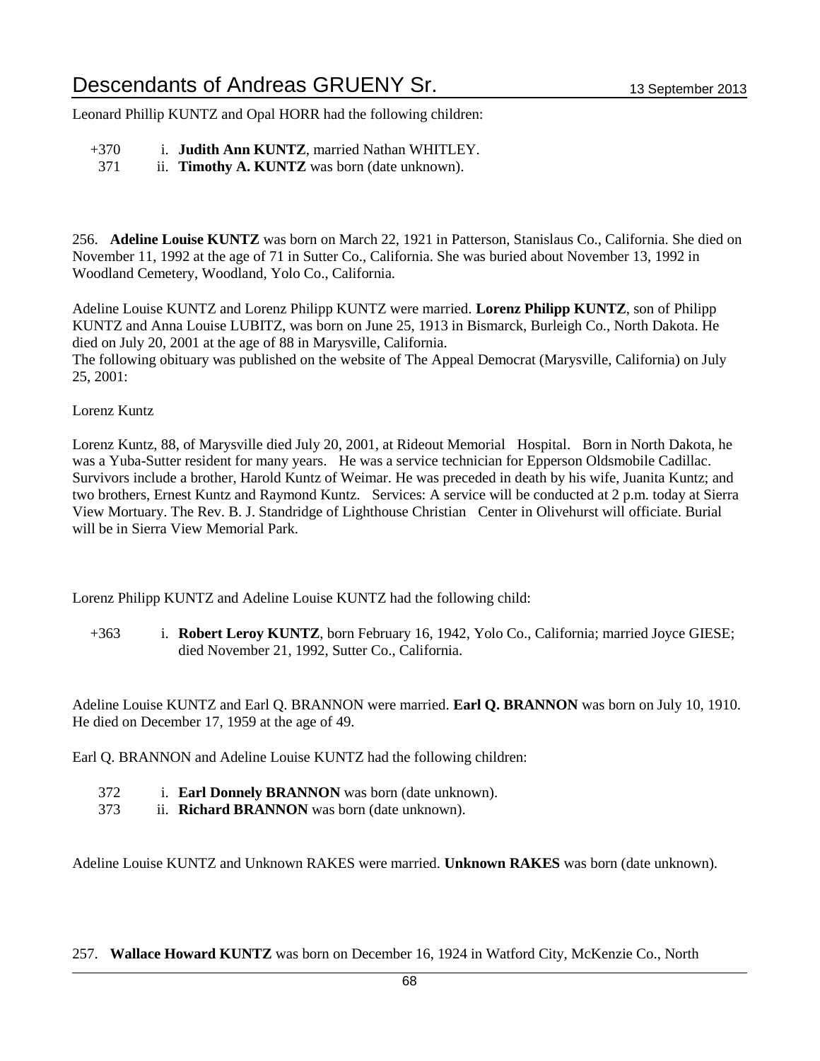Leonard Phillip KUNTZ and Opal HORR had the following children:

- +370 i. **Judith Ann KUNTZ**, married Nathan WHITLEY.
- 371 ii. **Timothy A. KUNTZ** was born (date unknown).

256. **Adeline Louise KUNTZ** was born on March 22, 1921 in Patterson, Stanislaus Co., California. She died on November 11, 1992 at the age of 71 in Sutter Co., California. She was buried about November 13, 1992 in Woodland Cemetery, Woodland, Yolo Co., California.

Adeline Louise KUNTZ and Lorenz Philipp KUNTZ were married. **Lorenz Philipp KUNTZ**, son of Philipp KUNTZ and Anna Louise LUBITZ, was born on June 25, 1913 in Bismarck, Burleigh Co., North Dakota. He died on July 20, 2001 at the age of 88 in Marysville, California.
The following obituary was published on the website of The Appeal Democrat (Marysville, California) on July 25, 2001:

Lorenz Kuntz

Lorenz Kuntz, 88, of Marysville died July 20, 2001, at Rideout Memorial Hospital. Born in North Dakota, he was a Yuba-Sutter resident for many years. He was a service technician for Epperson Oldsmobile Cadillac. Survivors include a brother, Harold Kuntz of Weimar. He was preceded in death by his wife, Juanita Kuntz; and two brothers, Ernest Kuntz and Raymond Kuntz. Services: A service will be conducted at 2 p.m. today at Sierra View Mortuary. The Rev. B. J. Standridge of Lighthouse Christian Center in Olivehurst will officiate. Burial will be in Sierra View Memorial Park.

Lorenz Philipp KUNTZ and Adeline Louise KUNTZ had the following child:

- +363 i. **Robert Leroy KUNTZ**, born February 16, 1942, Yolo Co., California; married Joyce GIESE; died November 21, 1992, Sutter Co., California.

Adeline Louise KUNTZ and Earl Q. BRANNON were married. **Earl Q. BRANNON** was born on July 10, 1910. He died on December 17, 1959 at the age of 49.

Earl Q. BRANNON and Adeline Louise KUNTZ had the following children:

- 372 i. **Earl Donnely BRANNON** was born (date unknown).
- 373 ii. **Richard BRANNON** was born (date unknown).

Adeline Louise KUNTZ and Unknown RAKES were married. **Unknown RAKES** was born (date unknown).

257. **Wallace Howard KUNTZ** was born on December 16, 1924 in Watford City, McKenzie Co., North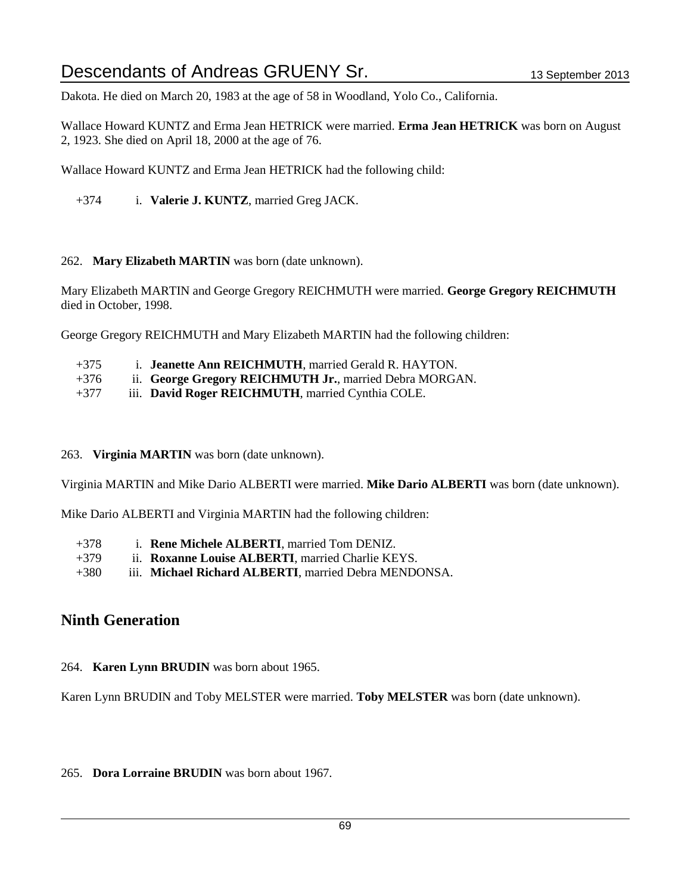Dakota. He died on March 20, 1983 at the age of 58 in Woodland, Yolo Co., California.

Wallace Howard KUNTZ and Erma Jean HETRICK were married. **Erma Jean HETRICK** was born on August 2, 1923. She died on April 18, 2000 at the age of 76.

Wallace Howard KUNTZ and Erma Jean HETRICK had the following child:

+374 i. **Valerie J. KUNTZ**, married Greg JACK.

262. **Mary Elizabeth MARTIN** was born (date unknown).

Mary Elizabeth MARTIN and George Gregory REICHMUTH were married. **George Gregory REICHMUTH** died in October, 1998.

George Gregory REICHMUTH and Mary Elizabeth MARTIN had the following children:

+375 i. **Jeanette Ann REICHMUTH**, married Gerald R. HAYTON.
+376 ii. **George Gregory REICHMUTH Jr.**, married Debra MORGAN.
+377 iii. **David Roger REICHMUTH**, married Cynthia COLE.

263. **Virginia MARTIN** was born (date unknown).

Virginia MARTIN and Mike Dario ALBERTI were married. **Mike Dario ALBERTI** was born (date unknown).

Mike Dario ALBERTI and Virginia MARTIN had the following children:

+378 i. **Rene Michele ALBERTI**, married Tom DENIZ.
+379 ii. **Roxanne Louise ALBERTI**, married Charlie KEYS.
+380 iii. **Michael Richard ALBERTI**, married Debra MENDONSA.

## Ninth Generation

264. **Karen Lynn BRUDIN** was born about 1965.

Karen Lynn BRUDIN and Toby MELSTER were married. **Toby MELSTER** was born (date unknown).

265. **Dora Lorraine BRUDIN** was born about 1967.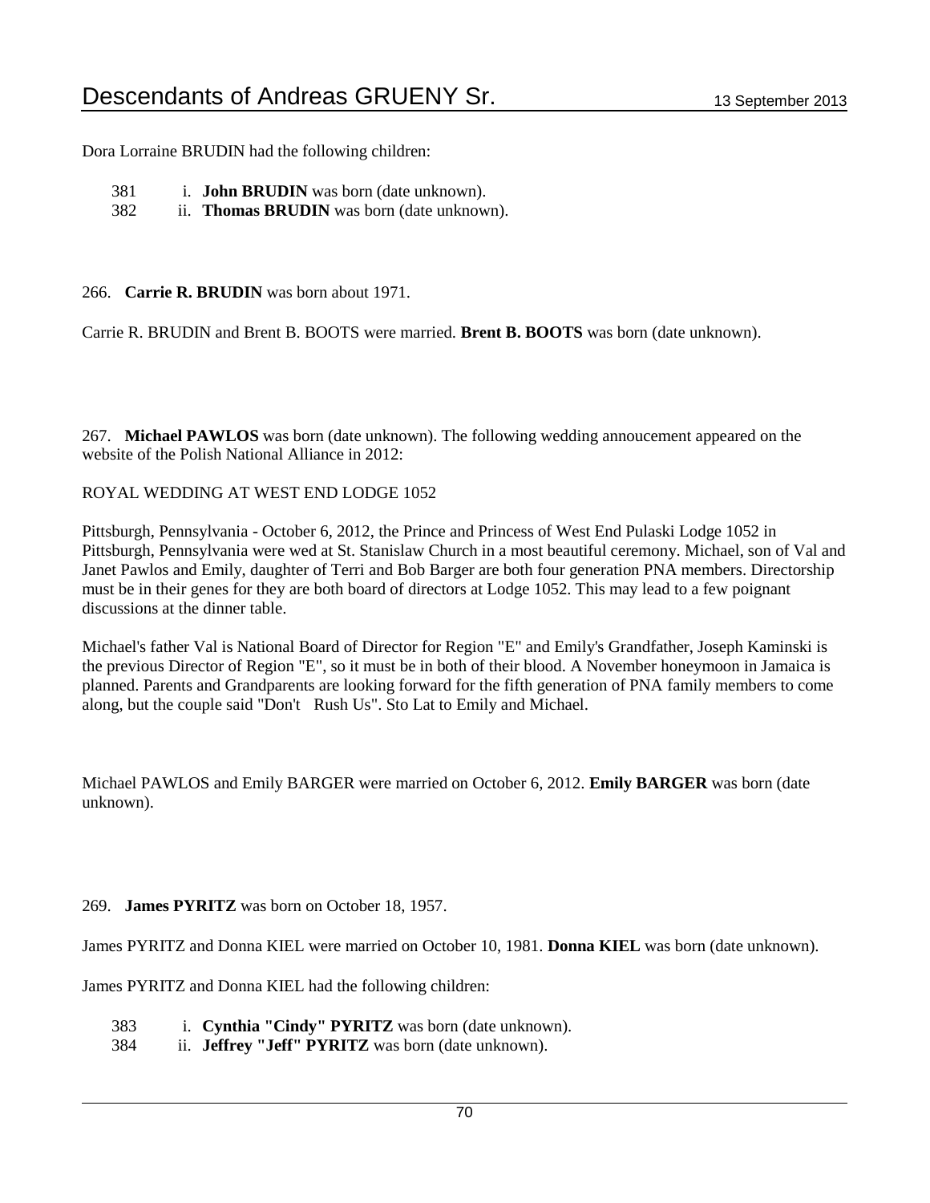Dora Lorraine BRUDIN had the following children:

- 381 i. **John BRUDIN** was born (date unknown).
- 382 ii. **Thomas BRUDIN** was born (date unknown).

266. **Carrie R. BRUDIN** was born about 1971.

Carrie R. BRUDIN and Brent B. BOOTS were married. **Brent B. BOOTS** was born (date unknown).

267. **Michael PAWLOS** was born (date unknown). The following wedding annoucement appeared on the website of the Polish National Alliance in 2012:

ROYAL WEDDING AT WEST END LODGE 1052

Pittsburgh, Pennsylvania - October 6, 2012, the Prince and Princess of West End Pulaski Lodge 1052 in Pittsburgh, Pennsylvania were wed at St. Stanislaw Church in a most beautiful ceremony. Michael, son of Val and Janet Pawlos and Emily, daughter of Terri and Bob Barger are both four generation PNA members. Directorship must be in their genes for they are both board of directors at Lodge 1052. This may lead to a few poignant discussions at the dinner table.

Michael's father Val is National Board of Director for Region "E" and Emily's Grandfather, Joseph Kaminski is the previous Director of Region "E", so it must be in both of their blood. A November honeymoon in Jamaica is planned. Parents and Grandparents are looking forward for the fifth generation of PNA family members to come along, but the couple said "Don't Rush Us". Sto Lat to Emily and Michael.

Michael PAWLOS and Emily BARGER were married on October 6, 2012. **Emily BARGER** was born (date unknown).

269. **James PYRITZ** was born on October 18, 1957.

James PYRITZ and Donna KIEL were married on October 10, 1981. **Donna KIEL** was born (date unknown).

James PYRITZ and Donna KIEL had the following children:

- 383 i. **Cynthia "Cindy" PYRITZ** was born (date unknown).
- 384 ii. **Jeffrey "Jeff" PYRITZ** was born (date unknown).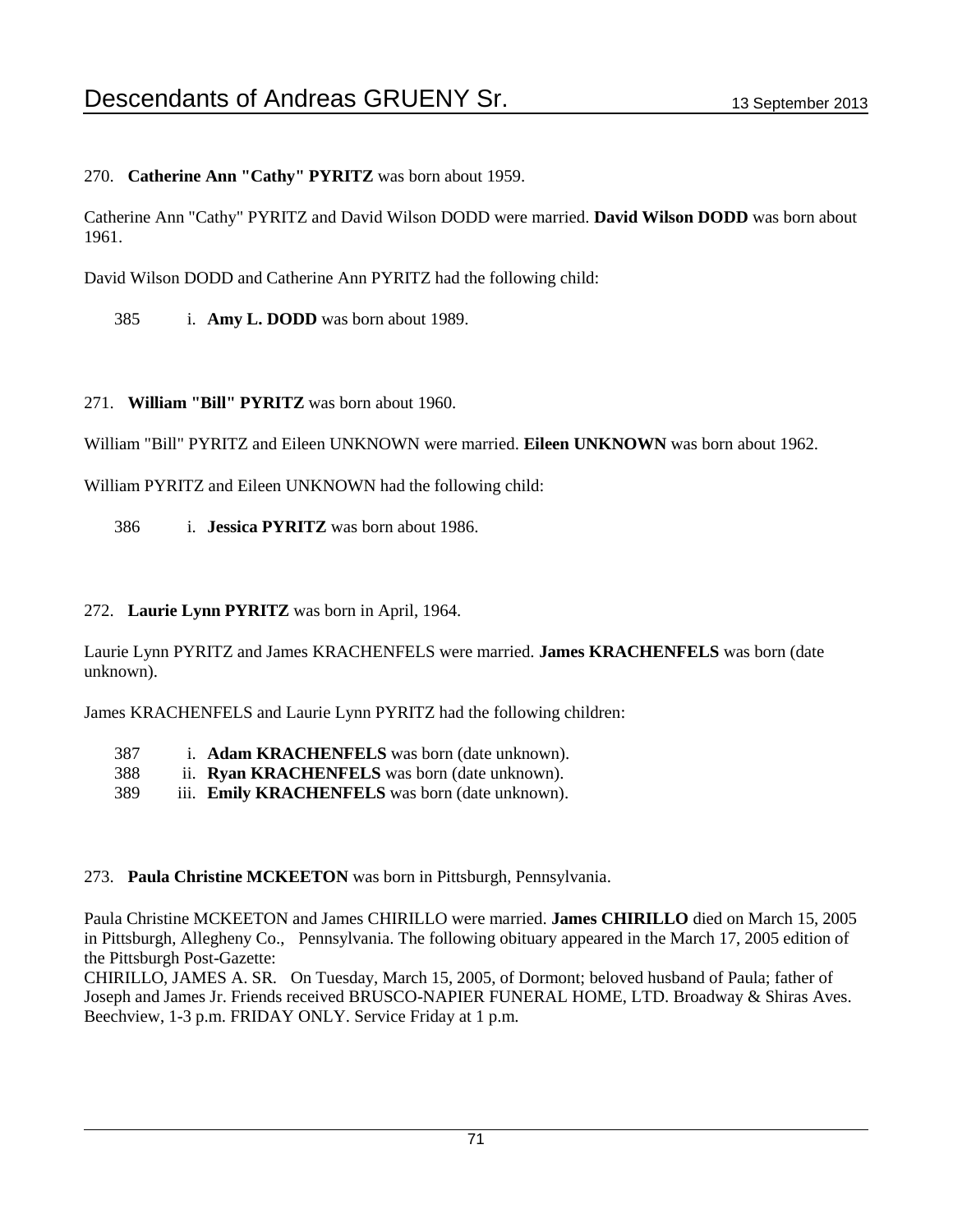270. **Catherine Ann "Cathy" PYRITZ** was born about 1959.

Catherine Ann "Cathy" PYRITZ and David Wilson DODD were married. **David Wilson DODD** was born about 1961.

David Wilson DODD and Catherine Ann PYRITZ had the following child:

385 i. **Amy L. DODD** was born about 1989.

271. **William "Bill" PYRITZ** was born about 1960.

William "Bill" PYRITZ and Eileen UNKNOWN were married. **Eileen UNKNOWN** was born about 1962.

William PYRITZ and Eileen UNKNOWN had the following child:

386 i. **Jessica PYRITZ** was born about 1986.

272. **Laurie Lynn PYRITZ** was born in April, 1964.

Laurie Lynn PYRITZ and James KRACHENFELS were married. **James KRACHENFELS** was born (date unknown).

James KRACHENFELS and Laurie Lynn PYRITZ had the following children:

387 i. **Adam KRACHENFELS** was born (date unknown).
388 ii. **Ryan KRACHENFELS** was born (date unknown).
389 iii. **Emily KRACHENFELS** was born (date unknown).

273. **Paula Christine MCKEETON** was born in Pittsburgh, Pennsylvania.

Paula Christine MCKEETON and James CHIRILLO were married. **James CHIRILLO** died on March 15, 2005 in Pittsburgh, Allegheny Co., Pennsylvania. The following obituary appeared in the March 17, 2005 edition of the Pittsburgh Post-Gazette:
CHIRILLO, JAMES A. SR. On Tuesday, March 15, 2005, of Dormont; beloved husband of Paula; father of Joseph and James Jr. Friends received BRUSCO-NAPIER FUNERAL HOME, LTD. Broadway & Shiras Aves. Beechview, 1-3 p.m. FRIDAY ONLY. Service Friday at 1 p.m.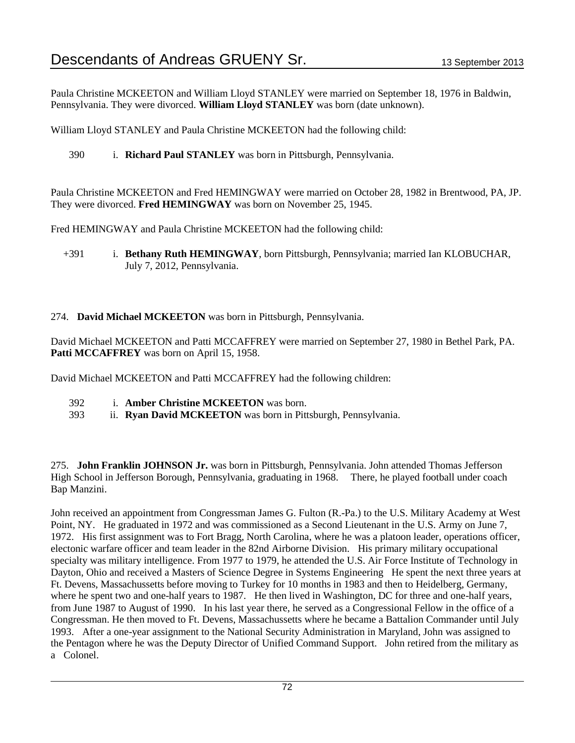Paula Christine MCKEETON and William Lloyd STANLEY were married on September 18, 1976 in Baldwin, Pennsylvania. They were divorced. **William Lloyd STANLEY** was born (date unknown).

William Lloyd STANLEY and Paula Christine MCKEETON had the following child:

390 i. **Richard Paul STANLEY** was born in Pittsburgh, Pennsylvania.

Paula Christine MCKEETON and Fred HEMINGWAY were married on October 28, 1982 in Brentwood, PA, JP. They were divorced. **Fred HEMINGWAY** was born on November 25, 1945.

Fred HEMINGWAY and Paula Christine MCKEETON had the following child:

+391 i. **Bethany Ruth HEMINGWAY**, born Pittsburgh, Pennsylvania; married Ian KLOBUCHAR, July 7, 2012, Pennsylvania.

274. **David Michael MCKEETON** was born in Pittsburgh, Pennsylvania.

David Michael MCKEETON and Patti MCCAFFREY were married on September 27, 1980 in Bethel Park, PA. **Patti MCCAFFREY** was born on April 15, 1958.

David Michael MCKEETON and Patti MCCAFFREY had the following children:

392 i. **Amber Christine MCKEETON** was born.
393 ii. **Ryan David MCKEETON** was born in Pittsburgh, Pennsylvania.

275. **John Franklin JOHNSON Jr.** was born in Pittsburgh, Pennsylvania. John attended Thomas Jefferson High School in Jefferson Borough, Pennsylvania, graduating in 1968. There, he played football under coach Bap Manzini.

John received an appointment from Congressman James G. Fulton (R.-Pa.) to the U.S. Military Academy at West Point, NY. He graduated in 1972 and was commissioned as a Second Lieutenant in the U.S. Army on June 7, 1972. His first assignment was to Fort Bragg, North Carolina, where he was a platoon leader, operations officer, electonic warfare officer and team leader in the 82nd Airborne Division. His primary military occupational specialty was military intelligence. From 1977 to 1979, he attended the U.S. Air Force Institute of Technology in Dayton, Ohio and received a Masters of Science Degree in Systems Engineering He spent the next three years at Ft. Devens, Massachussetts before moving to Turkey for 10 months in 1983 and then to Heidelberg, Germany, where he spent two and one-half years to 1987. He then lived in Washington, DC for three and one-half years, from June 1987 to August of 1990. In his last year there, he served as a Congressional Fellow in the office of a Congressman. He then moved to Ft. Devens, Massachussetts where he became a Battalion Commander until July 1993. After a one-year assignment to the National Security Administration in Maryland, John was assigned to the Pentagon where he was the Deputy Director of Unified Command Support. John retired from the military as a Colonel.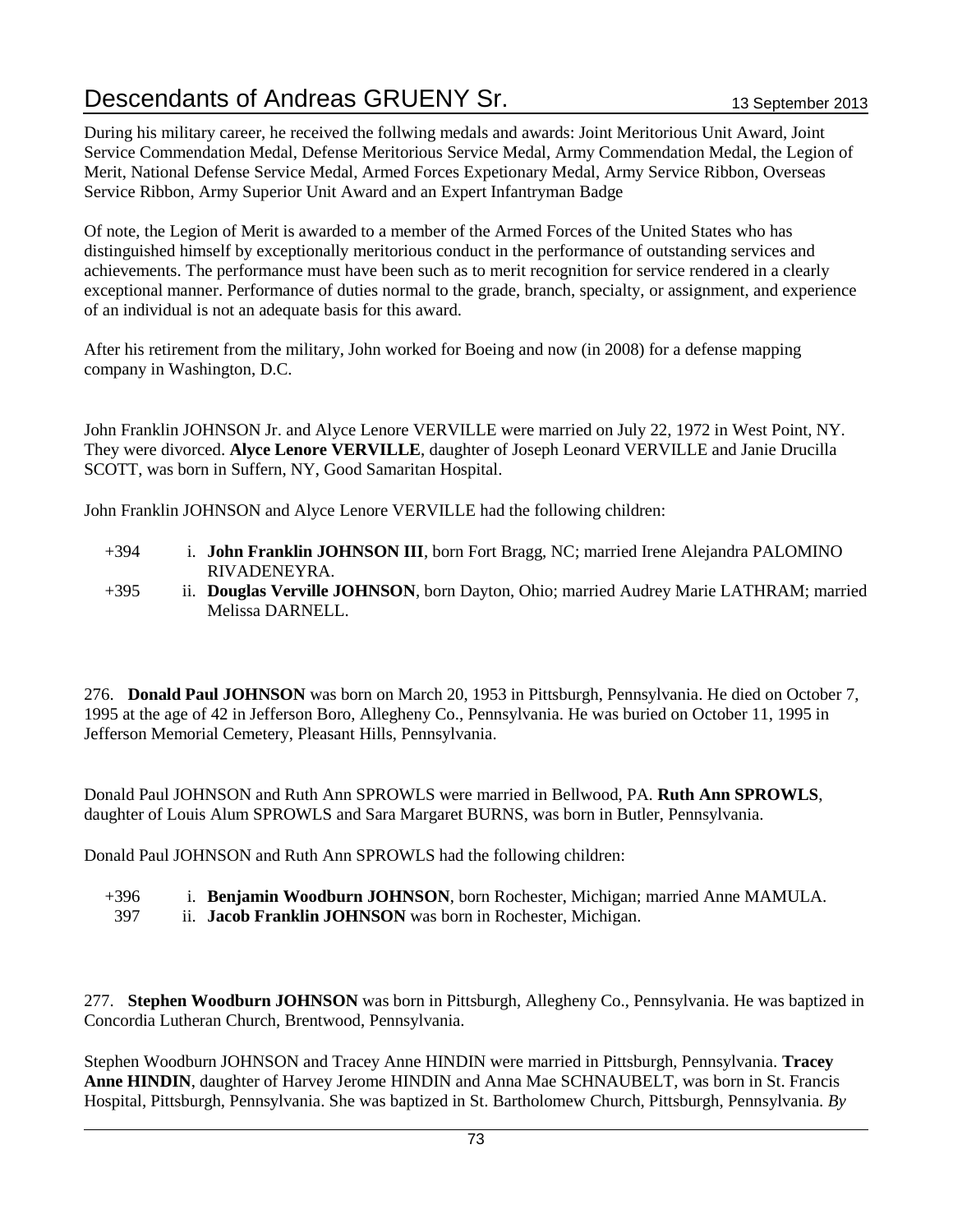During his military career, he received the follwing medals and awards: Joint Meritorious Unit Award, Joint Service Commendation Medal, Defense Meritorious Service Medal, Army Commendation Medal, the Legion of Merit, National Defense Service Medal, Armed Forces Expetionary Medal, Army Service Ribbon, Overseas Service Ribbon, Army Superior Unit Award and an Expert Infantryman Badge

Of note, the Legion of Merit is awarded to a member of the Armed Forces of the United States who has distinguished himself by exceptionally meritorious conduct in the performance of outstanding services and achievements. The performance must have been such as to merit recognition for service rendered in a clearly exceptional manner. Performance of duties normal to the grade, branch, specialty, or assignment, and experience of an individual is not an adequate basis for this award.

After his retirement from the military, John worked for Boeing and now (in 2008) for a defense mapping company in Washington, D.C.

John Franklin JOHNSON Jr. and Alyce Lenore VERVILLE were married on July 22, 1972 in West Point, NY. They were divorced. **Alyce Lenore VERVILLE**, daughter of Joseph Leonard VERVILLE and Janie Drucilla SCOTT, was born in Suffern, NY, Good Samaritan Hospital.

John Franklin JOHNSON and Alyce Lenore VERVILLE had the following children:

- +394 i. **John Franklin JOHNSON III**, born Fort Bragg, NC; married Irene Alejandra PALOMINO RIVADENEYRA.
- +395 ii. **Douglas Verville JOHNSON**, born Dayton, Ohio; married Audrey Marie LATHRAM; married Melissa DARNELL.

276. **Donald Paul JOHNSON** was born on March 20, 1953 in Pittsburgh, Pennsylvania. He died on October 7, 1995 at the age of 42 in Jefferson Boro, Allegheny Co., Pennsylvania. He was buried on October 11, 1995 in Jefferson Memorial Cemetery, Pleasant Hills, Pennsylvania.

Donald Paul JOHNSON and Ruth Ann SPROWLS were married in Bellwood, PA. **Ruth Ann SPROWLS**, daughter of Louis Alum SPROWLS and Sara Margaret BURNS, was born in Butler, Pennsylvania.

Donald Paul JOHNSON and Ruth Ann SPROWLS had the following children:

- +396 i. **Benjamin Woodburn JOHNSON**, born Rochester, Michigan; married Anne MAMULA.
- 397 ii. **Jacob Franklin JOHNSON** was born in Rochester, Michigan.

277. **Stephen Woodburn JOHNSON** was born in Pittsburgh, Allegheny Co., Pennsylvania. He was baptized in Concordia Lutheran Church, Brentwood, Pennsylvania.

Stephen Woodburn JOHNSON and Tracey Anne HINDIN were married in Pittsburgh, Pennsylvania. **Tracey Anne HINDIN**, daughter of Harvey Jerome HINDIN and Anna Mae SCHNAUBELT, was born in St. Francis Hospital, Pittsburgh, Pennsylvania. She was baptized in St. Bartholomew Church, Pittsburgh, Pennsylvania. *By*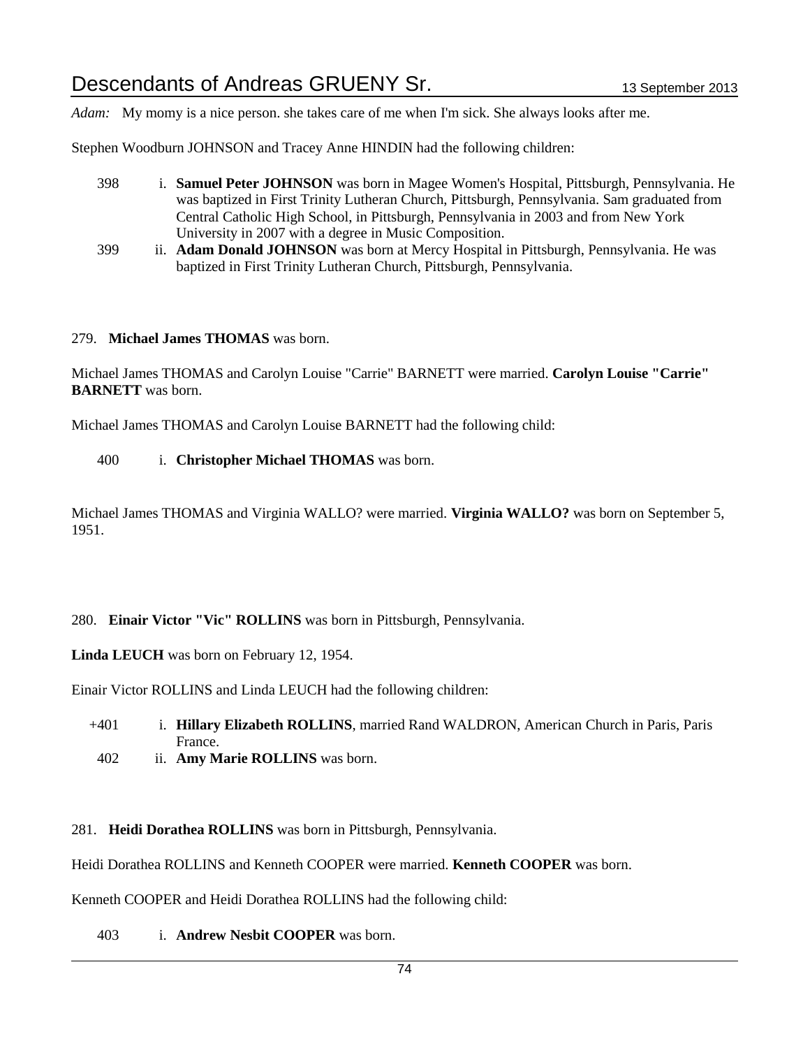*Adam:* My momy is a nice person. she takes care of me when I'm sick. She always looks after me.

Stephen Woodburn JOHNSON and Tracey Anne HINDIN had the following children:

- 398 i. **Samuel Peter JOHNSON** was born in Magee Women's Hospital, Pittsburgh, Pennsylvania. He was baptized in First Trinity Lutheran Church, Pittsburgh, Pennsylvania. Sam graduated from Central Catholic High School, in Pittsburgh, Pennsylvania in 2003 and from New York University in 2007 with a degree in Music Composition.
- 399 ii. **Adam Donald JOHNSON** was born at Mercy Hospital in Pittsburgh, Pennsylvania. He was baptized in First Trinity Lutheran Church, Pittsburgh, Pennsylvania.

279. **Michael James THOMAS** was born.

Michael James THOMAS and Carolyn Louise "Carrie" BARNETT were married. **Carolyn Louise "Carrie" BARNETT** was born.

Michael James THOMAS and Carolyn Louise BARNETT had the following child:

- 400 i. **Christopher Michael THOMAS** was born.

Michael James THOMAS and Virginia WALLO? were married. **Virginia WALLO?** was born on September 5, 1951.

280. **Einair Victor "Vic" ROLLINS** was born in Pittsburgh, Pennsylvania.

**Linda LEUCH** was born on February 12, 1954.

Einair Victor ROLLINS and Linda LEUCH had the following children:

- +401 i. **Hillary Elizabeth ROLLINS**, married Rand WALDRON, American Church in Paris, Paris France.
- 402 ii. **Amy Marie ROLLINS** was born.

281. **Heidi Dorathea ROLLINS** was born in Pittsburgh, Pennsylvania.

Heidi Dorathea ROLLINS and Kenneth COOPER were married. **Kenneth COOPER** was born.

Kenneth COOPER and Heidi Dorathea ROLLINS had the following child:

- 403 i. **Andrew Nesbit COOPER** was born.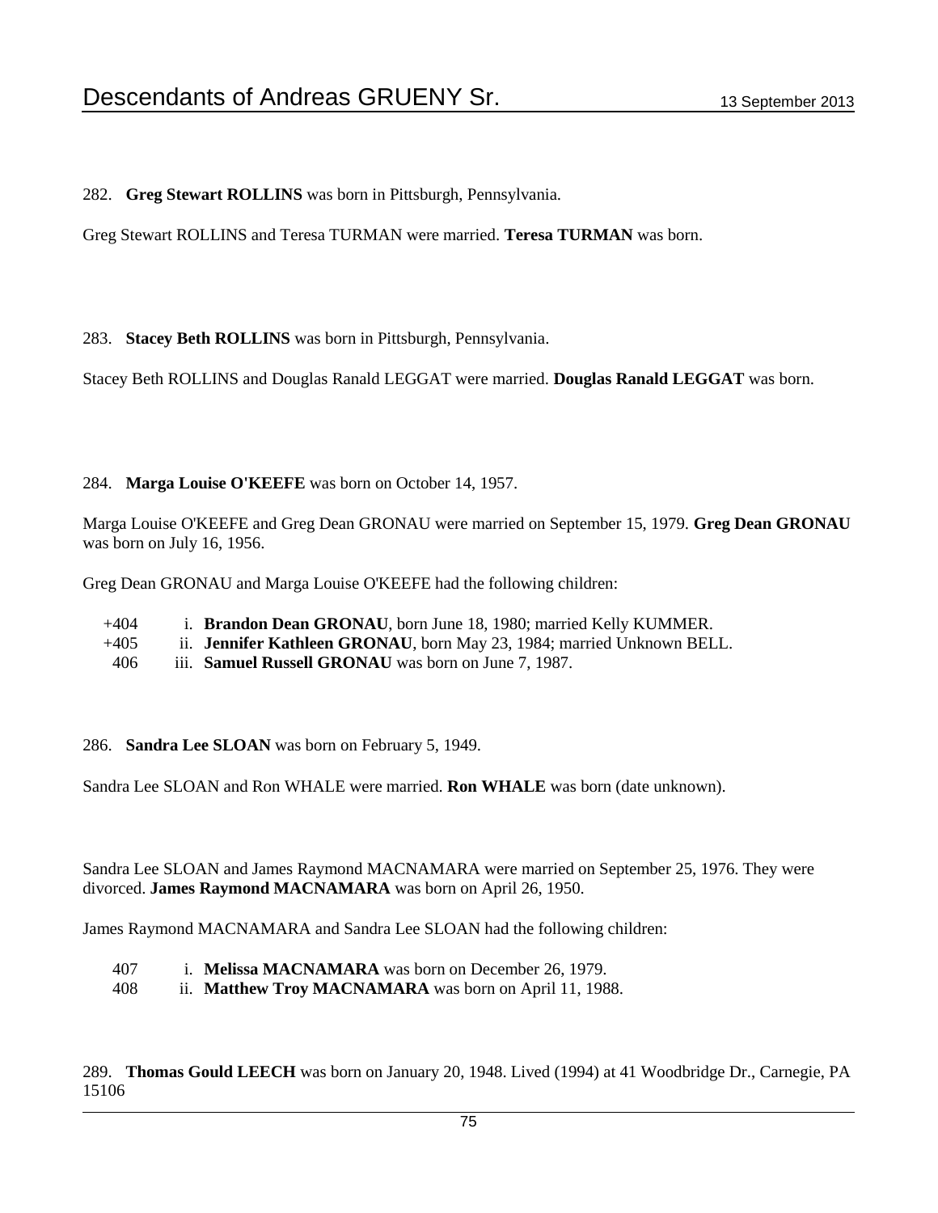282. **Greg Stewart ROLLINS** was born in Pittsburgh, Pennsylvania.

Greg Stewart ROLLINS and Teresa TURMAN were married. **Teresa TURMAN** was born.

283. **Stacey Beth ROLLINS** was born in Pittsburgh, Pennsylvania.

Stacey Beth ROLLINS and Douglas Ranald LEGGAT were married. **Douglas Ranald LEGGAT** was born.

284. **Marga Louise O'KEEFE** was born on October 14, 1957.

Marga Louise O'KEEFE and Greg Dean GRONAU were married on September 15, 1979. **Greg Dean GRONAU** was born on July 16, 1956.

Greg Dean GRONAU and Marga Louise O'KEEFE had the following children:

- +404 i. **Brandon Dean GRONAU**, born June 18, 1980; married Kelly KUMMER.
- +405 ii. **Jennifer Kathleen GRONAU**, born May 23, 1984; married Unknown BELL.
- 406 iii. **Samuel Russell GRONAU** was born on June 7, 1987.

286. **Sandra Lee SLOAN** was born on February 5, 1949.

Sandra Lee SLOAN and Ron WHALE were married. **Ron WHALE** was born (date unknown).

Sandra Lee SLOAN and James Raymond MACNAMARA were married on September 25, 1976. They were divorced. **James Raymond MACNAMARA** was born on April 26, 1950.

James Raymond MACNAMARA and Sandra Lee SLOAN had the following children:

- 407 i. **Melissa MACNAMARA** was born on December 26, 1979.
- 408 ii. **Matthew Troy MACNAMARA** was born on April 11, 1988.

289. **Thomas Gould LEECH** was born on January 20, 1948. Lived (1994) at 41 Woodbridge Dr., Carnegie, PA 15106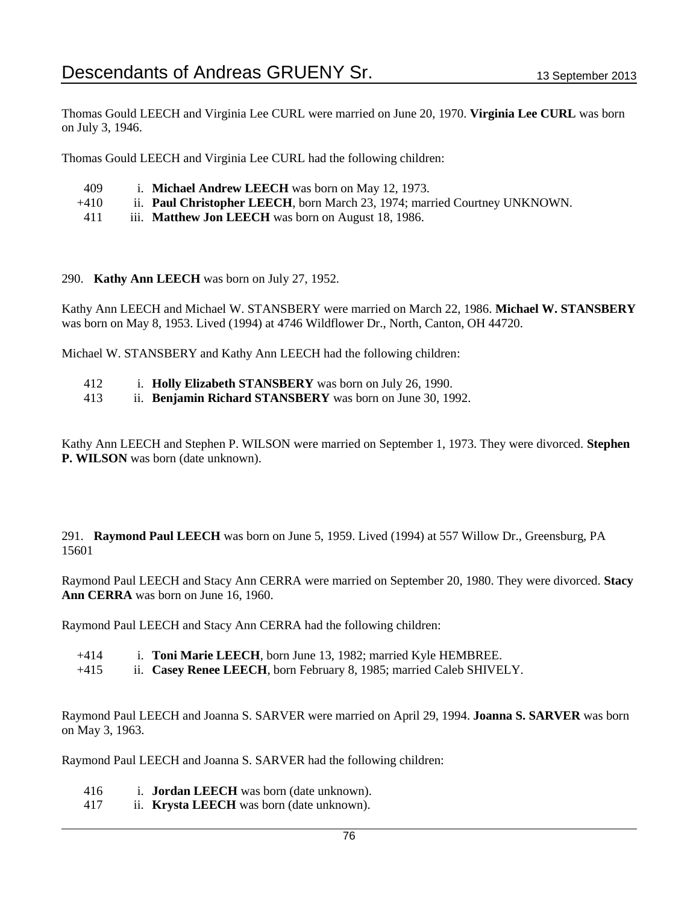Thomas Gould LEECH and Virginia Lee CURL were married on June 20, 1970. **Virginia Lee CURL** was born on July 3, 1946.

Thomas Gould LEECH and Virginia Lee CURL had the following children:

- 409 i. **Michael Andrew LEECH** was born on May 12, 1973.
- +410 ii. **Paul Christopher LEECH**, born March 23, 1974; married Courtney UNKNOWN.
- 411 iii. **Matthew Jon LEECH** was born on August 18, 1986.

290. **Kathy Ann LEECH** was born on July 27, 1952.

Kathy Ann LEECH and Michael W. STANSBERY were married on March 22, 1986. **Michael W. STANSBERY** was born on May 8, 1953. Lived (1994) at 4746 Wildflower Dr., North, Canton, OH 44720.

Michael W. STANSBERY and Kathy Ann LEECH had the following children:

- 412 i. **Holly Elizabeth STANSBERY** was born on July 26, 1990.
- 413 ii. **Benjamin Richard STANSBERY** was born on June 30, 1992.

Kathy Ann LEECH and Stephen P. WILSON were married on September 1, 1973. They were divorced. **Stephen P. WILSON** was born (date unknown).

291. **Raymond Paul LEECH** was born on June 5, 1959. Lived (1994) at 557 Willow Dr., Greensburg, PA 15601

Raymond Paul LEECH and Stacy Ann CERRA were married on September 20, 1980. They were divorced. **Stacy Ann CERRA** was born on June 16, 1960.

Raymond Paul LEECH and Stacy Ann CERRA had the following children:

- +414 i. **Toni Marie LEECH**, born June 13, 1982; married Kyle HEMBREE.
- +415 ii. **Casey Renee LEECH**, born February 8, 1985; married Caleb SHIVELY.

Raymond Paul LEECH and Joanna S. SARVER were married on April 29, 1994. **Joanna S. SARVER** was born on May 3, 1963.

Raymond Paul LEECH and Joanna S. SARVER had the following children:

- 416 i. **Jordan LEECH** was born (date unknown).
- 417 ii. **Krysta LEECH** was born (date unknown).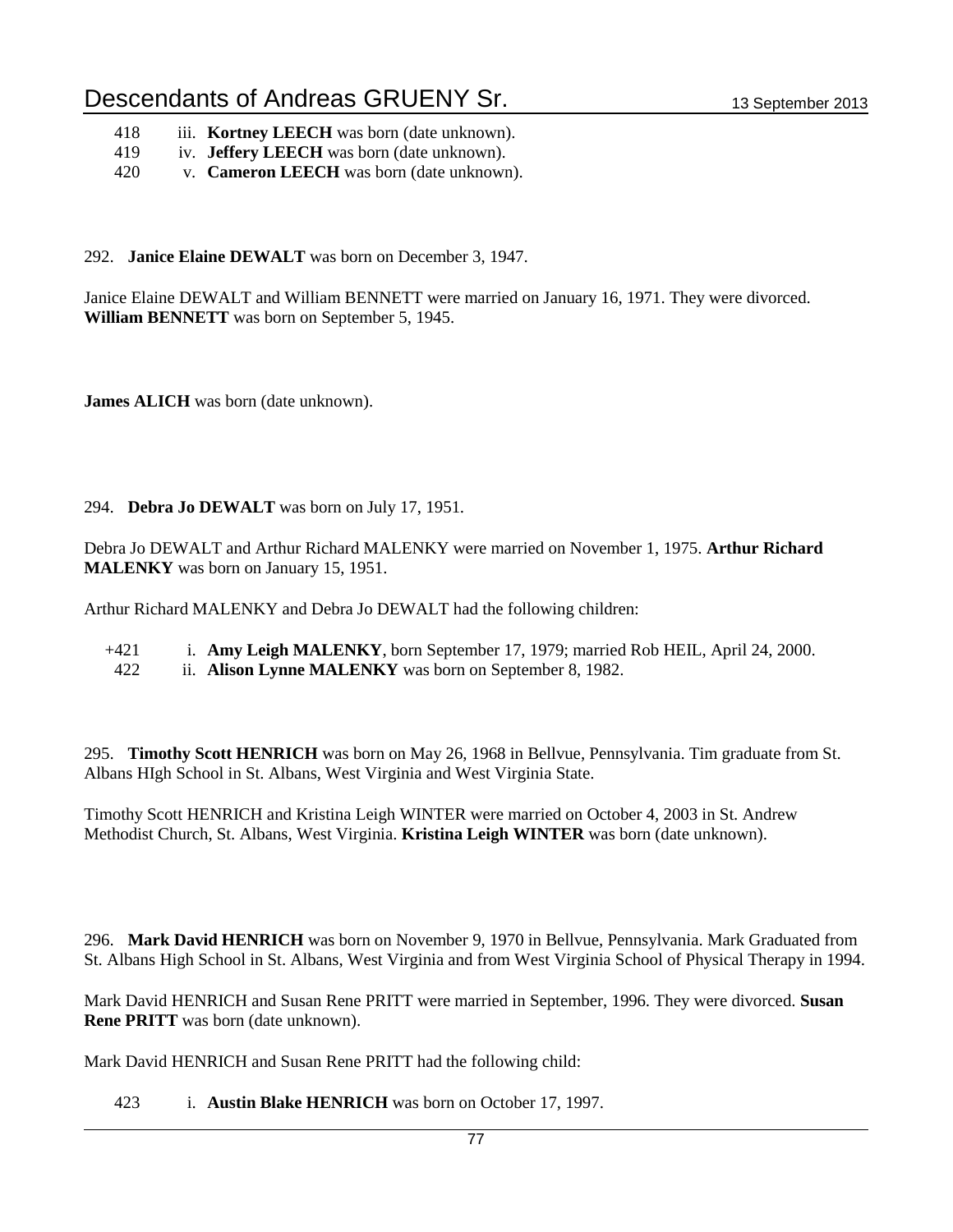418 iii. **Kortney LEECH** was born (date unknown).
419 iv. **Jeffery LEECH** was born (date unknown).
420 v. **Cameron LEECH** was born (date unknown).

292. **Janice Elaine DEWALT** was born on December 3, 1947.

Janice Elaine DEWALT and William BENNETT were married on January 16, 1971. They were divorced. **William BENNETT** was born on September 5, 1945.

**James ALICH** was born (date unknown).

294. **Debra Jo DEWALT** was born on July 17, 1951.

Debra Jo DEWALT and Arthur Richard MALENKY were married on November 1, 1975. **Arthur Richard MALENKY** was born on January 15, 1951.

Arthur Richard MALENKY and Debra Jo DEWALT had the following children:

+421 i. **Amy Leigh MALENKY**, born September 17, 1979; married Rob HEIL, April 24, 2000.
422 ii. **Alison Lynne MALENKY** was born on September 8, 1982.

295. **Timothy Scott HENRICH** was born on May 26, 1968 in Bellvue, Pennsylvania. Tim graduate from St. Albans HIgh School in St. Albans, West Virginia and West Virginia State.

Timothy Scott HENRICH and Kristina Leigh WINTER were married on October 4, 2003 in St. Andrew Methodist Church, St. Albans, West Virginia. **Kristina Leigh WINTER** was born (date unknown).

296. **Mark David HENRICH** was born on November 9, 1970 in Bellvue, Pennsylvania. Mark Graduated from St. Albans High School in St. Albans, West Virginia and from West Virginia School of Physical Therapy in 1994.

Mark David HENRICH and Susan Rene PRITT were married in September, 1996. They were divorced. **Susan Rene PRITT** was born (date unknown).

Mark David HENRICH and Susan Rene PRITT had the following child:

423 i. **Austin Blake HENRICH** was born on October 17, 1997.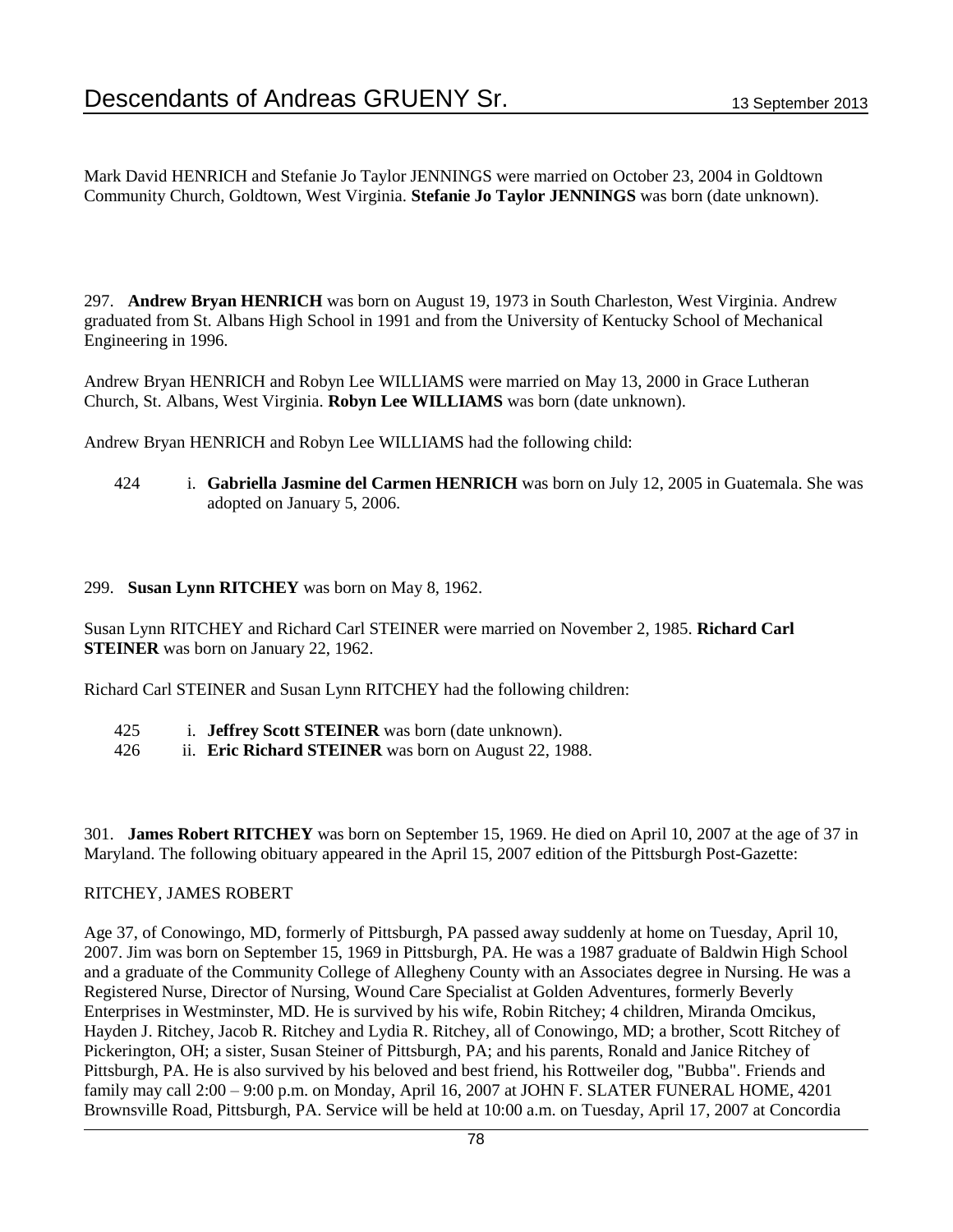Mark David HENRICH and Stefanie Jo Taylor JENNINGS were married on October 23, 2004 in Goldtown Community Church, Goldtown, West Virginia. **Stefanie Jo Taylor JENNINGS** was born (date unknown).

297. **Andrew Bryan HENRICH** was born on August 19, 1973 in South Charleston, West Virginia. Andrew graduated from St. Albans High School in 1991 and from the University of Kentucky School of Mechanical Engineering in 1996.

Andrew Bryan HENRICH and Robyn Lee WILLIAMS were married on May 13, 2000 in Grace Lutheran Church, St. Albans, West Virginia. **Robyn Lee WILLIAMS** was born (date unknown).

Andrew Bryan HENRICH and Robyn Lee WILLIAMS had the following child:

424 i. **Gabriella Jasmine del Carmen HENRICH** was born on July 12, 2005 in Guatemala. She was adopted on January 5, 2006.

299. **Susan Lynn RITCHEY** was born on May 8, 1962.

Susan Lynn RITCHEY and Richard Carl STEINER were married on November 2, 1985. **Richard Carl STEINER** was born on January 22, 1962.

Richard Carl STEINER and Susan Lynn RITCHEY had the following children:

425 i. **Jeffrey Scott STEINER** was born (date unknown).
426 ii. **Eric Richard STEINER** was born on August 22, 1988.

301. **James Robert RITCHEY** was born on September 15, 1969. He died on April 10, 2007 at the age of 37 in Maryland. The following obituary appeared in the April 15, 2007 edition of the Pittsburgh Post-Gazette:

RITCHEY, JAMES ROBERT

Age 37, of Conowingo, MD, formerly of Pittsburgh, PA passed away suddenly at home on Tuesday, April 10, 2007. Jim was born on September 15, 1969 in Pittsburgh, PA. He was a 1987 graduate of Baldwin High School and a graduate of the Community College of Allegheny County with an Associates degree in Nursing. He was a Registered Nurse, Director of Nursing, Wound Care Specialist at Golden Adventures, formerly Beverly Enterprises in Westminster, MD. He is survived by his wife, Robin Ritchey; 4 children, Miranda Omcikus, Hayden J. Ritchey, Jacob R. Ritchey and Lydia R. Ritchey, all of Conowingo, MD; a brother, Scott Ritchey of Pickerington, OH; a sister, Susan Steiner of Pittsburgh, PA; and his parents, Ronald and Janice Ritchey of Pittsburgh, PA. He is also survived by his beloved and best friend, his Rottweiler dog, "Bubba". Friends and family may call 2:00 – 9:00 p.m. on Monday, April 16, 2007 at JOHN F. SLATER FUNERAL HOME, 4201 Brownsville Road, Pittsburgh, PA. Service will be held at 10:00 a.m. on Tuesday, April 17, 2007 at Concordia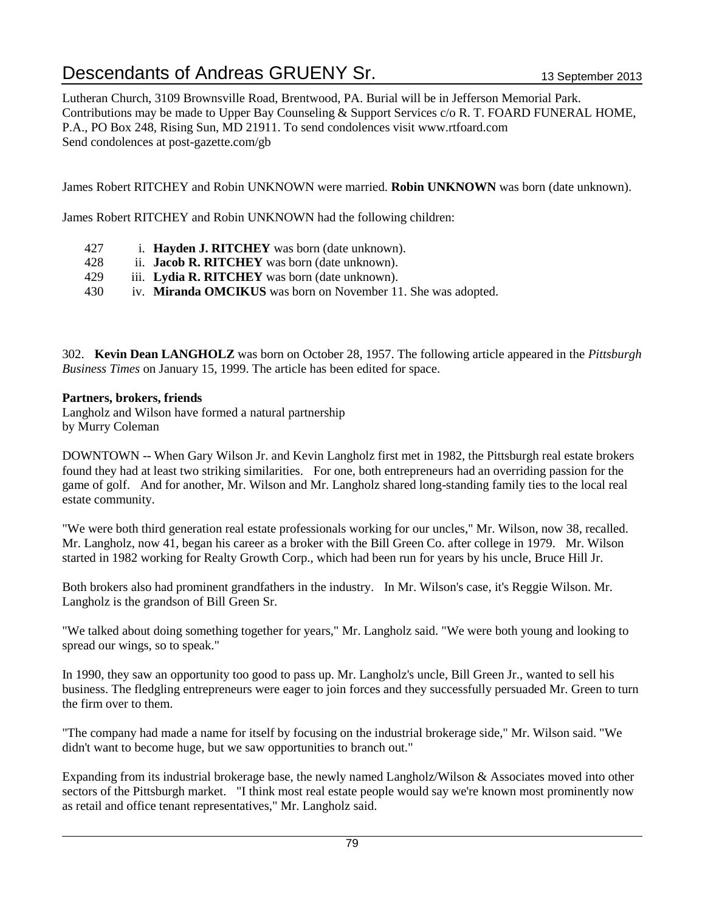Lutheran Church, 3109 Brownsville Road, Brentwood, PA. Burial will be in Jefferson Memorial Park. Contributions may be made to Upper Bay Counseling & Support Services c/o R. T. FOARD FUNERAL HOME, P.A., PO Box 248, Rising Sun, MD 21911. To send condolences visit www.rtfoard.com
Send condolences at post-gazette.com/gb

James Robert RITCHEY and Robin UNKNOWN were married. **Robin UNKNOWN** was born (date unknown).

James Robert RITCHEY and Robin UNKNOWN had the following children:

427 i. **Hayden J. RITCHEY** was born (date unknown).
428 ii. **Jacob R. RITCHEY** was born (date unknown).
429 iii. **Lydia R. RITCHEY** was born (date unknown).
430 iv. **Miranda OMCIKUS** was born on November 11. She was adopted.

302. **Kevin Dean LANGHOLZ** was born on October 28, 1957. The following article appeared in the *Pittsburgh Business Times* on January 15, 1999. The article has been edited for space.

**Partners, brokers, friends**
Langholz and Wilson have formed a natural partnership
by Murry Coleman

DOWNTOWN -- When Gary Wilson Jr. and Kevin Langholz first met in 1982, the Pittsburgh real estate brokers found they had at least two striking similarities. For one, both entrepreneurs had an overriding passion for the game of golf. And for another, Mr. Wilson and Mr. Langholz shared long-standing family ties to the local real estate community.

"We were both third generation real estate professionals working for our uncles," Mr. Wilson, now 38, recalled. Mr. Langholz, now 41, began his career as a broker with the Bill Green Co. after college in 1979. Mr. Wilson started in 1982 working for Realty Growth Corp., which had been run for years by his uncle, Bruce Hill Jr.

Both brokers also had prominent grandfathers in the industry. In Mr. Wilson's case, it's Reggie Wilson. Mr. Langholz is the grandson of Bill Green Sr.

"We talked about doing something together for years," Mr. Langholz said. "We were both young and looking to spread our wings, so to speak."

In 1990, they saw an opportunity too good to pass up. Mr. Langholz's uncle, Bill Green Jr., wanted to sell his business. The fledgling entrepreneurs were eager to join forces and they successfully persuaded Mr. Green to turn the firm over to them.

"The company had made a name for itself by focusing on the industrial brokerage side," Mr. Wilson said. "We didn't want to become huge, but we saw opportunities to branch out."

Expanding from its industrial brokerage base, the newly named Langholz/Wilson & Associates moved into other sectors of the Pittsburgh market. "I think most real estate people would say we're known most prominently now as retail and office tenant representatives," Mr. Langholz said.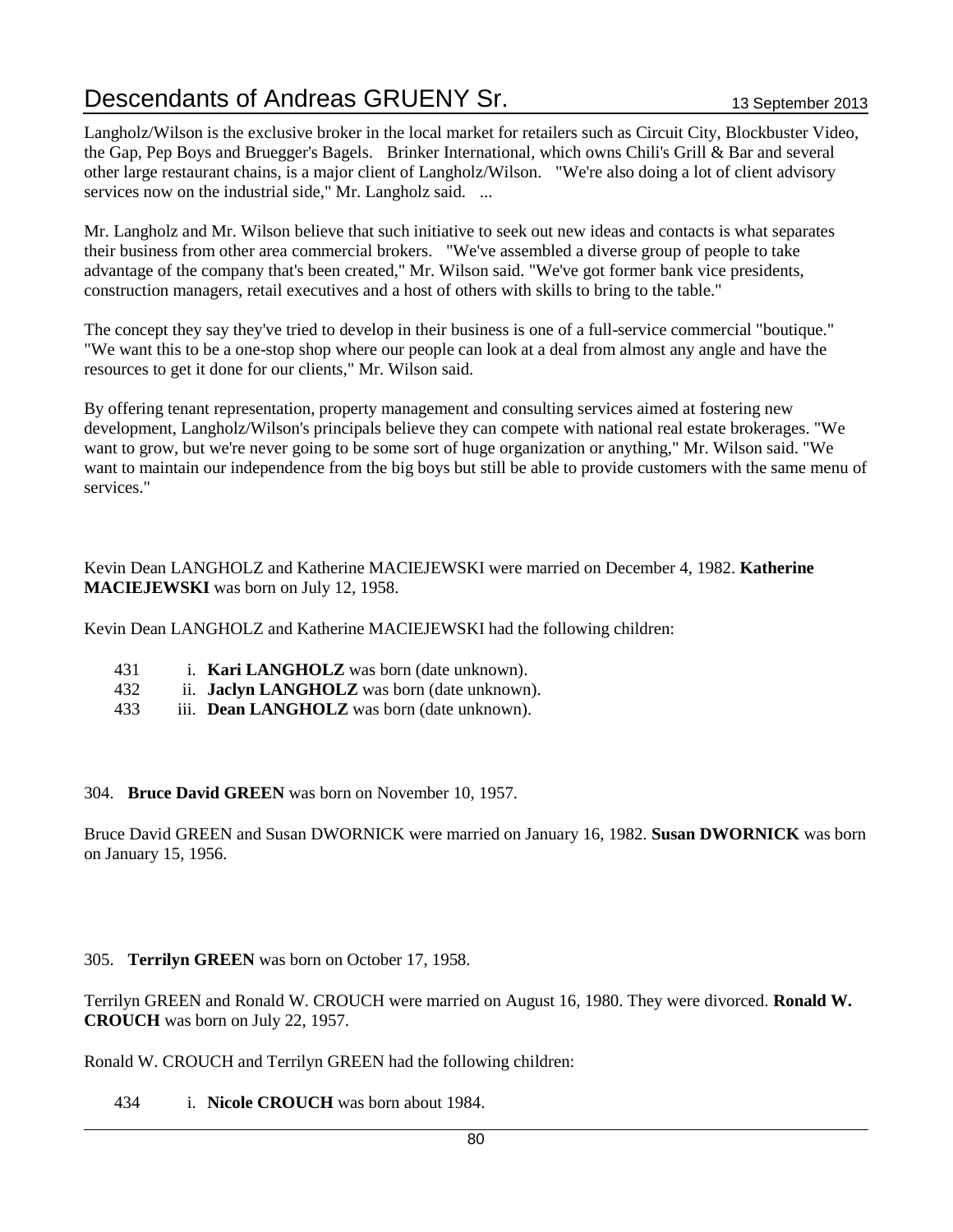Langholz/Wilson is the exclusive broker in the local market for retailers such as Circuit City, Blockbuster Video, the Gap, Pep Boys and Bruegger's Bagels. Brinker International, which owns Chili's Grill & Bar and several other large restaurant chains, is a major client of Langholz/Wilson. "We're also doing a lot of client advisory services now on the industrial side," Mr. Langholz said. ...

Mr. Langholz and Mr. Wilson believe that such initiative to seek out new ideas and contacts is what separates their business from other area commercial brokers. "We've assembled a diverse group of people to take advantage of the company that's been created," Mr. Wilson said. "We've got former bank vice presidents, construction managers, retail executives and a host of others with skills to bring to the table."

The concept they say they've tried to develop in their business is one of a full-service commercial "boutique." "We want this to be a one-stop shop where our people can look at a deal from almost any angle and have the resources to get it done for our clients," Mr. Wilson said.

By offering tenant representation, property management and consulting services aimed at fostering new development, Langholz/Wilson's principals believe they can compete with national real estate brokerages. "We want to grow, but we're never going to be some sort of huge organization or anything," Mr. Wilson said. "We want to maintain our independence from the big boys but still be able to provide customers with the same menu of services."

Kevin Dean LANGHOLZ and Katherine MACIEJEWSKI were married on December 4, 1982. **Katherine MACIEJEWSKI** was born on July 12, 1958.

Kevin Dean LANGHOLZ and Katherine MACIEJEWSKI had the following children:

431 i. **Kari LANGHOLZ** was born (date unknown).
432 ii. **Jaclyn LANGHOLZ** was born (date unknown).
433 iii. **Dean LANGHOLZ** was born (date unknown).

304. **Bruce David GREEN** was born on November 10, 1957.

Bruce David GREEN and Susan DWORNICK were married on January 16, 1982. **Susan DWORNICK** was born on January 15, 1956.

305. **Terrilyn GREEN** was born on October 17, 1958.

Terrilyn GREEN and Ronald W. CROUCH were married on August 16, 1980. They were divorced. **Ronald W. CROUCH** was born on July 22, 1957.

Ronald W. CROUCH and Terrilyn GREEN had the following children:

434 i. **Nicole CROUCH** was born about 1984.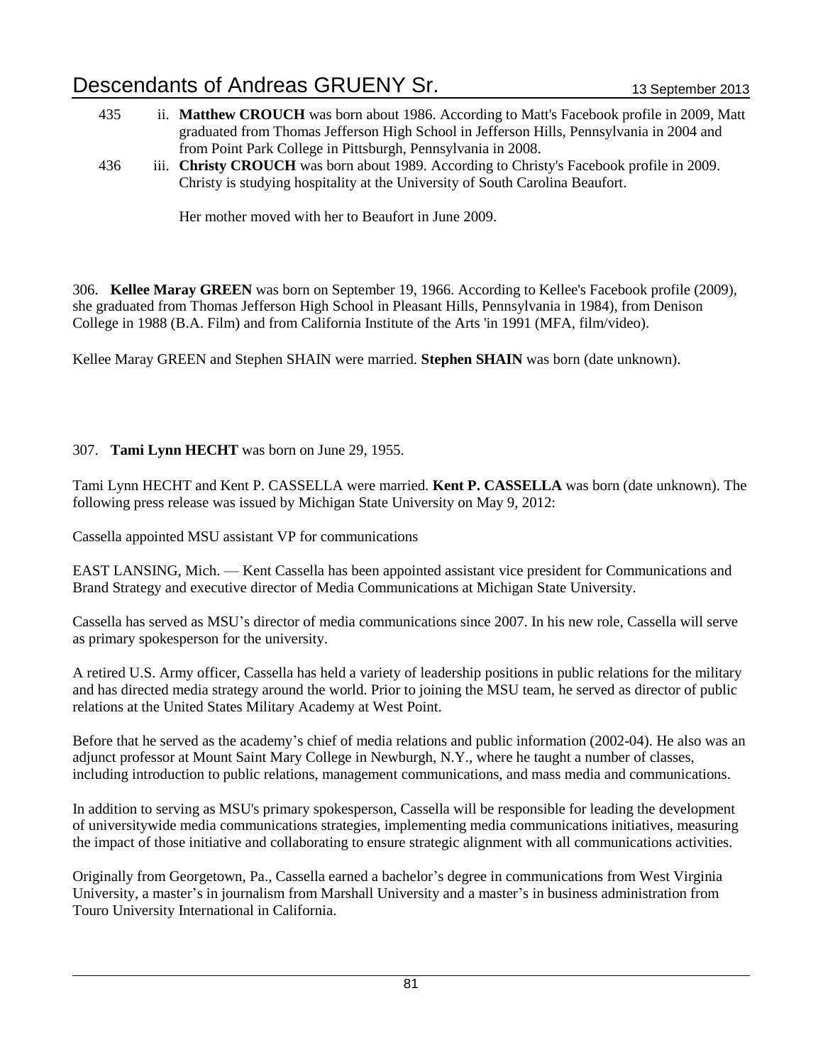435 ii. **Matthew CROUCH** was born about 1986. According to Matt's Facebook profile in 2009, Matt graduated from Thomas Jefferson High School in Jefferson Hills, Pennsylvania in 2004 and from Point Park College in Pittsburgh, Pennsylvania in 2008.

436 iii. **Christy CROUCH** was born about 1989. According to Christy's Facebook profile in 2009. Christy is studying hospitality at the University of South Carolina Beaufort.

Her mother moved with her to Beaufort in June 2009.

306. **Kellee Maray GREEN** was born on September 19, 1966. According to Kellee's Facebook profile (2009), she graduated from Thomas Jefferson High School in Pleasant Hills, Pennsylvania in 1984), from Denison College in 1988 (B.A. Film) and from California Institute of the Arts 'in 1991 (MFA, film/video).

Kellee Maray GREEN and Stephen SHAIN were married. **Stephen SHAIN** was born (date unknown).

307. **Tami Lynn HECHT** was born on June 29, 1955.

Tami Lynn HECHT and Kent P. CASSELLA were married. **Kent P. CASSELLA** was born (date unknown). The following press release was issued by Michigan State University on May 9, 2012:

Cassella appointed MSU assistant VP for communications

EAST LANSING, Mich. — Kent Cassella has been appointed assistant vice president for Communications and Brand Strategy and executive director of Media Communications at Michigan State University.

Cassella has served as MSU's director of media communications since 2007. In his new role, Cassella will serve as primary spokesperson for the university.

A retired U.S. Army officer, Cassella has held a variety of leadership positions in public relations for the military and has directed media strategy around the world. Prior to joining the MSU team, he served as director of public relations at the United States Military Academy at West Point.

Before that he served as the academy's chief of media relations and public information (2002-04). He also was an adjunct professor at Mount Saint Mary College in Newburgh, N.Y., where he taught a number of classes, including introduction to public relations, management communications, and mass media and communications.

In addition to serving as MSU's primary spokesperson, Cassella will be responsible for leading the development of universitywide media communications strategies, implementing media communications initiatives, measuring the impact of those initiative and collaborating to ensure strategic alignment with all communications activities.

Originally from Georgetown, Pa., Cassella earned a bachelor's degree in communications from West Virginia University, a master's in journalism from Marshall University and a master's in business administration from Touro University International in California.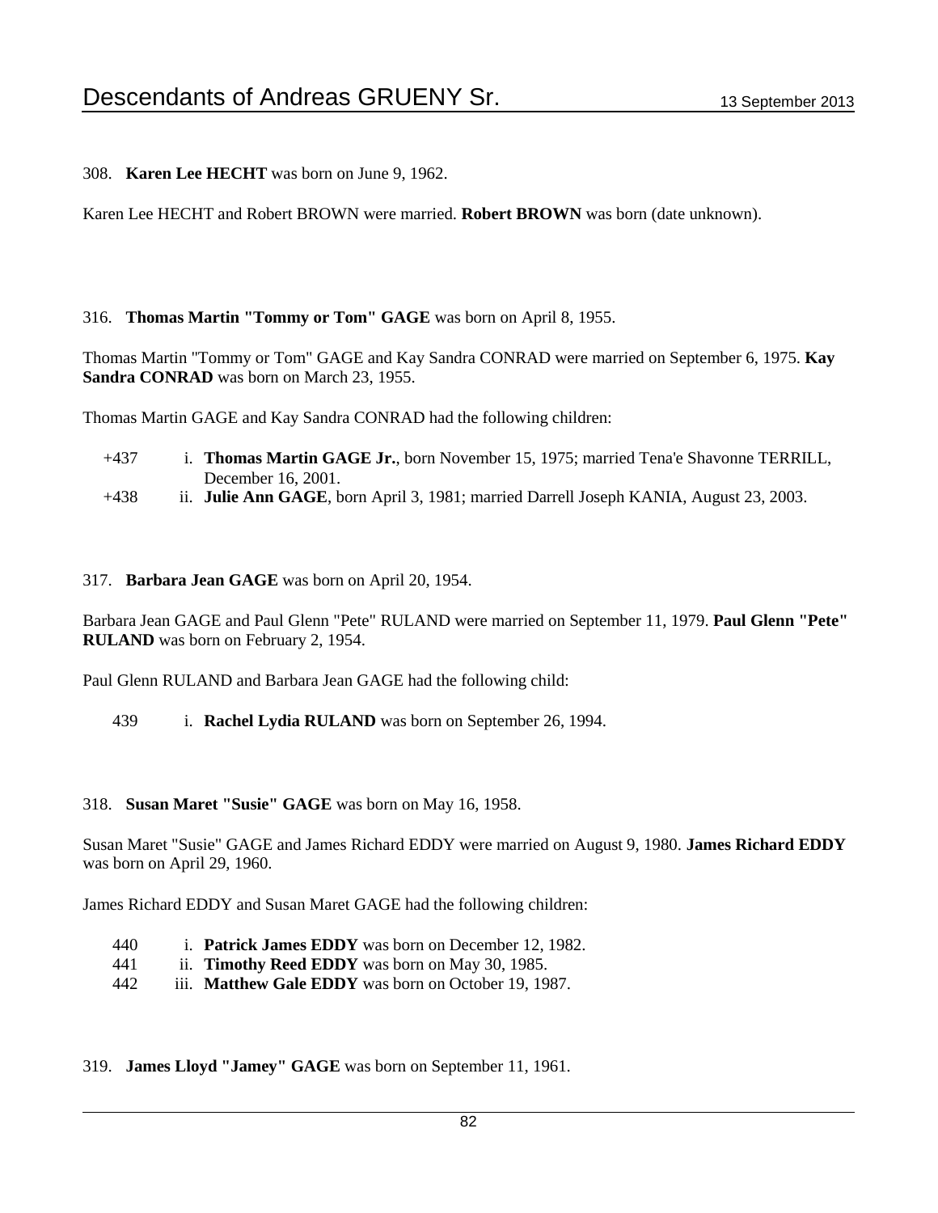308. **Karen Lee HECHT** was born on June 9, 1962.

Karen Lee HECHT and Robert BROWN were married. **Robert BROWN** was born (date unknown).

316. **Thomas Martin "Tommy or Tom" GAGE** was born on April 8, 1955.

Thomas Martin "Tommy or Tom" GAGE and Kay Sandra CONRAD were married on September 6, 1975. **Kay Sandra CONRAD** was born on March 23, 1955.

Thomas Martin GAGE and Kay Sandra CONRAD had the following children:

- +437 i. **Thomas Martin GAGE Jr.**, born November 15, 1975; married Tena'e Shavonne TERRILL, December 16, 2001.
- +438 ii. **Julie Ann GAGE**, born April 3, 1981; married Darrell Joseph KANIA, August 23, 2003.

317. **Barbara Jean GAGE** was born on April 20, 1954.

Barbara Jean GAGE and Paul Glenn "Pete" RULAND were married on September 11, 1979. **Paul Glenn "Pete" RULAND** was born on February 2, 1954.

Paul Glenn RULAND and Barbara Jean GAGE had the following child:

- 439 i. **Rachel Lydia RULAND** was born on September 26, 1994.

318. **Susan Maret "Susie" GAGE** was born on May 16, 1958.

Susan Maret "Susie" GAGE and James Richard EDDY were married on August 9, 1980. **James Richard EDDY** was born on April 29, 1960.

James Richard EDDY and Susan Maret GAGE had the following children:

- 440 i. **Patrick James EDDY** was born on December 12, 1982.
- 441 ii. **Timothy Reed EDDY** was born on May 30, 1985.
- 442 iii. **Matthew Gale EDDY** was born on October 19, 1987.

319. **James Lloyd "Jamey" GAGE** was born on September 11, 1961.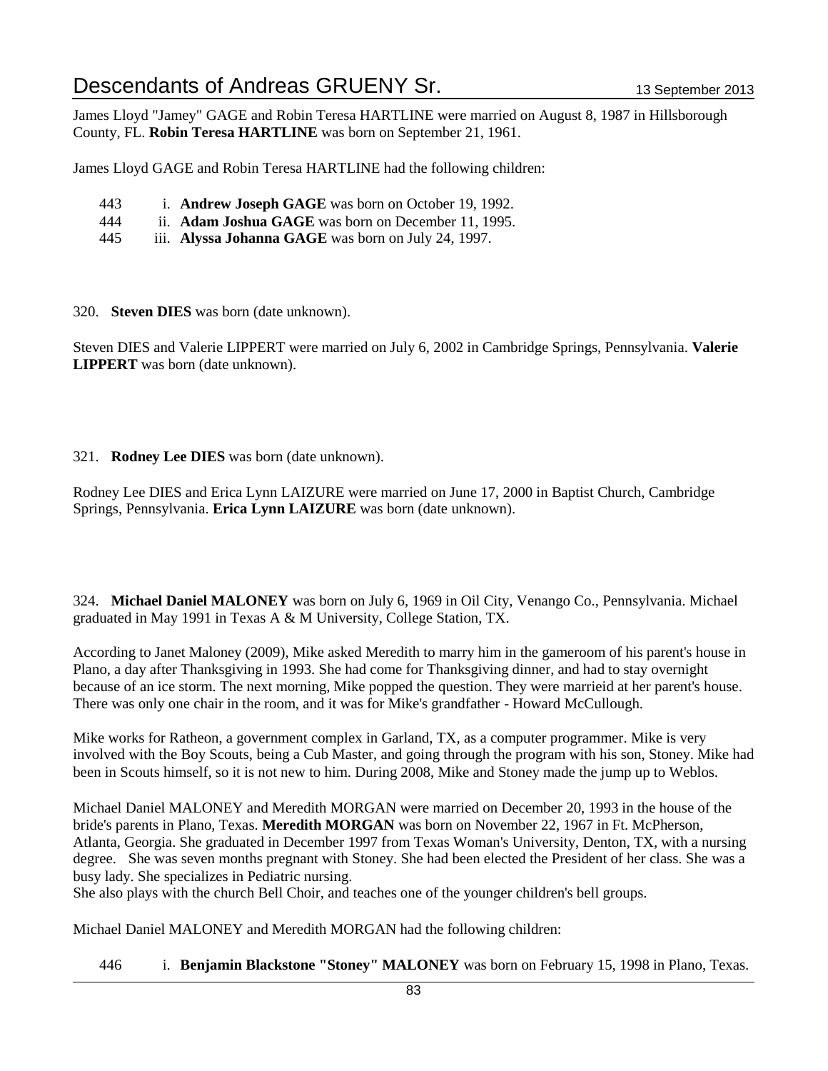James Lloyd "Jamey" GAGE and Robin Teresa HARTLINE were married on August 8, 1987 in Hillsborough County, FL. **Robin Teresa HARTLINE** was born on September 21, 1961.

James Lloyd GAGE and Robin Teresa HARTLINE had the following children:

443 i. **Andrew Joseph GAGE** was born on October 19, 1992.
444 ii. **Adam Joshua GAGE** was born on December 11, 1995.
445 iii. **Alyssa Johanna GAGE** was born on July 24, 1997.

320. **Steven DIES** was born (date unknown).

Steven DIES and Valerie LIPPERT were married on July 6, 2002 in Cambridge Springs, Pennsylvania. **Valerie LIPPERT** was born (date unknown).

321. **Rodney Lee DIES** was born (date unknown).

Rodney Lee DIES and Erica Lynn LAIZURE were married on June 17, 2000 in Baptist Church, Cambridge Springs, Pennsylvania. **Erica Lynn LAIZURE** was born (date unknown).

324. **Michael Daniel MALONEY** was born on July 6, 1969 in Oil City, Venango Co., Pennsylvania. Michael graduated in May 1991 in Texas A & M University, College Station, TX.

According to Janet Maloney (2009), Mike asked Meredith to marry him in the gameroom of his parent's house in Plano, a day after Thanksgiving in 1993. She had come for Thanksgiving dinner, and had to stay overnight because of an ice storm. The next morning, Mike popped the question. They were marrieid at her parent's house. There was only one chair in the room, and it was for Mike's grandfather - Howard McCullough.

Mike works for Ratheon, a government complex in Garland, TX, as a computer programmer. Mike is very involved with the Boy Scouts, being a Cub Master, and going through the program with his son, Stoney. Mike had been in Scouts himself, so it is not new to him. During 2008, Mike and Stoney made the jump up to Weblos.

Michael Daniel MALONEY and Meredith MORGAN were married on December 20, 1993 in the house of the bride's parents in Plano, Texas. **Meredith MORGAN** was born on November 22, 1967 in Ft. McPherson, Atlanta, Georgia. She graduated in December 1997 from Texas Woman's University, Denton, TX, with a nursing degree. She was seven months pregnant with Stoney. She had been elected the President of her class. She was a busy lady. She specializes in Pediatric nursing.
She also plays with the church Bell Choir, and teaches one of the younger children's bell groups.

Michael Daniel MALONEY and Meredith MORGAN had the following children:

446 i. **Benjamin Blackstone "Stoney" MALONEY** was born on February 15, 1998 in Plano, Texas.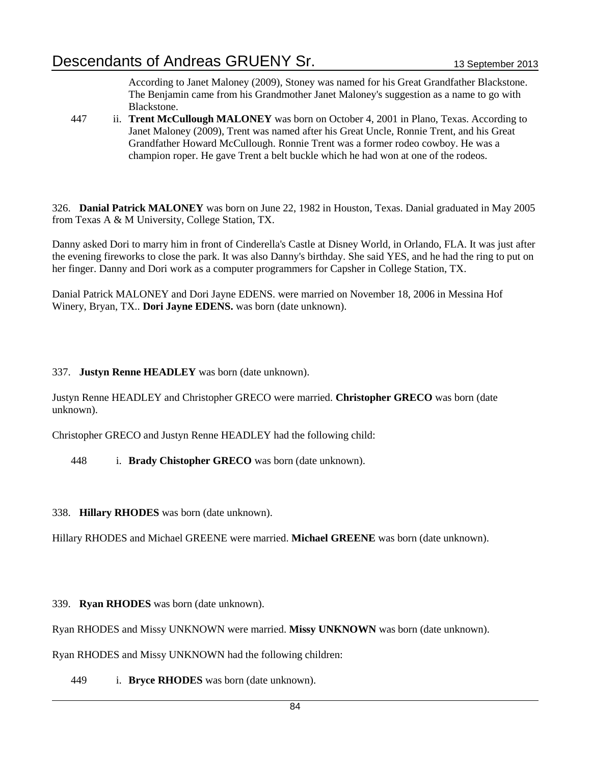According to Janet Maloney (2009), Stoney was named for his Great Grandfather Blackstone. The Benjamin came from his Grandmother Janet Maloney's suggestion as a name to go with Blackstone.

447 ii. **Trent McCullough MALONEY** was born on October 4, 2001 in Plano, Texas. According to Janet Maloney (2009), Trent was named after his Great Uncle, Ronnie Trent, and his Great Grandfather Howard McCullough. Ronnie Trent was a former rodeo cowboy. He was a champion roper. He gave Trent a belt buckle which he had won at one of the rodeos.

326. **Danial Patrick MALONEY** was born on June 22, 1982 in Houston, Texas. Danial graduated in May 2005 from Texas A & M University, College Station, TX.

Danny asked Dori to marry him in front of Cinderella's Castle at Disney World, in Orlando, FLA. It was just after the evening fireworks to close the park. It was also Danny's birthday. She said YES, and he had the ring to put on her finger. Danny and Dori work as a computer programmers for Capsher in College Station, TX.

Danial Patrick MALONEY and Dori Jayne EDENS. were married on November 18, 2006 in Messina Hof Winery, Bryan, TX.. **Dori Jayne EDENS.** was born (date unknown).

337. **Justyn Renne HEADLEY** was born (date unknown).

Justyn Renne HEADLEY and Christopher GRECO were married. **Christopher GRECO** was born (date unknown).

Christopher GRECO and Justyn Renne HEADLEY had the following child:

448 i. **Brady Chistopher GRECO** was born (date unknown).

338. **Hillary RHODES** was born (date unknown).

Hillary RHODES and Michael GREENE were married. **Michael GREENE** was born (date unknown).

339. **Ryan RHODES** was born (date unknown).

Ryan RHODES and Missy UNKNOWN were married. **Missy UNKNOWN** was born (date unknown).

Ryan RHODES and Missy UNKNOWN had the following children:

449 i. **Bryce RHODES** was born (date unknown).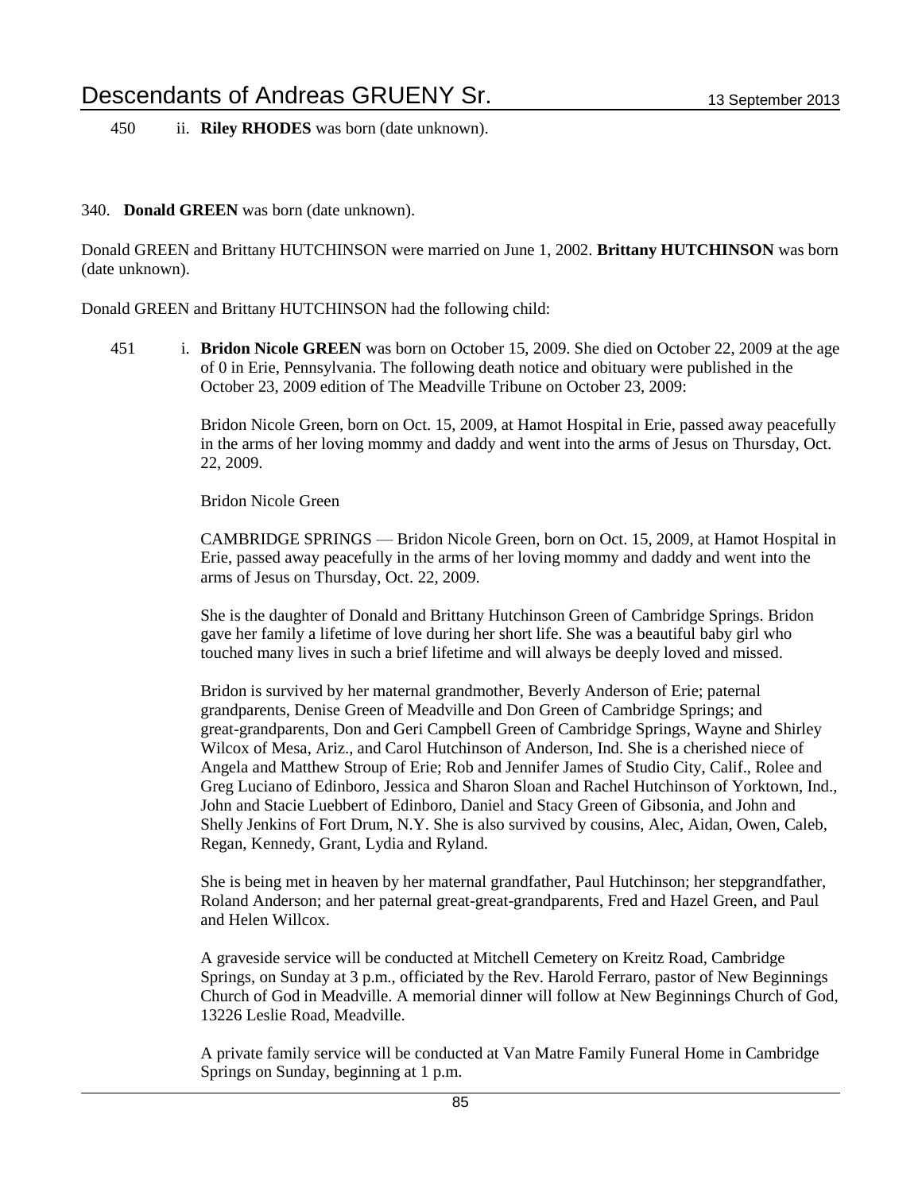450 ii. **Riley RHODES** was born (date unknown).

340. **Donald GREEN** was born (date unknown).

Donald GREEN and Brittany HUTCHINSON were married on June 1, 2002. **Brittany HUTCHINSON** was born (date unknown).

Donald GREEN and Brittany HUTCHINSON had the following child:

451 i. **Bridon Nicole GREEN** was born on October 15, 2009. She died on October 22, 2009 at the age of 0 in Erie, Pennsylvania. The following death notice and obituary were published in the October 23, 2009 edition of The Meadville Tribune on October 23, 2009:

Bridon Nicole Green, born on Oct. 15, 2009, at Hamot Hospital in Erie, passed away peacefully in the arms of her loving mommy and daddy and went into the arms of Jesus on Thursday, Oct. 22, 2009.

Bridon Nicole Green

CAMBRIDGE SPRINGS — Bridon Nicole Green, born on Oct. 15, 2009, at Hamot Hospital in Erie, passed away peacefully in the arms of her loving mommy and daddy and went into the arms of Jesus on Thursday, Oct. 22, 2009.

She is the daughter of Donald and Brittany Hutchinson Green of Cambridge Springs. Bridon gave her family a lifetime of love during her short life. She was a beautiful baby girl who touched many lives in such a brief lifetime and will always be deeply loved and missed.

Bridon is survived by her maternal grandmother, Beverly Anderson of Erie; paternal grandparents, Denise Green of Meadville and Don Green of Cambridge Springs; and great-grandparents, Don and Geri Campbell Green of Cambridge Springs, Wayne and Shirley Wilcox of Mesa, Ariz., and Carol Hutchinson of Anderson, Ind. She is a cherished niece of Angela and Matthew Stroup of Erie; Rob and Jennifer James of Studio City, Calif., Rolee and Greg Luciano of Edinboro, Jessica and Sharon Sloan and Rachel Hutchinson of Yorktown, Ind., John and Stacie Luebbert of Edinboro, Daniel and Stacy Green of Gibsonia, and John and Shelly Jenkins of Fort Drum, N.Y. She is also survived by cousins, Alec, Aidan, Owen, Caleb, Regan, Kennedy, Grant, Lydia and Ryland.

She is being met in heaven by her maternal grandfather, Paul Hutchinson; her stepgrandfather, Roland Anderson; and her paternal great-great-grandparents, Fred and Hazel Green, and Paul and Helen Willcox.

A graveside service will be conducted at Mitchell Cemetery on Kreitz Road, Cambridge Springs, on Sunday at 3 p.m., officiated by the Rev. Harold Ferraro, pastor of New Beginnings Church of God in Meadville. A memorial dinner will follow at New Beginnings Church of God, 13226 Leslie Road, Meadville.

A private family service will be conducted at Van Matre Family Funeral Home in Cambridge Springs on Sunday, beginning at 1 p.m.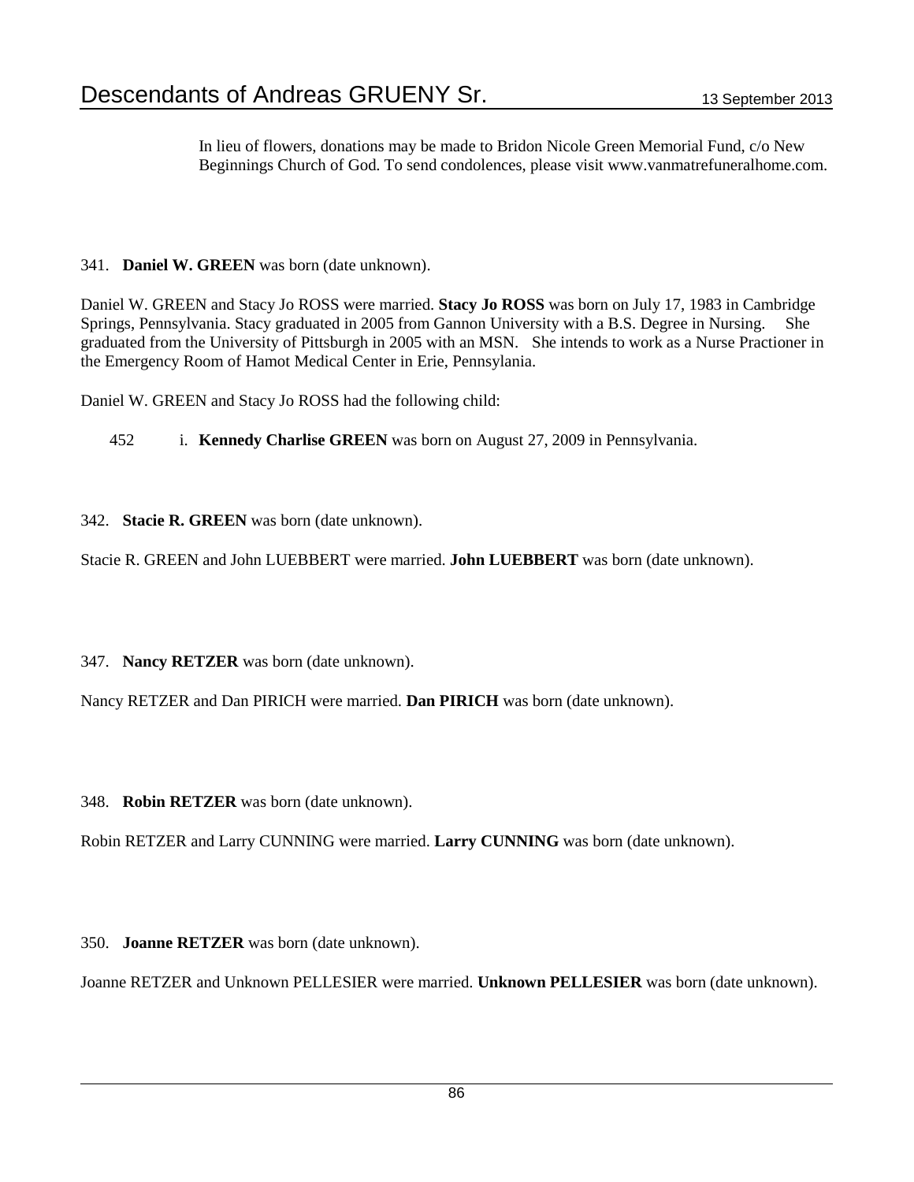In lieu of flowers, donations may be made to Bridon Nicole Green Memorial Fund, c/o New Beginnings Church of God. To send condolences, please visit www.vanmatrefuneralhome.com.

341. **Daniel W. GREEN** was born (date unknown).

Daniel W. GREEN and Stacy Jo ROSS were married. **Stacy Jo ROSS** was born on July 17, 1983 in Cambridge Springs, Pennsylvania. Stacy graduated in 2005 from Gannon University with a B.S. Degree in Nursing. She graduated from the University of Pittsburgh in 2005 with an MSN. She intends to work as a Nurse Practioner in the Emergency Room of Hamot Medical Center in Erie, Pennsylania.

Daniel W. GREEN and Stacy Jo ROSS had the following child:

452 i. **Kennedy Charlise GREEN** was born on August 27, 2009 in Pennsylvania.

342. **Stacie R. GREEN** was born (date unknown).

Stacie R. GREEN and John LUEBBERT were married. **John LUEBBERT** was born (date unknown).

347. **Nancy RETZER** was born (date unknown).

Nancy RETZER and Dan PIRICH were married. **Dan PIRICH** was born (date unknown).

348. **Robin RETZER** was born (date unknown).

Robin RETZER and Larry CUNNING were married. **Larry CUNNING** was born (date unknown).

350. **Joanne RETZER** was born (date unknown).

Joanne RETZER and Unknown PELLESIER were married. **Unknown PELLESIER** was born (date unknown).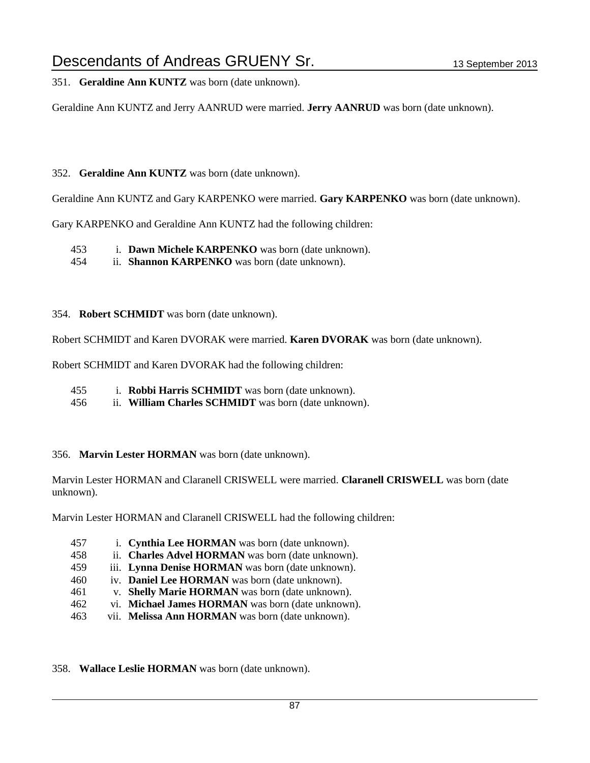351. **Geraldine Ann KUNTZ** was born (date unknown).

Geraldine Ann KUNTZ and Jerry AANRUD were married. **Jerry AANRUD** was born (date unknown).

352. **Geraldine Ann KUNTZ** was born (date unknown).

Geraldine Ann KUNTZ and Gary KARPENKO were married. **Gary KARPENKO** was born (date unknown).

Gary KARPENKO and Geraldine Ann KUNTZ had the following children:

453 i. **Dawn Michele KARPENKO** was born (date unknown).
454 ii. **Shannon KARPENKO** was born (date unknown).

354. **Robert SCHMIDT** was born (date unknown).

Robert SCHMIDT and Karen DVORAK were married. **Karen DVORAK** was born (date unknown).

Robert SCHMIDT and Karen DVORAK had the following children:

455 i. **Robbi Harris SCHMIDT** was born (date unknown).
456 ii. **William Charles SCHMIDT** was born (date unknown).

356. **Marvin Lester HORMAN** was born (date unknown).

Marvin Lester HORMAN and Claranell CRISWELL were married. **Claranell CRISWELL** was born (date unknown).

Marvin Lester HORMAN and Claranell CRISWELL had the following children:

457 i. **Cynthia Lee HORMAN** was born (date unknown).
458 ii. **Charles Advel HORMAN** was born (date unknown).
459 iii. **Lynna Denise HORMAN** was born (date unknown).
460 iv. **Daniel Lee HORMAN** was born (date unknown).
461 v. **Shelly Marie HORMAN** was born (date unknown).
462 vi. **Michael James HORMAN** was born (date unknown).
463 vii. **Melissa Ann HORMAN** was born (date unknown).

358. **Wallace Leslie HORMAN** was born (date unknown).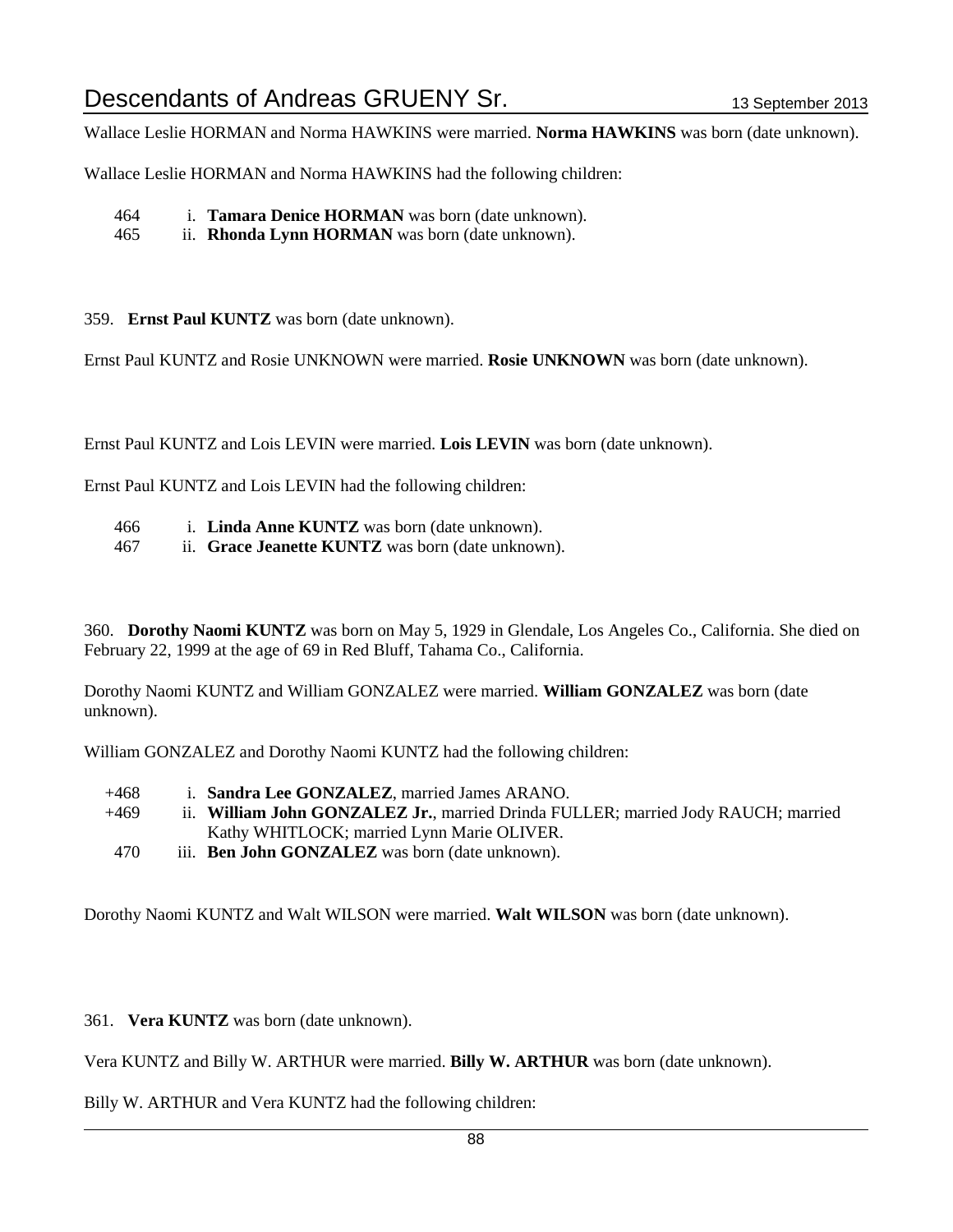Wallace Leslie HORMAN and Norma HAWKINS were married. **Norma HAWKINS** was born (date unknown).

Wallace Leslie HORMAN and Norma HAWKINS had the following children:

464 i. **Tamara Denice HORMAN** was born (date unknown).
465 ii. **Rhonda Lynn HORMAN** was born (date unknown).

359. **Ernst Paul KUNTZ** was born (date unknown).

Ernst Paul KUNTZ and Rosie UNKNOWN were married. **Rosie UNKNOWN** was born (date unknown).

Ernst Paul KUNTZ and Lois LEVIN were married. **Lois LEVIN** was born (date unknown).

Ernst Paul KUNTZ and Lois LEVIN had the following children:

466 i. **Linda Anne KUNTZ** was born (date unknown).
467 ii. **Grace Jeanette KUNTZ** was born (date unknown).

360. **Dorothy Naomi KUNTZ** was born on May 5, 1929 in Glendale, Los Angeles Co., California. She died on February 22, 1999 at the age of 69 in Red Bluff, Tahama Co., California.

Dorothy Naomi KUNTZ and William GONZALEZ were married. **William GONZALEZ** was born (date unknown).

William GONZALEZ and Dorothy Naomi KUNTZ had the following children:

+468 i. **Sandra Lee GONZALEZ**, married James ARANO.
+469 ii. **William John GONZALEZ Jr.**, married Drinda FULLER; married Jody RAUCH; married Kathy WHITLOCK; married Lynn Marie OLIVER.
470 iii. **Ben John GONZALEZ** was born (date unknown).

Dorothy Naomi KUNTZ and Walt WILSON were married. **Walt WILSON** was born (date unknown).

361. **Vera KUNTZ** was born (date unknown).

Vera KUNTZ and Billy W. ARTHUR were married. **Billy W. ARTHUR** was born (date unknown).

Billy W. ARTHUR and Vera KUNTZ had the following children: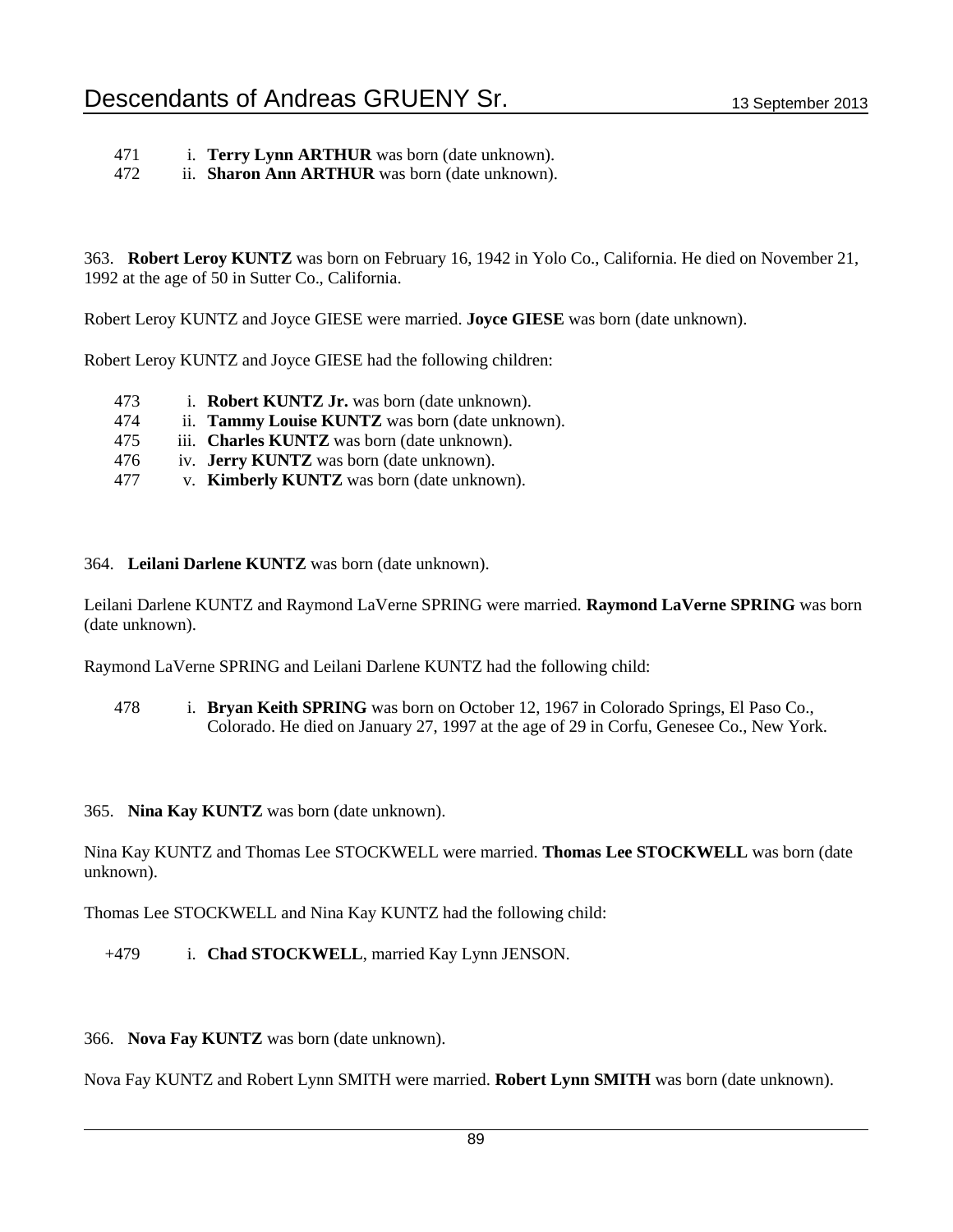471 i. **Terry Lynn ARTHUR** was born (date unknown).
472 ii. **Sharon Ann ARTHUR** was born (date unknown).

363. **Robert Leroy KUNTZ** was born on February 16, 1942 in Yolo Co., California. He died on November 21, 1992 at the age of 50 in Sutter Co., California.

Robert Leroy KUNTZ and Joyce GIESE were married. **Joyce GIESE** was born (date unknown).

Robert Leroy KUNTZ and Joyce GIESE had the following children:

473 i. **Robert KUNTZ Jr.** was born (date unknown).
474 ii. **Tammy Louise KUNTZ** was born (date unknown).
475 iii. **Charles KUNTZ** was born (date unknown).
476 iv. **Jerry KUNTZ** was born (date unknown).
477 v. **Kimberly KUNTZ** was born (date unknown).

364. **Leilani Darlene KUNTZ** was born (date unknown).

Leilani Darlene KUNTZ and Raymond LaVerne SPRING were married. **Raymond LaVerne SPRING** was born (date unknown).

Raymond LaVerne SPRING and Leilani Darlene KUNTZ had the following child:

478 i. **Bryan Keith SPRING** was born on October 12, 1967 in Colorado Springs, El Paso Co., Colorado. He died on January 27, 1997 at the age of 29 in Corfu, Genesee Co., New York.

365. **Nina Kay KUNTZ** was born (date unknown).

Nina Kay KUNTZ and Thomas Lee STOCKWELL were married. **Thomas Lee STOCKWELL** was born (date unknown).

Thomas Lee STOCKWELL and Nina Kay KUNTZ had the following child:

+479 i. **Chad STOCKWELL**, married Kay Lynn JENSON.

366. **Nova Fay KUNTZ** was born (date unknown).

Nova Fay KUNTZ and Robert Lynn SMITH were married. **Robert Lynn SMITH** was born (date unknown).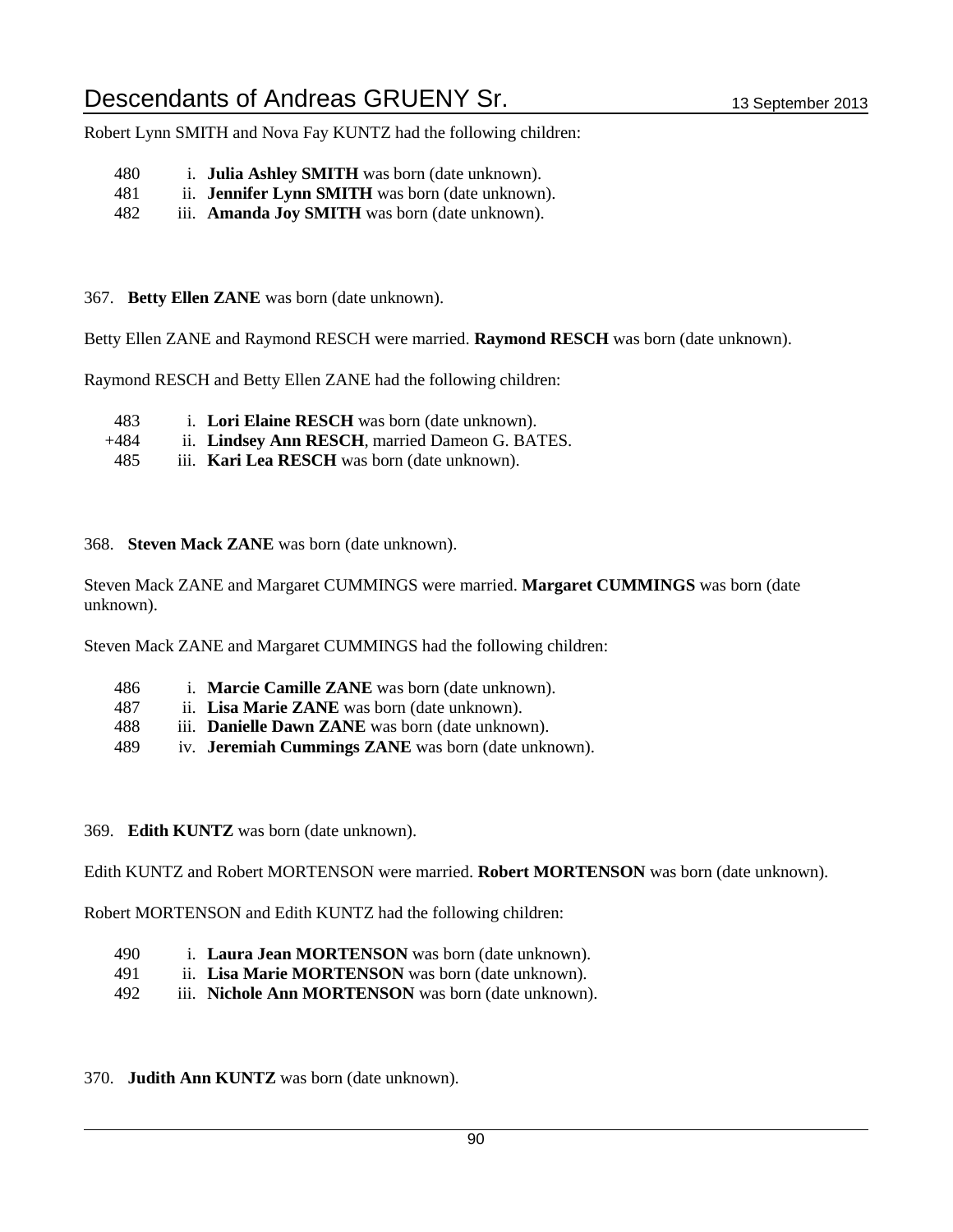Robert Lynn SMITH and Nova Fay KUNTZ had the following children:

480 i. **Julia Ashley SMITH** was born (date unknown).
481 ii. **Jennifer Lynn SMITH** was born (date unknown).
482 iii. **Amanda Joy SMITH** was born (date unknown).

367. **Betty Ellen ZANE** was born (date unknown).

Betty Ellen ZANE and Raymond RESCH were married. **Raymond RESCH** was born (date unknown).

Raymond RESCH and Betty Ellen ZANE had the following children:

483 i. **Lori Elaine RESCH** was born (date unknown).
+484 ii. **Lindsey Ann RESCH**, married Dameon G. BATES.
485 iii. **Kari Lea RESCH** was born (date unknown).

368. **Steven Mack ZANE** was born (date unknown).

Steven Mack ZANE and Margaret CUMMINGS were married. **Margaret CUMMINGS** was born (date unknown).

Steven Mack ZANE and Margaret CUMMINGS had the following children:

486 i. **Marcie Camille ZANE** was born (date unknown).
487 ii. **Lisa Marie ZANE** was born (date unknown).
488 iii. **Danielle Dawn ZANE** was born (date unknown).
489 iv. **Jeremiah Cummings ZANE** was born (date unknown).

369. **Edith KUNTZ** was born (date unknown).

Edith KUNTZ and Robert MORTENSON were married. **Robert MORTENSON** was born (date unknown).

Robert MORTENSON and Edith KUNTZ had the following children:

490 i. **Laura Jean MORTENSON** was born (date unknown).
491 ii. **Lisa Marie MORTENSON** was born (date unknown).
492 iii. **Nichole Ann MORTENSON** was born (date unknown).

370. **Judith Ann KUNTZ** was born (date unknown).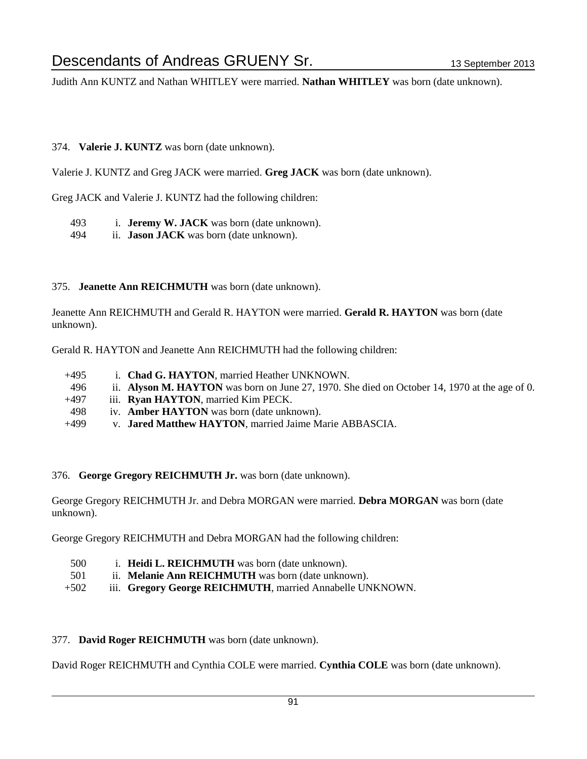Judith Ann KUNTZ and Nathan WHITLEY were married. **Nathan WHITLEY** was born (date unknown).

374. **Valerie J. KUNTZ** was born (date unknown).

Valerie J. KUNTZ and Greg JACK were married. **Greg JACK** was born (date unknown).

Greg JACK and Valerie J. KUNTZ had the following children:

- 493 i. **Jeremy W. JACK** was born (date unknown).
- 494 ii. **Jason JACK** was born (date unknown).

375. **Jeanette Ann REICHMUTH** was born (date unknown).

Jeanette Ann REICHMUTH and Gerald R. HAYTON were married. **Gerald R. HAYTON** was born (date unknown).

Gerald R. HAYTON and Jeanette Ann REICHMUTH had the following children:

- +495 i. **Chad G. HAYTON**, married Heather UNKNOWN.
- 496 ii. **Alyson M. HAYTON** was born on June 27, 1970. She died on October 14, 1970 at the age of 0.
- +497 iii. **Ryan HAYTON**, married Kim PECK.
- 498 iv. **Amber HAYTON** was born (date unknown).
- +499 v. **Jared Matthew HAYTON**, married Jaime Marie ABBASCIA.

376. **George Gregory REICHMUTH Jr.** was born (date unknown).

George Gregory REICHMUTH Jr. and Debra MORGAN were married. **Debra MORGAN** was born (date unknown).

George Gregory REICHMUTH and Debra MORGAN had the following children:

- 500 i. **Heidi L. REICHMUTH** was born (date unknown).
- 501 ii. **Melanie Ann REICHMUTH** was born (date unknown).
- +502 iii. **Gregory George REICHMUTH**, married Annabelle UNKNOWN.

377. **David Roger REICHMUTH** was born (date unknown).

David Roger REICHMUTH and Cynthia COLE were married. **Cynthia COLE** was born (date unknown).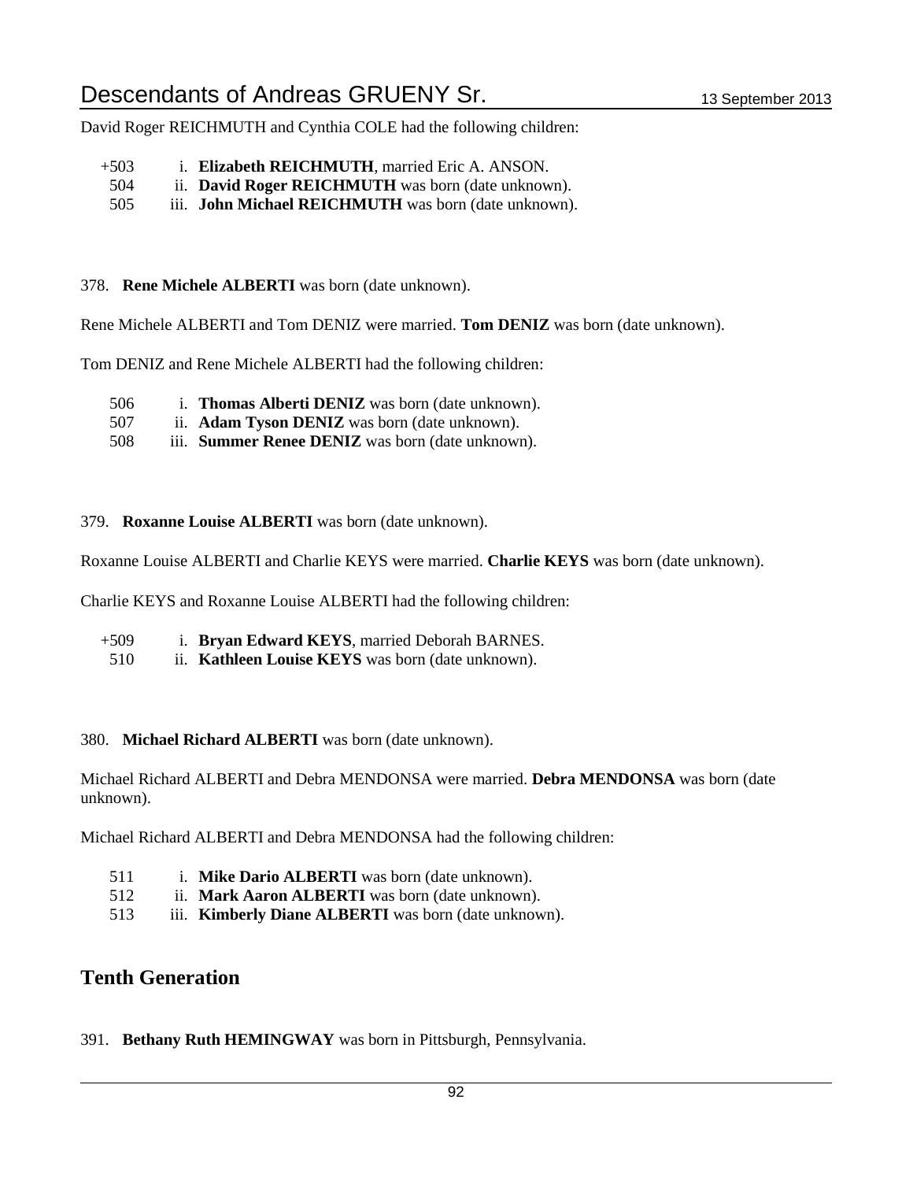David Roger REICHMUTH and Cynthia COLE had the following children:

+503 i. **Elizabeth REICHMUTH**, married Eric A. ANSON.
504 ii. **David Roger REICHMUTH** was born (date unknown).
505 iii. **John Michael REICHMUTH** was born (date unknown).

378. **Rene Michele ALBERTI** was born (date unknown).

Rene Michele ALBERTI and Tom DENIZ were married. **Tom DENIZ** was born (date unknown).

Tom DENIZ and Rene Michele ALBERTI had the following children:

506 i. **Thomas Alberti DENIZ** was born (date unknown).
507 ii. **Adam Tyson DENIZ** was born (date unknown).
508 iii. **Summer Renee DENIZ** was born (date unknown).

379. **Roxanne Louise ALBERTI** was born (date unknown).

Roxanne Louise ALBERTI and Charlie KEYS were married. **Charlie KEYS** was born (date unknown).

Charlie KEYS and Roxanne Louise ALBERTI had the following children:

+509 i. **Bryan Edward KEYS**, married Deborah BARNES.
510 ii. **Kathleen Louise KEYS** was born (date unknown).

380. **Michael Richard ALBERTI** was born (date unknown).

Michael Richard ALBERTI and Debra MENDONSA were married. **Debra MENDONSA** was born (date unknown).

Michael Richard ALBERTI and Debra MENDONSA had the following children:

511 i. **Mike Dario ALBERTI** was born (date unknown).
512 ii. **Mark Aaron ALBERTI** was born (date unknown).
513 iii. **Kimberly Diane ALBERTI** was born (date unknown).

## Tenth Generation

391. **Bethany Ruth HEMINGWAY** was born in Pittsburgh, Pennsylvania.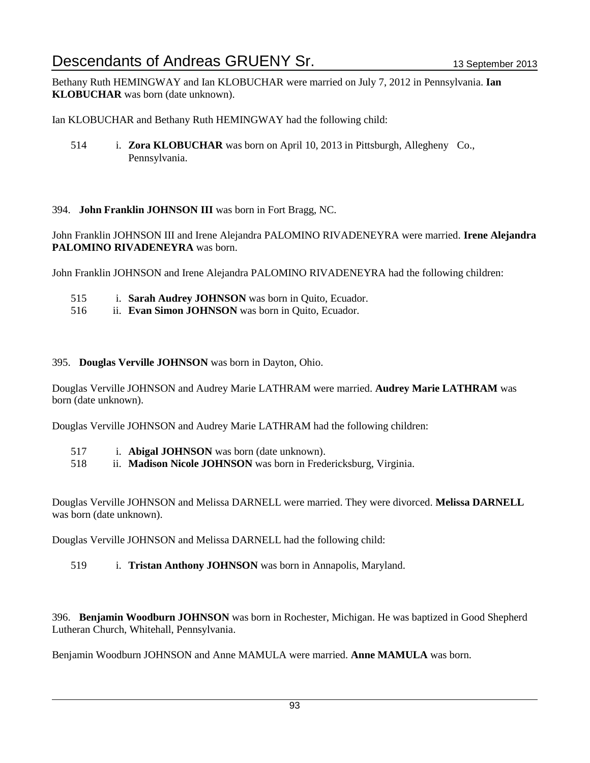Bethany Ruth HEMINGWAY and Ian KLOBUCHAR were married on July 7, 2012 in Pennsylvania. **Ian KLOBUCHAR** was born (date unknown).

Ian KLOBUCHAR and Bethany Ruth HEMINGWAY had the following child:

514 i. **Zora KLOBUCHAR** was born on April 10, 2013 in Pittsburgh, Allegheny Co., Pennsylvania.

394. **John Franklin JOHNSON III** was born in Fort Bragg, NC.

John Franklin JOHNSON III and Irene Alejandra PALOMINO RIVADENEYRA were married. **Irene Alejandra PALOMINO RIVADENEYRA** was born.

John Franklin JOHNSON and Irene Alejandra PALOMINO RIVADENEYRA had the following children:

515 i. **Sarah Audrey JOHNSON** was born in Quito, Ecuador.
516 ii. **Evan Simon JOHNSON** was born in Quito, Ecuador.

395. **Douglas Verville JOHNSON** was born in Dayton, Ohio.

Douglas Verville JOHNSON and Audrey Marie LATHRAM were married. **Audrey Marie LATHRAM** was born (date unknown).

Douglas Verville JOHNSON and Audrey Marie LATHRAM had the following children:

517 i. **Abigal JOHNSON** was born (date unknown).
518 ii. **Madison Nicole JOHNSON** was born in Fredericksburg, Virginia.

Douglas Verville JOHNSON and Melissa DARNELL were married. They were divorced. **Melissa DARNELL** was born (date unknown).

Douglas Verville JOHNSON and Melissa DARNELL had the following child:

519 i. **Tristan Anthony JOHNSON** was born in Annapolis, Maryland.

396. **Benjamin Woodburn JOHNSON** was born in Rochester, Michigan. He was baptized in Good Shepherd Lutheran Church, Whitehall, Pennsylvania.

Benjamin Woodburn JOHNSON and Anne MAMULA were married. **Anne MAMULA** was born.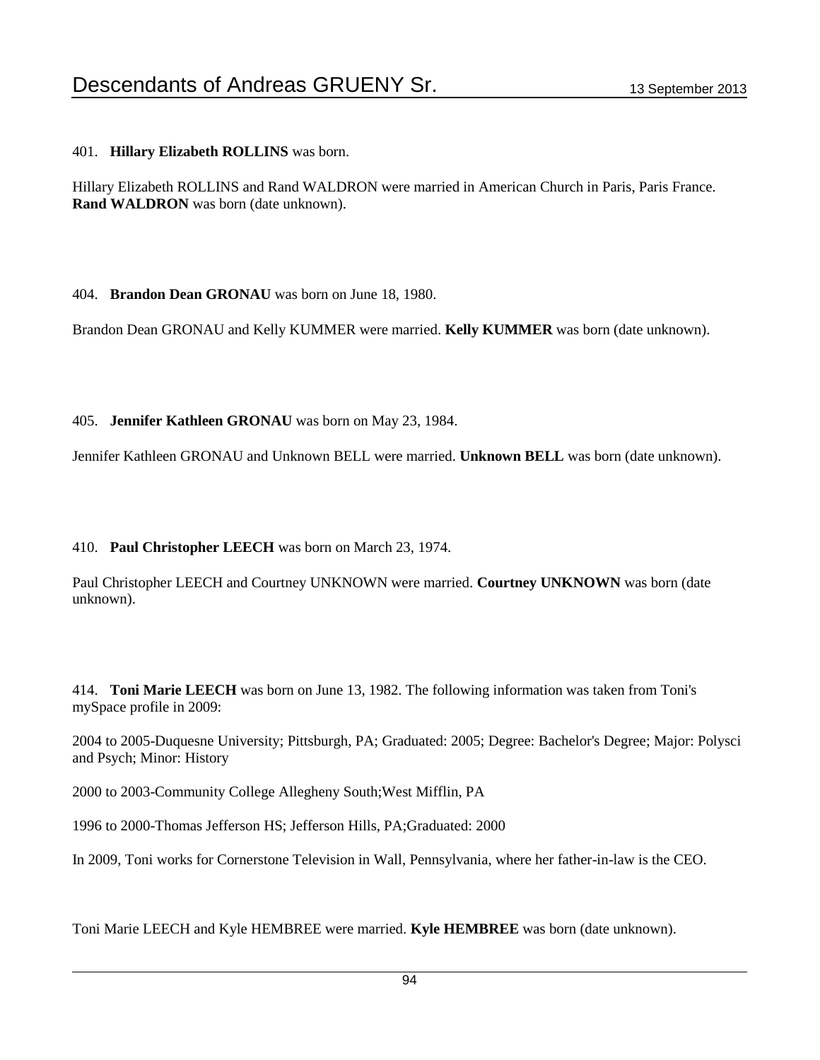401. **Hillary Elizabeth ROLLINS** was born.

Hillary Elizabeth ROLLINS and Rand WALDRON were married in American Church in Paris, Paris France. **Rand WALDRON** was born (date unknown).

404. **Brandon Dean GRONAU** was born on June 18, 1980.

Brandon Dean GRONAU and Kelly KUMMER were married. **Kelly KUMMER** was born (date unknown).

405. **Jennifer Kathleen GRONAU** was born on May 23, 1984.

Jennifer Kathleen GRONAU and Unknown BELL were married. **Unknown BELL** was born (date unknown).

410. **Paul Christopher LEECH** was born on March 23, 1974.

Paul Christopher LEECH and Courtney UNKNOWN were married. **Courtney UNKNOWN** was born (date unknown).

414. **Toni Marie LEECH** was born on June 13, 1982. The following information was taken from Toni's mySpace profile in 2009:

2004 to 2005-Duquesne University; Pittsburgh, PA; Graduated: 2005; Degree: Bachelor's Degree; Major: Polysci and Psych; Minor: History

2000 to 2003-Community College Allegheny South;West Mifflin, PA

1996 to 2000-Thomas Jefferson HS; Jefferson Hills, PA;Graduated: 2000

In 2009, Toni works for Cornerstone Television in Wall, Pennsylvania, where her father-in-law is the CEO.

Toni Marie LEECH and Kyle HEMBREE were married. **Kyle HEMBREE** was born (date unknown).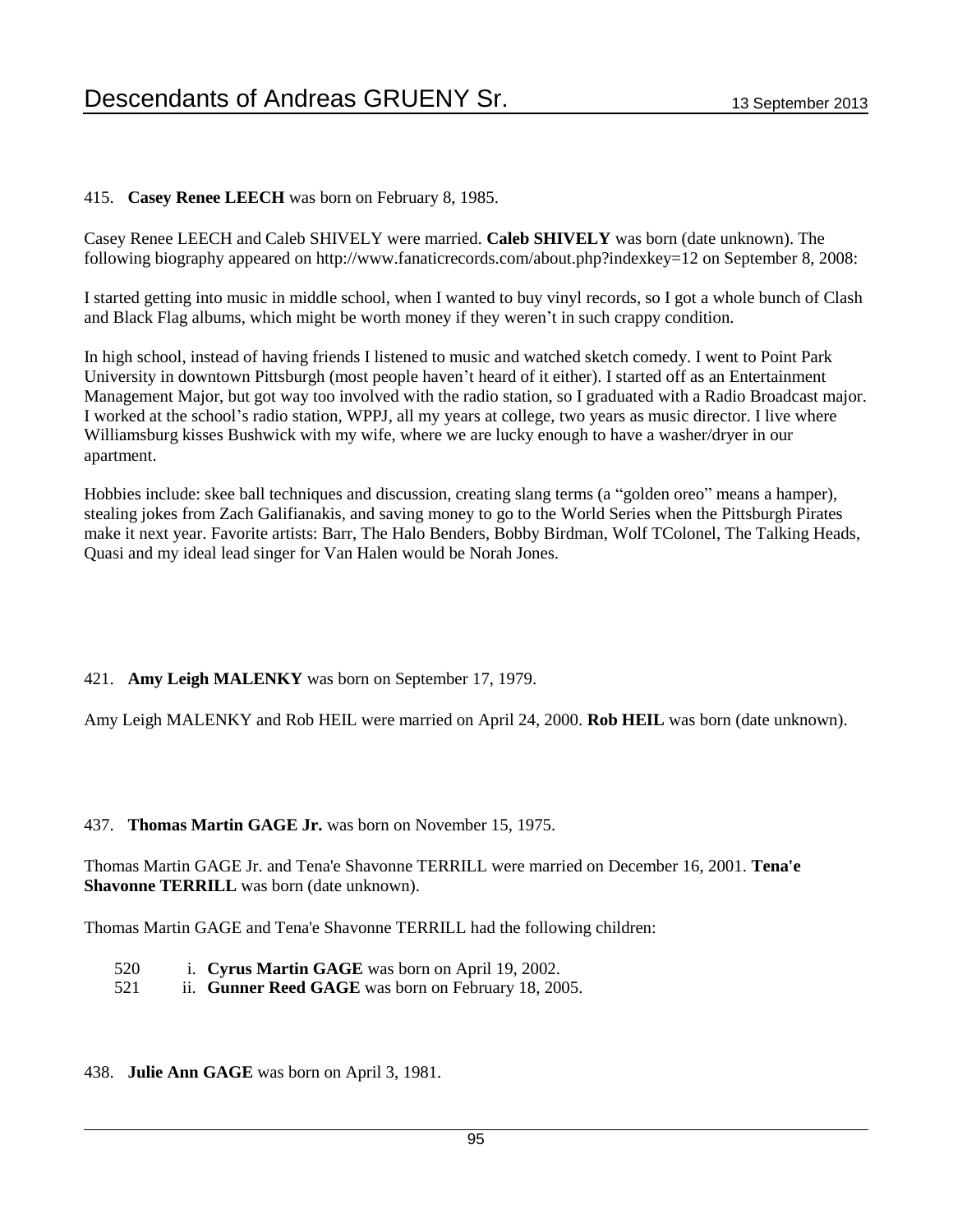415. **Casey Renee LEECH** was born on February 8, 1985.

Casey Renee LEECH and Caleb SHIVELY were married. **Caleb SHIVELY** was born (date unknown). The following biography appeared on http://www.fanaticrecords.com/about.php?indexkey=12 on September 8, 2008:

I started getting into music in middle school, when I wanted to buy vinyl records, so I got a whole bunch of Clash and Black Flag albums, which might be worth money if they weren't in such crappy condition.

In high school, instead of having friends I listened to music and watched sketch comedy. I went to Point Park University in downtown Pittsburgh (most people haven't heard of it either). I started off as an Entertainment Management Major, but got way too involved with the radio station, so I graduated with a Radio Broadcast major. I worked at the school's radio station, WPPJ, all my years at college, two years as music director. I live where Williamsburg kisses Bushwick with my wife, where we are lucky enough to have a washer/dryer in our apartment.

Hobbies include: skee ball techniques and discussion, creating slang terms (a "golden oreo" means a hamper), stealing jokes from Zach Galifianakis, and saving money to go to the World Series when the Pittsburgh Pirates make it next year. Favorite artists: Barr, The Halo Benders, Bobby Birdman, Wolf TColonel, The Talking Heads, Quasi and my ideal lead singer for Van Halen would be Norah Jones.

421. **Amy Leigh MALENKY** was born on September 17, 1979.

Amy Leigh MALENKY and Rob HEIL were married on April 24, 2000. **Rob HEIL** was born (date unknown).

437. **Thomas Martin GAGE Jr.** was born on November 15, 1975.

Thomas Martin GAGE Jr. and Tena'e Shavonne TERRILL were married on December 16, 2001. **Tena'e Shavonne TERRILL** was born (date unknown).

Thomas Martin GAGE and Tena'e Shavonne TERRILL had the following children:

520 i. **Cyrus Martin GAGE** was born on April 19, 2002.
521 ii. **Gunner Reed GAGE** was born on February 18, 2005.

438. **Julie Ann GAGE** was born on April 3, 1981.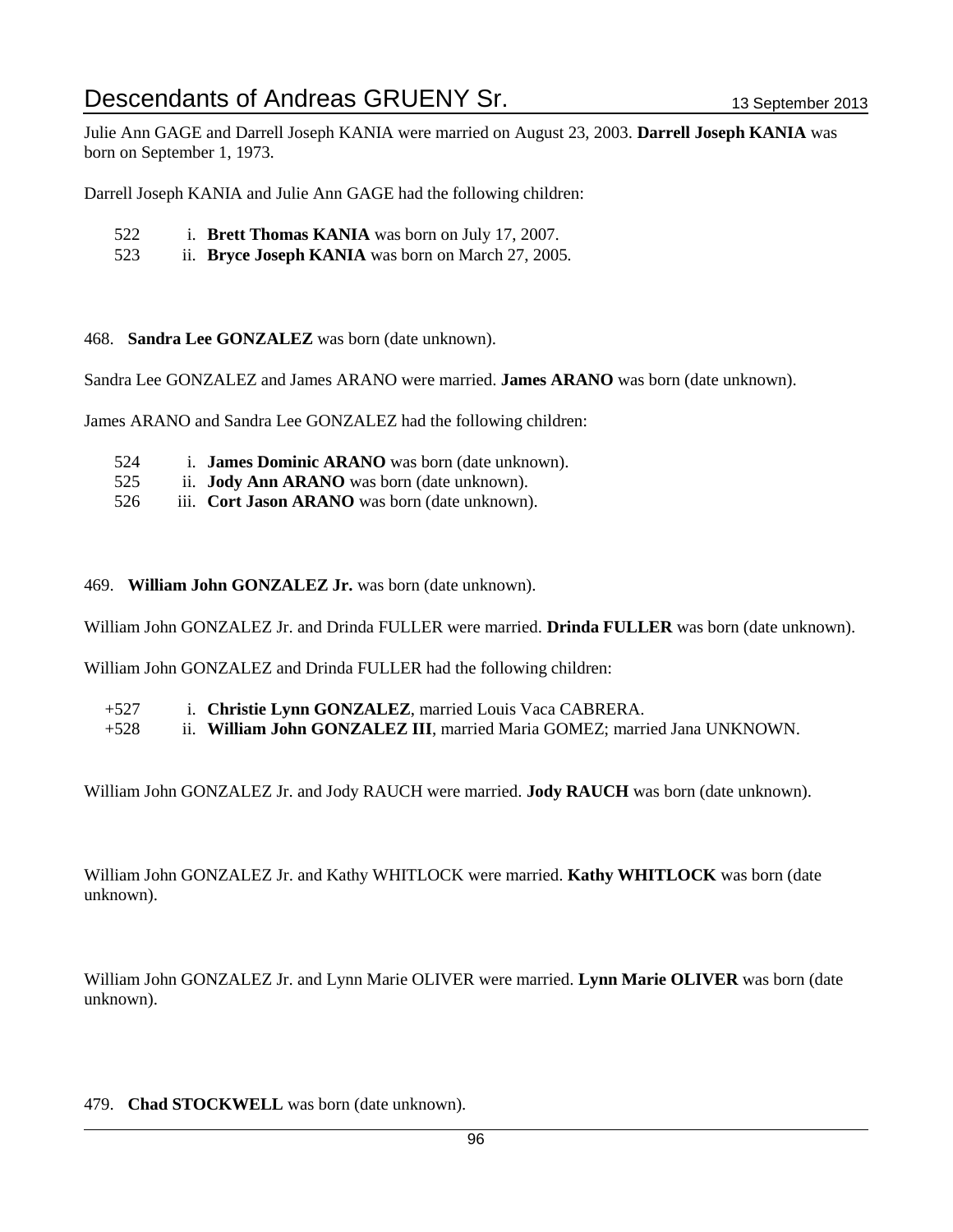Julie Ann GAGE and Darrell Joseph KANIA were married on August 23, 2003. **Darrell Joseph KANIA** was born on September 1, 1973.

Darrell Joseph KANIA and Julie Ann GAGE had the following children:

522 i. **Brett Thomas KANIA** was born on July 17, 2007.
523 ii. **Bryce Joseph KANIA** was born on March 27, 2005.

468. **Sandra Lee GONZALEZ** was born (date unknown).

Sandra Lee GONZALEZ and James ARANO were married. **James ARANO** was born (date unknown).

James ARANO and Sandra Lee GONZALEZ had the following children:

524 i. **James Dominic ARANO** was born (date unknown).
525 ii. **Jody Ann ARANO** was born (date unknown).
526 iii. **Cort Jason ARANO** was born (date unknown).

469. **William John GONZALEZ Jr.** was born (date unknown).

William John GONZALEZ Jr. and Drinda FULLER were married. **Drinda FULLER** was born (date unknown).

William John GONZALEZ and Drinda FULLER had the following children:

+527 i. **Christie Lynn GONZALEZ**, married Louis Vaca CABRERA.
+528 ii. **William John GONZALEZ III**, married Maria GOMEZ; married Jana UNKNOWN.

William John GONZALEZ Jr. and Jody RAUCH were married. **Jody RAUCH** was born (date unknown).

William John GONZALEZ Jr. and Kathy WHITLOCK were married. **Kathy WHITLOCK** was born (date unknown).

William John GONZALEZ Jr. and Lynn Marie OLIVER were married. **Lynn Marie OLIVER** was born (date unknown).

479. **Chad STOCKWELL** was born (date unknown).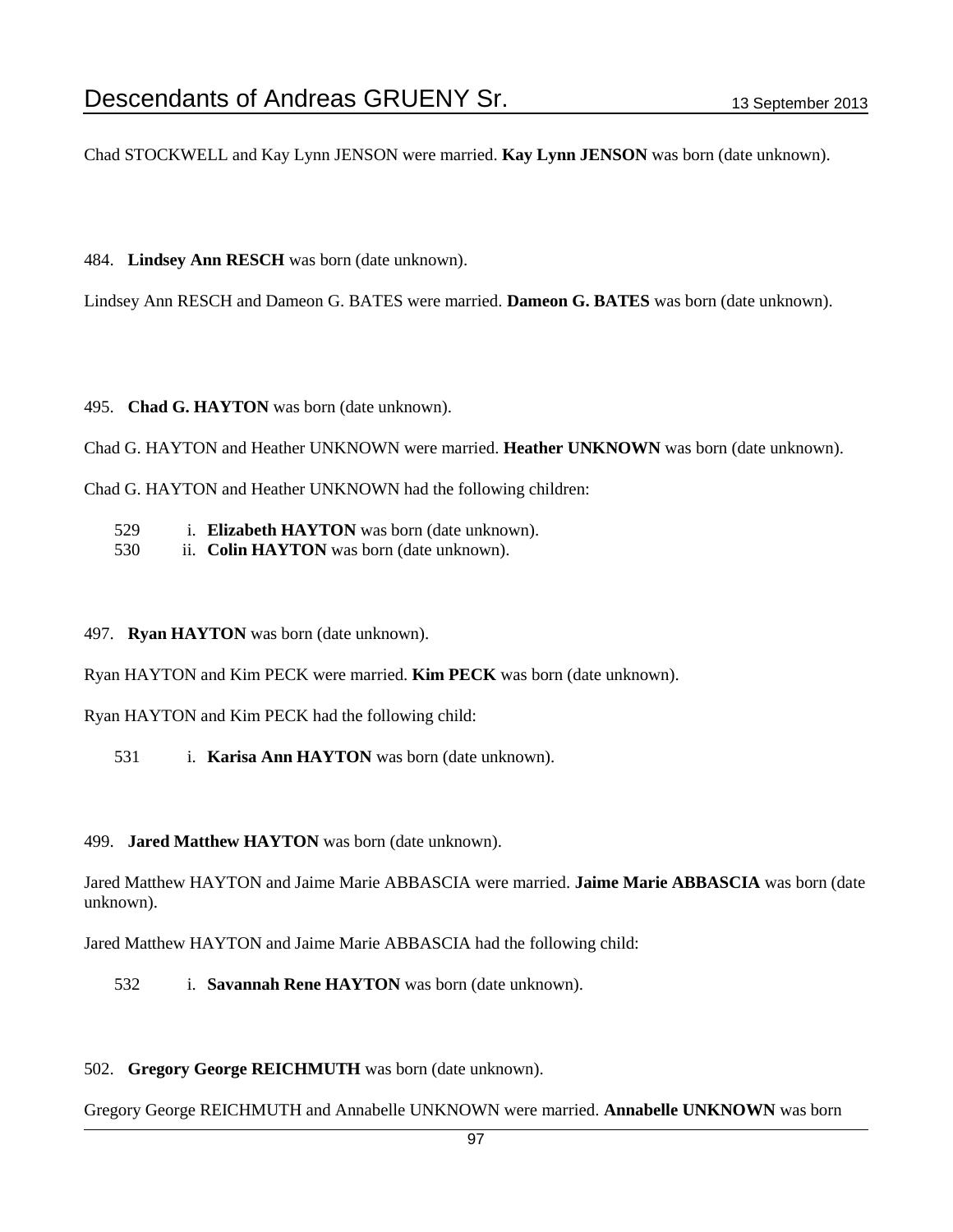Chad STOCKWELL and Kay Lynn JENSON were married. **Kay Lynn JENSON** was born (date unknown).

484. **Lindsey Ann RESCH** was born (date unknown).

Lindsey Ann RESCH and Dameon G. BATES were married. **Dameon G. BATES** was born (date unknown).

495. **Chad G. HAYTON** was born (date unknown).

Chad G. HAYTON and Heather UNKNOWN were married. **Heather UNKNOWN** was born (date unknown).

Chad G. HAYTON and Heather UNKNOWN had the following children:

529 i. **Elizabeth HAYTON** was born (date unknown).
530 ii. **Colin HAYTON** was born (date unknown).

497. **Ryan HAYTON** was born (date unknown).

Ryan HAYTON and Kim PECK were married. **Kim PECK** was born (date unknown).

Ryan HAYTON and Kim PECK had the following child:

531 i. **Karisa Ann HAYTON** was born (date unknown).

499. **Jared Matthew HAYTON** was born (date unknown).

Jared Matthew HAYTON and Jaime Marie ABBASCIA were married. **Jaime Marie ABBASCIA** was born (date unknown).

Jared Matthew HAYTON and Jaime Marie ABBASCIA had the following child:

532 i. **Savannah Rene HAYTON** was born (date unknown).

502. **Gregory George REICHMUTH** was born (date unknown).

Gregory George REICHMUTH and Annabelle UNKNOWN were married. **Annabelle UNKNOWN** was born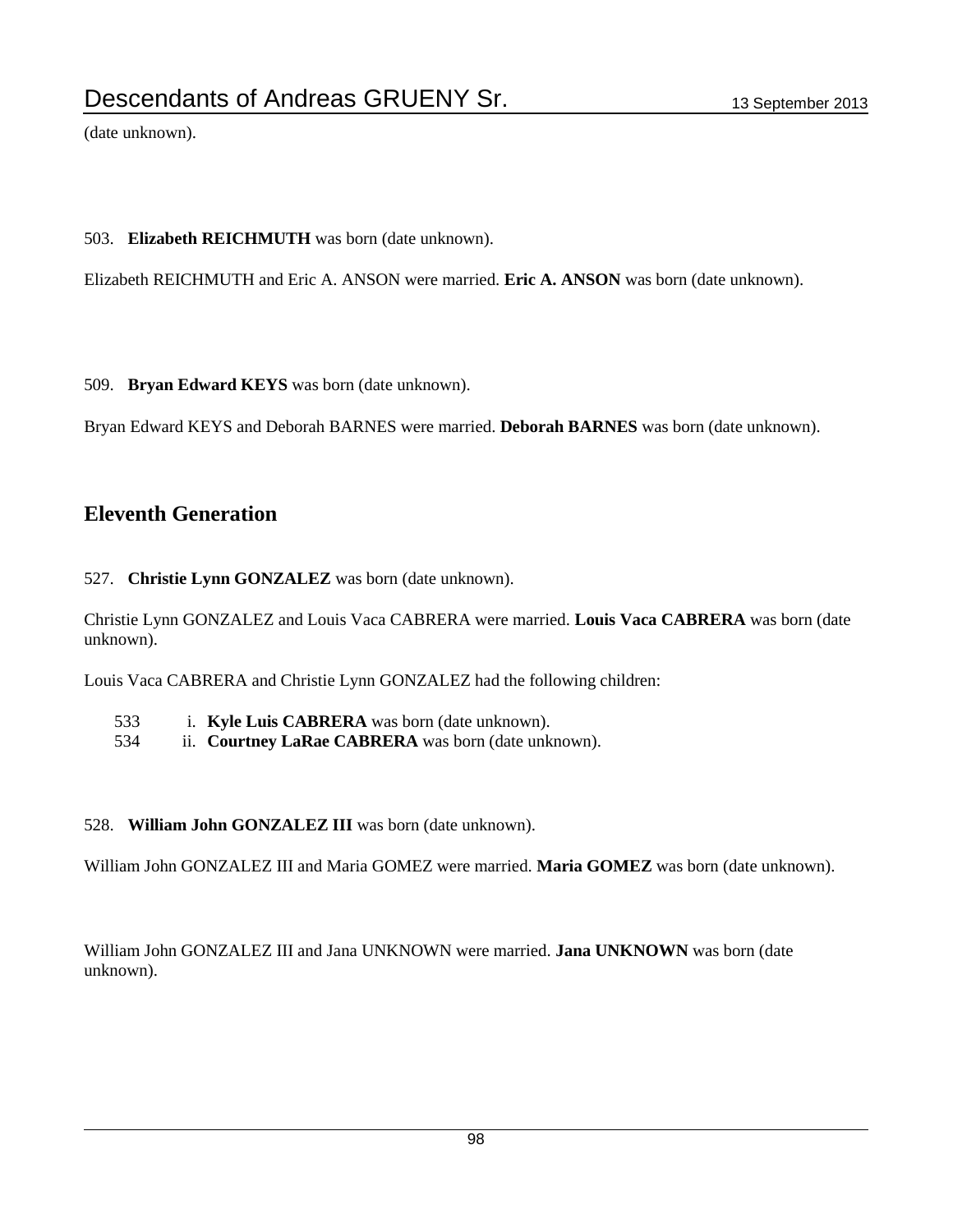(date unknown).

503. **Elizabeth REICHMUTH** was born (date unknown).

Elizabeth REICHMUTH and Eric A. ANSON were married. **Eric A. ANSON** was born (date unknown).

509. **Bryan Edward KEYS** was born (date unknown).

Bryan Edward KEYS and Deborah BARNES were married. **Deborah BARNES** was born (date unknown).

## Eleventh Generation

527. **Christie Lynn GONZALEZ** was born (date unknown).

Christie Lynn GONZALEZ and Louis Vaca CABRERA were married. **Louis Vaca CABRERA** was born (date unknown).

Louis Vaca CABRERA and Christie Lynn GONZALEZ had the following children:

533 i. **Kyle Luis CABRERA** was born (date unknown).
534 ii. **Courtney LaRae CABRERA** was born (date unknown).

528. **William John GONZALEZ III** was born (date unknown).

William John GONZALEZ III and Maria GOMEZ were married. **Maria GOMEZ** was born (date unknown).

William John GONZALEZ III and Jana UNKNOWN were married. **Jana UNKNOWN** was born (date unknown).